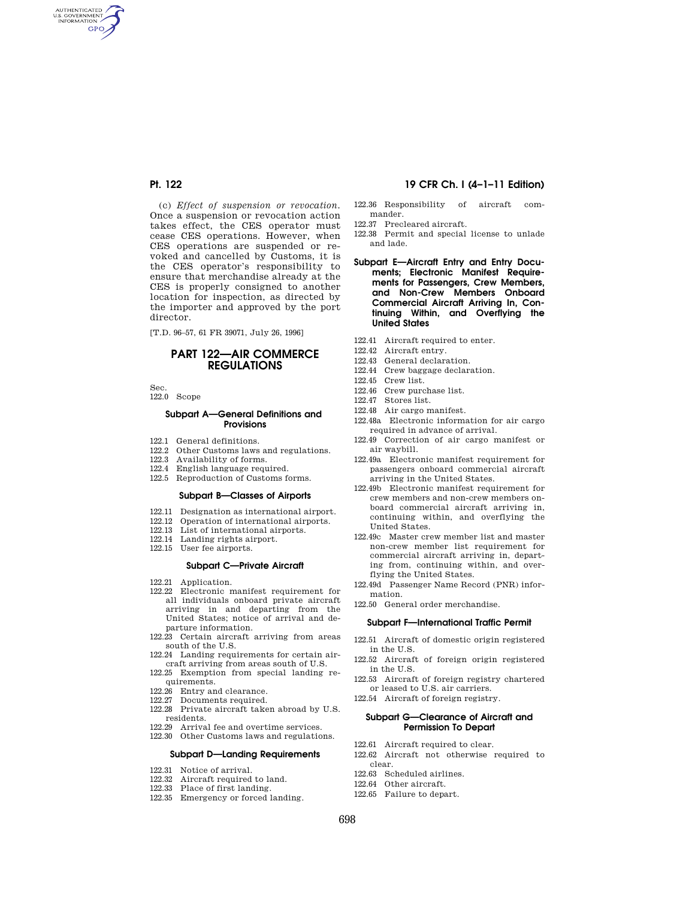(c) *Effect of suspension or revocation.* Once a suspension or revocation action takes effect, the CES operator must cease CES operations. However, when CES operations are suspended or revoked and cancelled by Customs, it is the CES operator's responsibility to ensure that merchandise already at the CES is properly consigned to another location for inspection, as directed by the importer and approved by the port director.

[T.D. 96–57, 61 FR 39071, July 26, 1996]

# PART 122—AIR COMMERCE REGULATIONS

Sec.
122.0 Scope

### Subpart A—General Definitions and Provisions

122.1 General definitions.
122.2 Other Customs laws and regulations.
122.3 Availability of forms.
122.4 English language required.
122.5 Reproduction of Customs forms.

### Subpart B—Classes of Airports

122.11 Designation as international airport.
122.12 Operation of international airports.
122.13 List of international airports.
122.14 Landing rights airport.
122.15 User fee airports.

### Subpart C—Private Aircraft

122.21 Application.
122.22 Electronic manifest requirement for all individuals onboard private aircraft arriving in and departing from the United States; notice of arrival and departure information.
122.23 Certain aircraft arriving from areas south of the U.S.
122.24 Landing requirements for certain aircraft arriving from areas south of U.S.
122.25 Exemption from special landing requirements.
122.26 Entry and clearance.
122.27 Documents required.
122.28 Private aircraft taken abroad by U.S. residents.
122.29 Arrival fee and overtime services.
122.30 Other Customs laws and regulations.

### Subpart D—Landing Requirements

122.31 Notice of arrival.
122.32 Aircraft required to land.
122.33 Place of first landing.
122.35 Emergency or forced landing.
122.36 Responsibility of aircraft commander.
122.37 Precleared aircraft.
122.38 Permit and special license to unlade and lade.

### Subpart E—Aircraft Entry and Entry Documents; Electronic Manifest Requirements for Passengers, Crew Members, and Non-Crew Members Onboard Commercial Aircraft Arriving In, Continuing Within, and Overflying the United States

122.41 Aircraft required to enter.
122.42 Aircraft entry.
122.43 General declaration.
122.44 Crew baggage declaration.
122.45 Crew list.
122.46 Crew purchase list.
122.47 Stores list.
122.48 Air cargo manifest.
122.48a Electronic information for air cargo required in advance of arrival.
122.49 Correction of air cargo manifest or air waybill.
122.49a Electronic manifest requirement for passengers onboard commercial aircraft arriving in the United States.
122.49b Electronic manifest requirement for crew members and non-crew members onboard commercial aircraft arriving in, continuing within, and overflying the United States.
122.49c Master crew member list and master non-crew member list requirement for commercial aircraft arriving in, departing from, continuing within, and overflying the United States.
122.49d Passenger Name Record (PNR) information.
122.50 General order merchandise.

### Subpart F—International Traffic Permit

122.51 Aircraft of domestic origin registered in the U.S.
122.52 Aircraft of foreign origin registered in the U.S.
122.53 Aircraft of foreign registry chartered or leased to U.S. air carriers.
122.54 Aircraft of foreign registry.

### Subpart G—Clearance of Aircraft and Permission To Depart

122.61 Aircraft required to clear.
122.62 Aircraft not otherwise required to clear.
122.63 Scheduled airlines.
122.64 Other aircraft.
122.65 Failure to depart.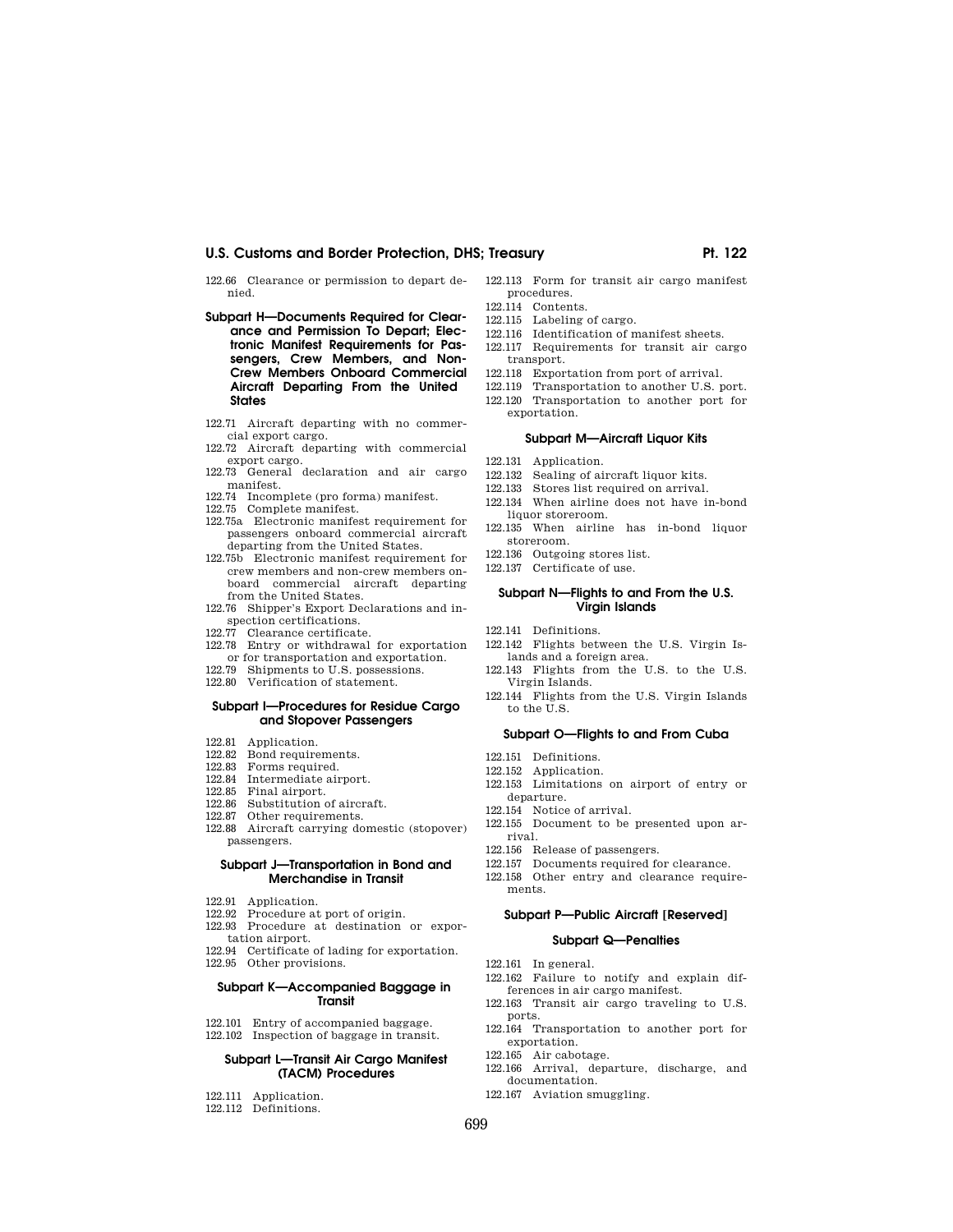122.66 Clearance or permission to depart denied.

### Subpart H—Documents Required for Clearance and Permission To Depart; Electronic Manifest Requirements for Passengers, Crew Members, and Non-Crew Members Onboard Commercial Aircraft Departing From the United States

122.71 Aircraft departing with no commercial export cargo.
122.72 Aircraft departing with commercial export cargo.
122.73 General declaration and air cargo manifest.
122.74 Incomplete (pro forma) manifest.
122.75 Complete manifest.
122.75a Electronic manifest requirement for passengers onboard commercial aircraft departing from the United States.
122.75b Electronic manifest requirement for crew members and non-crew members onboard commercial aircraft departing from the United States.
122.76 Shipper's Export Declarations and inspection certifications.
122.77 Clearance certificate.
122.78 Entry or withdrawal for exportation or for transportation and exportation.
122.79 Shipments to U.S. possessions.
122.80 Verification of statement.

### Subpart I—Procedures for Residue Cargo and Stopover Passengers

122.81 Application.
122.82 Bond requirements.
122.83 Forms required.
122.84 Intermediate airport.
122.85 Final airport.
122.86 Substitution of aircraft.
122.87 Other requirements.
122.88 Aircraft carrying domestic (stopover) passengers.

### Subpart J—Transportation in Bond and Merchandise in Transit

122.91 Application.
122.92 Procedure at port of origin.
122.93 Procedure at destination or exportation airport.
122.94 Certificate of lading for exportation.
122.95 Other provisions.

### Subpart K—Accompanied Baggage in Transit

122.101 Entry of accompanied baggage.
122.102 Inspection of baggage in transit.

### Subpart L—Transit Air Cargo Manifest (TACM) Procedures

122.111 Application.
122.112 Definitions.
122.113 Form for transit air cargo manifest procedures.
122.114 Contents.
122.115 Labeling of cargo.
122.116 Identification of manifest sheets.
122.117 Requirements for transit air cargo transport.
122.118 Exportation from port of arrival.
122.119 Transportation to another U.S. port.
122.120 Transportation to another port for exportation.

### Subpart M—Aircraft Liquor Kits

122.131 Application.
122.132 Sealing of aircraft liquor kits.
122.133 Stores list required on arrival.
122.134 When airline does not have in-bond liquor storeroom.
122.135 When airline has in-bond liquor storeroom.
122.136 Outgoing stores list.
122.137 Certificate of use.

### Subpart N—Flights to and From the U.S. Virgin Islands

122.141 Definitions.
122.142 Flights between the U.S. Virgin Islands and a foreign area.
122.143 Flights from the U.S. to the U.S. Virgin Islands.
122.144 Flights from the U.S. Virgin Islands to the U.S.

### Subpart O—Flights to and From Cuba

122.151 Definitions.
122.152 Application.
122.153 Limitations on airport of entry or departure.
122.154 Notice of arrival.
122.155 Document to be presented upon arrival.
122.156 Release of passengers.
122.157 Documents required for clearance.
122.158 Other entry and clearance requirements.

### Subpart P—Public Aircraft [Reserved]

### Subpart Q—Penalties

122.161 In general.
122.162 Failure to notify and explain differences in air cargo manifest.
122.163 Transit air cargo traveling to U.S. ports.
122.164 Transportation to another port for exportation.
122.165 Air cabotage.
122.166 Arrival, departure, discharge, and documentation.
122.167 Aviation smuggling.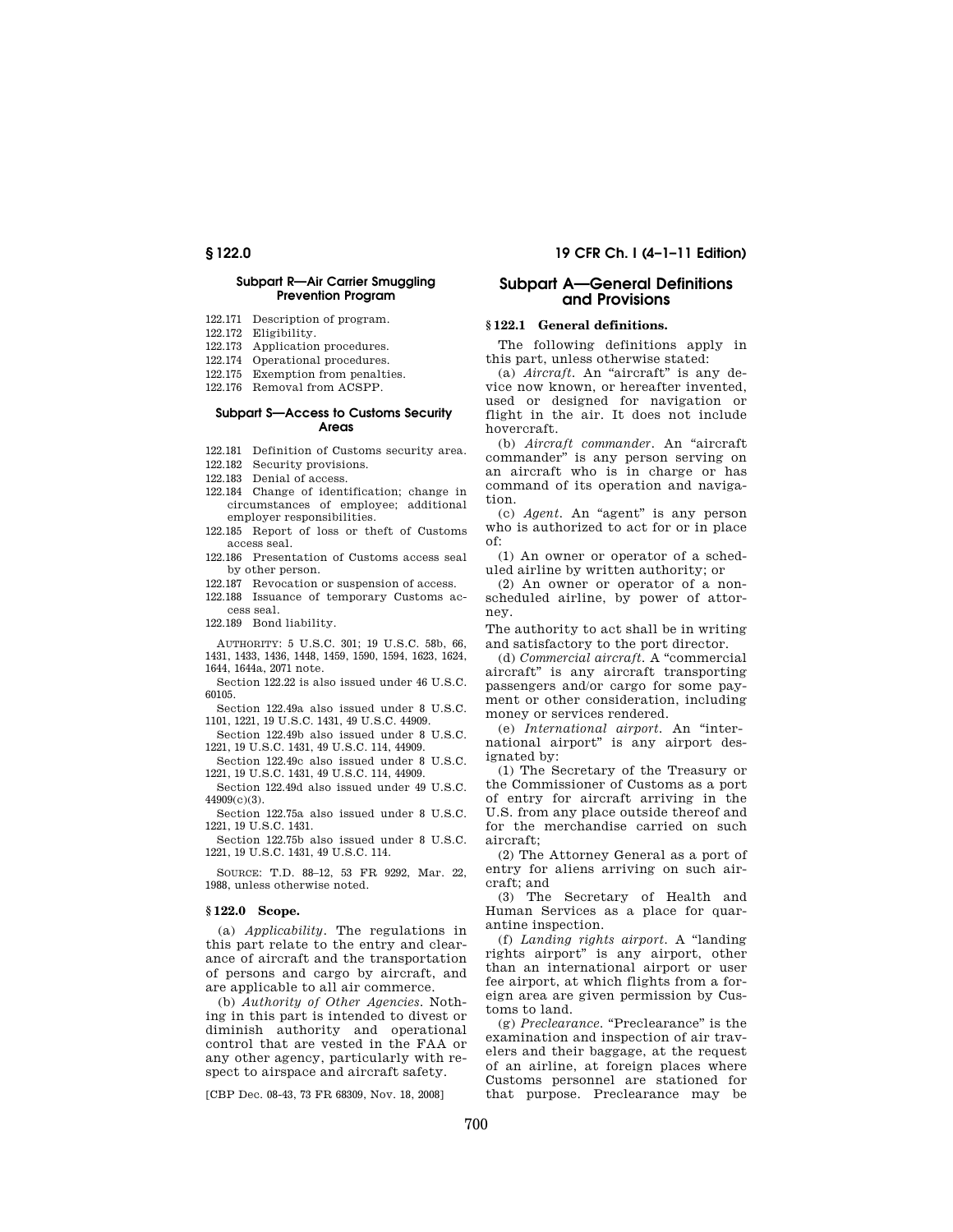#### Subpart R—Air Carrier Smuggling Prevention Program

122.171 Description of program.
122.172 Eligibility.
122.173 Application procedures.
122.174 Operational procedures.
122.175 Exemption from penalties.
122.176 Removal from ACSPP.

#### Subpart S—Access to Customs Security Areas

122.181 Definition of Customs security area.
122.182 Security provisions.
122.183 Denial of access.
122.184 Change of identification; change in circumstances of employee; additional employer responsibilities.
122.185 Report of loss or theft of Customs access seal.
122.186 Presentation of Customs access seal by other person.
122.187 Revocation or suspension of access.
122.188 Issuance of temporary Customs access seal.
122.189 Bond liability.

AUTHORITY: 5 U.S.C. 301; 19 U.S.C. 58b, 66, 1431, 1433, 1436, 1448, 1459, 1590, 1594, 1623, 1624, 1644, 1644a, 2071 note.

Section 122.22 is also issued under 46 U.S.C. 60105.

Section 122.49a also issued under 8 U.S.C. 1101, 1221, 19 U.S.C. 1431, 49 U.S.C. 44909.

Section 122.49b also issued under 8 U.S.C. 1221, 19 U.S.C. 1431, 49 U.S.C. 114, 44909.

Section 122.49c also issued under 8 U.S.C. 1221, 19 U.S.C. 1431, 49 U.S.C. 114, 44909.

Section 122.49d also issued under 49 U.S.C. 44909(c)(3).

Section 122.75a also issued under 8 U.S.C. 1221, 19 U.S.C. 1431.

Section 122.75b also issued under 8 U.S.C. 1221, 19 U.S.C. 1431, 49 U.S.C. 114.

SOURCE: T.D. 88–12, 53 FR 9292, Mar. 22, 1988, unless otherwise noted.

### § 122.0 Scope.

(a) *Applicability*. The regulations in this part relate to the entry and clearance of aircraft and the transportation of persons and cargo by aircraft, and are applicable to all air commerce.

(b) *Authority of Other Agencies*. Nothing in this part is intended to divest or diminish authority and operational control that are vested in the FAA or any other agency, particularly with respect to airspace and aircraft safety.

[CBP Dec. 08-43, 73 FR 68309, Nov. 18, 2008]

## Subpart A—General Definitions and Provisions

### § 122.1 General definitions.

The following definitions apply in this part, unless otherwise stated:

(a) *Aircraft*. An "aircraft" is any device now known, or hereafter invented, used or designed for navigation or flight in the air. It does not include hovercraft.

(b) *Aircraft commander*. An "aircraft commander" is any person serving on an aircraft who is in charge or has command of its operation and navigation.

(c) *Agent*. An "agent" is any person who is authorized to act for or in place of:

(1) An owner or operator of a scheduled airline by written authority; or

(2) An owner or operator of a nonscheduled airline, by power of attorney.

The authority to act shall be in writing and satisfactory to the port director.

(d) *Commercial aircraft*. A "commercial aircraft" is any aircraft transporting passengers and/or cargo for some payment or other consideration, including money or services rendered.

(e) *International airport*. An "international airport" is any airport designated by:

(1) The Secretary of the Treasury or the Commissioner of Customs as a port of entry for aircraft arriving in the U.S. from any place outside thereof and for the merchandise carried on such aircraft;

(2) The Attorney General as a port of entry for aliens arriving on such aircraft; and

(3) The Secretary of Health and Human Services as a place for quarantine inspection.

(f) *Landing rights airport*. A "landing rights airport" is any airport, other than an international airport or user fee airport, at which flights from a foreign area are given permission by Customs to land.

(g) *Preclearance*. "Preclearance" is the examination and inspection of air travelers and their baggage, at the request of an airline, at foreign places where Customs personnel are stationed for that purpose. Preclearance may be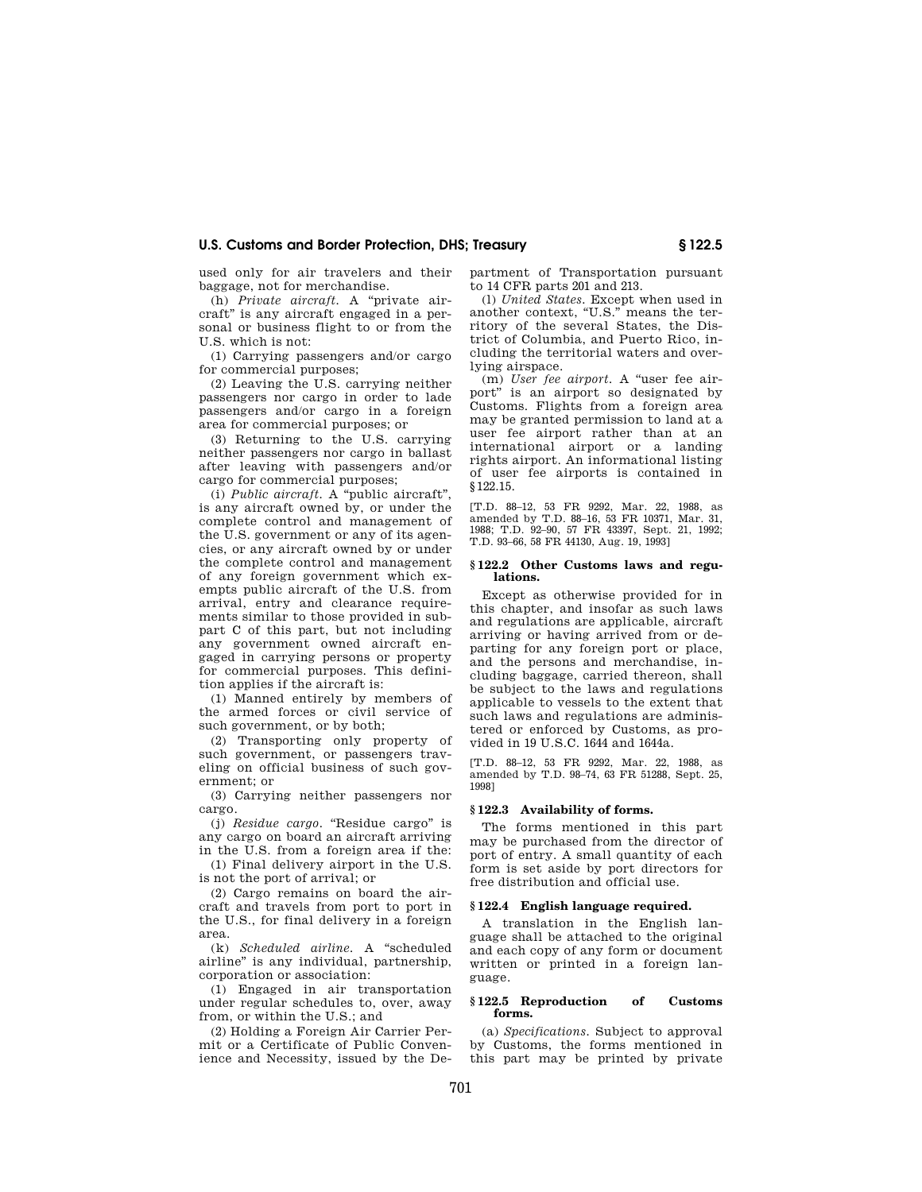used only for air travelers and their baggage, not for merchandise.

(h) *Private aircraft.* A "private aircraft" is any aircraft engaged in a personal or business flight to or from the U.S. which is not:

(1) Carrying passengers and/or cargo for commercial purposes;

(2) Leaving the U.S. carrying neither passengers nor cargo in order to lade passengers and/or cargo in a foreign area for commercial purposes; or

(3) Returning to the U.S. carrying neither passengers nor cargo in ballast after leaving with passengers and/or cargo for commercial purposes;

(i) *Public aircraft.* A "public aircraft", is any aircraft owned by, or under the complete control and management of the U.S. government or any of its agencies, or any aircraft owned by or under the complete control and management of any foreign government which exempts public aircraft of the U.S. from arrival, entry and clearance requirements similar to those provided in subpart C of this part, but not including any government owned aircraft engaged in carrying persons or property for commercial purposes. This definition applies if the aircraft is:

(1) Manned entirely by members of the armed forces or civil service of such government, or by both;

(2) Transporting only property of such government, or passengers traveling on official business of such government; or

(3) Carrying neither passengers nor cargo.

(j) *Residue cargo.* "Residue cargo" is any cargo on board an aircraft arriving in the U.S. from a foreign area if the:

(1) Final delivery airport in the U.S. is not the port of arrival; or

(2) Cargo remains on board the aircraft and travels from port to port in the U.S., for final delivery in a foreign area.

(k) *Scheduled airline.* A "scheduled airline" is any individual, partnership, corporation or association:

(1) Engaged in air transportation under regular schedules to, over, away from, or within the U.S.; and

(2) Holding a Foreign Air Carrier Permit or a Certificate of Public Convenience and Necessity, issued by the Department of Transportation pursuant to 14 CFR parts 201 and 213.

(l) *United States.* Except when used in another context, "U.S." means the territory of the several States, the District of Columbia, and Puerto Rico, including the territorial waters and overlying airspace.

(m) *User fee airport.* A "user fee airport" is an airport so designated by Customs. Flights from a foreign area may be granted permission to land at a user fee airport rather than at an international airport or a landing rights airport. An informational listing of user fee airports is contained in §122.15.

[T.D. 88–12, 53 FR 9292, Mar. 22, 1988, as amended by T.D. 88–16, 53 FR 10371, Mar. 31, 1988; T.D. 92–90, 57 FR 43397, Sept. 21, 1992; T.D. 93–66, 58 FR 44130, Aug. 19, 1993]

### § 122.2 Other Customs laws and regulations.

Except as otherwise provided for in this chapter, and insofar as such laws and regulations are applicable, aircraft arriving or having arrived from or departing for any foreign port or place, and the persons and merchandise, including baggage, carried thereon, shall be subject to the laws and regulations applicable to vessels to the extent that such laws and regulations are administered or enforced by Customs, as provided in 19 U.S.C. 1644 and 1644a.

[T.D. 88–12, 53 FR 9292, Mar. 22, 1988, as amended by T.D. 98–74, 63 FR 51288, Sept. 25, 1998]

### § 122.3 Availability of forms.

The forms mentioned in this part may be purchased from the director of port of entry. A small quantity of each form is set aside by port directors for free distribution and official use.

### § 122.4 English language required.

A translation in the English language shall be attached to the original and each copy of any form or document written or printed in a foreign language.

### § 122.5 Reproduction of Customs forms.

(a) *Specifications.* Subject to approval by Customs, the forms mentioned in this part may be printed by private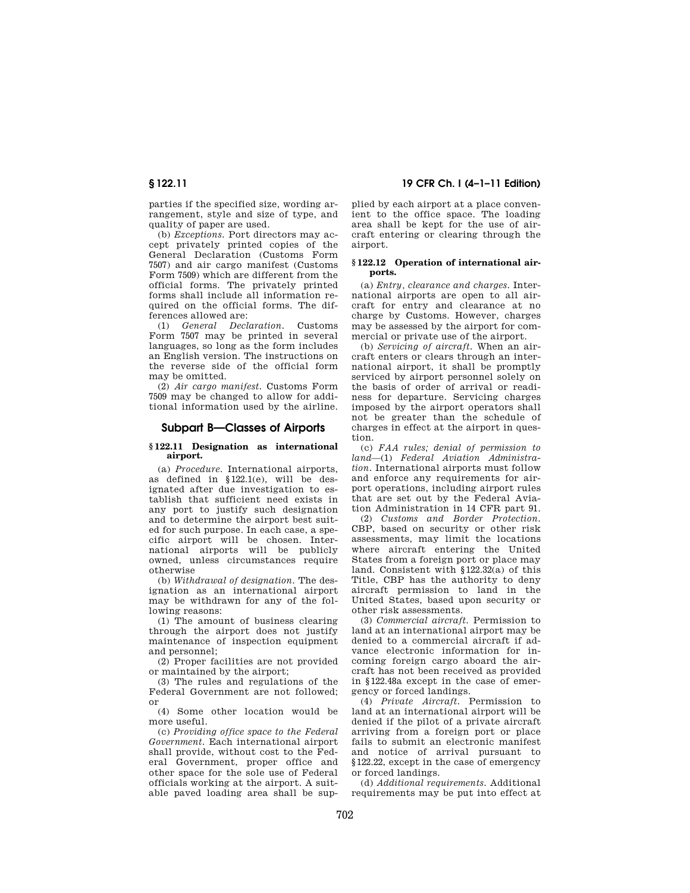parties if the specified size, wording arrangement, style and size of type, and quality of paper are used.

(b) *Exceptions.* Port directors may accept privately printed copies of the General Declaration (Customs Form 7507) and air cargo manifest (Customs Form 7509) which are different from the official forms. The privately printed forms shall include all information required on the official forms. The differences allowed are:

(1) *General Declaration.* Customs Form 7507 may be printed in several languages, so long as the form includes an English version. The instructions on the reverse side of the official form may be omitted.

(2) *Air cargo manifest.* Customs Form 7509 may be changed to allow for additional information used by the airline.

## Subpart B—Classes of Airports

### § 122.11 Designation as international airport.

(a) *Procedure.* International airports, as defined in §122.1(e), will be designated after due investigation to establish that sufficient need exists in any port to justify such designation and to determine the airport best suited for such purpose. In each case, a specific airport will be chosen. International airports will be publicly owned, unless circumstances require otherwise

(b) *Withdrawal of designation.* The designation as an international airport may be withdrawn for any of the following reasons:

(1) The amount of business clearing through the airport does not justify maintenance of inspection equipment and personnel;

(2) Proper facilities are not provided or maintained by the airport;

(3) The rules and regulations of the Federal Government are not followed; or

(4) Some other location would be more useful.

(c) *Providing office space to the Federal Government.* Each international airport shall provide, without cost to the Federal Government, proper office and other space for the sole use of Federal officials working at the airport. A suitable paved loading area shall be supplied by each airport at a place convenient to the office space. The loading area shall be kept for the use of aircraft entering or clearing through the airport.

### § 122.12 Operation of international airports.

(a) *Entry, clearance and charges.* International airports are open to all aircraft for entry and clearance at no charge by Customs. However, charges may be assessed by the airport for commercial or private use of the airport.

(b) *Servicing of aircraft.* When an aircraft enters or clears through an international airport, it shall be promptly serviced by airport personnel solely on the basis of order of arrival or readiness for departure. Servicing charges imposed by the airport operators shall not be greater than the schedule of charges in effect at the airport in question.

(c) *FAA rules; denial of permission to land*—(1) *Federal Aviation Administration.* International airports must follow and enforce any requirements for airport operations, including airport rules that are set out by the Federal Aviation Administration in 14 CFR part 91.

(2) *Customs and Border Protection.* CBP, based on security or other risk assessments, may limit the locations where aircraft entering the United States from a foreign port or place may land. Consistent with §122.32(a) of this Title, CBP has the authority to deny aircraft permission to land in the United States, based upon security or other risk assessments.

(3) *Commercial aircraft.* Permission to land at an international airport may be denied to a commercial aircraft if advance electronic information for incoming foreign cargo aboard the aircraft has not been received as provided in §122.48a except in the case of emergency or forced landings.

(4) *Private Aircraft.* Permission to land at an international airport will be denied if the pilot of a private aircraft arriving from a foreign port or place fails to submit an electronic manifest and notice of arrival pursuant to §122.22, except in the case of emergency or forced landings.

(d) *Additional requirements.* Additional requirements may be put into effect at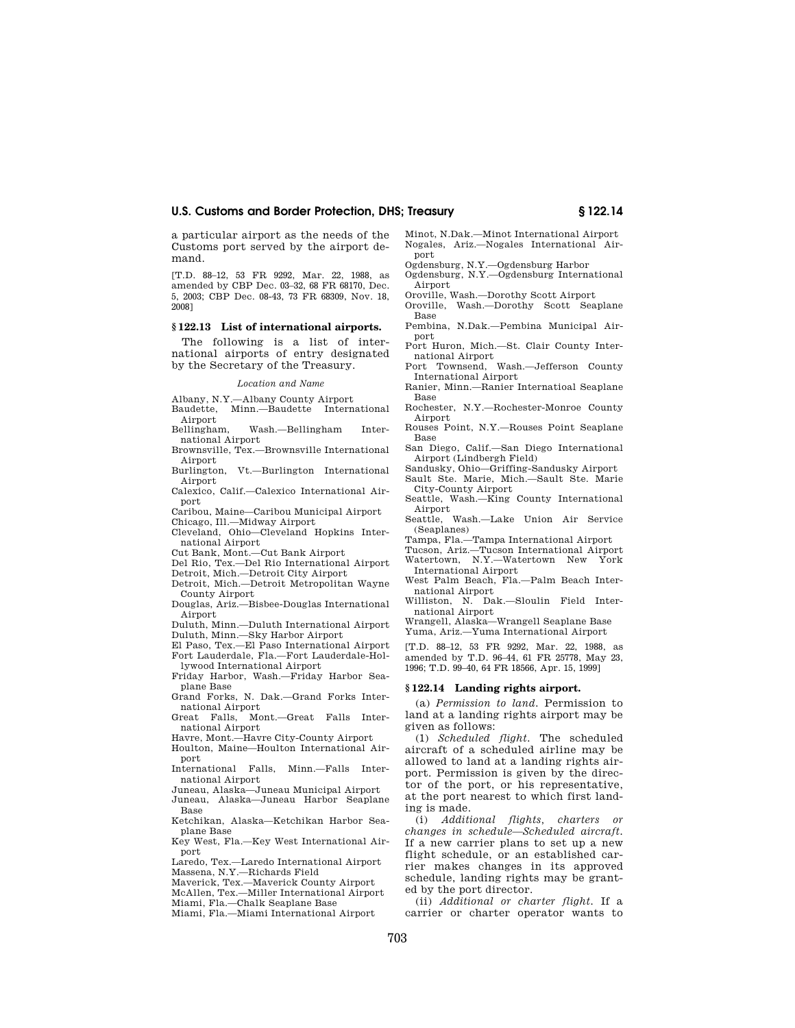a particular airport as the needs of the Customs port served by the airport demand.

[T.D. 88–12, 53 FR 9292, Mar. 22, 1988, as amended by CBP Dec. 03–32, 68 FR 68170, Dec. 5, 2003; CBP Dec. 08-43, 73 FR 68309, Nov. 18, 2008]

### § 122.13 List of international airports.

The following is a list of international airports of entry designated by the Secretary of the Treasury.

*Location and Name*

Albany, N.Y.—Albany County Airport
Baudette, Minn.—Baudette International Airport
Bellingham, Wash.—Bellingham International Airport
Brownsville, Tex.—Brownsville International Airport
Burlington, Vt.—Burlington International Airport
Calexico, Calif.—Calexico International Airport
Caribou, Maine—Caribou Municipal Airport
Chicago, Ill.—Midway Airport
Cleveland, Ohio—Cleveland Hopkins International Airport
Cut Bank, Mont.—Cut Bank Airport
Del Rio, Tex.—Del Rio International Airport
Detroit, Mich.—Detroit City Airport
Detroit, Mich.—Detroit Metropolitan Wayne County Airport
Douglas, Ariz.—Bisbee-Douglas International Airport
Duluth, Minn.—Duluth International Airport
Duluth, Minn.—Sky Harbor Airport
El Paso, Tex.—El Paso International Airport
Fort Lauderdale, Fla.—Fort Lauderdale-Hollywood International Airport
Friday Harbor, Wash.—Friday Harbor Seaplane Base
Grand Forks, N. Dak.—Grand Forks International Airport
Great Falls, Mont.—Great Falls International Airport
Havre, Mont.—Havre City-County Airport
Houlton, Maine—Houlton International Airport
International Falls, Minn.—Falls International Airport
Juneau, Alaska—Juneau Municipal Airport
Juneau, Alaska—Juneau Harbor Seaplane Base
Ketchikan, Alaska—Ketchikan Harbor Seaplane Base
Key West, Fla.—Key West International Airport
Laredo, Tex.—Laredo International Airport
Massena, N.Y.—Richards Field
Maverick, Tex.—Maverick County Airport
McAllen, Tex.—Miller International Airport
Miami, Fla.—Chalk Seaplane Base
Miami, Fla.—Miami International Airport
Minot, N.Dak.—Minot International Airport
Nogales, Ariz.—Nogales International Airport
Ogdensburg, N.Y.—Ogdensburg Harbor
Ogdensburg, N.Y.—Ogdensburg International Airport
Oroville, Wash.—Dorothy Scott Airport
Oroville, Wash.—Dorothy Scott Seaplane Base
Pembina, N.Dak.—Pembina Municipal Airport
Port Huron, Mich.—St. Clair County International Airport
Port Townsend, Wash.—Jefferson County International Airport
Ranier, Minn.—Ranier Internatioal Seaplane Base
Rochester, N.Y.—Rochester-Monroe County Airport
Rouses Point, N.Y.—Rouses Point Seaplane Base
San Diego, Calif.—San Diego International Airport (Lindbergh Field)
Sandusky, Ohio—Griffing-Sandusky Airport
Sault Ste. Marie, Mich.—Sault Ste. Marie City-County Airport
Seattle, Wash.—King County International Airport
Seattle, Wash.—Lake Union Air Service (Seaplanes)
Tampa, Fla.—Tampa International Airport
Tucson, Ariz.—Tucson International Airport
Watertown, N.Y.—Watertown New York International Airport
West Palm Beach, Fla.—Palm Beach International Airport
Williston, N. Dak.—Sloulin Field International Airport
Wrangell, Alaska—Wrangell Seaplane Base
Yuma, Ariz.—Yuma International Airport

[T.D. 88–12, 53 FR 9292, Mar. 22, 1988, as amended by T.D. 96–44, 61 FR 25778, May 23, 1996; T.D. 99–40, 64 FR 18566, Apr. 15, 1999]

### § 122.14 Landing rights airport.

(a) *Permission to land.* Permission to land at a landing rights airport may be given as follows:

(1) *Scheduled flight.* The scheduled aircraft of a scheduled airline may be allowed to land at a landing rights airport. Permission is given by the director of the port, or his representative, at the port nearest to which first landing is made.

(i) *Additional flights, charters or changes in schedule—Scheduled aircraft.* If a new carrier plans to set up a new flight schedule, or an established carrier makes changes in its approved schedule, landing rights may be granted by the port director.

(ii) *Additional or charter flight.* If a carrier or charter operator wants to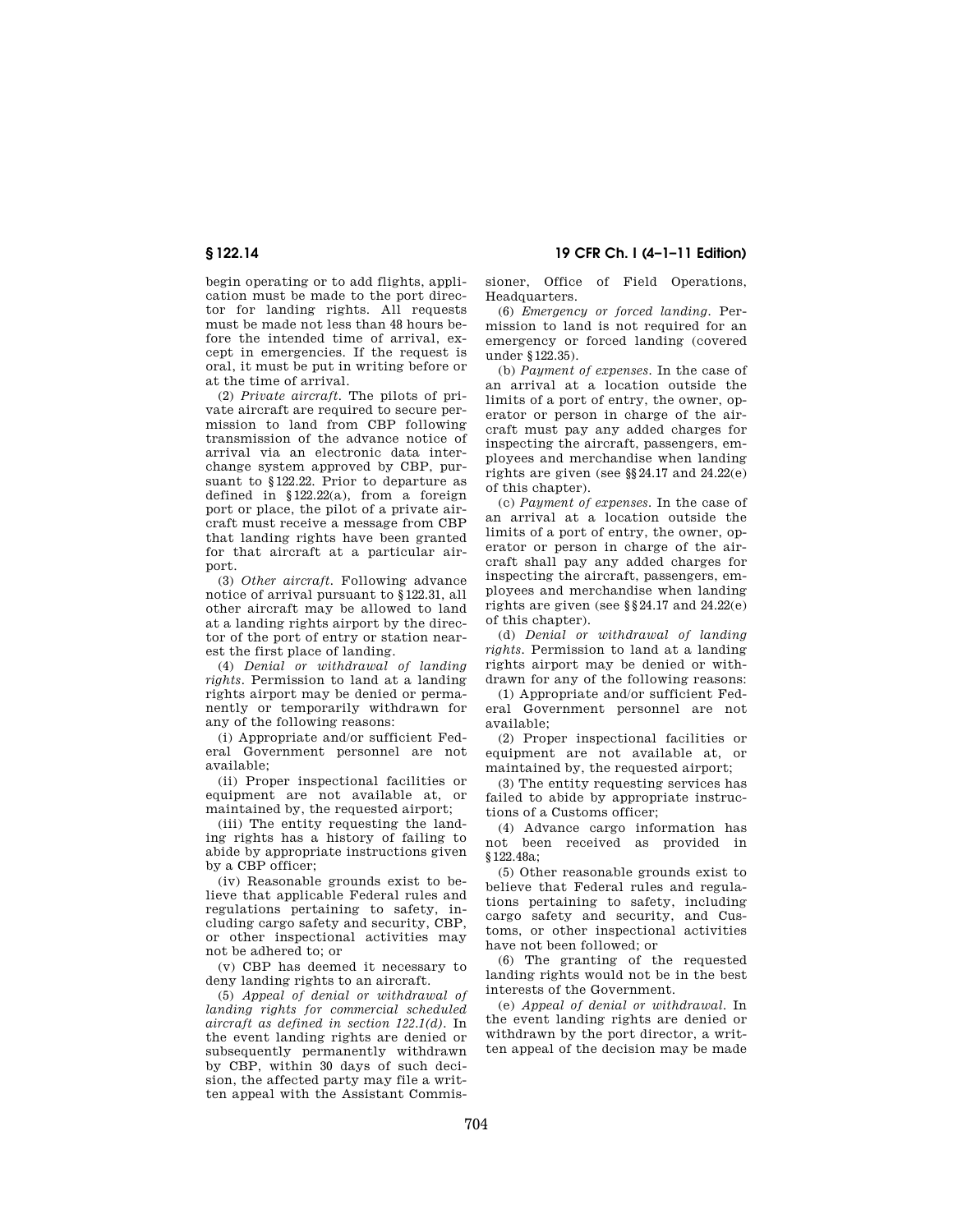begin operating or to add flights, application must be made to the port director for landing rights. All requests must be made not less than 48 hours before the intended time of arrival, except in emergencies. If the request is oral, it must be put in writing before or at the time of arrival.

(2) *Private aircraft.* The pilots of private aircraft are required to secure permission to land from CBP following transmission of the advance notice of arrival via an electronic data interchange system approved by CBP, pursuant to §122.22. Prior to departure as defined in §122.22(a), from a foreign port or place, the pilot of a private aircraft must receive a message from CBP that landing rights have been granted for that aircraft at a particular airport.

(3) *Other aircraft.* Following advance notice of arrival pursuant to §122.31, all other aircraft may be allowed to land at a landing rights airport by the director of the port of entry or station nearest the first place of landing.

(4) *Denial or withdrawal of landing rights.* Permission to land at a landing rights airport may be denied or permanently or temporarily withdrawn for any of the following reasons:

(i) Appropriate and/or sufficient Federal Government personnel are not available;

(ii) Proper inspectional facilities or equipment are not available at, or maintained by, the requested airport;

(iii) The entity requesting the landing rights has a history of failing to abide by appropriate instructions given by a CBP officer;

(iv) Reasonable grounds exist to believe that applicable Federal rules and regulations pertaining to safety, including cargo safety and security, CBP, or other inspectional activities may not be adhered to; or

(v) CBP has deemed it necessary to deny landing rights to an aircraft.

(5) *Appeal of denial or withdrawal of landing rights for commercial scheduled aircraft as defined in section 122.1(d).* In the event landing rights are denied or subsequently permanently withdrawn by CBP, within 30 days of such decision, the affected party may file a written appeal with the Assistant Commissioner, Office of Field Operations, Headquarters.

(6) *Emergency or forced landing.* Permission to land is not required for an emergency or forced landing (covered under §122.35).

(b) *Payment of expenses.* In the case of an arrival at a location outside the limits of a port of entry, the owner, operator or person in charge of the aircraft must pay any added charges for inspecting the aircraft, passengers, employees and merchandise when landing rights are given (see §§24.17 and 24.22(e) of this chapter).

(c) *Payment of expenses.* In the case of an arrival at a location outside the limits of a port of entry, the owner, operator or person in charge of the aircraft shall pay any added charges for inspecting the aircraft, passengers, employees and merchandise when landing rights are given (see §§24.17 and 24.22(e) of this chapter).

(d) *Denial or withdrawal of landing rights.* Permission to land at a landing rights airport may be denied or withdrawn for any of the following reasons:

(1) Appropriate and/or sufficient Federal Government personnel are not available;

(2) Proper inspectional facilities or equipment are not available at, or maintained by, the requested airport;

(3) The entity requesting services has failed to abide by appropriate instructions of a Customs officer;

(4) Advance cargo information has not been received as provided in §122.48a;

(5) Other reasonable grounds exist to believe that Federal rules and regulations pertaining to safety, including cargo safety and security, and Customs, or other inspectional activities have not been followed; or

(6) The granting of the requested landing rights would not be in the best interests of the Government.

(e) *Appeal of denial or withdrawal.* In the event landing rights are denied or withdrawn by the port director, a written appeal of the decision may be made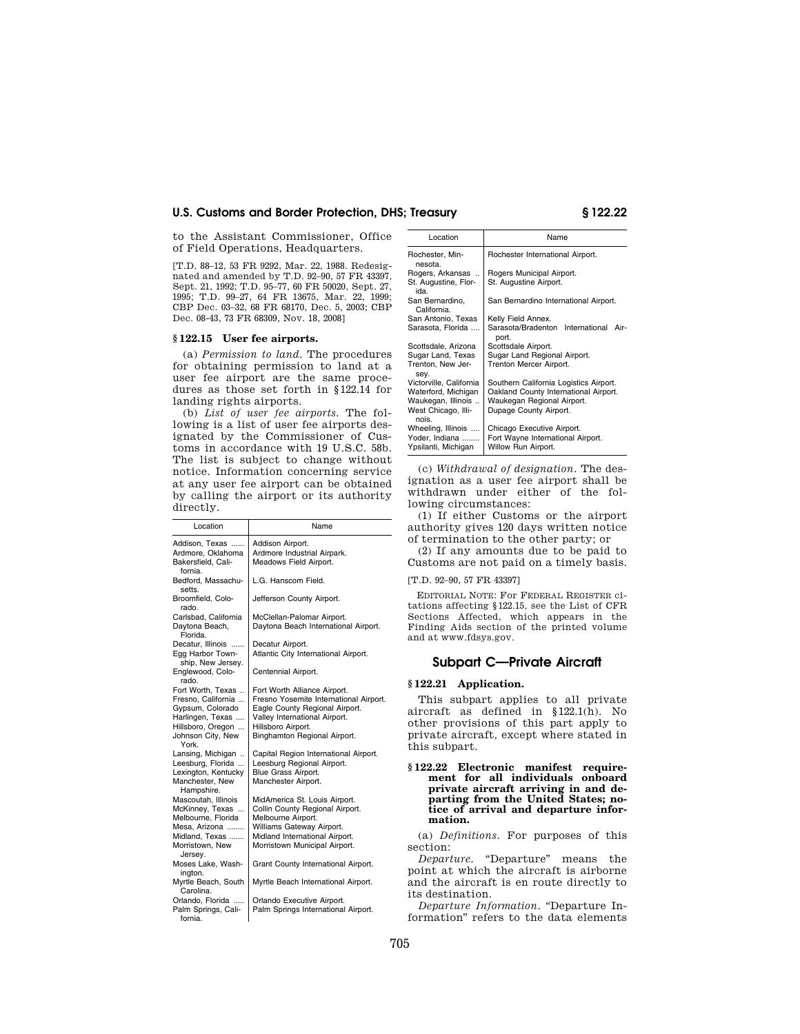to the Assistant Commissioner, Office of Field Operations, Headquarters.

[T.D. 88–12, 53 FR 9292, Mar. 22, 1988. Redesignated and amended by T.D. 92–90, 57 FR 43397, Sept. 21, 1992; T.D. 95–77, 60 FR 50020, Sept. 27, 1995; T.D. 99–27, 64 FR 13675, Mar. 22, 1999; CBP Dec. 03–32, 68 FR 68170, Dec. 5, 2003; CBP Dec. 08-43, 73 FR 68309, Nov. 18, 2008]

### § 122.15 User fee airports.

(a) *Permission to land.* The procedures for obtaining permission to land at a user fee airport are the same procedures as those set forth in §122.14 for landing rights airports.

(b) *List of user fee airports.* The following is a list of user fee airports designated by the Commissioner of Customs in accordance with 19 U.S.C. 58b. The list is subject to change without notice. Information concerning service at any user fee airport can be obtained by calling the airport or its authority directly.

| Location | Name |
|---|---|
| Addison, Texas | Addison Airport. |
| Ardmore, Oklahoma | Ardmore Industrial Airpark. |
| Bakersfield, California. | Meadows Field Airport. |
| Bedford, Massachusetts. | L.G. Hanscom Field. |
| Broomfield, Colorado. | Jefferson County Airport. |
| Carlsbad, California | McClellan-Palomar Airport. |
| Daytona Beach, Florida. | Daytona Beach International Airport. |
| Decatur, Illinois | Decatur Airport. |
| Egg Harbor Township, New Jersey. | Atlantic City International Airport. |
| Englewood, Colorado. | Centennial Airport. |
| Fort Worth, Texas | Fort Worth Alliance Airport. |
| Fresno, California | Fresno Yosemite International Airport. |
| Gypsum, Colorado | Eagle County Regional Airport. |
| Harlingen, Texas | Valley International Airport. |
| Hillsboro, Oregon | Hillsboro Airport. |
| Johnson City, New York. | Binghamton Regional Airport. |
| Lansing, Michigan | Capital Region International Airport. |
| Leesburg, Florida | Leesburg Regional Airport. |
| Lexington, Kentucky | Blue Grass Airport. |
| Manchester, New Hampshire. | Manchester Airport. |
| Mascoutah, Illinois | MidAmerica St. Louis Airport. |
| McKinney, Texas | Collin County Regional Airport. |
| Melbourne, Florida | Melbourne Airport. |
| Mesa, Arizona | Williams Gateway Airport. |
| Midland, Texas | Midland International Airport. |
| Morristown, New Jersey. | Morristown Municipal Airport. |
| Moses Lake, Washington. | Grant County International Airport. |
| Myrtle Beach, South Carolina. | Myrtle Beach International Airport. |
| Orlando, Florida | Orlando Executive Airport. |
| Palm Springs, California. | Palm Springs International Airport. |
| Rochester, Minnesota. | Rochester International Airport. |
| Rogers, Arkansas | Rogers Municipal Airport. |
| St. Augustine, Florida. | St. Augustine Airport. |
| San Bernardino, California. | San Bernardino International Airport. |
| San Antonio, Texas | Kelly Field Annex. |
| Sarasota, Florida | Sarasota/Bradenton International Airport. |
| Scottsdale, Arizona | Scottsdale Airport. |
| Sugar Land, Texas | Sugar Land Regional Airport. |
| Trenton, New Jersey. | Trenton Mercer Airport. |
| Victorville, California | Southern California Logistics Airport. |
| Waterford, Michigan | Oakland County International Airport. |
| Waukegan, Illinois | Waukegan Regional Airport. |
| West Chicago, Illinois. | Dupage County Airport. |
| Wheeling, Illinois | Chicago Executive Airport. |
| Yoder, Indiana | Fort Wayne International Airport. |
| Ypsilanti, Michigan | Willow Run Airport. |

(c) *Withdrawal of designation.* The designation as a user fee airport shall be withdrawn under either of the following circumstances:

(1) If either Customs or the airport authority gives 120 days written notice of termination to the other party; or

(2) If any amounts due to be paid to Customs are not paid on a timely basis.

[T.D. 92–90, 57 FR 43397]

EDITORIAL NOTE: For FEDERAL REGISTER citations affecting §122.15, see the List of CFR Sections Affected, which appears in the Finding Aids section of the printed volume and at www.fdsys.gov.

## Subpart C—Private Aircraft

### § 122.21 Application.

This subpart applies to all private aircraft as defined in §122.1(h). No other provisions of this part apply to private aircraft, except where stated in this subpart.

### § 122.22 Electronic manifest requirement for all individuals onboard private aircraft arriving in and departing from the United States; notice of arrival and departure information.

(a) *Definitions.* For purposes of this section:

*Departure.* "Departure" means the point at which the aircraft is airborne and the aircraft is en route directly to its destination.

*Departure Information.* "Departure Information" refers to the data elements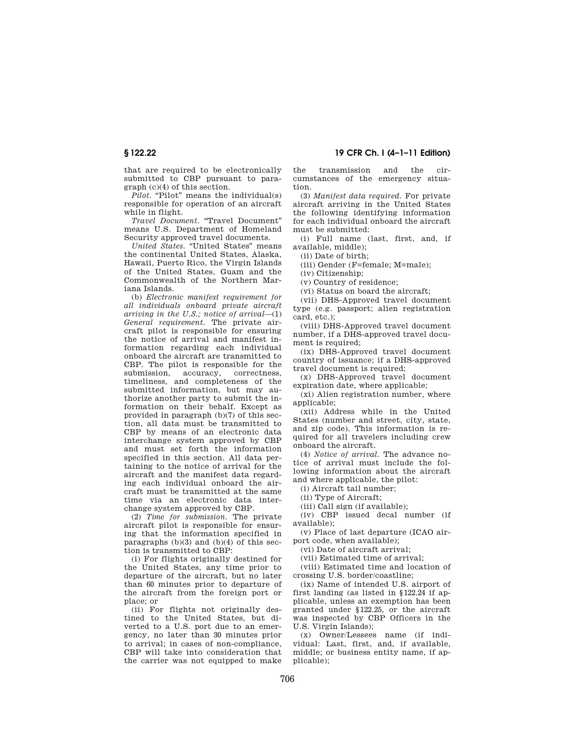that are required to be electronically submitted to CBP pursuant to paragraph (c)(4) of this section.

*Pilot.* "Pilot" means the individual(s) responsible for operation of an aircraft while in flight.

*Travel Document.* "Travel Document" means U.S. Department of Homeland Security approved travel documents.

*United States.* "United States" means the continental United States, Alaska, Hawaii, Puerto Rico, the Virgin Islands of the United States, Guam and the Commonwealth of the Northern Mariana Islands.

(b) *Electronic manifest requirement for all individuals onboard private aircraft arriving in the U.S.; notice of arrival*—(1) *General requirement.* The private aircraft pilot is responsible for ensuring the notice of arrival and manifest information regarding each individual onboard the aircraft are transmitted to CBP. The pilot is responsible for the submission, accuracy, correctness, timeliness, and completeness of the submitted information, but may authorize another party to submit the information on their behalf. Except as provided in paragraph (b)(7) of this section, all data must be transmitted to CBP by means of an electronic data interchange system approved by CBP and must set forth the information specified in this section. All data pertaining to the notice of arrival for the aircraft and the manifest data regarding each individual onboard the aircraft must be transmitted at the same time via an electronic data interchange system approved by CBP.

(2) *Time for submission.* The private aircraft pilot is responsible for ensuring that the information specified in paragraphs (b)(3) and (b)(4) of this section is transmitted to CBP:

(i) For flights originally destined for the United States, any time prior to departure of the aircraft, but no later than 60 minutes prior to departure of the aircraft from the foreign port or place; or

(ii) For flights not originally destined to the United States, but diverted to a U.S. port due to an emergency, no later than 30 minutes prior to arrival; in cases of non-compliance, CBP will take into consideration that the carrier was not equipped to make the transmission and the circumstances of the emergency situation.

(3) *Manifest data required.* For private aircraft arriving in the United States the following identifying information for each individual onboard the aircraft must be submitted:

(i) Full name (last, first, and, if available, middle);

(ii) Date of birth;

(iii) Gender (F=female; M=male);

(iv) Citizenship;

(v) Country of residence;

(vi) Status on board the aircraft;

(vii) DHS-Approved travel document type (e.g. passport; alien registration card, etc.);

(viii) DHS-Approved travel document number, if a DHS-approved travel document is required;

(ix) DHS-Approved travel document country of issuance; if a DHS-approved travel document is required;

(x) DHS-Approved travel document expiration date, where applicable;

(xi) Alien registration number, where applicable;

(xii) Address while in the United States (number and street, city, state, and zip code). This information is required for all travelers including crew onboard the aircraft.

(4) *Notice of arrival.* The advance notice of arrival must include the following information about the aircraft and where applicable, the pilot:

(i) Aircraft tail number;

(ii) Type of Aircraft;

(iii) Call sign (if available);

(iv) CBP issued decal number (if available);

(v) Place of last departure (ICAO airport code, when available);

(vi) Date of aircraft arrival;

(vii) Estimated time of arrival;

(viii) Estimated time and location of crossing U.S. border/coastline;

(ix) Name of intended U.S. airport of first landing (as listed in §122.24 if applicable, unless an exemption has been granted under §122.25, or the aircraft was inspected by CBP Officers in the U.S. Virgin Islands);

(x) Owner/Lessees name (if individual: Last, first, and, if available, middle; or business entity name, if applicable);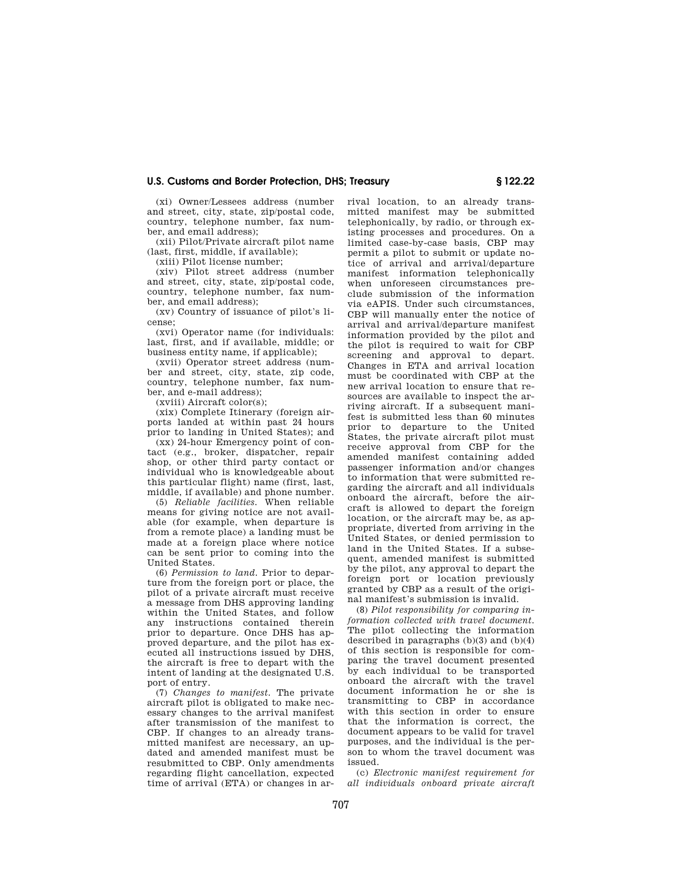(xi) Owner/Lessees address (number and street, city, state, zip/postal code, country, telephone number, fax number, and email address);

(xii) Pilot/Private aircraft pilot name (last, first, middle, if available);

(xiii) Pilot license number;

(xiv) Pilot street address (number and street, city, state, zip/postal code, country, telephone number, fax number, and email address);

(xv) Country of issuance of pilot's license;

(xvi) Operator name (for individuals: last, first, and if available, middle; or business entity name, if applicable);

(xvii) Operator street address (number and street, city, state, zip code, country, telephone number, fax number, and e-mail address);

(xviii) Aircraft color(s);

(xix) Complete Itinerary (foreign airports landed at within past 24 hours prior to landing in United States); and

(xx) 24-hour Emergency point of contact (e.g., broker, dispatcher, repair shop, or other third party contact or individual who is knowledgeable about this particular flight) name (first, last, middle, if available) and phone number.

(5) *Reliable facilities.* When reliable means for giving notice are not available (for example, when departure is from a remote place) a landing must be made at a foreign place where notice can be sent prior to coming into the United States.

(6) *Permission to land.* Prior to departure from the foreign port or place, the pilot of a private aircraft must receive a message from DHS approving landing within the United States, and follow any instructions contained therein prior to departure. Once DHS has approved departure, and the pilot has executed all instructions issued by DHS, the aircraft is free to depart with the intent of landing at the designated U.S. port of entry.

(7) *Changes to manifest.* The private aircraft pilot is obligated to make necessary changes to the arrival manifest after transmission of the manifest to CBP. If changes to an already transmitted manifest are necessary, an updated and amended manifest must be resubmitted to CBP. Only amendments regarding flight cancellation, expected time of arrival (ETA) or changes in arrival location, to an already transmitted manifest may be submitted telephonically, by radio, or through existing processes and procedures. On a limited case-by-case basis, CBP may permit a pilot to submit or update notice of arrival and arrival/departure manifest information telephonically when unforeseen circumstances preclude submission of the information via eAPIS. Under such circumstances, CBP will manually enter the notice of arrival and arrival/departure manifest information provided by the pilot and the pilot is required to wait for CBP screening and approval to depart. Changes in ETA and arrival location must be coordinated with CBP at the new arrival location to ensure that resources are available to inspect the arriving aircraft. If a subsequent manifest is submitted less than 60 minutes prior to departure to the United States, the private aircraft pilot must receive approval from CBP for the amended manifest containing added passenger information and/or changes to information that were submitted regarding the aircraft and all individuals onboard the aircraft, before the aircraft is allowed to depart the foreign location, or the aircraft may be, as appropriate, diverted from arriving in the United States, or denied permission to land in the United States. If a subsequent, amended manifest is submitted by the pilot, any approval to depart the foreign port or location previously granted by CBP as a result of the original manifest's submission is invalid.

(8) *Pilot responsibility for comparing information collected with travel document.* The pilot collecting the information described in paragraphs (b)(3) and (b)(4) of this section is responsible for comparing the travel document presented by each individual to be transported onboard the aircraft with the travel document information he or she is transmitting to CBP in accordance with this section in order to ensure that the information is correct, the document appears to be valid for travel purposes, and the individual is the person to whom the travel document was issued.

(c) *Electronic manifest requirement for all individuals onboard private aircraft*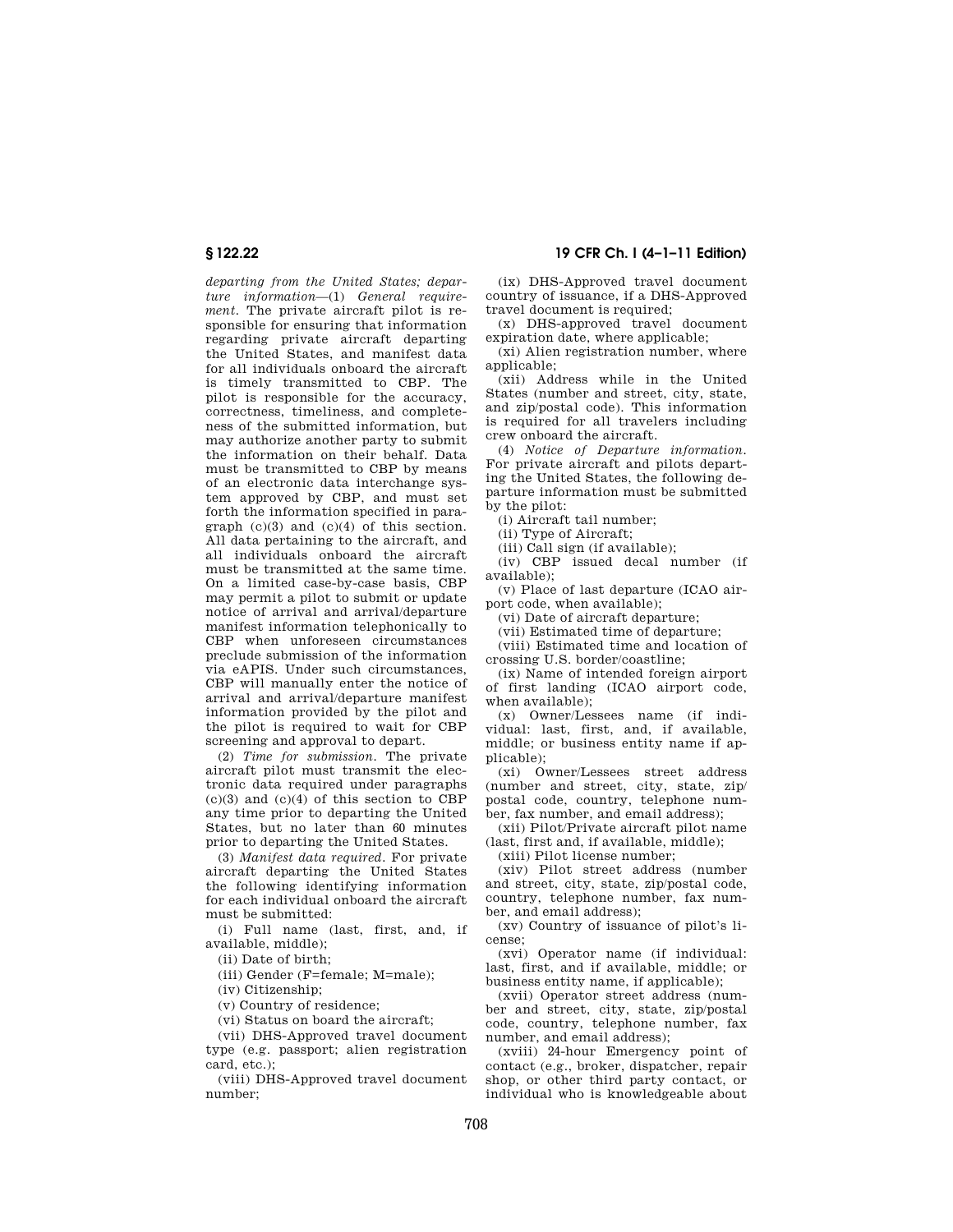*departing from the United States; departure information*—(1) *General requirement.* The private aircraft pilot is responsible for ensuring that information regarding private aircraft departing the United States, and manifest data for all individuals onboard the aircraft is timely transmitted to CBP. The pilot is responsible for the accuracy, correctness, timeliness, and completeness of the submitted information, but may authorize another party to submit the information on their behalf. Data must be transmitted to CBP by means of an electronic data interchange system approved by CBP, and must set forth the information specified in paragraph (c)(3) and (c)(4) of this section. All data pertaining to the aircraft, and all individuals onboard the aircraft must be transmitted at the same time. On a limited case-by-case basis, CBP may permit a pilot to submit or update notice of arrival and arrival/departure manifest information telephonically to CBP when unforeseen circumstances preclude submission of the information via eAPIS. Under such circumstances, CBP will manually enter the notice of arrival and arrival/departure manifest information provided by the pilot and the pilot is required to wait for CBP screening and approval to depart.

(2) *Time for submission.* The private aircraft pilot must transmit the electronic data required under paragraphs (c)(3) and (c)(4) of this section to CBP any time prior to departing the United States, but no later than 60 minutes prior to departing the United States.

(3) *Manifest data required.* For private aircraft departing the United States the following identifying information for each individual onboard the aircraft must be submitted:

(i) Full name (last, first, and, if available, middle);

(ii) Date of birth;

(iii) Gender (F=female; M=male);

(iv) Citizenship;

(v) Country of residence;

(vi) Status on board the aircraft;

(vii) DHS-Approved travel document type (e.g. passport; alien registration card, etc.);

(viii) DHS-Approved travel document number;

(ix) DHS-Approved travel document country of issuance, if a DHS-Approved travel document is required;

(x) DHS-approved travel document expiration date, where applicable;

(xi) Alien registration number, where applicable;

(xii) Address while in the United States (number and street, city, state, and zip/postal code). This information is required for all travelers including crew onboard the aircraft.

(4) *Notice of Departure information.* For private aircraft and pilots departing the United States, the following departure information must be submitted by the pilot:

(i) Aircraft tail number;

(ii) Type of Aircraft;

(iii) Call sign (if available);

(iv) CBP issued decal number (if available);

(v) Place of last departure (ICAO airport code, when available);

(vi) Date of aircraft departure;

(vii) Estimated time of departure;

(viii) Estimated time and location of crossing U.S. border/coastline;

(ix) Name of intended foreign airport of first landing (ICAO airport code, when available);

(x) Owner/Lessees name (if individual: last, first, and, if available, middle; or business entity name if applicable);

(xi) Owner/Lessees street address (number and street, city, state, zip/postal code, country, telephone number, fax number, and email address);

(xii) Pilot/Private aircraft pilot name (last, first and, if available, middle);

(xiii) Pilot license number;

(xiv) Pilot street address (number and street, city, state, zip/postal code, country, telephone number, fax number, and email address);

(xv) Country of issuance of pilot's license;

(xvi) Operator name (if individual: last, first, and if available, middle; or business entity name, if applicable);

(xvii) Operator street address (number and street, city, state, zip/postal code, country, telephone number, fax number, and email address);

(xviii) 24-hour Emergency point of contact (e.g., broker, dispatcher, repair shop, or other third party contact, or individual who is knowledgeable about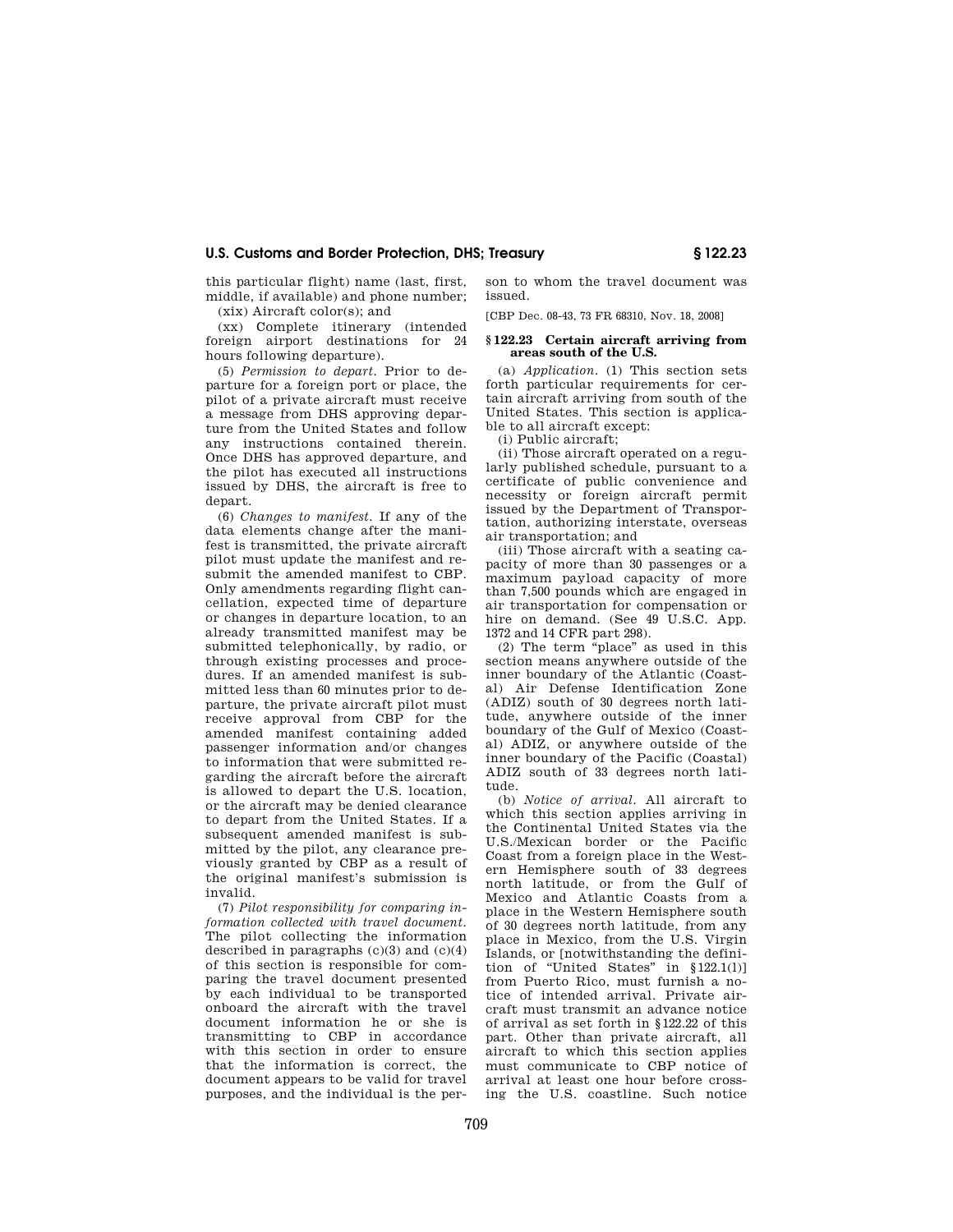this particular flight) name (last, first, middle, if available) and phone number;

(xix) Aircraft color(s); and

(xx) Complete itinerary (intended foreign airport destinations for 24 hours following departure).

(5) *Permission to depart.* Prior to departure for a foreign port or place, the pilot of a private aircraft must receive a message from DHS approving departure from the United States and follow any instructions contained therein. Once DHS has approved departure, and the pilot has executed all instructions issued by DHS, the aircraft is free to depart.

(6) *Changes to manifest.* If any of the data elements change after the manifest is transmitted, the private aircraft pilot must update the manifest and resubmit the amended manifest to CBP. Only amendments regarding flight cancellation, expected time of departure or changes in departure location, to an already transmitted manifest may be submitted telephonically, by radio, or through existing processes and procedures. If an amended manifest is submitted less than 60 minutes prior to departure, the private aircraft pilot must receive approval from CBP for the amended manifest containing added passenger information and/or changes to information that were submitted regarding the aircraft before the aircraft is allowed to depart the U.S. location, or the aircraft may be denied clearance to depart from the United States. If a subsequent amended manifest is submitted by the pilot, any clearance previously granted by CBP as a result of the original manifest's submission is invalid.

(7) *Pilot responsibility for comparing information collected with travel document.* The pilot collecting the information described in paragraphs (c)(3) and (c)(4) of this section is responsible for comparing the travel document presented by each individual to be transported onboard the aircraft with the travel document information he or she is transmitting to CBP in accordance with this section in order to ensure that the information is correct, the document appears to be valid for travel purposes, and the individual is the person to whom the travel document was issued.

[CBP Dec. 08-43, 73 FR 68310, Nov. 18, 2008]

### § 122.23 Certain aircraft arriving from areas south of the U.S.

(a) *Application.* (1) This section sets forth particular requirements for certain aircraft arriving from south of the United States. This section is applicable to all aircraft except:

(i) Public aircraft;

(ii) Those aircraft operated on a regularly published schedule, pursuant to a certificate of public convenience and necessity or foreign aircraft permit issued by the Department of Transportation, authorizing interstate, overseas air transportation; and

(iii) Those aircraft with a seating capacity of more than 30 passenges or a maximum payload capacity of more than 7,500 pounds which are engaged in air transportation for compensation or hire on demand. (See 49 U.S.C. App. 1372 and 14 CFR part 298).

(2) The term "place" as used in this section means anywhere outside of the inner boundary of the Atlantic (Coastal) Air Defense Identification Zone (ADIZ) south of 30 degrees north latitude, anywhere outside of the inner boundary of the Gulf of Mexico (Coastal) ADIZ, or anywhere outside of the inner boundary of the Pacific (Coastal) ADIZ south of 33 degrees north latitude.

(b) *Notice of arrival.* All aircraft to which this section applies arriving in the Continental United States via the U.S./Mexican border or the Pacific Coast from a foreign place in the Western Hemisphere south of 33 degrees north latitude, or from the Gulf of Mexico and Atlantic Coasts from a place in the Western Hemisphere south of 30 degrees north latitude, from any place in Mexico, from the U.S. Virgin Islands, or [notwithstanding the definition of "United States" in §122.1(l)] from Puerto Rico, must furnish a notice of intended arrival. Private aircraft must transmit an advance notice of arrival as set forth in §122.22 of this part. Other than private aircraft, all aircraft to which this section applies must communicate to CBP notice of arrival at least one hour before crossing the U.S. coastline. Such notice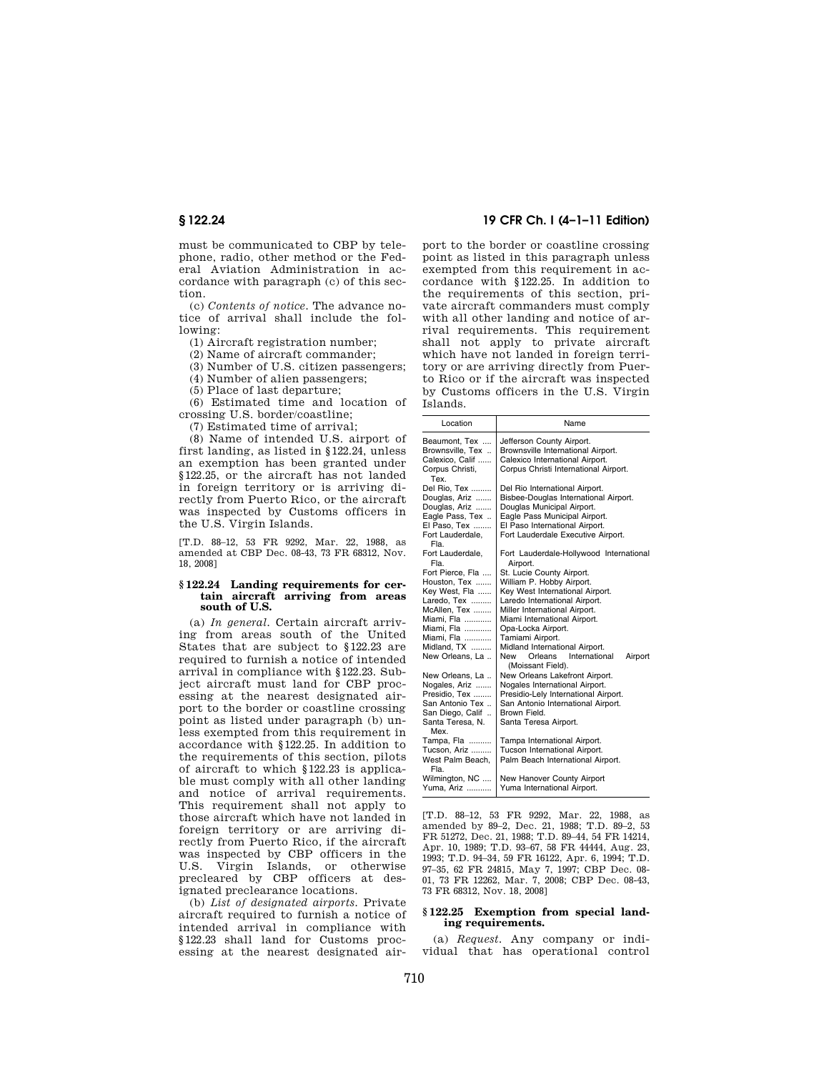must be communicated to CBP by telephone, radio, other method or the Federal Aviation Administration in accordance with paragraph (c) of this section.

(c) *Contents of notice.* The advance notice of arrival shall include the following:

(1) Aircraft registration number;

(2) Name of aircraft commander;

(3) Number of U.S. citizen passengers;

(4) Number of alien passengers;

(5) Place of last departure;

(6) Estimated time and location of crossing U.S. border/coastline;

(7) Estimated time of arrival;

(8) Name of intended U.S. airport of first landing, as listed in §122.24, unless an exemption has been granted under §122.25, or the aircraft has not landed in foreign territory or is arriving directly from Puerto Rico, or the aircraft was inspected by Customs officers in the U.S. Virgin Islands.

[T.D. 88–12, 53 FR 9292, Mar. 22, 1988, as amended at CBP Dec. 08-43, 73 FR 68312, Nov. 18, 2008]

### § 122.24 Landing requirements for certain aircraft arriving from areas south of U.S.

(a) *In general.* Certain aircraft arriving from areas south of the United States that are subject to §122.23 are required to furnish a notice of intended arrival in compliance with §122.23. Subject aircraft must land for CBP processing at the nearest designated airport to the border or coastline crossing point as listed under paragraph (b) unless exempted from this requirement in accordance with §122.25. In addition to the requirements of this section, pilots of aircraft to which §122.23 is applicable must comply with all other landing and notice of arrival requirements. This requirement shall not apply to those aircraft which have not landed in foreign territory or are arriving directly from Puerto Rico, if the aircraft was inspected by CBP officers in the U.S. Virgin Islands, or otherwise precleared by CBP officers at designated preclearance locations.

(b) *List of designated airports.* Private aircraft required to furnish a notice of intended arrival in compliance with §122.23 shall land for Customs processing at the nearest designated airport to the border or coastline crossing point as listed in this paragraph unless exempted from this requirement in accordance with §122.25. In addition to the requirements of this section, private aircraft commanders must comply with all other landing and notice of arrival requirements. This requirement shall not apply to private aircraft which have not landed in foreign territory or are arriving directly from Puerto Rico or if the aircraft was inspected by Customs officers in the U.S. Virgin Islands.

| Location | Name |
|---|---|
| Beaumont, Tex | Jefferson County Airport. |
| Brownsville, Tex | Brownsville International Airport. |
| Calexico, Calif | Calexico International Airport. |
| Corpus Christi, Tex. | Corpus Christi International Airport. |
| Del Rio, Tex | Del Rio International Airport. |
| Douglas, Ariz | Bisbee-Douglas International Airport. |
| Douglas, Ariz | Douglas Municipal Airport. |
| Eagle Pass, Tex | Eagle Pass Municipal Airport. |
| El Paso, Tex | El Paso International Airport. |
| Fort Lauderdale, Fla. | Fort Lauderdale Executive Airport. |
| Fort Lauderdale, Fla. | Fort Lauderdale-Hollywood International Airport. |
| Fort Pierce, Fla | St. Lucie County Airport. |
| Houston, Tex | William P. Hobby Airport. |
| Key West, Fla | Key West International Airport. |
| Laredo, Tex | Laredo International Airport. |
| McAllen, Tex | Miller International Airport. |
| Miami, Fla | Miami International Airport. |
| Miami, Fla | Opa-Locka Airport. |
| Miami, Fla | Tamiami Airport. |
| Midland, TX | Midland International Airport. |
| New Orleans, La | New Orleans International Airport (Moissant Field). |
| New Orleans, La | New Orleans Lakefront Airport. |
| Nogales, Ariz | Nogales International Airport. |
| Presidio, Tex | Presidio-Lely International Airport. |
| San Antonio Tex | San Antonio International Airport. |
| San Diego, Calif | Brown Field. |
| Santa Teresa, N. Mex. | Santa Teresa Airport. |
| Tampa, Fla | Tampa International Airport. |
| Tucson, Ariz | Tucson International Airport. |
| West Palm Beach, Fla. | Palm Beach International Airport. |
| Wilmington, NC | New Hanover County Airport |
| Yuma, Ariz | Yuma International Airport. |

[T.D. 88–12, 53 FR 9292, Mar. 22, 1988, as amended by 89–2, Dec. 21, 1988; T.D. 89–2, 53 FR 51272, Dec. 21, 1988; T.D. 89–44, 54 FR 14214, Apr. 10, 1989; T.D. 93–67, 58 FR 44444, Aug. 23, 1993; T.D. 94–34, 59 FR 16122, Apr. 6, 1994; T.D. 97–35, 62 FR 24815, May 7, 1997; CBP Dec. 08-01, 73 FR 12262, Mar. 7, 2008; CBP Dec. 08-43, 73 FR 68312, Nov. 18, 2008]

### § 122.25 Exemption from special landing requirements.

(a) *Request.* Any company or individual that has operational control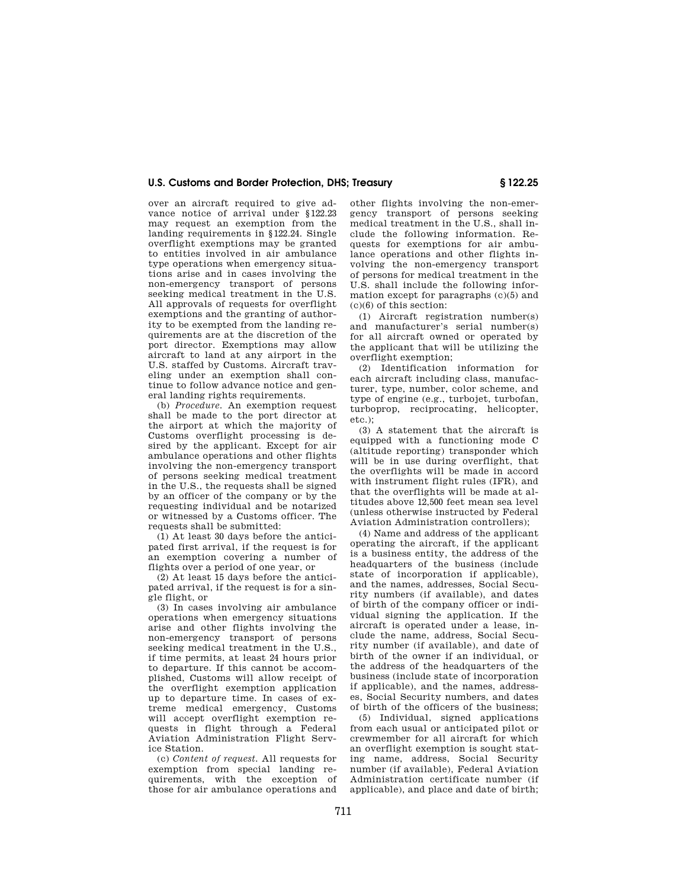over an aircraft required to give advance notice of arrival under §122.23 may request an exemption from the landing requirements in §122.24. Single overflight exemptions may be granted to entities involved in air ambulance type operations when emergency situations arise and in cases involving the non-emergency transport of persons seeking medical treatment in the U.S. All approvals of requests for overflight exemptions and the granting of authority to be exempted from the landing requirements are at the discretion of the port director. Exemptions may allow aircraft to land at any airport in the U.S. staffed by Customs. Aircraft traveling under an exemption shall continue to follow advance notice and general landing rights requirements.

(b) *Procedure.* An exemption request shall be made to the port director at the airport at which the majority of Customs overflight processing is desired by the applicant. Except for air ambulance operations and other flights involving the non-emergency transport of persons seeking medical treatment in the U.S., the requests shall be signed by an officer of the company or by the requesting individual and be notarized or witnessed by a Customs officer. The requests shall be submitted:

(1) At least 30 days before the anticipated first arrival, if the request is for an exemption covering a number of flights over a period of one year, or

(2) At least 15 days before the anticipated arrival, if the request is for a single flight, or

(3) In cases involving air ambulance operations when emergency situations arise and other flights involving the non-emergency transport of persons seeking medical treatment in the U.S., if time permits, at least 24 hours prior to departure. If this cannot be accomplished, Customs will allow receipt of the overflight exemption application up to departure time. In cases of extreme medical emergency, Customs will accept overflight exemption requests in flight through a Federal Aviation Administration Flight Service Station.

(c) *Content of request.* All requests for exemption from special landing requirements, with the exception of those for air ambulance operations and other flights involving the non-emergency transport of persons seeking medical treatment in the U.S., shall include the following information. Requests for exemptions for air ambulance operations and other flights involving the non-emergency transport of persons for medical treatment in the U.S. shall include the following information except for paragraphs (c)(5) and (c)(6) of this section:

(1) Aircraft registration number(s) and manufacturer's serial number(s) for all aircraft owned or operated by the applicant that will be utilizing the overflight exemption;

(2) Identification information for each aircraft including class, manufacturer, type, number, color scheme, and type of engine (e.g., turbojet, turbofan, turboprop, reciprocating, helicopter, etc.);

(3) A statement that the aircraft is equipped with a functioning mode C (altitude reporting) transponder which will be in use during overflight, that the overflights will be made in accord with instrument flight rules (IFR), and that the overflights will be made at altitudes above 12,500 feet mean sea level (unless otherwise instructed by Federal Aviation Administration controllers);

(4) Name and address of the applicant operating the aircraft, if the applicant is a business entity, the address of the headquarters of the business (include state of incorporation if applicable), and the names, addresses, Social Security numbers (if available), and dates of birth of the company officer or individual signing the application. If the aircraft is operated under a lease, include the name, address, Social Security number (if available), and date of birth of the owner if an individual, or the address of the headquarters of the business (include state of incorporation if applicable), and the names, addresses, Social Security numbers, and dates of birth of the officers of the business;

(5) Individual, signed applications from each usual or anticipated pilot or crewmember for all aircraft for which an overflight exemption is sought stating name, address, Social Security number (if available), Federal Aviation Administration certificate number (if applicable), and place and date of birth;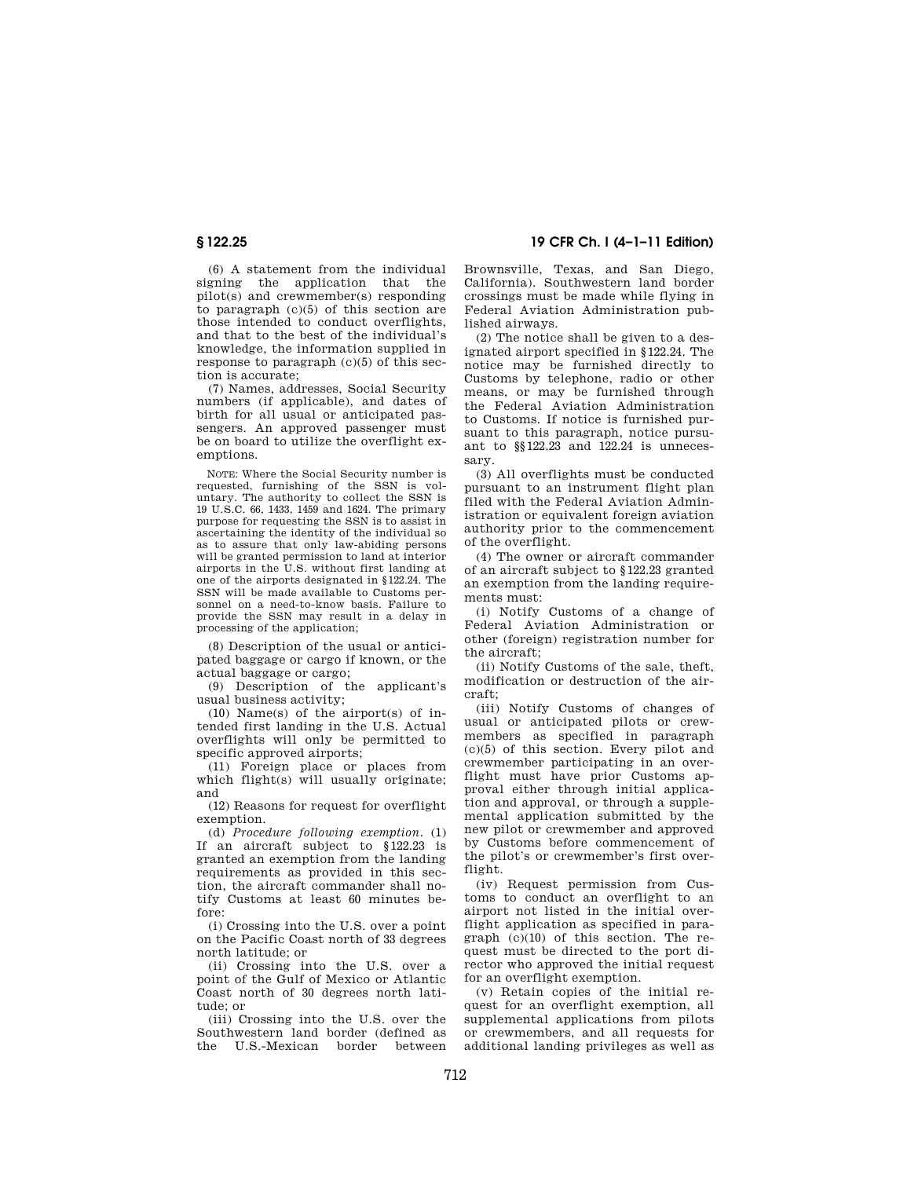(6) A statement from the individual signing the application that the pilot(s) and crewmember(s) responding to paragraph (c)(5) of this section are those intended to conduct overflights, and that to the best of the individual's knowledge, the information supplied in response to paragraph (c)(5) of this section is accurate;

(7) Names, addresses, Social Security numbers (if applicable), and dates of birth for all usual or anticipated passengers. An approved passenger must be on board to utilize the overflight exemptions.

NOTE: Where the Social Security number is requested, furnishing of the SSN is voluntary. The authority to collect the SSN is 19 U.S.C. 66, 1433, 1459 and 1624. The primary purpose for requesting the SSN is to assist in ascertaining the identity of the individual so as to assure that only law-abiding persons will be granted permission to land at interior airports in the U.S. without first landing at one of the airports designated in §122.24. The SSN will be made available to Customs personnel on a need-to-know basis. Failure to provide the SSN may result in a delay in processing of the application;

(8) Description of the usual or anticipated baggage or cargo if known, or the actual baggage or cargo;

(9) Description of the applicant's usual business activity;

(10) Name(s) of the airport(s) of intended first landing in the U.S. Actual overflights will only be permitted to specific approved airports;

(11) Foreign place or places from which flight(s) will usually originate; and

(12) Reasons for request for overflight exemption.

(d) *Procedure following exemption.* (1) If an aircraft subject to §122.23 is granted an exemption from the landing requirements as provided in this section, the aircraft commander shall notify Customs at least 60 minutes before:

(i) Crossing into the U.S. over a point on the Pacific Coast north of 33 degrees north latitude; or

(ii) Crossing into the U.S. over a point of the Gulf of Mexico or Atlantic Coast north of 30 degrees north latitude; or

(iii) Crossing into the U.S. over the Southwestern land border (defined as the U.S.-Mexican border between Brownsville, Texas, and San Diego, California). Southwestern land border crossings must be made while flying in Federal Aviation Administration published airways.

(2) The notice shall be given to a designated airport specified in §122.24. The notice may be furnished directly to Customs by telephone, radio or other means, or may be furnished through the Federal Aviation Administration to Customs. If notice is furnished pursuant to this paragraph, notice pursuant to §§122.23 and 122.24 is unnecessary.

(3) All overflights must be conducted pursuant to an instrument flight plan filed with the Federal Aviation Administration or equivalent foreign aviation authority prior to the commencement of the overflight.

(4) The owner or aircraft commander of an aircraft subject to §122.23 granted an exemption from the landing requirements must:

(i) Notify Customs of a change of Federal Aviation Administration or other (foreign) registration number for the aircraft;

(ii) Notify Customs of the sale, theft, modification or destruction of the aircraft;

(iii) Notify Customs of changes of usual or anticipated pilots or crewmembers as specified in paragraph (c)(5) of this section. Every pilot and crewmember participating in an overflight must have prior Customs approval either through initial application and approval, or through a supplemental application submitted by the new pilot or crewmember and approved by Customs before commencement of the pilot's or crewmember's first overflight.

(iv) Request permission from Customs to conduct an overflight to an airport not listed in the initial overflight application as specified in paragraph (c)(10) of this section. The request must be directed to the port director who approved the initial request for an overflight exemption.

(v) Retain copies of the initial request for an overflight exemption, all supplemental applications from pilots or crewmembers, and all requests for additional landing privileges as well as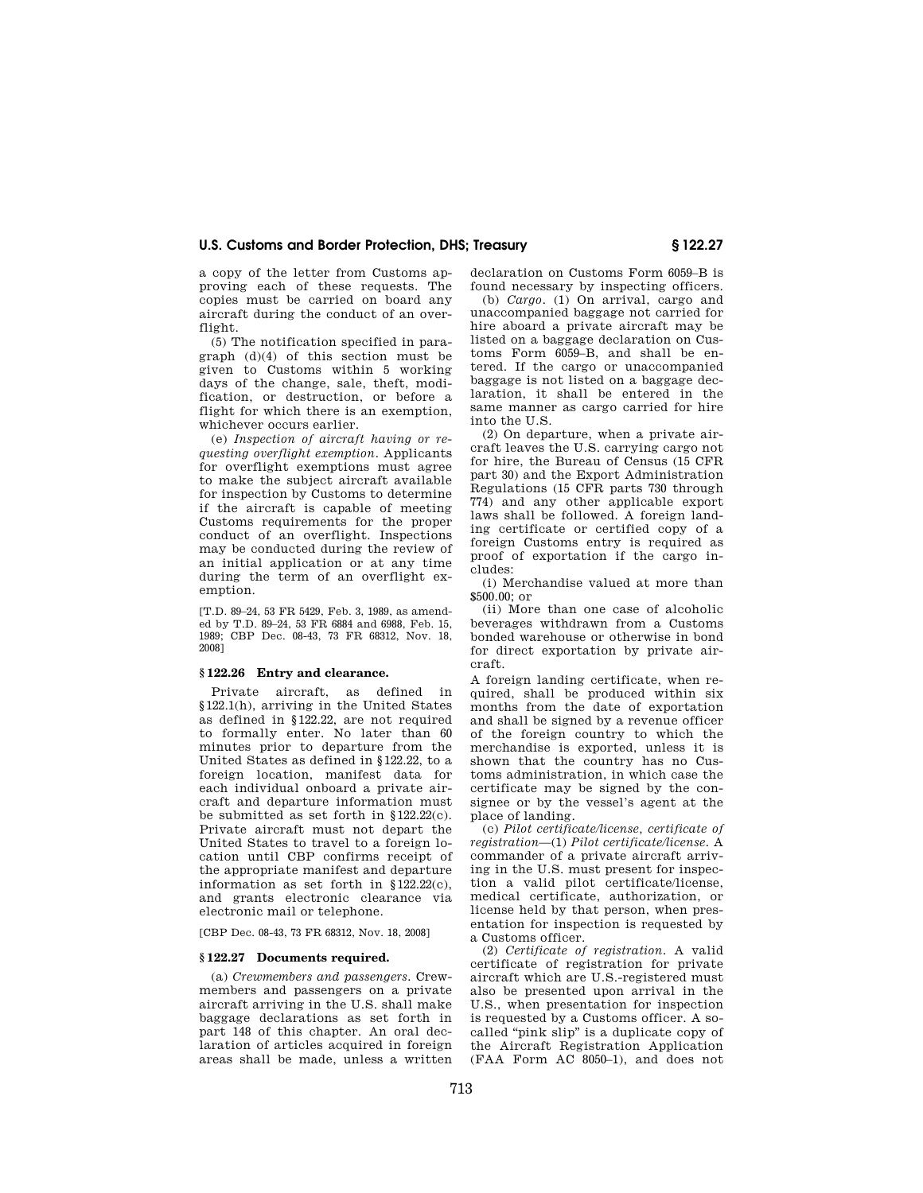a copy of the letter from Customs approving each of these requests. The copies must be carried on board any aircraft during the conduct of an overflight.

(5) The notification specified in paragraph (d)(4) of this section must be given to Customs within 5 working days of the change, sale, theft, modification, or destruction, or before a flight for which there is an exemption, whichever occurs earlier.

(e) *Inspection of aircraft having or requesting overflight exemption.* Applicants for overflight exemptions must agree to make the subject aircraft available for inspection by Customs to determine if the aircraft is capable of meeting Customs requirements for the proper conduct of an overflight. Inspections may be conducted during the review of an initial application or at any time during the term of an overflight exemption.

[T.D. 89–24, 53 FR 5429, Feb. 3, 1989, as amended by T.D. 89–24, 53 FR 6884 and 6988, Feb. 15, 1989; CBP Dec. 08-43, 73 FR 68312, Nov. 18, 2008]

### § 122.26 Entry and clearance.

Private aircraft, as defined in §122.1(h), arriving in the United States as defined in §122.22, are not required to formally enter. No later than 60 minutes prior to departure from the United States as defined in §122.22, to a foreign location, manifest data for each individual onboard a private aircraft and departure information must be submitted as set forth in §122.22(c). Private aircraft must not depart the United States to travel to a foreign location until CBP confirms receipt of the appropriate manifest and departure information as set forth in §122.22(c), and grants electronic clearance via electronic mail or telephone.

[CBP Dec. 08-43, 73 FR 68312, Nov. 18, 2008]

### § 122.27 Documents required.

(a) *Crewmembers and passengers.* Crewmembers and passengers on a private aircraft arriving in the U.S. shall make baggage declarations as set forth in part 148 of this chapter. An oral declaration of articles acquired in foreign areas shall be made, unless a written declaration on Customs Form 6059–B is found necessary by inspecting officers.

(b) *Cargo.* (1) On arrival, cargo and unaccompanied baggage not carried for hire aboard a private aircraft may be listed on a baggage declaration on Customs Form 6059–B, and shall be entered. If the cargo or unaccompanied baggage is not listed on a baggage declaration, it shall be entered in the same manner as cargo carried for hire into the U.S.

(2) On departure, when a private aircraft leaves the U.S. carrying cargo not for hire, the Bureau of Census (15 CFR part 30) and the Export Administration Regulations (15 CFR parts 730 through 774) and any other applicable export laws shall be followed. A foreign landing certificate or certified copy of a foreign Customs entry is required as proof of exportation if the cargo includes:

(i) Merchandise valued at more than $500.00; or

(ii) More than one case of alcoholic beverages withdrawn from a Customs bonded warehouse or otherwise in bond for direct exportation by private aircraft.

A foreign landing certificate, when required, shall be produced within six months from the date of exportation and shall be signed by a revenue officer of the foreign country to which the merchandise is exported, unless it is shown that the country has no Customs administration, in which case the certificate may be signed by the consignee or by the vessel's agent at the place of landing.

(c) *Pilot certificate/license, certificate of registration*—(1) *Pilot certificate/license.* A commander of a private aircraft arriving in the U.S. must present for inspection a valid pilot certificate/license, medical certificate, authorization, or license held by that person, when presentation for inspection is requested by a Customs officer.

(2) *Certificate of registration.* A valid certificate of registration for private aircraft which are U.S.-registered must also be presented upon arrival in the U.S., when presentation for inspection is requested by a Customs officer. A so-called "pink slip" is a duplicate copy of the Aircraft Registration Application (FAA Form AC 8050–1), and does not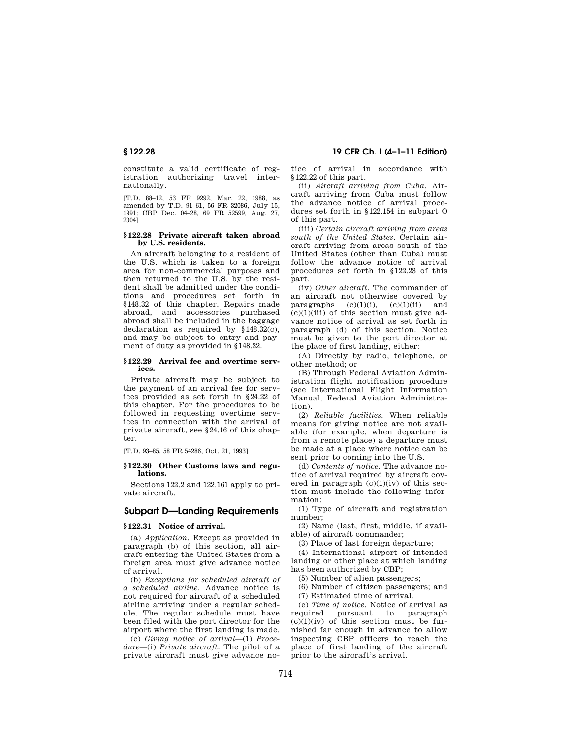constitute a valid certificate of registration authorizing travel internationally.

[T.D. 88–12, 53 FR 9292, Mar. 22, 1988, as amended by T.D. 91–61, 56 FR 32086, July 15, 1991; CBP Dec. 04–28, 69 FR 52599, Aug. 27, 2004]

### § 122.28 Private aircraft taken abroad by U.S. residents.

An aircraft belonging to a resident of the U.S. which is taken to a foreign area for non-commercial purposes and then returned to the U.S. by the resident shall be admitted under the conditions and procedures set forth in §148.32 of this chapter. Repairs made abroad, and accessories purchased abroad shall be included in the baggage declaration as required by §148.32(c), and may be subject to entry and payment of duty as provided in §148.32.

### § 122.29 Arrival fee and overtime services.

Private aircraft may be subject to the payment of an arrival fee for services provided as set forth in §24.22 of this chapter. For the procedures to be followed in requesting overtime services in connection with the arrival of private aircraft, see §24.16 of this chapter.

[T.D. 93–85, 58 FR 54286, Oct. 21, 1993]

### § 122.30 Other Customs laws and regulations.

Sections 122.2 and 122.161 apply to private aircraft.

## Subpart D—Landing Requirements

### § 122.31 Notice of arrival.

(a) *Application.* Except as provided in paragraph (b) of this section, all aircraft entering the United States from a foreign area must give advance notice of arrival.

(b) *Exceptions for scheduled aircraft of a scheduled airline.* Advance notice is not required for aircraft of a scheduled airline arriving under a regular schedule. The regular schedule must have been filed with the port director for the airport where the first landing is made.

(c) *Giving notice of arrival*—(1) *Procedure*—(i) *Private aircraft.* The pilot of a private aircraft must give advance notice of arrival in accordance with §122.22 of this part.

(ii) *Aircraft arriving from Cuba.* Aircraft arriving from Cuba must follow the advance notice of arrival procedures set forth in §122.154 in subpart O of this part.

(iii) *Certain aircraft arriving from areas south of the United States.* Certain aircraft arriving from areas south of the United States (other than Cuba) must follow the advance notice of arrival procedures set forth in §122.23 of this part.

(iv) *Other aircraft.* The commander of an aircraft not otherwise covered by paragraphs (c)(1)(i), (c)(1)(ii) and (c)(1)(iii) of this section must give advance notice of arrival as set forth in paragraph (d) of this section. Notice must be given to the port director at the place of first landing, either:

(A) Directly by radio, telephone, or other method; or

(B) Through Federal Aviation Administration flight notification procedure (see International Flight Information Manual, Federal Aviation Administration).

(2) *Reliable facilities.* When reliable means for giving notice are not available (for example, when departure is from a remote place) a departure must be made at a place where notice can be sent prior to coming into the U.S.

(d) *Contents of notice.* The advance notice of arrival required by aircraft covered in paragraph (c)(1)(iv) of this section must include the following information:

(1) Type of aircraft and registration number;

(2) Name (last, first, middle, if available) of aircraft commander;

(3) Place of last foreign departure;

(4) International airport of intended landing or other place at which landing has been authorized by CBP;

(5) Number of alien passengers;

(6) Number of citizen passengers; and

(7) Estimated time of arrival.

(e) *Time of notice.* Notice of arrival as required pursuant to paragraph (c)(1)(iv) of this section must be furnished far enough in advance to allow inspecting CBP officers to reach the place of first landing of the aircraft prior to the aircraft's arrival.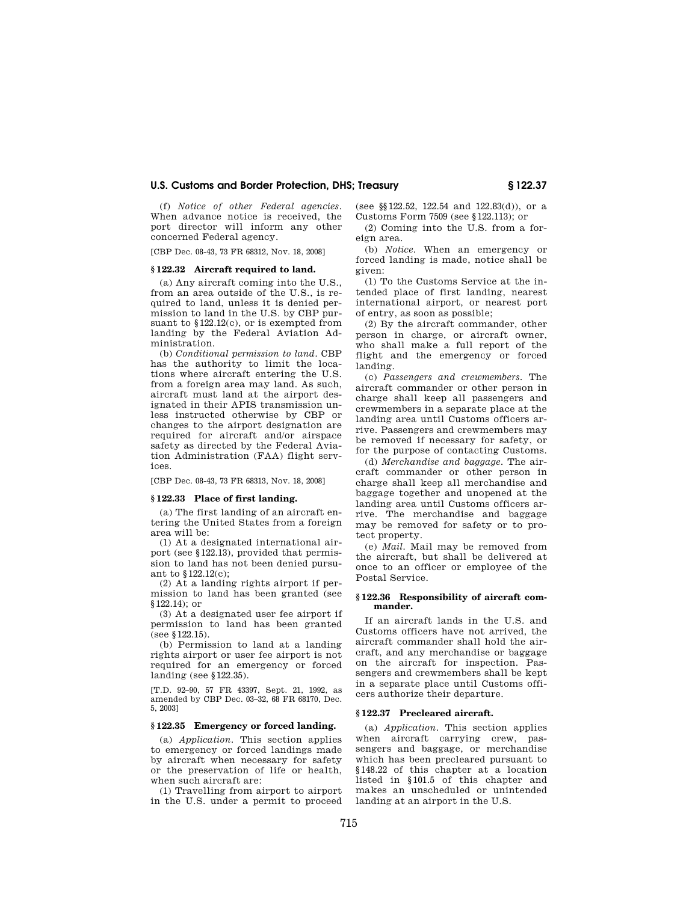(f) *Notice of other Federal agencies.* When advance notice is received, the port director will inform any other concerned Federal agency.

[CBP Dec. 08-43, 73 FR 68312, Nov. 18, 2008]

### § 122.32 Aircraft required to land.

(a) Any aircraft coming into the U.S., from an area outside of the U.S., is required to land, unless it is denied permission to land in the U.S. by CBP pursuant to §122.12(c), or is exempted from landing by the Federal Aviation Administration.

(b) *Conditional permission to land.* CBP has the authority to limit the locations where aircraft entering the U.S. from a foreign area may land. As such, aircraft must land at the airport designated in their APIS transmission unless instructed otherwise by CBP or changes to the airport designation are required for aircraft and/or airspace safety as directed by the Federal Aviation Administration (FAA) flight services.

[CBP Dec. 08-43, 73 FR 68313, Nov. 18, 2008]

### § 122.33 Place of first landing.

(a) The first landing of an aircraft entering the United States from a foreign area will be:

(1) At a designated international airport (see §122.13), provided that permission to land has not been denied pursuant to §122.12(c);

(2) At a landing rights airport if permission to land has been granted (see §122.14); or

(3) At a designated user fee airport if permission to land has been granted (see §122.15).

(b) Permission to land at a landing rights airport or user fee airport is not required for an emergency or forced landing (see §122.35).

[T.D. 92-90, 57 FR 43397, Sept. 21, 1992, as amended by CBP Dec. 03-32, 68 FR 68170, Dec. 5, 2003]

### § 122.35 Emergency or forced landing.

(a) *Application.* This section applies to emergency or forced landings made by aircraft when necessary for safety or the preservation of life or health, when such aircraft are:

(1) Travelling from airport to airport in the U.S. under a permit to proceed (see §§122.52, 122.54 and 122.83(d)), or a Customs Form 7509 (see §122.113); or

(2) Coming into the U.S. from a foreign area.

(b) *Notice.* When an emergency or forced landing is made, notice shall be given:

(1) To the Customs Service at the intended place of first landing, nearest international airport, or nearest port of entry, as soon as possible;

(2) By the aircraft commander, other person in charge, or aircraft owner, who shall make a full report of the flight and the emergency or forced landing.

(c) *Passengers and crewmembers.* The aircraft commander or other person in charge shall keep all passengers and crewmembers in a separate place at the landing area until Customs officers arrive. Passengers and crewmembers may be removed if necessary for safety, or for the purpose of contacting Customs.

(d) *Merchandise and baggage.* The aircraft commander or other person in charge shall keep all merchandise and baggage together and unopened at the landing area until Customs officers arrive. The merchandise and baggage may be removed for safety or to protect property.

(e) *Mail.* Mail may be removed from the aircraft, but shall be delivered at once to an officer or employee of the Postal Service.

### § 122.36 Responsibility of aircraft commander.

If an aircraft lands in the U.S. and Customs officers have not arrived, the aircraft commander shall hold the aircraft, and any merchandise or baggage on the aircraft for inspection. Passengers and crewmembers shall be kept in a separate place until Customs officers authorize their departure.

### § 122.37 Precleared aircraft.

(a) *Application.* This section applies when aircraft carrying crew, passengers and baggage, or merchandise which has been precleared pursuant to §148.22 of this chapter at a location listed in §101.5 of this chapter and makes an unscheduled or unintended landing at an airport in the U.S.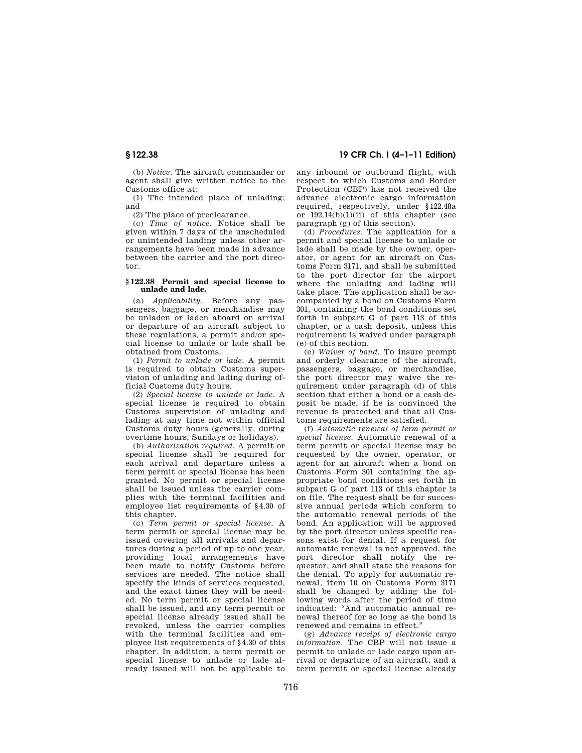(b) *Notice*. The aircraft commander or agent shall give written notice to the Customs office at:

(1) The intended place of unlading; and

(2) The place of preclearance.

(c) *Time of notice*. Notice shall be given within 7 days of the unscheduled or unintended landing unless other arrangements have been made in advance between the carrier and the port director.

### § 122.38 Permit and special license to unlade and lade.

(a) *Applicability*. Before any passengers, baggage, or merchandise may be unladen or laden aboard on arrival or departure of an aircraft subject to these regulations, a permit and/or special license to unlade or lade shall be obtained from Customs.

(1) *Permit to unlade or lade*. A permit is required to obtain Customs supervision of unlading and lading during official Customs duty hours.

(2) *Special license to unlade or lade*. A special license is required to obtain Customs supervision of unlading and lading at any time not within official Customs duty hours (generally, during overtime hours, Sundays or holidays).

(b) *Authorization required*. A permit or special license shall be required for each arrival and departure unless a term permit or special license has been granted. No permit or special license shall be issued unless the carrier complies with the terminal facilities and employee list requirements of §4.30 of this chapter.

(c) *Term permit or special license*. A term permit or special license may be issued covering all arrivals and departures during a period of up to one year, providing local arrangements have been made to notify Customs before services are needed. The notice shall specify the kinds of services requested, and the exact times they will be needed. No term permit or special license shall be issued, and any term permit or special license already issued shall be revoked, unless the carrier complies with the terminal facilities and employee list requirements of §4.30 of this chapter. In addition, a term permit or special license to unlade or lade already issued will not be applicable to any inbound or outbound flight, with respect to which Customs and Border Protection (CBP) has not received the advance electronic cargo information required, respectively, under §122.48a or 192.14(b)(1)(ii) of this chapter (see paragraph (g) of this section).

(d) *Procedures*. The application for a permit and special license to unlade or lade shall be made by the owner, operator, or agent for an aircraft on Customs Form 3171, and shall be submitted to the port director for the airport where the unlading and lading will take place. The application shall be accompanied by a bond on Customs Form 301, containing the bond conditions set forth in subpart G of part 113 of this chapter, or a cash deposit, unless this requirement is waived under paragraph (e) of this section.

(e) *Waiver of bond*. To insure prompt and orderly clearance of the aircraft, passengers, baggage, or merchandise, the port director may waive the requirement under paragraph (d) of this section that either a bond or a cash deposit be made, if he is convinced the revenue is protected and that all Customs requirements are satisfied.

(f) *Automatic renewal of term permit or special license*. Automatic renewal of a term permit or special license may be requested by the owner, operator, or agent for an aircraft when a bond on Customs Form 301 containing the appropriate bond conditions set forth in subpart G of part 113 of this chapter is on file. The request shall be for successive annual periods which conform to the automatic renewal periods of the bond. An application will be approved by the port director unless specific reasons exist for denial. If a request for automatic renewal is not approved, the port director shall notify the requestor, and shall state the reasons for the denial. To apply for automatic renewal, item 10 on Customs Form 3171 shall be changed by adding the following words after the period of time indicated: "And automatic annual renewal thereof for so long as the bond is renewed and remains in effect."

(g) *Advance receipt of electronic cargo information*. The CBP will not issue a permit to unlade or lade cargo upon arrival or departure of an aircraft, and a term permit or special license already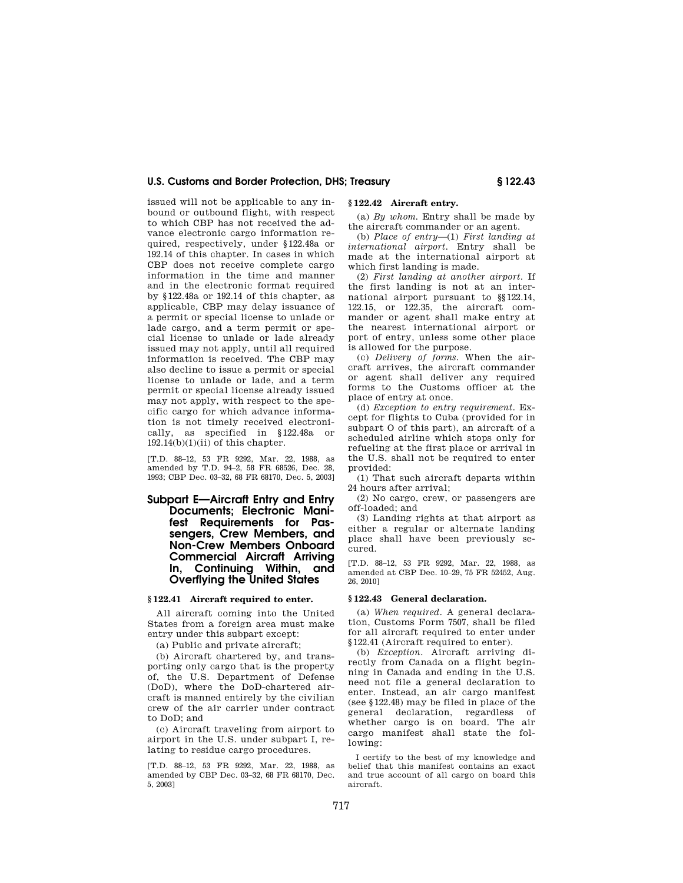issued will not be applicable to any inbound or outbound flight, with respect to which CBP has not received the advance electronic cargo information required, respectively, under §122.48a or 192.14 of this chapter. In cases in which CBP does not receive complete cargo information in the time and manner and in the electronic format required by §122.48a or 192.14 of this chapter, as applicable, CBP may delay issuance of a permit or special license to unlade or lade cargo, and a term permit or special license to unlade or lade already issued may not apply, until all required information is received. The CBP may also decline to issue a permit or special license to unlade or lade, and a term permit or special license already issued may not apply, with respect to the specific cargo for which advance information is not timely received electronically, as specified in §122.48a or 192.14(b)(1)(ii) of this chapter.

[T.D. 88–12, 53 FR 9292, Mar. 22, 1988, as amended by T.D. 94–2, 58 FR 68526, Dec. 28, 1993; CBP Dec. 03–32, 68 FR 68170, Dec. 5, 2003]

## Subpart E—Aircraft Entry and Entry Documents; Electronic Manifest Requirements for Passengers, Crew Members, and Non-Crew Members Onboard Commercial Aircraft Arriving In, Continuing Within, and Overflying the United States

### § 122.41 Aircraft required to enter.

All aircraft coming into the United States from a foreign area must make entry under this subpart except:

(a) Public and private aircraft;

(b) Aircraft chartered by, and transporting only cargo that is the property of, the U.S. Department of Defense (DoD), where the DoD-chartered aircraft is manned entirely by the civilian crew of the air carrier under contract to DoD; and

(c) Aircraft traveling from airport to airport in the U.S. under subpart I, relating to residue cargo procedures.

[T.D. 88–12, 53 FR 9292, Mar. 22, 1988, as amended by CBP Dec. 03–32, 68 FR 68170, Dec. 5, 2003]

### § 122.42 Aircraft entry.

(a) *By whom.* Entry shall be made by the aircraft commander or an agent.

(b) *Place of entry*—(1) *First landing at international airport.* Entry shall be made at the international airport at which first landing is made.

(2) *First landing at another airport.* If the first landing is not at an international airport pursuant to §§122.14, 122.15, or 122.35, the aircraft commander or agent shall make entry at the nearest international airport or port of entry, unless some other place is allowed for the purpose.

(c) *Delivery of forms.* When the aircraft arrives, the aircraft commander or agent shall deliver any required forms to the Customs officer at the place of entry at once.

(d) *Exception to entry requirement.* Except for flights to Cuba (provided for in subpart O of this part), an aircraft of a scheduled airline which stops only for refueling at the first place or arrival in the U.S. shall not be required to enter provided:

(1) That such aircraft departs within 24 hours after arrival;

(2) No cargo, crew, or passengers are off-loaded; and

(3) Landing rights at that airport as either a regular or alternate landing place shall have been previously secured.

[T.D. 88–12, 53 FR 9292, Mar. 22, 1988, as amended at CBP Dec. 10–29, 75 FR 52452, Aug. 26, 2010]

### § 122.43 General declaration.

(a) *When required.* A general declaration, Customs Form 7507, shall be filed for all aircraft required to enter under §122.41 (Aircraft required to enter).

(b) *Exception.* Aircraft arriving directly from Canada on a flight beginning in Canada and ending in the U.S. need not file a general declaration to enter. Instead, an air cargo manifest (see §122.48) may be filed in place of the general declaration, regardless of whether cargo is on board. The air cargo manifest shall state the following:

I certify to the best of my knowledge and belief that this manifest contains an exact and true account of all cargo on board this aircraft.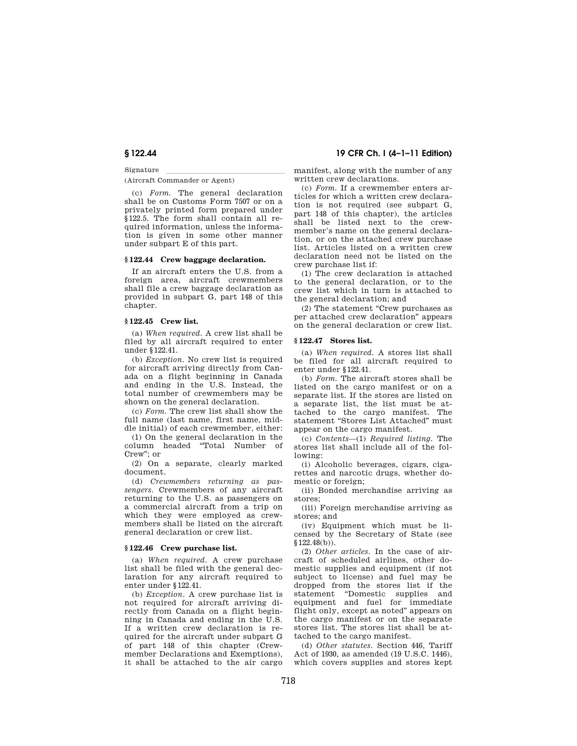Signature \_\_\_\_\_\_\_\_\_\_\_\_\_\_\_\_\_\_\_\_\_\_\_\_\_\_\_\_\_\_

(Aircraft Commander or Agent)

(c) *Form.* The general declaration shall be on Customs Form 7507 or on a privately printed form prepared under §122.5. The form shall contain all required information, unless the information is given in some other manner under subpart E of this part.

### § 122.44 Crew baggage declaration.

If an aircraft enters the U.S. from a foreign area, aircraft crewmembers shall file a crew baggage declaration as provided in subpart G, part 148 of this chapter.

### § 122.45 Crew list.

(a) *When required.* A crew list shall be filed by all aircraft required to enter under §122.41.

(b) *Exception.* No crew list is required for aircraft arriving directly from Canada on a flight beginning in Canada and ending in the U.S. Instead, the total number of crewmembers may be shown on the general declaration.

(c) *Form.* The crew list shall show the full name (last name, first name, middle initial) of each crewmember, either:

(1) On the general declaration in the column headed "Total Number of Crew"; or

(2) On a separate, clearly marked document.

(d) *Crewmembers returning as passengers.* Crewmembers of any aircraft returning to the U.S. as passengers on a commercial aircraft from a trip on which they were employed as crewmembers shall be listed on the aircraft general declaration or crew list.

### § 122.46 Crew purchase list.

(a) *When required.* A crew purchase list shall be filed with the general declaration for any aircraft required to enter under §122.41.

(b) *Exception.* A crew purchase list is not required for aircraft arriving directly from Canada on a flight beginning in Canada and ending in the U.S. If a written crew declaration is required for the aircraft under subpart G of part 148 of this chapter (Crewmember Declarations and Exemptions), it shall be attached to the air cargo manifest, along with the number of any written crew declarations.

(c) *Form.* If a crewmember enters articles for which a written crew declaration is not required (see subpart G, part 148 of this chapter), the articles shall be listed next to the crewmember's name on the general declaration, or on the attached crew purchase list. Articles listed on a written crew declaration need not be listed on the crew purchase list if:

(1) The crew declaration is attached to the general declaration, or to the crew list which in turn is attached to the general declaration; and

(2) The statement "Crew purchases as per attached crew declaration" appears on the general declaration or crew list.

### § 122.47 Stores list.

(a) *When required.* A stores list shall be filed for all aircraft required to enter under §122.41.

(b) *Form.* The aircraft stores shall be listed on the cargo manifest or on a separate list. If the stores are listed on a separate list, the list must be attached to the cargo manifest. The statement "Stores List Attached" must appear on the cargo manifest.

(c) *Contents*—(1) *Required listing.* The stores list shall include all of the following:

(i) Alcoholic beverages, cigars, cigarettes and narcotic drugs, whether domestic or foreign;

(ii) Bonded merchandise arriving as stores;

(iii) Foreign merchandise arriving as stores; and

(iv) Equipment which must be licensed by the Secretary of State (see §122.48(b)).

(2) *Other articles.* In the case of aircraft of scheduled airlines, other domestic supplies and equipment (if not subject to license) and fuel may be dropped from the stores list if the statement "Domestic supplies and equipment and fuel for immediate flight only, except as noted" appears on the cargo manifest or on the separate stores list. The stores list shall be attached to the cargo manifest.

(d) *Other statutes.* Section 446, Tariff Act of 1930, as amended (19 U.S.C. 1446), which covers supplies and stores kept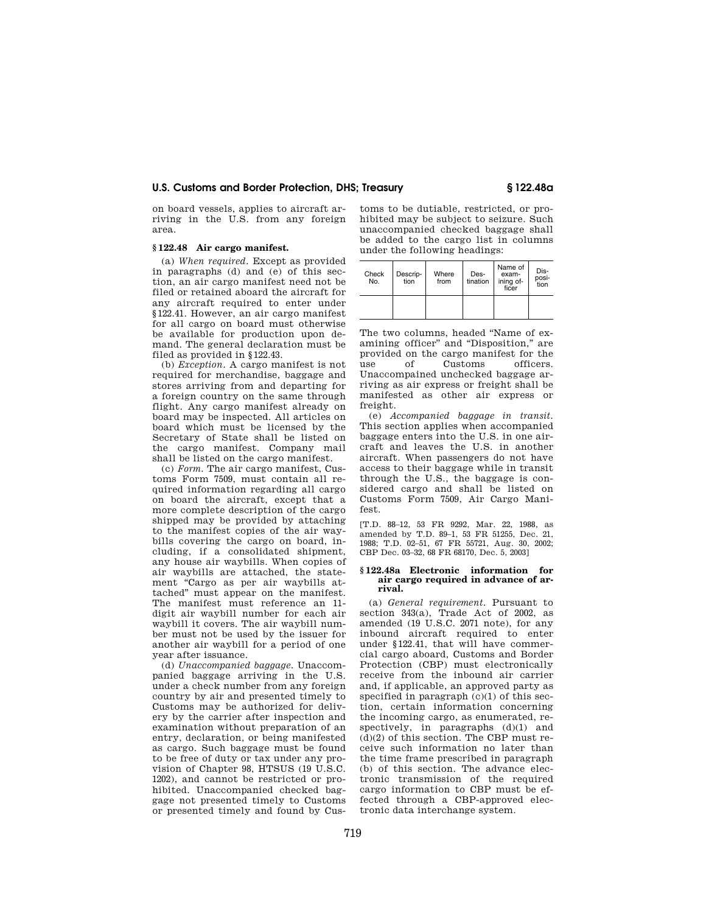on board vessels, applies to aircraft arriving in the U.S. from any foreign area.

### § 122.48 Air cargo manifest.

(a) *When required.* Except as provided in paragraphs (d) and (e) of this section, an air cargo manifest need not be filed or retained aboard the aircraft for any aircraft required to enter under §122.41. However, an air cargo manifest for all cargo on board must otherwise be available for production upon demand. The general declaration must be filed as provided in §122.43.

(b) *Exception.* A cargo manifest is not required for merchandise, baggage and stores arriving from and departing for a foreign country on the same through flight. Any cargo manifest already on board may be inspected. All articles on board which must be licensed by the Secretary of State shall be listed on the cargo manifest. Company mail shall be listed on the cargo manifest.

(c) *Form.* The air cargo manifest, Customs Form 7509, must contain all required information regarding all cargo on board the aircraft, except that a more complete description of the cargo shipped may be provided by attaching to the manifest copies of the air waybills covering the cargo on board, including, if a consolidated shipment, any house air waybills. When copies of air waybills are attached, the statement "Cargo as per air waybills attached" must appear on the manifest. The manifest must reference an 11-digit air waybill number for each air waybill it covers. The air waybill number must not be used by the issuer for another air waybill for a period of one year after issuance.

(d) *Unaccompanied baggage.* Unaccompanied baggage arriving in the U.S. under a check number from any foreign country by air and presented timely to Customs may be authorized for delivery by the carrier after inspection and examination without preparation of an entry, declaration, or being manifested as cargo. Such baggage must be found to be free of duty or tax under any provision of Chapter 98, HTSUS (19 U.S.C. 1202), and cannot be restricted or prohibited. Unaccompanied checked baggage not presented timely to Customs or presented timely and found by Customs to be dutiable, restricted, or prohibited may be subject to seizure. Such unaccompanied checked baggage shall be added to the cargo list in columns under the following headings:

| Check No. | Description | Where from | Destination | Name of examining officer | Disposition |
|---|---|---|---|---|---|
| | | | | | |

The two columns, headed "Name of examining officer" and "Disposition," are provided on the cargo manifest for the use of Customs officers. Unaccompained unchecked baggage arriving as air express or freight shall be manifested as other air express or freight.

(e) *Accompanied baggage in transit.* This section applies when accompanied baggage enters into the U.S. in one aircraft and leaves the U.S. in another aircraft. When passengers do not have access to their baggage while in transit through the U.S., the baggage is considered cargo and shall be listed on Customs Form 7509, Air Cargo Manifest.

[T.D. 88–12, 53 FR 9292, Mar. 22, 1988, as amended by T.D. 89–1, 53 FR 51255, Dec. 21, 1988; T.D. 02–51, 67 FR 55721, Aug. 30, 2002; CBP Dec. 03–32, 68 FR 68170, Dec. 5, 2003]

### § 122.48a Electronic information for air cargo required in advance of arrival.

(a) *General requirement.* Pursuant to section 343(a), Trade Act of 2002, as amended (19 U.S.C. 2071 note), for any inbound aircraft required to enter under §122.41, that will have commercial cargo aboard, Customs and Border Protection (CBP) must electronically receive from the inbound air carrier and, if applicable, an approved party as specified in paragraph (c)(1) of this section, certain information concerning the incoming cargo, as enumerated, respectively, in paragraphs (d)(1) and (d)(2) of this section. The CBP must receive such information no later than the time frame prescribed in paragraph (b) of this section. The advance electronic transmission of the required cargo information to CBP must be effected through a CBP-approved electronic data interchange system.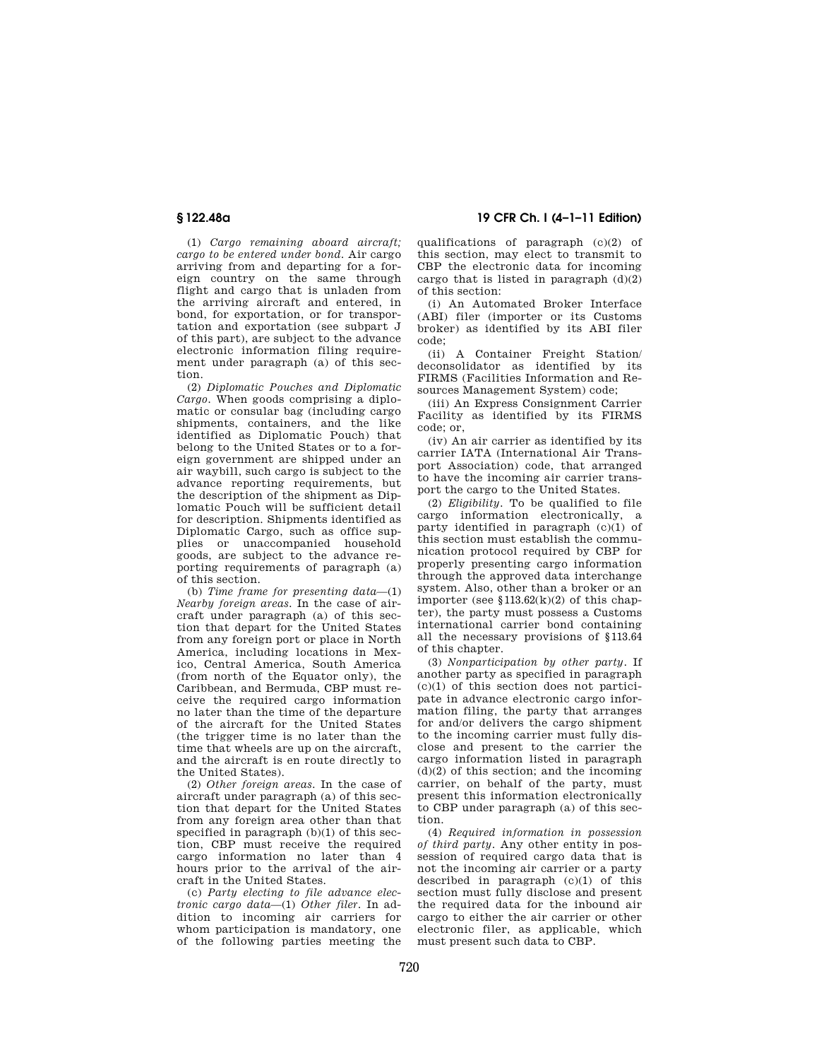(1) *Cargo remaining aboard aircraft; cargo to be entered under bond.* Air cargo arriving from and departing for a foreign country on the same through flight and cargo that is unladen from the arriving aircraft and entered, in bond, for exportation, or for transportation and exportation (see subpart J of this part), are subject to the advance electronic information filing requirement under paragraph (a) of this section.

(2) *Diplomatic Pouches and Diplomatic Cargo.* When goods comprising a diplomatic or consular bag (including cargo shipments, containers, and the like identified as Diplomatic Pouch) that belong to the United States or to a foreign government are shipped under an air waybill, such cargo is subject to the advance reporting requirements, but the description of the shipment as Diplomatic Pouch will be sufficient detail for description. Shipments identified as Diplomatic Cargo, such as office supplies or unaccompanied household goods, are subject to the advance reporting requirements of paragraph (a) of this section.

(b) *Time frame for presenting data*—(1) *Nearby foreign areas.* In the case of aircraft under paragraph (a) of this section that depart for the United States from any foreign port or place in North America, including locations in Mexico, Central America, South America (from north of the Equator only), the Caribbean, and Bermuda, CBP must receive the required cargo information no later than the time of the departure of the aircraft for the United States (the trigger time is no later than the time that wheels are up on the aircraft, and the aircraft is en route directly to the United States).

(2) *Other foreign areas.* In the case of aircraft under paragraph (a) of this section that depart for the United States from any foreign area other than that specified in paragraph (b)(1) of this section, CBP must receive the required cargo information no later than 4 hours prior to the arrival of the aircraft in the United States.

(c) *Party electing to file advance electronic cargo data*—(1) *Other filer.* In addition to incoming air carriers for whom participation is mandatory, one of the following parties meeting the qualifications of paragraph (c)(2) of this section, may elect to transmit to CBP the electronic data for incoming cargo that is listed in paragraph (d)(2) of this section:

(i) An Automated Broker Interface (ABI) filer (importer or its Customs broker) as identified by its ABI filer code;

(ii) A Container Freight Station/deconsolidator as identified by its FIRMS (Facilities Information and Resources Management System) code;

(iii) An Express Consignment Carrier Facility as identified by its FIRMS code; or,

(iv) An air carrier as identified by its carrier IATA (International Air Transport Association) code, that arranged to have the incoming air carrier transport the cargo to the United States.

(2) *Eligibility.* To be qualified to file cargo information electronically, a party identified in paragraph (c)(1) of this section must establish the communication protocol required by CBP for properly presenting cargo information through the approved data interchange system. Also, other than a broker or an importer (see §113.62(k)(2) of this chapter), the party must possess a Customs international carrier bond containing all the necessary provisions of §113.64 of this chapter.

(3) *Nonparticipation by other party.* If another party as specified in paragraph (c)(1) of this section does not participate in advance electronic cargo information filing, the party that arranges for and/or delivers the cargo shipment to the incoming carrier must fully disclose and present to the carrier the cargo information listed in paragraph (d)(2) of this section; and the incoming carrier, on behalf of the party, must present this information electronically to CBP under paragraph (a) of this section.

(4) *Required information in possession of third party.* Any other entity in possession of required cargo data that is not the incoming air carrier or a party described in paragraph (c)(1) of this section must fully disclose and present the required data for the inbound air cargo to either the air carrier or other electronic filer, as applicable, which must present such data to CBP.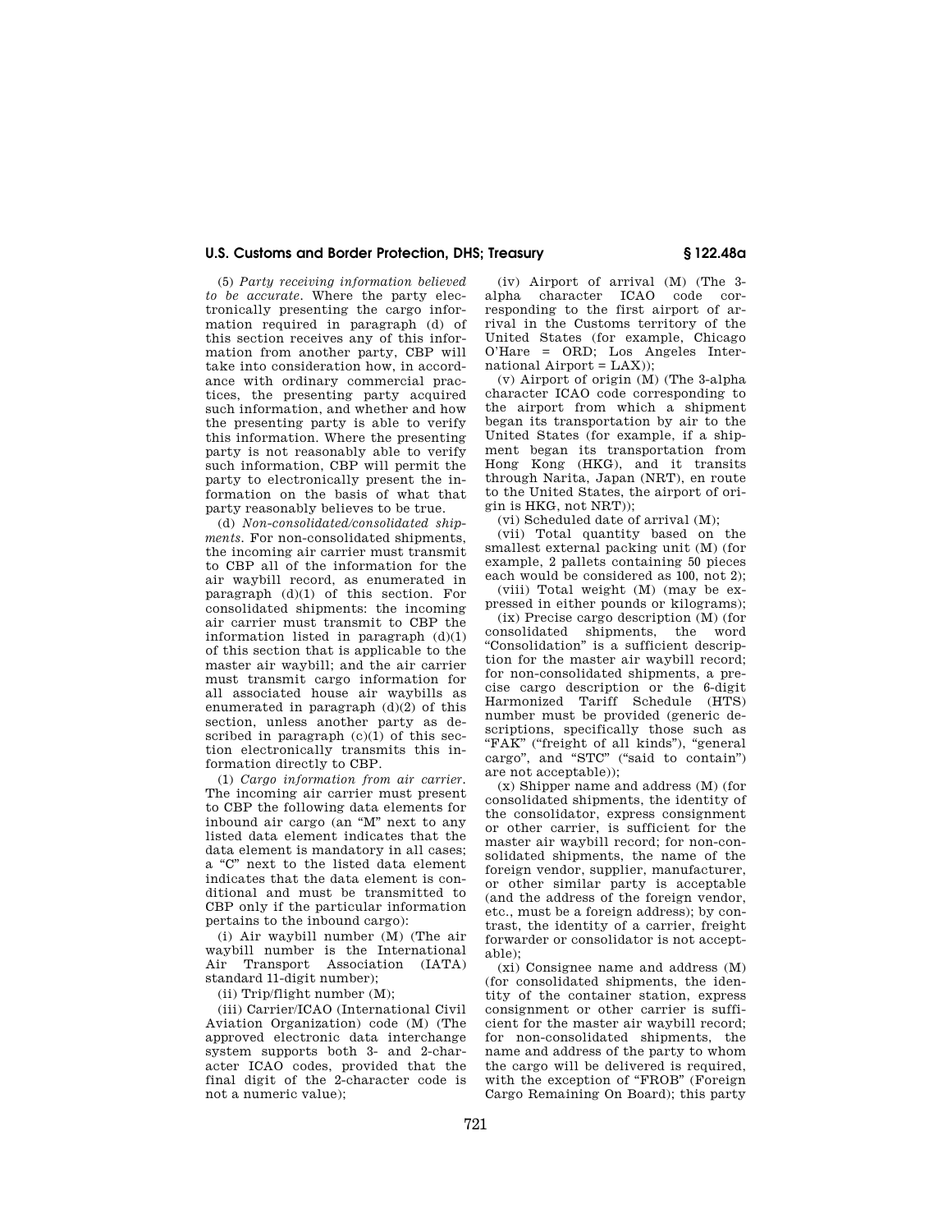(5) *Party receiving information believed to be accurate.* Where the party electronically presenting the cargo information required in paragraph (d) of this section receives any of this information from another party, CBP will take into consideration how, in accordance with ordinary commercial practices, the presenting party acquired such information, and whether and how the presenting party is able to verify this information. Where the presenting party is not reasonably able to verify such information, CBP will permit the party to electronically present the information on the basis of what that party reasonably believes to be true.

(d) *Non-consolidated/consolidated shipments.* For non-consolidated shipments, the incoming air carrier must transmit to CBP all of the information for the air waybill record, as enumerated in paragraph (d)(1) of this section. For consolidated shipments: the incoming air carrier must transmit to CBP the information listed in paragraph (d)(1) of this section that is applicable to the master air waybill; and the air carrier must transmit cargo information for all associated house air waybills as enumerated in paragraph (d)(2) of this section, unless another party as described in paragraph (c)(1) of this section electronically transmits this information directly to CBP.

(1) *Cargo information from air carrier.* The incoming air carrier must present to CBP the following data elements for inbound air cargo (an "M" next to any listed data element indicates that the data element is mandatory in all cases; a "C" next to the listed data element indicates that the data element is conditional and must be transmitted to CBP only if the particular information pertains to the inbound cargo):

(i) Air waybill number (M) (The air waybill number is the International Air Transport Association (IATA) standard 11-digit number);

(ii) Trip/flight number (M);

(iii) Carrier/ICAO (International Civil Aviation Organization) code (M) (The approved electronic data interchange system supports both 3- and 2-character ICAO codes, provided that the final digit of the 2-character code is not a numeric value);

(iv) Airport of arrival (M) (The 3-alpha character ICAO code corresponding to the first airport of arrival in the Customs territory of the United States (for example, Chicago O'Hare = ORD; Los Angeles International Airport = LAX));

(v) Airport of origin (M) (The 3-alpha character ICAO code corresponding to the airport from which a shipment began its transportation by air to the United States (for example, if a shipment began its transportation from Hong Kong (HKG), and it transits through Narita, Japan (NRT), en route to the United States, the airport of origin is HKG, not NRT));

(vi) Scheduled date of arrival (M);

(vii) Total quantity based on the smallest external packing unit (M) (for example, 2 pallets containing 50 pieces each would be considered as 100, not 2);

(viii) Total weight (M) (may be expressed in either pounds or kilograms);

(ix) Precise cargo description (M) (for consolidated shipments, the word "Consolidation" is a sufficient description for the master air waybill record; for non-consolidated shipments, a precise cargo description or the 6-digit Harmonized Tariff Schedule (HTS) number must be provided (generic descriptions, specifically those such as "FAK" ("freight of all kinds"), "general cargo", and "STC" ("said to contain") are not acceptable));

(x) Shipper name and address (M) (for consolidated shipments, the identity of the consolidator, express consignment or other carrier, is sufficient for the master air waybill record; for non-consolidated shipments, the name of the foreign vendor, supplier, manufacturer, or other similar party is acceptable (and the address of the foreign vendor, etc., must be a foreign address); by contrast, the identity of a carrier, freight forwarder or consolidator is not acceptable);

(xi) Consignee name and address (M) (for consolidated shipments, the identity of the container station, express consignment or other carrier is sufficient for the master air waybill record; for non-consolidated shipments, the name and address of the party to whom the cargo will be delivered is required, with the exception of "FROB" (Foreign Cargo Remaining On Board); this party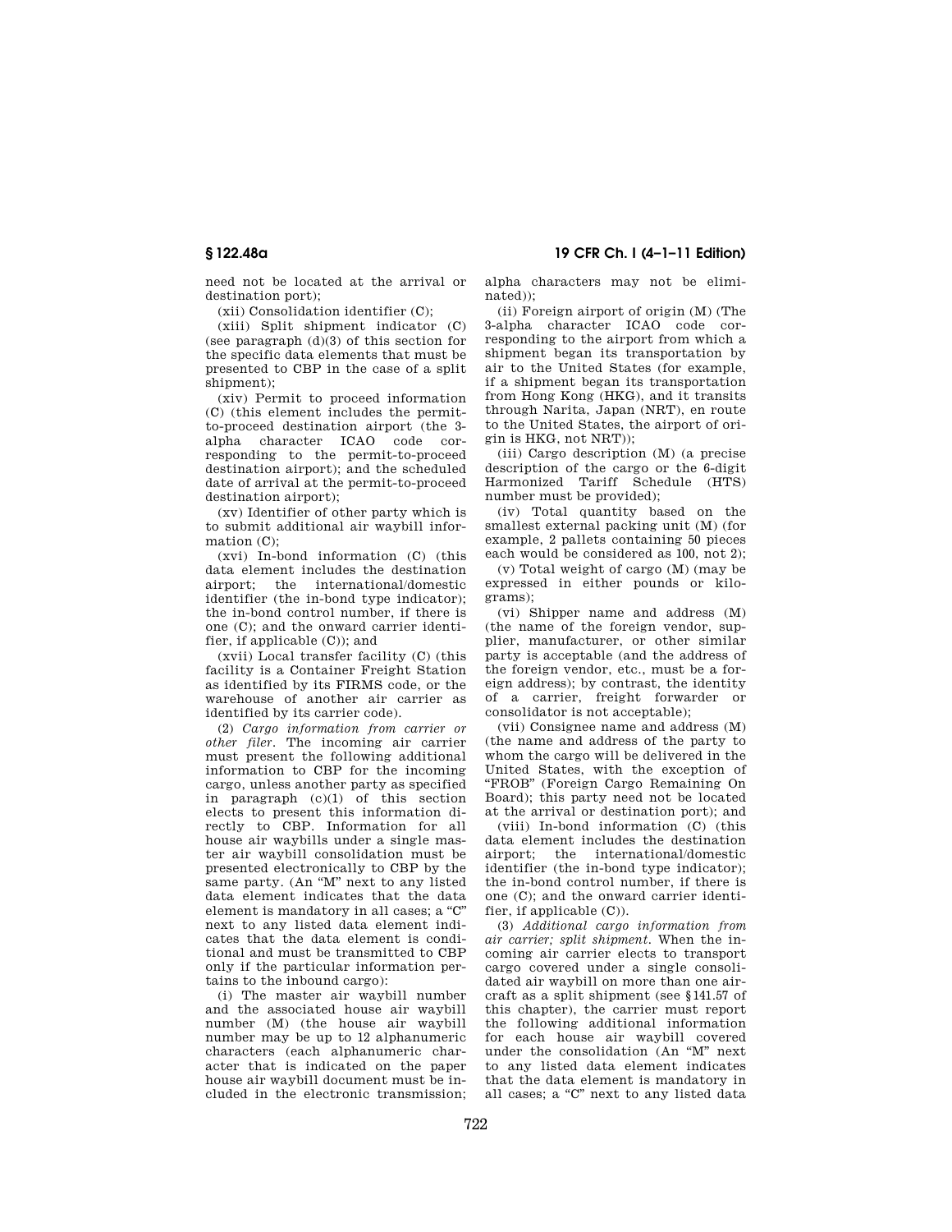need not be located at the arrival or destination port);

(xii) Consolidation identifier (C);

(xiii) Split shipment indicator (C) (see paragraph (d)(3) of this section for the specific data elements that must be presented to CBP in the case of a split shipment);

(xiv) Permit to proceed information (C) (this element includes the permit-to-proceed destination airport (the 3-alpha character ICAO code corresponding to the permit-to-proceed destination airport); and the scheduled date of arrival at the permit-to-proceed destination airport);

(xv) Identifier of other party which is to submit additional air waybill information (C);

(xvi) In-bond information (C) (this data element includes the destination airport; the international/domestic identifier (the in-bond type indicator); the in-bond control number, if there is one (C); and the onward carrier identifier, if applicable (C)); and

(xvii) Local transfer facility (C) (this facility is a Container Freight Station as identified by its FIRMS code, or the warehouse of another air carrier as identified by its carrier code).

(2) *Cargo information from carrier or other filer.* The incoming air carrier must present the following additional information to CBP for the incoming cargo, unless another party as specified in paragraph (c)(1) of this section elects to present this information directly to CBP. Information for all house air waybills under a single master air waybill consolidation must be presented electronically to CBP by the same party. (An "M" next to any listed data element indicates that the data element is mandatory in all cases; a "C" next to any listed data element indicates that the data element is conditional and must be transmitted to CBP only if the particular information pertains to the inbound cargo):

(i) The master air waybill number and the associated house air waybill number (M) (the house air waybill number may be up to 12 alphanumeric characters (each alphanumeric character that is indicated on the paper house air waybill document must be included in the electronic transmission; alpha characters may not be eliminated));

(ii) Foreign airport of origin (M) (The 3-alpha character ICAO code corresponding to the airport from which a shipment began its transportation by air to the United States (for example, if a shipment began its transportation from Hong Kong (HKG), and it transits through Narita, Japan (NRT), en route to the United States, the airport of origin is HKG, not NRT));

(iii) Cargo description (M) (a precise description of the cargo or the 6-digit Harmonized Tariff Schedule (HTS) number must be provided);

(iv) Total quantity based on the smallest external packing unit (M) (for example, 2 pallets containing 50 pieces each would be considered as 100, not 2);

(v) Total weight of cargo (M) (may be expressed in either pounds or kilograms);

(vi) Shipper name and address (M) (the name of the foreign vendor, supplier, manufacturer, or other similar party is acceptable (and the address of the foreign vendor, etc., must be a foreign address); by contrast, the identity of a carrier, freight forwarder or consolidator is not acceptable);

(vii) Consignee name and address (M) (the name and address of the party to whom the cargo will be delivered in the United States, with the exception of "FROB" (Foreign Cargo Remaining On Board); this party need not be located at the arrival or destination port); and

(viii) In-bond information (C) (this data element includes the destination airport; the international/domestic identifier (the in-bond type indicator); the in-bond control number, if there is one (C); and the onward carrier identifier, if applicable (C)).

(3) *Additional cargo information from air carrier; split shipment.* When the incoming air carrier elects to transport cargo covered under a single consolidated air waybill on more than one aircraft as a split shipment (see §141.57 of this chapter), the carrier must report the following additional information for each house air waybill covered under the consolidation (An "M" next to any listed data element indicates that the data element is mandatory in all cases; a "C" next to any listed data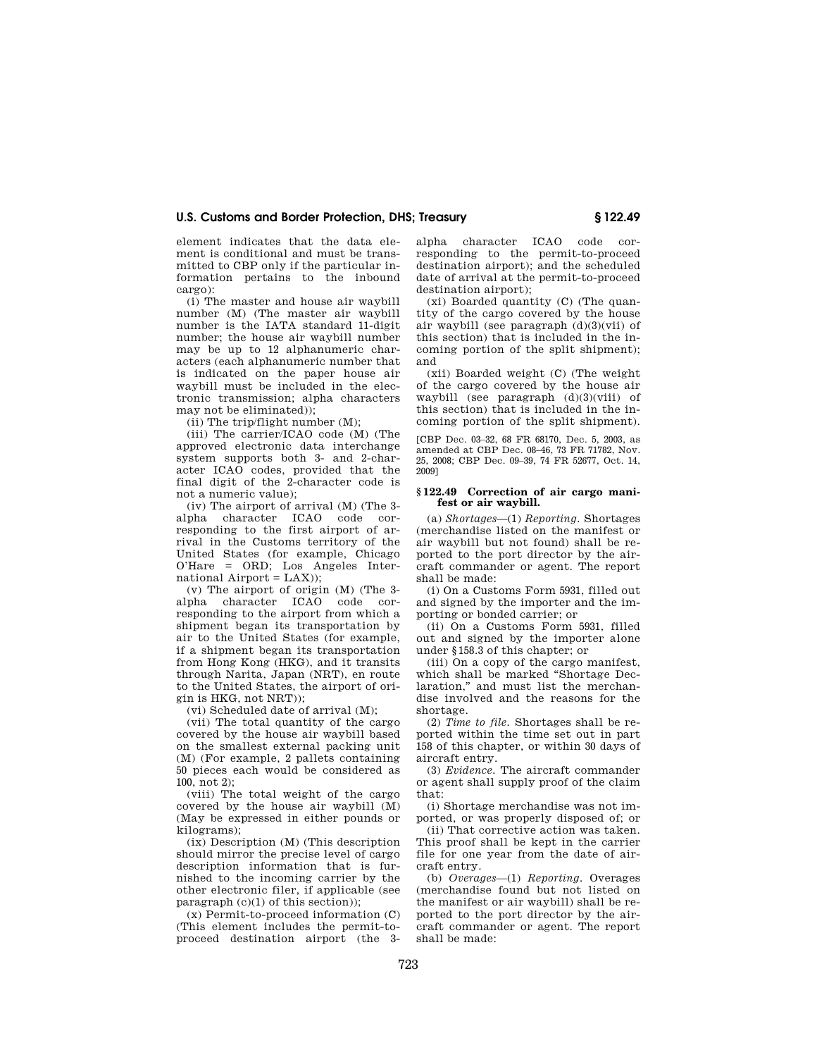element indicates that the data element is conditional and must be transmitted to CBP only if the particular information pertains to the inbound cargo):

(i) The master and house air waybill number (M) (The master air waybill number is the IATA standard 11-digit number; the house air waybill number may be up to 12 alphanumeric characters (each alphanumeric number that is indicated on the paper house air waybill must be included in the electronic transmission; alpha characters may not be eliminated));

(ii) The trip/flight number (M);

(iii) The carrier/ICAO code (M) (The approved electronic data interchange system supports both 3- and 2-character ICAO codes, provided that the final digit of the 2-character code is not a numeric value);

(iv) The airport of arrival (M) (The 3-alpha character ICAO code corresponding to the first airport of arrival in the Customs territory of the United States (for example, Chicago O'Hare = ORD; Los Angeles International Airport = LAX));

(v) The airport of origin (M) (The 3-alpha character ICAO code corresponding to the airport from which a shipment began its transportation by air to the United States (for example, if a shipment began its transportation from Hong Kong (HKG), and it transits through Narita, Japan (NRT), en route to the United States, the airport of origin is HKG, not NRT));

(vi) Scheduled date of arrival (M);

(vii) The total quantity of the cargo covered by the house air waybill based on the smallest external packing unit (M) (For example, 2 pallets containing 50 pieces each would be considered as 100, not 2);

(viii) The total weight of the cargo covered by the house air waybill (M) (May be expressed in either pounds or kilograms);

(ix) Description (M) (This description should mirror the precise level of cargo description information that is furnished to the incoming carrier by the other electronic filer, if applicable (see paragraph (c)(1) of this section));

(x) Permit-to-proceed information (C) (This element includes the permit-to-proceed destination airport (the 3-alpha character ICAO code corresponding to the permit-to-proceed destination airport); and the scheduled date of arrival at the permit-to-proceed destination airport);

(xi) Boarded quantity (C) (The quantity of the cargo covered by the house air waybill (see paragraph (d)(3)(vii) of this section) that is included in the incoming portion of the split shipment); and

(xii) Boarded weight (C) (The weight of the cargo covered by the house air waybill (see paragraph (d)(3)(viii) of this section) that is included in the incoming portion of the split shipment).

[CBP Dec. 03–32, 68 FR 68170, Dec. 5, 2003, as amended at CBP Dec. 08–46, 73 FR 71782, Nov. 25, 2008; CBP Dec. 09–39, 74 FR 52677, Oct. 14, 2009]

### § 122.49 Correction of air cargo manifest or air waybill.

(a) *Shortages*—(1) *Reporting*. Shortages (merchandise listed on the manifest or air waybill but not found) shall be reported to the port director by the aircraft commander or agent. The report shall be made:

(i) On a Customs Form 5931, filled out and signed by the importer and the importing or bonded carrier; or

(ii) On a Customs Form 5931, filled out and signed by the importer alone under §158.3 of this chapter; or

(iii) On a copy of the cargo manifest, which shall be marked "Shortage Declaration," and must list the merchandise involved and the reasons for the shortage.

(2) *Time to file*. Shortages shall be reported within the time set out in part 158 of this chapter, or within 30 days of aircraft entry.

(3) *Evidence*. The aircraft commander or agent shall supply proof of the claim that:

(i) Shortage merchandise was not imported, or was properly disposed of; or

(ii) That corrective action was taken. This proof shall be kept in the carrier file for one year from the date of aircraft entry.

(b) *Overages*—(1) *Reporting*. Overages (merchandise found but not listed on the manifest or air waybill) shall be reported to the port director by the aircraft commander or agent. The report shall be made: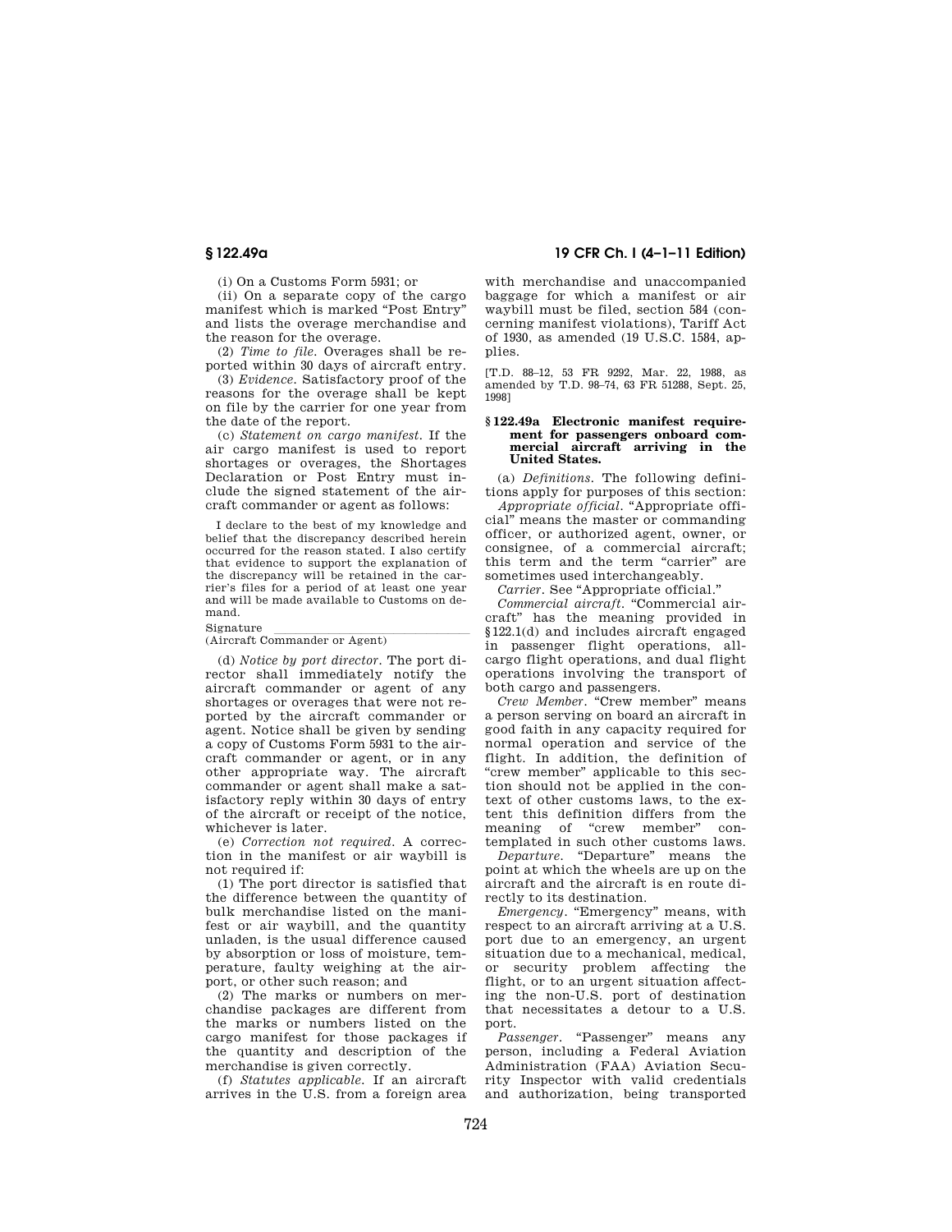(i) On a Customs Form 5931; or

(ii) On a separate copy of the cargo manifest which is marked "Post Entry" and lists the overage merchandise and the reason for the overage.

(2) *Time to file.* Overages shall be reported within 30 days of aircraft entry.

(3) *Evidence.* Satisfactory proof of the reasons for the overage shall be kept on file by the carrier for one year from the date of the report.

(c) *Statement on cargo manifest.* If the air cargo manifest is used to report shortages or overages, the Shortages Declaration or Post Entry must include the signed statement of the aircraft commander or agent as follows:

I declare to the best of my knowledge and belief that the discrepancy described herein occurred for the reason stated. I also certify that evidence to support the explanation of the discrepancy will be retained in the carrier's files for a period of at least one year and will be made available to Customs on demand.

Signature \_\_\_\_\_\_\_\_\_\_\_\_\_\_\_\_\_\_\_\_\_\_\_\_\_\_\_\_

(Aircraft Commander or Agent)

(d) *Notice by port director.* The port director shall immediately notify the aircraft commander or agent of any shortages or overages that were not reported by the aircraft commander or agent. Notice shall be given by sending a copy of Customs Form 5931 to the aircraft commander or agent, or in any other appropriate way. The aircraft commander or agent shall make a satisfactory reply within 30 days of entry of the aircraft or receipt of the notice, whichever is later.

(e) *Correction not required.* A correction in the manifest or air waybill is not required if:

(1) The port director is satisfied that the difference between the quantity of bulk merchandise listed on the manifest or air waybill, and the quantity unladen, is the usual difference caused by absorption or loss of moisture, temperature, faulty weighing at the airport, or other such reason; and

(2) The marks or numbers on merchandise packages are different from the marks or numbers listed on the cargo manifest for those packages if the quantity and description of the merchandise is given correctly.

(f) *Statutes applicable.* If an aircraft arrives in the U.S. from a foreign area with merchandise and unaccompanied baggage for which a manifest or air waybill must be filed, section 584 (concerning manifest violations), Tariff Act of 1930, as amended (19 U.S.C. 1584, applies.

[T.D. 88–12, 53 FR 9292, Mar. 22, 1988, as amended by T.D. 98–74, 63 FR 51288, Sept. 25, 1998]

### § 122.49a Electronic manifest requirement for passengers onboard commercial aircraft arriving in the United States.

(a) *Definitions.* The following definitions apply for purposes of this section:

*Appropriate official.* "Appropriate official" means the master or commanding officer, or authorized agent, owner, or consignee, of a commercial aircraft; this term and the term "carrier" are sometimes used interchangeably.

*Carrier.* See "Appropriate official."

*Commercial aircraft.* "Commercial aircraft" has the meaning provided in §122.1(d) and includes aircraft engaged in passenger flight operations, all-cargo flight operations, and dual flight operations involving the transport of both cargo and passengers.

*Crew Member.* "Crew member" means a person serving on board an aircraft in good faith in any capacity required for normal operation and service of the flight. In addition, the definition of "crew member" applicable to this section should not be applied in the context of other customs laws, to the extent this definition differs from the meaning of "crew member" contemplated in such other customs laws.

*Departure.* "Departure" means the point at which the wheels are up on the aircraft and the aircraft is en route directly to its destination.

*Emergency.* "Emergency" means, with respect to an aircraft arriving at a U.S. port due to an emergency, an urgent situation due to a mechanical, medical, or security problem affecting the flight, or to an urgent situation affecting the non-U.S. port of destination that necessitates a detour to a U.S. port.

*Passenger.* "Passenger" means any person, including a Federal Aviation Administration (FAA) Aviation Security Inspector with valid credentials and authorization, being transported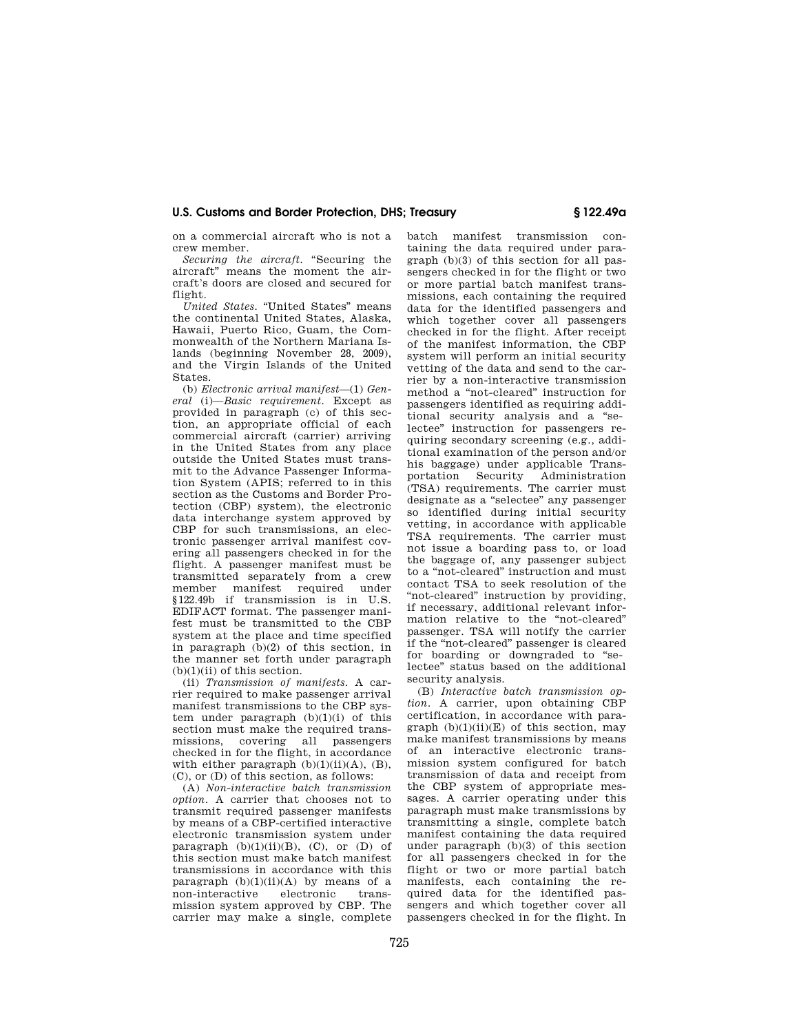on a commercial aircraft who is not a crew member.

*Securing the aircraft.* "Securing the aircraft" means the moment the aircraft's doors are closed and secured for flight.

*United States.* "United States" means the continental United States, Alaska, Hawaii, Puerto Rico, Guam, the Commonwealth of the Northern Mariana Islands (beginning November 28, 2009), and the Virgin Islands of the United States.

(b) *Electronic arrival manifest*—(1) *General* (i)—*Basic requirement.* Except as provided in paragraph (c) of this section, an appropriate official of each commercial aircraft (carrier) arriving in the United States from any place outside the United States must transmit to the Advance Passenger Information System (APIS; referred to in this section as the Customs and Border Protection (CBP) system), the electronic data interchange system approved by CBP for such transmissions, an electronic passenger arrival manifest covering all passengers checked in for the flight. A passenger manifest must be transmitted separately from a crew member manifest required under §122.49b if transmission is in U.S. EDIFACT format. The passenger manifest must be transmitted to the CBP system at the place and time specified in paragraph (b)(2) of this section, in the manner set forth under paragraph (b)(1)(ii) of this section.

(ii) *Transmission of manifests.* A carrier required to make passenger arrival manifest transmissions to the CBP system under paragraph (b)(1)(i) of this section must make the required transmissions, covering all passengers checked in for the flight, in accordance with either paragraph (b)(1)(ii)(A), (B), (C), or (D) of this section, as follows:

(A) *Non-interactive batch transmission option.* A carrier that chooses not to transmit required passenger manifests by means of a CBP-certified interactive electronic transmission system under paragraph (b)(1)(ii)(B), (C), or (D) of this section must make batch manifest transmissions in accordance with this paragraph (b)(1)(ii)(A) by means of a non-interactive electronic transmission system approved by CBP. The carrier may make a single, complete batch manifest transmission containing the data required under paragraph (b)(3) of this section for all passengers checked in for the flight or two or more partial batch manifest transmissions, each containing the required data for the identified passengers and which together cover all passengers checked in for the flight. After receipt of the manifest information, the CBP system will perform an initial security vetting of the data and send to the carrier by a non-interactive transmission method a "not-cleared" instruction for passengers identified as requiring additional security analysis and a "selectee" instruction for passengers requiring secondary screening (e.g., additional examination of the person and/or his baggage) under applicable Transportation Security Administration (TSA) requirements. The carrier must designate as a "selectee" any passenger so identified during initial security vetting, in accordance with applicable TSA requirements. The carrier must not issue a boarding pass to, or load the baggage of, any passenger subject to a "not-cleared" instruction and must contact TSA to seek resolution of the "not-cleared" instruction by providing, if necessary, additional relevant information relative to the "not-cleared" passenger. TSA will notify the carrier if the "not-cleared" passenger is cleared for boarding or downgraded to "selectee" status based on the additional security analysis.

(B) *Interactive batch transmission option.* A carrier, upon obtaining CBP certification, in accordance with paragraph (b)(1)(ii)(E) of this section, may make manifest transmissions by means of an interactive electronic transmission system configured for batch transmission of data and receipt from the CBP system of appropriate messages. A carrier operating under this paragraph must make transmissions by transmitting a single, complete batch manifest containing the data required under paragraph (b)(3) of this section for all passengers checked in for the flight or two or more partial batch manifests, each containing the required data for the identified passengers and which together cover all passengers checked in for the flight. In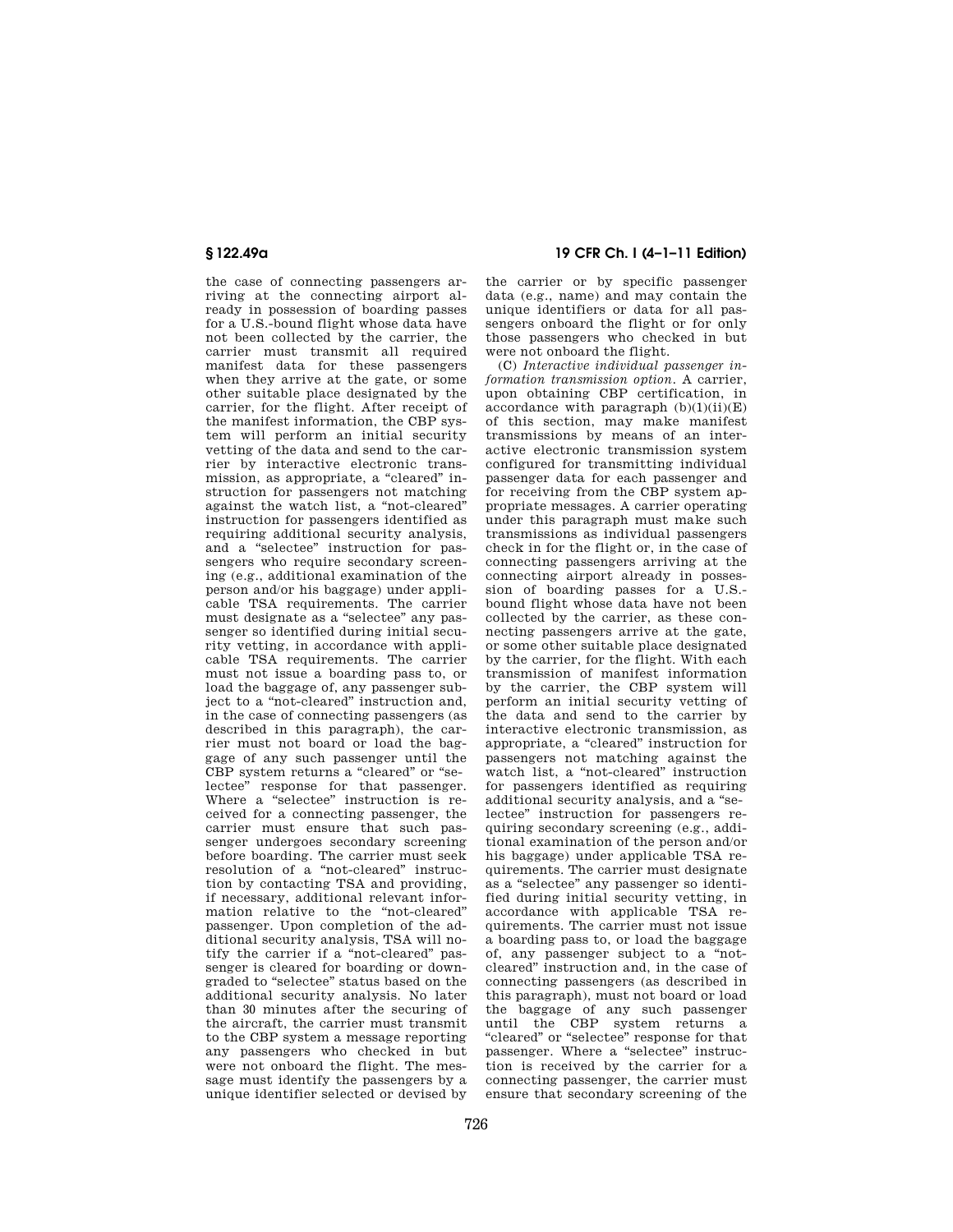the case of connecting passengers arriving at the connecting airport already in possession of boarding passes for a U.S.-bound flight whose data have not been collected by the carrier, the carrier must transmit all required manifest data for these passengers when they arrive at the gate, or some other suitable place designated by the carrier, for the flight. After receipt of the manifest information, the CBP system will perform an initial security vetting of the data and send to the carrier by interactive electronic transmission, as appropriate, a "cleared" instruction for passengers not matching against the watch list, a "not-cleared" instruction for passengers identified as requiring additional security analysis, and a "selectee" instruction for passengers who require secondary screening (e.g., additional examination of the person and/or his baggage) under applicable TSA requirements. The carrier must designate as a "selectee" any passenger so identified during initial security vetting, in accordance with applicable TSA requirements. The carrier must not issue a boarding pass to, or load the baggage of, any passenger subject to a "not-cleared" instruction and, in the case of connecting passengers (as described in this paragraph), the carrier must not board or load the baggage of any such passenger until the CBP system returns a "cleared" or "selectee" response for that passenger. Where a "selectee" instruction is received for a connecting passenger, the carrier must ensure that such passenger undergoes secondary screening before boarding. The carrier must seek resolution of a "not-cleared" instruction by contacting TSA and providing, if necessary, additional relevant information relative to the "not-cleared" passenger. Upon completion of the additional security analysis, TSA will notify the carrier if a "not-cleared" passenger is cleared for boarding or downgraded to "selectee" status based on the additional security analysis. No later than 30 minutes after the securing of the aircraft, the carrier must transmit to the CBP system a message reporting any passengers who checked in but were not onboard the flight. The message must identify the passengers by a unique identifier selected or devised by the carrier or by specific passenger data (e.g., name) and may contain the unique identifiers or data for all passengers onboard the flight or for only those passengers who checked in but were not onboard the flight.

(C) *Interactive individual passenger information transmission option.* A carrier, upon obtaining CBP certification, in accordance with paragraph (b)(1)(ii)(E) of this section, may make manifest transmissions by means of an interactive electronic transmission system configured for transmitting individual passenger data for each passenger and for receiving from the CBP system appropriate messages. A carrier operating under this paragraph must make such transmissions as individual passengers check in for the flight or, in the case of connecting passengers arriving at the connecting airport already in possession of boarding passes for a U.S.-bound flight whose data have not been collected by the carrier, as these connecting passengers arrive at the gate, or some other suitable place designated by the carrier, for the flight. With each transmission of manifest information by the carrier, the CBP system will perform an initial security vetting of the data and send to the carrier by interactive electronic transmission, as appropriate, a "cleared" instruction for passengers not matching against the watch list, a "not-cleared" instruction for passengers identified as requiring additional security analysis, and a "selectee" instruction for passengers requiring secondary screening (e.g., additional examination of the person and/or his baggage) under applicable TSA requirements. The carrier must designate as a "selectee" any passenger so identified during initial security vetting, in accordance with applicable TSA requirements. The carrier must not issue a boarding pass to, or load the baggage of, any passenger subject to a "not-cleared" instruction and, in the case of connecting passengers (as described in this paragraph), must not board or load the baggage of any such passenger until the CBP system returns a "cleared" or "selectee" response for that passenger. Where a "selectee" instruction is received by the carrier for a connecting passenger, the carrier must ensure that secondary screening of the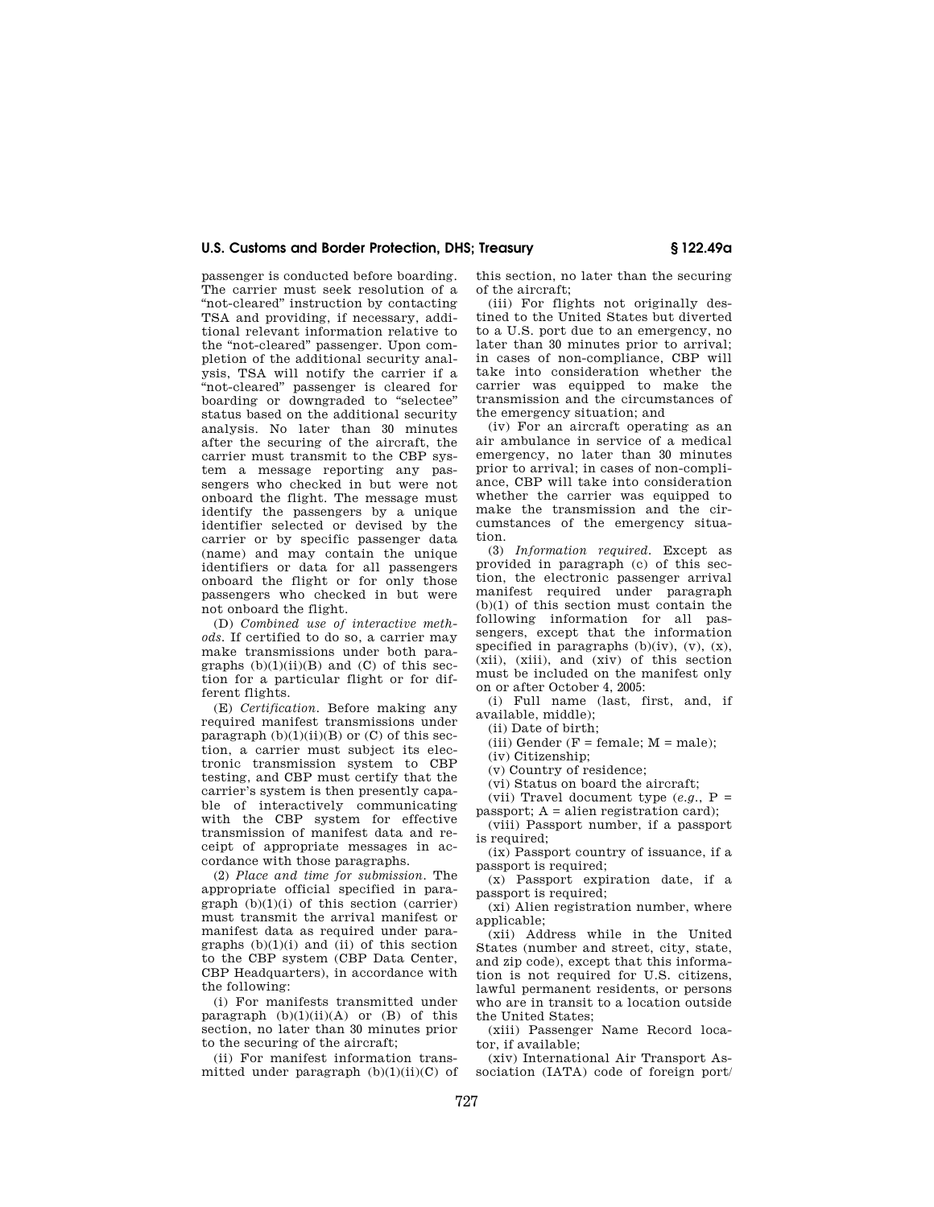passenger is conducted before boarding. The carrier must seek resolution of a "not-cleared" instruction by contacting TSA and providing, if necessary, additional relevant information relative to the "not-cleared" passenger. Upon completion of the additional security analysis, TSA will notify the carrier if a "not-cleared" passenger is cleared for boarding or downgraded to "selectee" status based on the additional security analysis. No later than 30 minutes after the securing of the aircraft, the carrier must transmit to the CBP system a message reporting any passengers who checked in but were not onboard the flight. The message must identify the passengers by a unique identifier selected or devised by the carrier or by specific passenger data (name) and may contain the unique identifiers or data for all passengers onboard the flight or for only those passengers who checked in but were not onboard the flight.

(D) *Combined use of interactive methods.* If certified to do so, a carrier may make transmissions under both paragraphs (b)(1)(ii)(B) and (C) of this section for a particular flight or for different flights.

(E) *Certification.* Before making any required manifest transmissions under paragraph (b)(1)(ii)(B) or (C) of this section, a carrier must subject its electronic transmission system to CBP testing, and CBP must certify that the carrier's system is then presently capable of interactively communicating with the CBP system for effective transmission of manifest data and receipt of appropriate messages in accordance with those paragraphs.

(2) *Place and time for submission.* The appropriate official specified in paragraph (b)(1)(i) of this section (carrier) must transmit the arrival manifest or manifest data as required under paragraphs (b)(1)(i) and (ii) of this section to the CBP system (CBP Data Center, CBP Headquarters), in accordance with the following:

(i) For manifests transmitted under paragraph (b)(1)(ii)(A) or (B) of this section, no later than 30 minutes prior to the securing of the aircraft;

(ii) For manifest information transmitted under paragraph (b)(1)(ii)(C) of this section, no later than the securing of the aircraft;

(iii) For flights not originally destined to the United States but diverted to a U.S. port due to an emergency, no later than 30 minutes prior to arrival; in cases of non-compliance, CBP will take into consideration whether the carrier was equipped to make the transmission and the circumstances of the emergency situation; and

(iv) For an aircraft operating as an air ambulance in service of a medical emergency, no later than 30 minutes prior to arrival; in cases of non-compliance, CBP will take into consideration whether the carrier was equipped to make the transmission and the circumstances of the emergency situation.

(3) *Information required.* Except as provided in paragraph (c) of this section, the electronic passenger arrival manifest required under paragraph (b)(1) of this section must contain the following information for all passengers, except that the information specified in paragraphs (b)(iv), (v), (x), (xii), (xiii), and (xiv) of this section must be included on the manifest only on or after October 4, 2005:

(i) Full name (last, first, and, if available, middle);

(ii) Date of birth;

(iii) Gender (F = female; M = male);

(iv) Citizenship;

(v) Country of residence;

(vi) Status on board the aircraft;

(vii) Travel document type (*e.g.*, P = passport; A = alien registration card);

(viii) Passport number, if a passport is required;

(ix) Passport country of issuance, if a passport is required;

(x) Passport expiration date, if a passport is required;

(xi) Alien registration number, where applicable;

(xii) Address while in the United States (number and street, city, state, and zip code), except that this information is not required for U.S. citizens, lawful permanent residents, or persons who are in transit to a location outside the United States;

(xiii) Passenger Name Record locator, if available;

(xiv) International Air Transport Association (IATA) code of foreign port/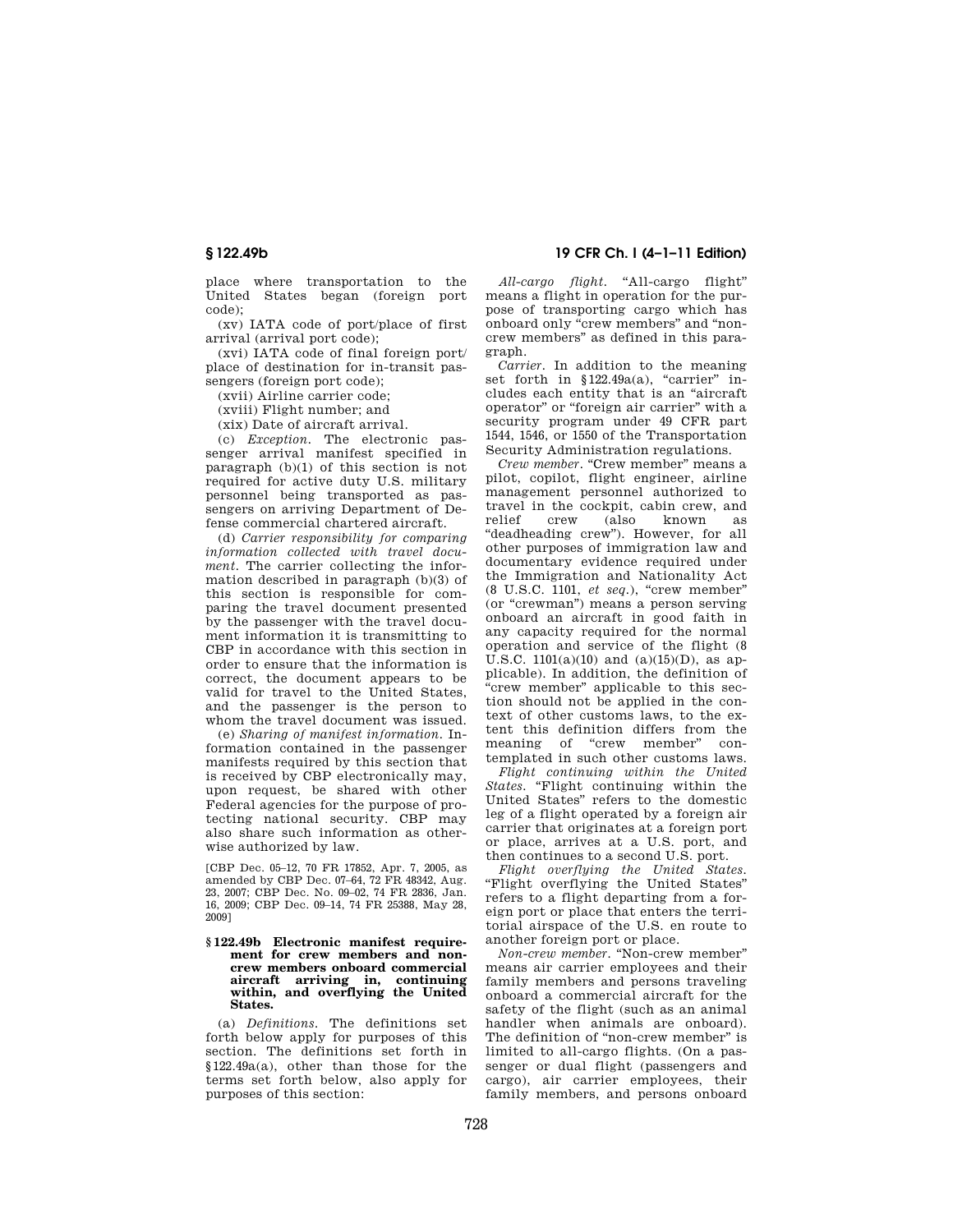place where transportation to the United States began (foreign port code);

(xv) IATA code of port/place of first arrival (arrival port code);

(xvi) IATA code of final foreign port/place of destination for in-transit passengers (foreign port code);

(xvii) Airline carrier code;

(xviii) Flight number; and

(xix) Date of aircraft arrival.

(c) *Exception.* The electronic passenger arrival manifest specified in paragraph (b)(1) of this section is not required for active duty U.S. military personnel being transported as passengers on arriving Department of Defense commercial chartered aircraft.

(d) *Carrier responsibility for comparing information collected with travel document.* The carrier collecting the information described in paragraph (b)(3) of this section is responsible for comparing the travel document presented by the passenger with the travel document information it is transmitting to CBP in accordance with this section in order to ensure that the information is correct, the document appears to be valid for travel to the United States, and the passenger is the person to whom the travel document was issued.

(e) *Sharing of manifest information.* Information contained in the passenger manifests required by this section that is received by CBP electronically may, upon request, be shared with other Federal agencies for the purpose of protecting national security. CBP may also share such information as otherwise authorized by law.

[CBP Dec. 05–12, 70 FR 17852, Apr. 7, 2005, as amended by CBP Dec. 07–64, 72 FR 48342, Aug. 23, 2007; CBP Dec. No. 09–02, 74 FR 2836, Jan. 16, 2009; CBP Dec. 09–14, 74 FR 25388, May 28, 2009]

### § 122.49b Electronic manifest requirement for crew members and non-crew members onboard commercial aircraft arriving in, continuing within, and overflying the United States.

(a) *Definitions.* The definitions set forth below apply for purposes of this section. The definitions set forth in §122.49a(a), other than those for the terms set forth below, also apply for purposes of this section:

*All-cargo flight.* "All-cargo flight" means a flight in operation for the purpose of transporting cargo which has onboard only "crew members" and "non-crew members" as defined in this paragraph.

*Carrier.* In addition to the meaning set forth in §122.49a(a), "carrier" includes each entity that is an "aircraft operator" or "foreign air carrier" with a security program under 49 CFR part 1544, 1546, or 1550 of the Transportation Security Administration regulations.

*Crew member.* "Crew member" means a pilot, copilot, flight engineer, airline management personnel authorized to travel in the cockpit, cabin crew, and relief crew (also known as "deadheading crew"). However, for all other purposes of immigration law and documentary evidence required under the Immigration and Nationality Act (8 U.S.C. 1101, *et seq.*), "crew member" (or "crewman") means a person serving onboard an aircraft in good faith in any capacity required for the normal operation and service of the flight (8 U.S.C. 1101(a)(10) and (a)(15)(D), as applicable). In addition, the definition of "crew member" applicable to this section should not be applied in the context of other customs laws, to the extent this definition differs from the meaning of "crew member" contemplated in such other customs laws.

*Flight continuing within the United States.* "Flight continuing within the United States" refers to the domestic leg of a flight operated by a foreign air carrier that originates at a foreign port or place, arrives at a U.S. port, and then continues to a second U.S. port.

*Flight overflying the United States.* "Flight overflying the United States" refers to a flight departing from a foreign port or place that enters the territorial airspace of the U.S. en route to another foreign port or place.

*Non-crew member.* "Non-crew member" means air carrier employees and their family members and persons traveling onboard a commercial aircraft for the safety of the flight (such as an animal handler when animals are onboard). The definition of "non-crew member" is limited to all-cargo flights. (On a passenger or dual flight (passengers and cargo), air carrier employees, their family members, and persons onboard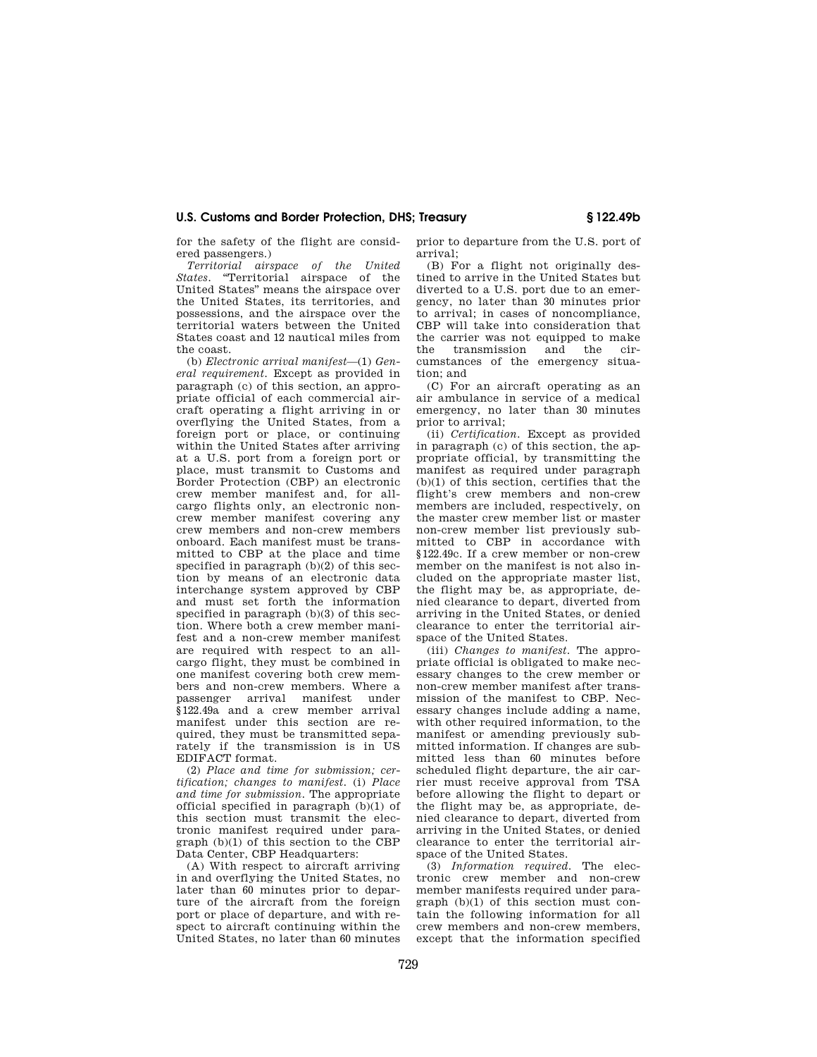for the safety of the flight are considered passengers.)

*Territorial airspace of the United States.* "Territorial airspace of the United States" means the airspace over the United States, its territories, and possessions, and the airspace over the territorial waters between the United States coast and 12 nautical miles from the coast.

(b) *Electronic arrival manifest*—(1) *General requirement.* Except as provided in paragraph (c) of this section, an appropriate official of each commercial aircraft operating a flight arriving in or overflying the United States, from a foreign port or place, or continuing within the United States after arriving at a U.S. port from a foreign port or place, must transmit to Customs and Border Protection (CBP) an electronic crew member manifest and, for all-cargo flights only, an electronic non-crew member manifest covering any crew members and non-crew members onboard. Each manifest must be transmitted to CBP at the place and time specified in paragraph (b)(2) of this section by means of an electronic data interchange system approved by CBP and must set forth the information specified in paragraph (b)(3) of this section. Where both a crew member manifest and a non-crew member manifest are required with respect to an all-cargo flight, they must be combined in one manifest covering both crew members and non-crew members. Where a passenger arrival manifest under §122.49a and a crew member arrival manifest under this section are required, they must be transmitted separately if the transmission is in US EDIFACT format.

(2) *Place and time for submission; certification; changes to manifest.* (i) *Place and time for submission.* The appropriate official specified in paragraph (b)(1) of this section must transmit the electronic manifest required under paragraph (b)(1) of this section to the CBP Data Center, CBP Headquarters:

(A) With respect to aircraft arriving in and overflying the United States, no later than 60 minutes prior to departure of the aircraft from the foreign port or place of departure, and with respect to aircraft continuing within the United States, no later than 60 minutes prior to departure from the U.S. port of arrival;

(B) For a flight not originally destined to arrive in the United States but diverted to a U.S. port due to an emergency, no later than 30 minutes prior to arrival; in cases of noncompliance, CBP will take into consideration that the carrier was not equipped to make the transmission and the circumstances of the emergency situation; and

(C) For an aircraft operating as an air ambulance in service of a medical emergency, no later than 30 minutes prior to arrival;

(ii) *Certification.* Except as provided in paragraph (c) of this section, the appropriate official, by transmitting the manifest as required under paragraph (b)(1) of this section, certifies that the flight's crew members and non-crew members are included, respectively, on the master crew member list or master non-crew member list previously submitted to CBP in accordance with §122.49c. If a crew member or non-crew member on the manifest is not also included on the appropriate master list, the flight may be, as appropriate, denied clearance to depart, diverted from arriving in the United States, or denied clearance to enter the territorial airspace of the United States.

(iii) *Changes to manifest.* The appropriate official is obligated to make necessary changes to the crew member or non-crew member manifest after transmission of the manifest to CBP. Necessary changes include adding a name, with other required information, to the manifest or amending previously submitted information. If changes are submitted less than 60 minutes before scheduled flight departure, the air carrier must receive approval from TSA before allowing the flight to depart or the flight may be, as appropriate, denied clearance to depart, diverted from arriving in the United States, or denied clearance to enter the territorial airspace of the United States.

(3) *Information required.* The electronic crew member and non-crew member manifests required under paragraph (b)(1) of this section must contain the following information for all crew members and non-crew members, except that the information specified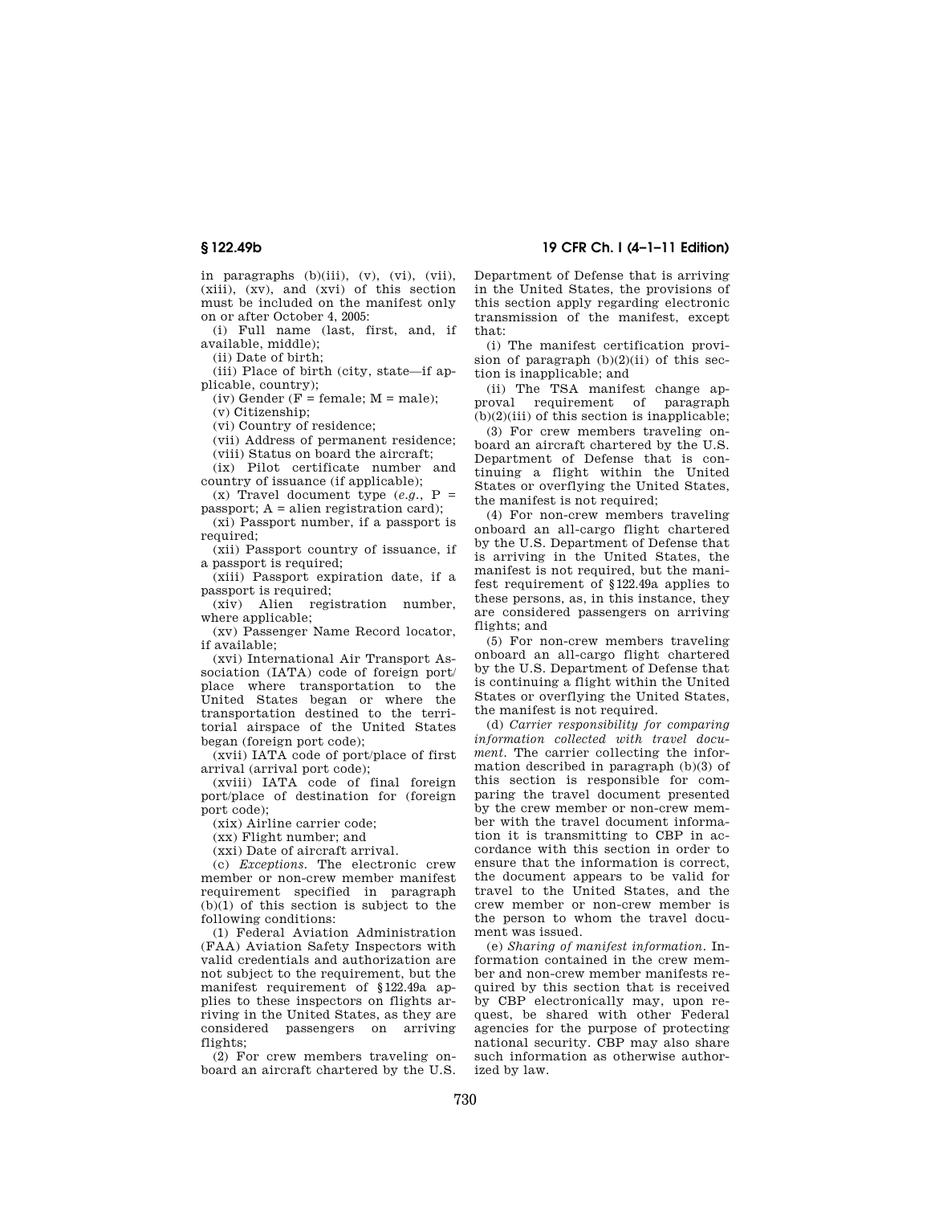in paragraphs (b)(iii), (v), (vi), (vii), (xiii), (xv), and (xvi) of this section must be included on the manifest only on or after October 4, 2005:

(i) Full name (last, first, and, if available, middle);

(ii) Date of birth;

(iii) Place of birth (city, state—if applicable, country);

(iv) Gender (F = female; M = male);

(v) Citizenship;

(vi) Country of residence;

(vii) Address of permanent residence;

(viii) Status on board the aircraft;

(ix) Pilot certificate number and country of issuance (if applicable);

(x) Travel document type (*e.g.*, P = passport; A = alien registration card);

(xi) Passport number, if a passport is required;

(xii) Passport country of issuance, if a passport is required;

(xiii) Passport expiration date, if a passport is required;

(xiv) Alien registration number, where applicable;

(xv) Passenger Name Record locator, if available;

(xvi) International Air Transport Association (IATA) code of foreign port/place where transportation to the United States began or where the transportation destined to the territorial airspace of the United States began (foreign port code);

(xvii) IATA code of port/place of first arrival (arrival port code);

(xviii) IATA code of final foreign port/place of destination for (foreign port code);

(xix) Airline carrier code;

(xx) Flight number; and

(xxi) Date of aircraft arrival.

(c) *Exceptions.* The electronic crew member or non-crew member manifest requirement specified in paragraph (b)(1) of this section is subject to the following conditions:

(1) Federal Aviation Administration (FAA) Aviation Safety Inspectors with valid credentials and authorization are not subject to the requirement, but the manifest requirement of §122.49a applies to these inspectors on flights arriving in the United States, as they are considered passengers on arriving flights;

(2) For crew members traveling onboard an aircraft chartered by the U.S. Department of Defense that is arriving in the United States, the provisions of this section apply regarding electronic transmission of the manifest, except that:

(i) The manifest certification provision of paragraph (b)(2)(ii) of this section is inapplicable; and

(ii) The TSA manifest change approval requirement of paragraph (b)(2)(iii) of this section is inapplicable;

(3) For crew members traveling onboard an aircraft chartered by the U.S. Department of Defense that is continuing a flight within the United States or overflying the United States, the manifest is not required;

(4) For non-crew members traveling onboard an all-cargo flight chartered by the U.S. Department of Defense that is arriving in the United States, the manifest is not required, but the manifest requirement of §122.49a applies to these persons, as, in this instance, they are considered passengers on arriving flights; and

(5) For non-crew members traveling onboard an all-cargo flight chartered by the U.S. Department of Defense that is continuing a flight within the United States or overflying the United States, the manifest is not required.

(d) *Carrier responsibility for comparing information collected with travel document.* The carrier collecting the information described in paragraph (b)(3) of this section is responsible for comparing the travel document presented by the crew member or non-crew member with the travel document information it is transmitting to CBP in accordance with this section in order to ensure that the information is correct, the document appears to be valid for travel to the United States, and the crew member or non-crew member is the person to whom the travel document was issued.

(e) *Sharing of manifest information.* Information contained in the crew member and non-crew member manifests required by this section that is received by CBP electronically may, upon request, be shared with other Federal agencies for the purpose of protecting national security. CBP may also share such information as otherwise authorized by law.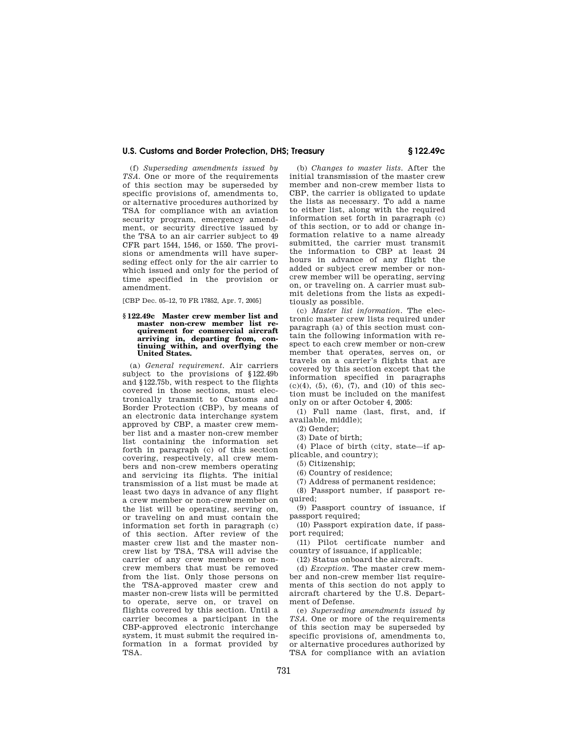(f) *Superseding amendments issued by TSA.* One or more of the requirements of this section may be superseded by specific provisions of, amendments to, or alternative procedures authorized by TSA for compliance with an aviation security program, emergency amendment, or security directive issued by the TSA to an air carrier subject to 49 CFR part 1544, 1546, or 1550. The provisions or amendments will have superseding effect only for the air carrier to which issued and only for the period of time specified in the provision or amendment.

[CBP Dec. 05–12, 70 FR 17852, Apr. 7, 2005]

### § 122.49c Master crew member list and master non-crew member list requirement for commercial aircraft arriving in, departing from, continuing within, and overflying the United States.

(a) *General requirement.* Air carriers subject to the provisions of § 122.49b and § 122.75b, with respect to the flights covered in those sections, must electronically transmit to Customs and Border Protection (CBP), by means of an electronic data interchange system approved by CBP, a master crew member list and a master non-crew member list containing the information set forth in paragraph (c) of this section covering, respectively, all crew members and non-crew members operating and servicing its flights. The initial transmission of a list must be made at least two days in advance of any flight a crew member or non-crew member on the list will be operating, serving on, or traveling on and must contain the information set forth in paragraph (c) of this section. After review of the master crew list and the master non-crew list by TSA, TSA will advise the carrier of any crew members or non-crew members that must be removed from the list. Only those persons on the TSA-approved master crew and master non-crew lists will be permitted to operate, serve on, or travel on flights covered by this section. Until a carrier becomes a participant in the CBP-approved electronic interchange system, it must submit the required information in a format provided by TSA.

(b) *Changes to master lists.* After the initial transmission of the master crew member and non-crew member lists to CBP, the carrier is obligated to update the lists as necessary. To add a name to either list, along with the required information set forth in paragraph (c) of this section, or to add or change information relative to a name already submitted, the carrier must transmit the information to CBP at least 24 hours in advance of any flight the added or subject crew member or non-crew member will be operating, serving on, or traveling on. A carrier must submit deletions from the lists as expeditiously as possible.

(c) *Master list information.* The electronic master crew lists required under paragraph (a) of this section must contain the following information with respect to each crew member or non-crew member that operates, serves on, or travels on a carrier's flights that are covered by this section except that the information specified in paragraphs (c)(4), (5), (6), (7), and (10) of this section must be included on the manifest only on or after October 4, 2005:

(1) Full name (last, first, and, if available, middle);

(2) Gender;

(3) Date of birth;

(4) Place of birth (city, state—if applicable, and country);

(5) Citizenship;

(6) Country of residence;

(7) Address of permanent residence;

(8) Passport number, if passport required;

(9) Passport country of issuance, if passport required;

(10) Passport expiration date, if passport required;

(11) Pilot certificate number and country of issuance, if applicable;

(12) Status onboard the aircraft.

(d) *Exception.* The master crew member and non-crew member list requirements of this section do not apply to aircraft chartered by the U.S. Department of Defense.

(e) *Superseding amendments issued by TSA.* One or more of the requirements of this section may be superseded by specific provisions of, amendments to, or alternative procedures authorized by TSA for compliance with an aviation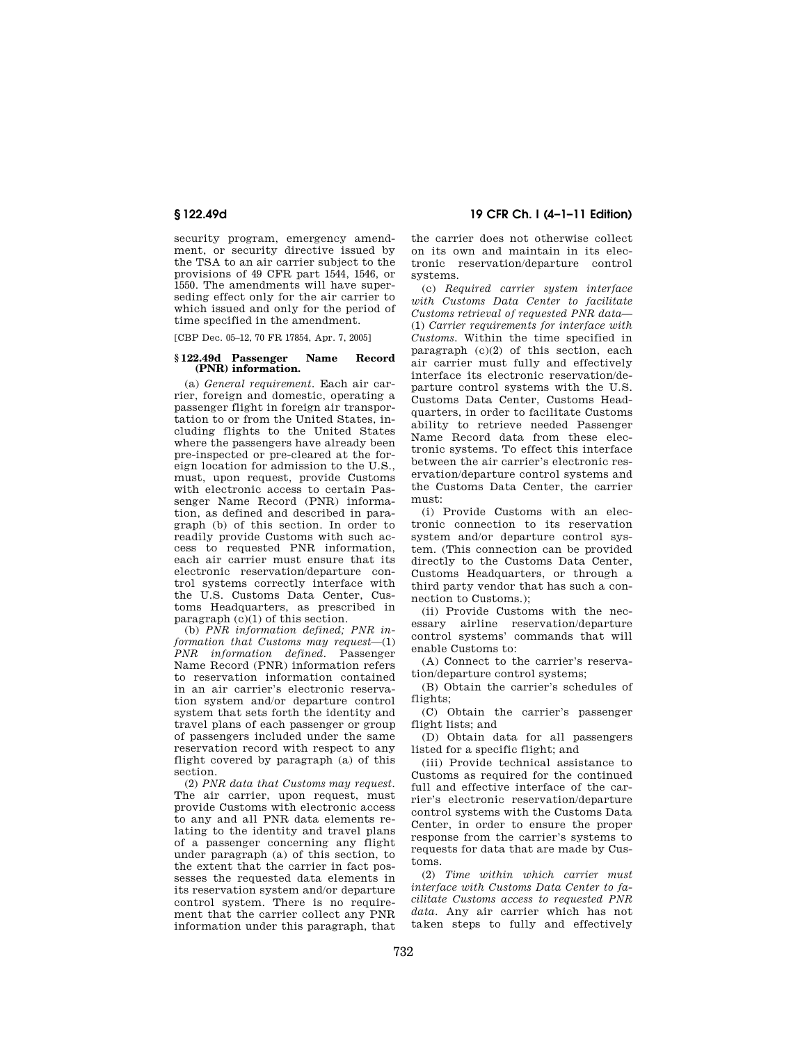security program, emergency amendment, or security directive issued by the TSA to an air carrier subject to the provisions of 49 CFR part 1544, 1546, or 1550. The amendments will have superseding effect only for the air carrier to which issued and only for the period of time specified in the amendment.

[CBP Dec. 05–12, 70 FR 17854, Apr. 7, 2005]

### § 122.49d Passenger Name Record (PNR) information.

(a) *General requirement.* Each air carrier, foreign and domestic, operating a passenger flight in foreign air transportation to or from the United States, including flights to the United States where the passengers have already been pre-inspected or pre-cleared at the foreign location for admission to the U.S., must, upon request, provide Customs with electronic access to certain Passenger Name Record (PNR) information, as defined and described in paragraph (b) of this section. In order to readily provide Customs with such access to requested PNR information, each air carrier must ensure that its electronic reservation/departure control systems correctly interface with the U.S. Customs Data Center, Customs Headquarters, as prescribed in paragraph (c)(1) of this section.

(b) *PNR information defined; PNR information that Customs may request*—(1) *PNR information defined.* Passenger Name Record (PNR) information refers to reservation information contained in an air carrier's electronic reservation system and/or departure control system that sets forth the identity and travel plans of each passenger or group of passengers included under the same reservation record with respect to any flight covered by paragraph (a) of this section.

(2) *PNR data that Customs may request.* The air carrier, upon request, must provide Customs with electronic access to any and all PNR data elements relating to the identity and travel plans of a passenger concerning any flight under paragraph (a) of this section, to the extent that the carrier in fact possesses the requested data elements in its reservation system and/or departure control system. There is no requirement that the carrier collect any PNR information under this paragraph, that the carrier does not otherwise collect on its own and maintain in its electronic reservation/departure control systems.

(c) *Required carrier system interface with Customs Data Center to facilitate Customs retrieval of requested PNR data*—(1) *Carrier requirements for interface with Customs.* Within the time specified in paragraph (c)(2) of this section, each air carrier must fully and effectively interface its electronic reservation/departure control systems with the U.S. Customs Data Center, Customs Headquarters, in order to facilitate Customs ability to retrieve needed Passenger Name Record data from these electronic systems. To effect this interface between the air carrier's electronic reservation/departure control systems and the Customs Data Center, the carrier must:

(i) Provide Customs with an electronic connection to its reservation system and/or departure control system. (This connection can be provided directly to the Customs Data Center, Customs Headquarters, or through a third party vendor that has such a connection to Customs.);

(ii) Provide Customs with the necessary airline reservation/departure control systems' commands that will enable Customs to:

(A) Connect to the carrier's reservation/departure control systems;

(B) Obtain the carrier's schedules of flights;

(C) Obtain the carrier's passenger flight lists; and

(D) Obtain data for all passengers listed for a specific flight; and

(iii) Provide technical assistance to Customs as required for the continued full and effective interface of the carrier's electronic reservation/departure control systems with the Customs Data Center, in order to ensure the proper response from the carrier's systems to requests for data that are made by Customs.

(2) *Time within which carrier must interface with Customs Data Center to facilitate Customs access to requested PNR data.* Any air carrier which has not taken steps to fully and effectively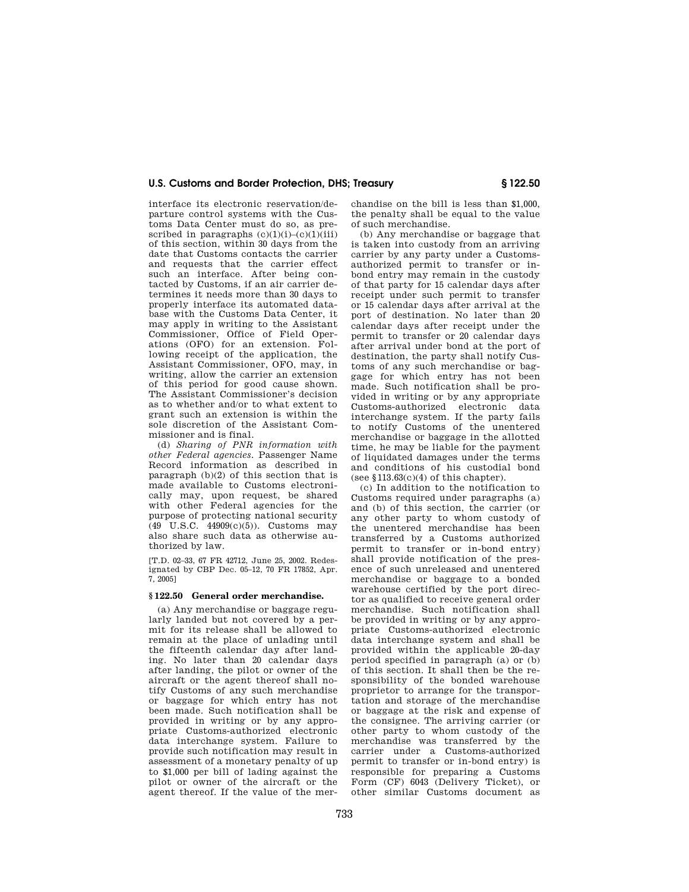interface its electronic reservation/departure control systems with the Customs Data Center must do so, as prescribed in paragraphs (c)(1)(i)–(c)(1)(iii) of this section, within 30 days from the date that Customs contacts the carrier and requests that the carrier effect such an interface. After being contacted by Customs, if an air carrier determines it needs more than 30 days to properly interface its automated database with the Customs Data Center, it may apply in writing to the Assistant Commissioner, Office of Field Operations (OFO) for an extension. Following receipt of the application, the Assistant Commissioner, OFO, may, in writing, allow the carrier an extension of this period for good cause shown. The Assistant Commissioner's decision as to whether and/or to what extent to grant such an extension is within the sole discretion of the Assistant Commissioner and is final.

(d) *Sharing of PNR information with other Federal agencies.* Passenger Name Record information as described in paragraph (b)(2) of this section that is made available to Customs electronically may, upon request, be shared with other Federal agencies for the purpose of protecting national security (49 U.S.C. 44909(c)(5)). Customs may also share such data as otherwise authorized by law.

[T.D. 02–33, 67 FR 42712, June 25, 2002. Redesignated by CBP Dec. 05–12, 70 FR 17852, Apr. 7, 2005]

### § 122.50 General order merchandise.

(a) Any merchandise or baggage regularly landed but not covered by a permit for its release shall be allowed to remain at the place of unlading until the fifteenth calendar day after landing. No later than 20 calendar days after landing, the pilot or owner of the aircraft or the agent thereof shall notify Customs of any such merchandise or baggage for which entry has not been made. Such notification shall be provided in writing or by any appropriate Customs-authorized electronic data interchange system. Failure to provide such notification may result in assessment of a monetary penalty of up to $1,000 per bill of lading against the pilot or owner of the aircraft or the agent thereof. If the value of the merchandise on the bill is less than $1,000, the penalty shall be equal to the value of such merchandise.

(b) Any merchandise or baggage that is taken into custody from an arriving carrier by any party under a Customs-authorized permit to transfer or in-bond entry may remain in the custody of that party for 15 calendar days after receipt under such permit to transfer or 15 calendar days after arrival at the port of destination. No later than 20 calendar days after receipt under the permit to transfer or 20 calendar days after arrival under bond at the port of destination, the party shall notify Customs of any such merchandise or baggage for which entry has not been made. Such notification shall be provided in writing or by any appropriate Customs-authorized electronic data interchange system. If the party fails to notify Customs of the unentered merchandise or baggage in the allotted time, he may be liable for the payment of liquidated damages under the terms and conditions of his custodial bond (see §113.63(c)(4) of this chapter).

(c) In addition to the notification to Customs required under paragraphs (a) and (b) of this section, the carrier (or any other party to whom custody of the unentered merchandise has been transferred by a Customs authorized permit to transfer or in-bond entry) shall provide notification of the presence of such unreleased and unentered merchandise or baggage to a bonded warehouse certified by the port director as qualified to receive general order merchandise. Such notification shall be provided in writing or by any appropriate Customs-authorized electronic data interchange system and shall be provided within the applicable 20-day period specified in paragraph (a) or (b) of this section. It shall then be the responsibility of the bonded warehouse proprietor to arrange for the transportation and storage of the merchandise or baggage at the risk and expense of the consignee. The arriving carrier (or other party to whom custody of the merchandise was transferred by the carrier under a Customs-authorized permit to transfer or in-bond entry) is responsible for preparing a Customs Form (CF) 6043 (Delivery Ticket), or other similar Customs document as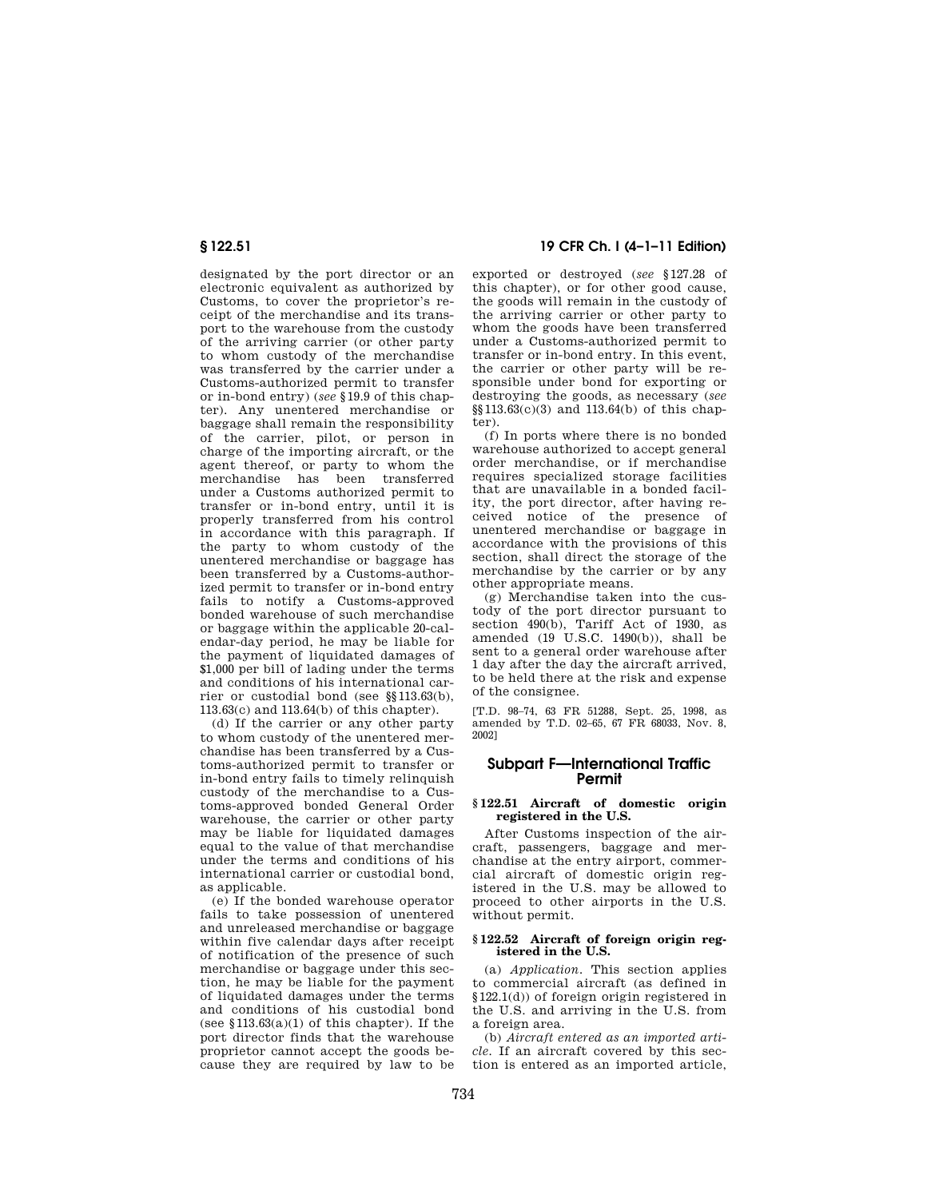designated by the port director or an electronic equivalent as authorized by Customs, to cover the proprietor's receipt of the merchandise and its transport to the warehouse from the custody of the arriving carrier (or other party to whom custody of the merchandise was transferred by the carrier under a Customs-authorized permit to transfer or in-bond entry) (*see* §19.9 of this chapter). Any unentered merchandise or baggage shall remain the responsibility of the carrier, pilot, or person in charge of the importing aircraft, or the agent thereof, or party to whom the merchandise has been transferred under a Customs authorized permit to transfer or in-bond entry, until it is properly transferred from his control in accordance with this paragraph. If the party to whom custody of the unentered merchandise or baggage has been transferred by a Customs-authorized permit to transfer or in-bond entry fails to notify a Customs-approved bonded warehouse of such merchandise or baggage within the applicable 20-calendar-day period, he may be liable for the payment of liquidated damages of $1,000 per bill of lading under the terms and conditions of his international carrier or custodial bond (see §§113.63(b), 113.63(c) and 113.64(b) of this chapter).

(d) If the carrier or any other party to whom custody of the unentered merchandise has been transferred by a Customs-authorized permit to transfer or in-bond entry fails to timely relinquish custody of the merchandise to a Customs-approved bonded General Order warehouse, the carrier or other party may be liable for liquidated damages equal to the value of that merchandise under the terms and conditions of his international carrier or custodial bond, as applicable.

(e) If the bonded warehouse operator fails to take possession of unentered and unreleased merchandise or baggage within five calendar days after receipt of notification of the presence of such merchandise or baggage under this section, he may be liable for the payment of liquidated damages under the terms and conditions of his custodial bond (see §113.63(a)(1) of this chapter). If the port director finds that the warehouse proprietor cannot accept the goods because they are required by law to be exported or destroyed (*see* §127.28 of this chapter), or for other good cause, the goods will remain in the custody of the arriving carrier or other party to whom the goods have been transferred under a Customs-authorized permit to transfer or in-bond entry. In this event, the carrier or other party will be responsible under bond for exporting or destroying the goods, as necessary (*see* §§113.63(c)(3) and 113.64(b) of this chapter).

(f) In ports where there is no bonded warehouse authorized to accept general order merchandise, or if merchandise requires specialized storage facilities that are unavailable in a bonded facility, the port director, after having received notice of the presence of unentered merchandise or baggage in accordance with the provisions of this section, shall direct the storage of the merchandise by the carrier or by any other appropriate means.

(g) Merchandise taken into the custody of the port director pursuant to section 490(b), Tariff Act of 1930, as amended (19 U.S.C. 1490(b)), shall be sent to a general order warehouse after 1 day after the day the aircraft arrived, to be held there at the risk and expense of the consignee.

[T.D. 98–74, 63 FR 51288, Sept. 25, 1998, as amended by T.D. 02–65, 67 FR 68033, Nov. 8, 2002]

## Subpart F—International Traffic Permit

### §122.51 Aircraft of domestic origin registered in the U.S.

After Customs inspection of the aircraft, passengers, baggage and merchandise at the entry airport, commercial aircraft of domestic origin registered in the U.S. may be allowed to proceed to other airports in the U.S. without permit.

### §122.52 Aircraft of foreign origin registered in the U.S.

(a) *Application.* This section applies to commercial aircraft (as defined in §122.1(d)) of foreign origin registered in the U.S. and arriving in the U.S. from a foreign area.

(b) *Aircraft entered as an imported article.* If an aircraft covered by this section is entered as an imported article,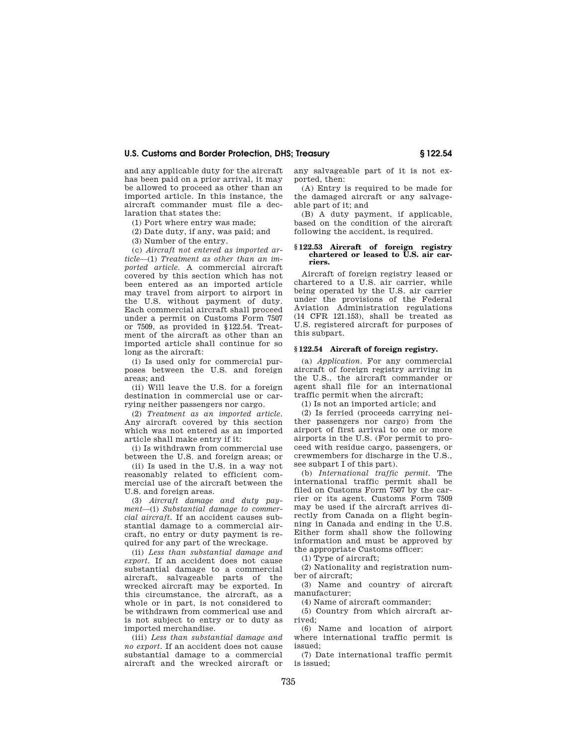and any applicable duty for the aircraft has been paid on a prior arrival, it may be allowed to proceed as other than an imported article. In this instance, the aircraft commander must file a declaration that states the:

(1) Port where entry was made;

(2) Date duty, if any, was paid; and

(3) Number of the entry.

(c) *Aircraft not entered as imported article*—(1) *Treatment as other than an imported article.* A commercial aircraft covered by this section which has not been entered as an imported article may travel from airport to airport in the U.S. without payment of duty. Each commercial aircraft shall proceed under a permit on Customs Form 7507 or 7509, as provided in §122.54. Treatment of the aircraft as other than an imported article shall continue for so long as the aircraft:

(i) Is used only for commercial purposes between the U.S. and foreign areas; and

(ii) Will leave the U.S. for a foreign destination in commercial use or carrying neither passengers nor cargo.

(2) *Treatment as an imported article.* Any aircraft covered by this section which was not entered as an imported article shall make entry if it:

(i) Is withdrawn from commercial use between the U.S. and foreign areas; or

(ii) Is used in the U.S. in a way not reasonably related to efficient commercial use of the aircraft between the U.S. and foreign areas.

(3) *Aircraft damage and duty payment*—(i) *Substantial damage to commercial aircraft.* If an accident causes substantial damage to a commercial aircraft, no entry or duty payment is required for any part of the wreckage.

(ii) *Less than substantial damage and export.* If an accident does not cause substantial damage to a commercial aircraft, salvageable parts of the wrecked aircraft may be exported. In this circumstance, the aircraft, as a whole or in part, is not considered to be withdrawn from commerical use and is not subject to entry or to duty as imported merchandise.

(iii) *Less than substantial damage and no export.* If an accident does not cause substantial damage to a commercial aircraft and the wrecked aircraft or any salvageable part of it is not exported, then:

(A) Entry is required to be made for the damaged aircraft or any salvageable part of it; and

(B) A duty payment, if applicable, based on the condition of the aircraft following the accident, is required.

### § 122.53 Aircraft of foreign registry chartered or leased to U.S. air carriers.

Aircraft of foreign registry leased or chartered to a U.S. air carrier, while being operated by the U.S. air carrier under the provisions of the Federal Aviation Administration regulations (14 CFR 121.153), shall be treated as U.S. registered aircraft for purposes of this subpart.

### § 122.54 Aircraft of foreign registry.

(a) *Application.* For any commercial aircraft of foreign registry arriving in the U.S., the aircraft commander or agent shall file for an international traffic permit when the aircraft;

(1) Is not an imported article; and

(2) Is ferried (proceeds carrying neither passengers nor cargo) from the airport of first arrival to one or more airports in the U.S. (For permit to proceed with residue cargo, passengers, or crewmembers for discharge in the U.S., see subpart I of this part).

(b) *International traffic permit.* The international traffic permit shall be filed on Customs Form 7507 by the carrier or its agent. Customs Form 7509 may be used if the aircraft arrives directly from Canada on a flight beginning in Canada and ending in the U.S. Either form shall show the following information and must be approved by the appropriate Customs officer:

(1) Type of aircraft;

(2) Nationality and registration number of aircraft;

(3) Name and country of aircraft manufacturer;

(4) Name of aircraft commander;

(5) Country from which aircraft arrived;

(6) Name and location of airport where international traffic permit is issued;

(7) Date international traffic permit is issued;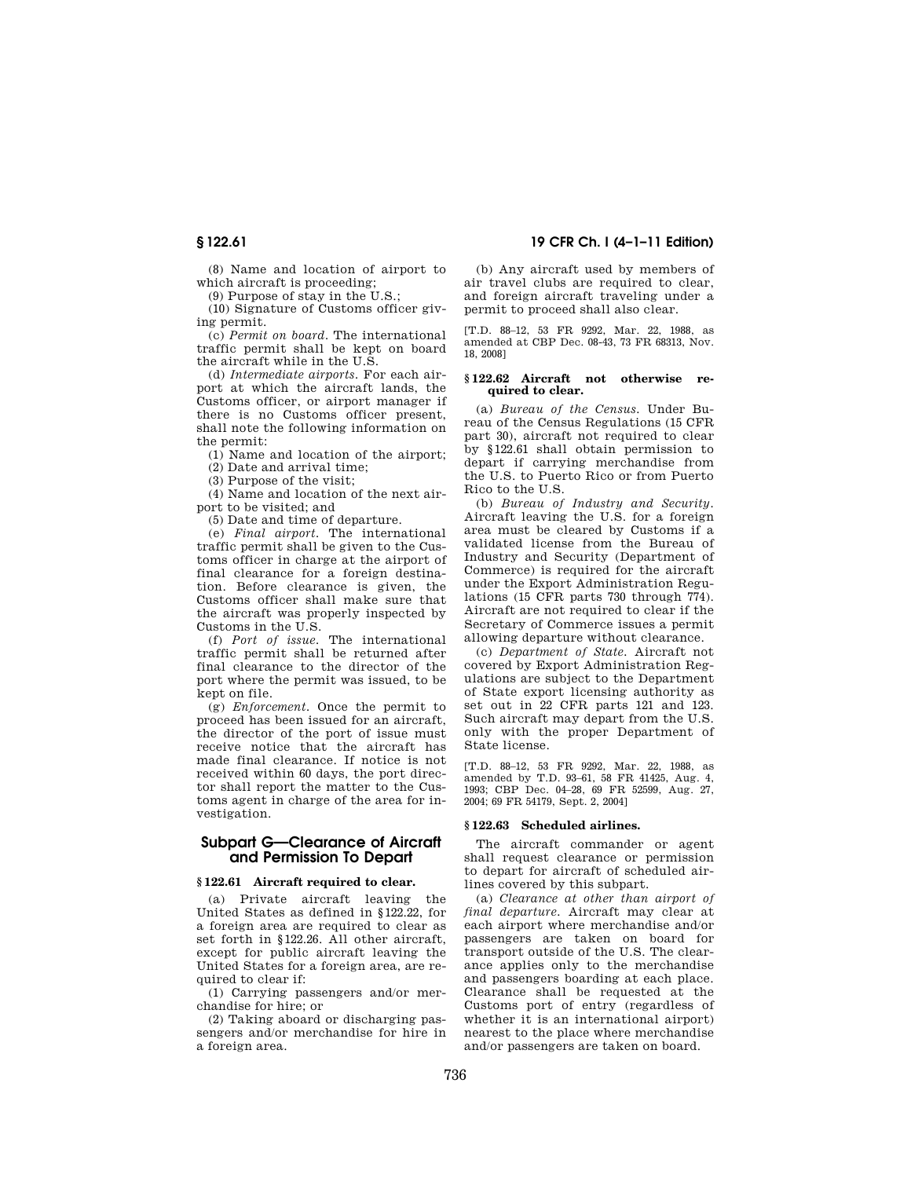(8) Name and location of airport to which aircraft is proceeding;

(9) Purpose of stay in the U.S.;

(10) Signature of Customs officer giving permit.

(c) *Permit on board.* The international traffic permit shall be kept on board the aircraft while in the U.S.

(d) *Intermediate airports.* For each airport at which the aircraft lands, the Customs officer, or airport manager if there is no Customs officer present, shall note the following information on the permit:

(1) Name and location of the airport;

(2) Date and arrival time;

(3) Purpose of the visit;

(4) Name and location of the next airport to be visited; and

(5) Date and time of departure.

(e) *Final airport.* The international traffic permit shall be given to the Customs officer in charge at the airport of final clearance for a foreign destination. Before clearance is given, the Customs officer shall make sure that the aircraft was properly inspected by Customs in the U.S.

(f) *Port of issue.* The international traffic permit shall be returned after final clearance to the director of the port where the permit was issued, to be kept on file.

(g) *Enforcement.* Once the permit to proceed has been issued for an aircraft, the director of the port of issue must receive notice that the aircraft has made final clearance. If notice is not received within 60 days, the port director shall report the matter to the Customs agent in charge of the area for investigation.

## Subpart G—Clearance of Aircraft and Permission To Depart

### § 122.61 Aircraft required to clear.

(a) Private aircraft leaving the United States as defined in §122.22, for a foreign area are required to clear as set forth in §122.26. All other aircraft, except for public aircraft leaving the United States for a foreign area, are required to clear if:

(1) Carrying passengers and/or merchandise for hire; or

(2) Taking aboard or discharging passengers and/or merchandise for hire in a foreign area.

(b) Any aircraft used by members of air travel clubs are required to clear, and foreign aircraft traveling under a permit to proceed shall also clear.

[T.D. 88–12, 53 FR 9292, Mar. 22, 1988, as amended at CBP Dec. 08-43, 73 FR 68313, Nov. 18, 2008]

### § 122.62 Aircraft not otherwise required to clear.

(a) *Bureau of the Census.* Under Bureau of the Census Regulations (15 CFR part 30), aircraft not required to clear by §122.61 shall obtain permission to depart if carrying merchandise from the U.S. to Puerto Rico or from Puerto Rico to the U.S.

(b) *Bureau of Industry and Security.* Aircraft leaving the U.S. for a foreign area must be cleared by Customs if a validated license from the Bureau of Industry and Security (Department of Commerce) is required for the aircraft under the Export Administration Regulations (15 CFR parts 730 through 774). Aircraft are not required to clear if the Secretary of Commerce issues a permit allowing departure without clearance.

(c) *Department of State.* Aircraft not covered by Export Administration Regulations are subject to the Department of State export licensing authority as set out in 22 CFR parts 121 and 123. Such aircraft may depart from the U.S. only with the proper Department of State license.

[T.D. 88–12, 53 FR 9292, Mar. 22, 1988, as amended by T.D. 93–61, 58 FR 41425, Aug. 4, 1993; CBP Dec. 04–28, 69 FR 52599, Aug. 27, 2004; 69 FR 54179, Sept. 2, 2004]

### § 122.63 Scheduled airlines.

The aircraft commander or agent shall request clearance or permission to depart for aircraft of scheduled airlines covered by this subpart.

(a) *Clearance at other than airport of final departure.* Aircraft may clear at each airport where merchandise and/or passengers are taken on board for transport outside of the U.S. The clearance applies only to the merchandise and passengers boarding at each place. Clearance shall be requested at the Customs port of entry (regardless of whether it is an international airport) nearest to the place where merchandise and/or passengers are taken on board.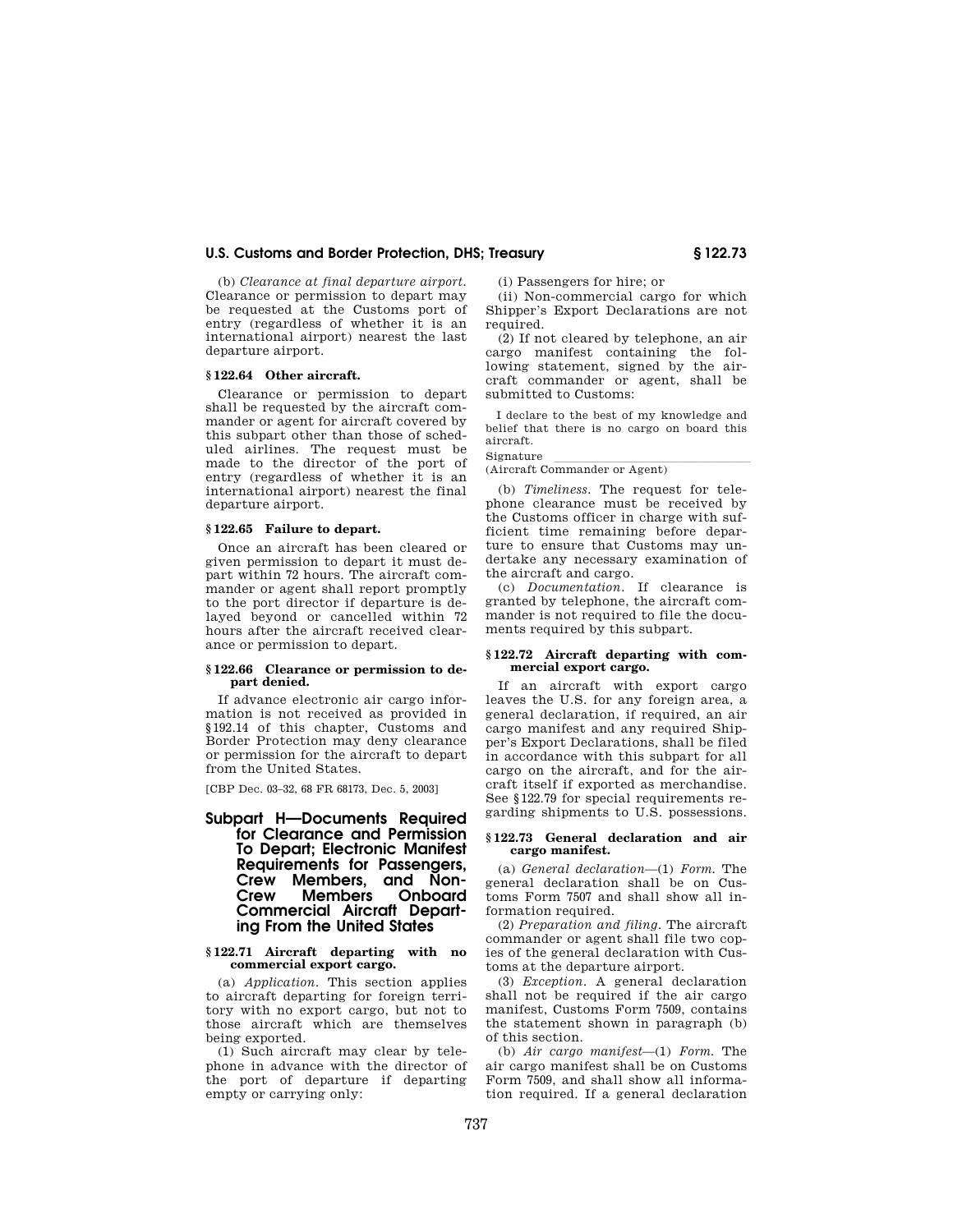(b) *Clearance at final departure airport.* Clearance or permission to depart may be requested at the Customs port of entry (regardless of whether it is an international airport) nearest the last departure airport.

### § 122.64 Other aircraft.

Clearance or permission to depart shall be requested by the aircraft commander or agent for aircraft covered by this subpart other than those of scheduled airlines. The request must be made to the director of the port of entry (regardless of whether it is an international airport) nearest the final departure airport.

### § 122.65 Failure to depart.

Once an aircraft has been cleared or given permission to depart it must depart within 72 hours. The aircraft commander or agent shall report promptly to the port director if departure is delayed beyond or cancelled within 72 hours after the aircraft received clearance or permission to depart.

### § 122.66 Clearance or permission to depart denied.

If advance electronic air cargo information is not received as provided in §192.14 of this chapter, Customs and Border Protection may deny clearance or permission for the aircraft to depart from the United States.

[CBP Dec. 03–32, 68 FR 68173, Dec. 5, 2003]

## Subpart H—Documents Required for Clearance and Permission To Depart; Electronic Manifest Requirements for Passengers, Crew Members, and Non-Crew Members Onboard Commercial Aircraft Departing From the United States

### § 122.71 Aircraft departing with no commercial export cargo.

(a) *Application.* This section applies to aircraft departing for foreign territory with no export cargo, but not to those aircraft which are themselves being exported.

(1) Such aircraft may clear by telephone in advance with the director of the port of departure if departing empty or carrying only:

(i) Passengers for hire; or

(ii) Non-commercial cargo for which Shipper's Export Declarations are not required.

(2) If not cleared by telephone, an air cargo manifest containing the following statement, signed by the aircraft commander or agent, shall be submitted to Customs:

I declare to the best of my knowledge and belief that there is no cargo on board this aircraft.

Signature \_\_\_\_\_\_\_\_\_\_\_\_\_\_\_\_\_\_\_\_\_\_\_\_\_\_\_\_\_\_

(Aircraft Commander or Agent)

(b) *Timeliness.* The request for telephone clearance must be received by the Customs officer in charge with sufficient time remaining before departure to ensure that Customs may undertake any necessary examination of the aircraft and cargo.

(c) *Documentation.* If clearance is granted by telephone, the aircraft commander is not required to file the documents required by this subpart.

### § 122.72 Aircraft departing with commercial export cargo.

If an aircraft with export cargo leaves the U.S. for any foreign area, a general declaration, if required, an air cargo manifest and any required Shipper's Export Declarations, shall be filed in accordance with this subpart for all cargo on the aircraft, and for the aircraft itself if exported as merchandise. See §122.79 for special requirements regarding shipments to U.S. possessions.

### § 122.73 General declaration and air cargo manifest.

(a) *General declaration*—(1) *Form.* The general declaration shall be on Customs Form 7507 and shall show all information required.

(2) *Preparation and filing.* The aircraft commander or agent shall file two copies of the general declaration with Customs at the departure airport.

(3) *Exception.* A general declaration shall not be required if the air cargo manifest, Customs Form 7509, contains the statement shown in paragraph (b) of this section.

(b) *Air cargo manifest*—(1) *Form.* The air cargo manifest shall be on Customs Form 7509, and shall show all information required. If a general declaration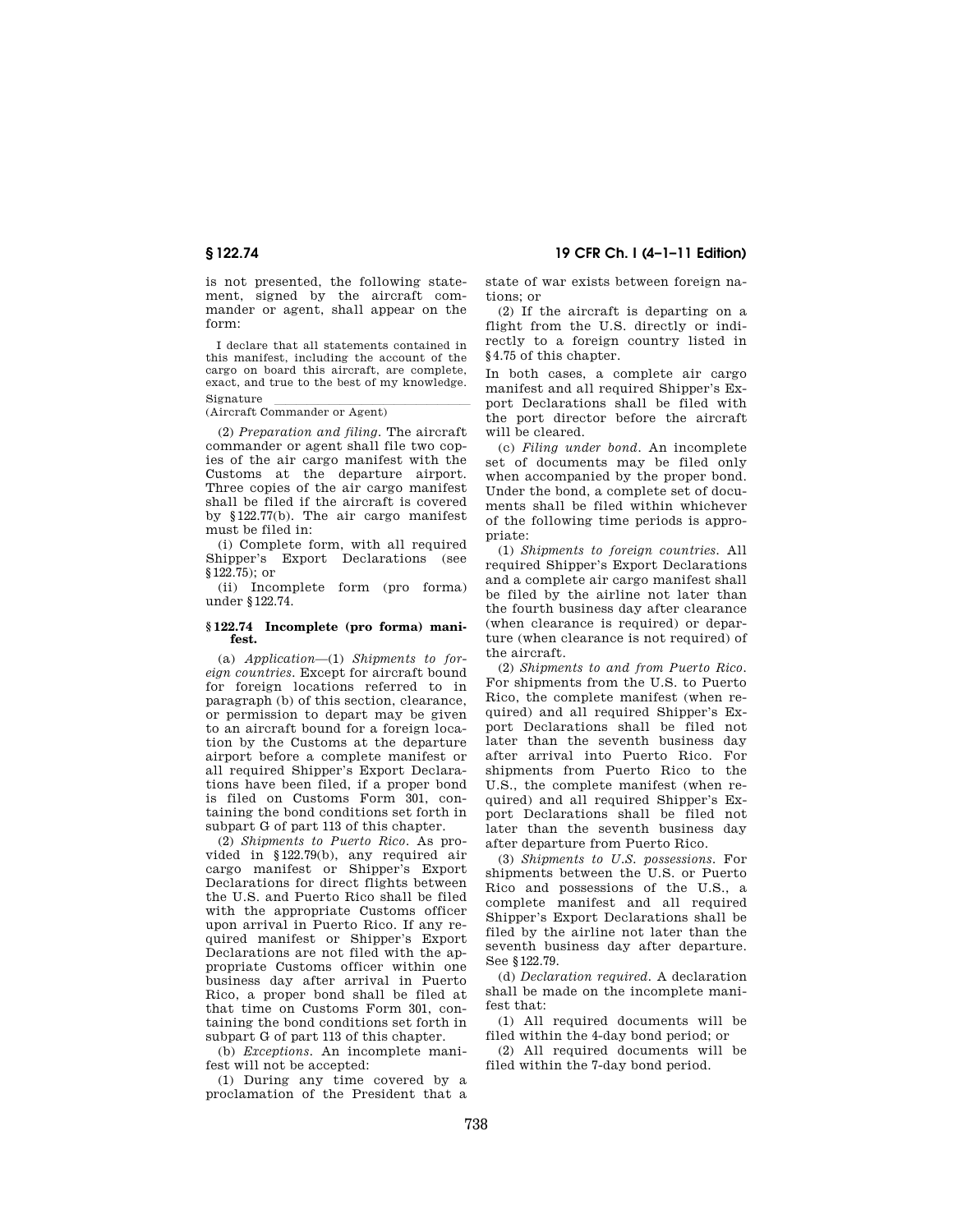is not presented, the following statement, signed by the aircraft commander or agent, shall appear on the form:

> I declare that all statements contained in this manifest, including the account of the cargo on board this aircraft, are complete, exact, and true to the best of my knowledge.
>
> Signature \_\_\_\_\_\_\_\_\_\_\_\_\_\_\_\_\_\_\_\_\_\_\_\_\_\_\_\_
>
> (Aircraft Commander or Agent)

(2) *Preparation and filing.* The aircraft commander or agent shall file two copies of the air cargo manifest with the Customs at the departure airport. Three copies of the air cargo manifest shall be filed if the aircraft is covered by §122.77(b). The air cargo manifest must be filed in:

(i) Complete form, with all required Shipper's Export Declarations (see §122.75); or

(ii) Incomplete form (pro forma) under §122.74.

### § 122.74 Incomplete (pro forma) manifest.

(a) *Application*—(1) *Shipments to foreign countries.* Except for aircraft bound for foreign locations referred to in paragraph (b) of this section, clearance, or permission to depart may be given to an aircraft bound for a foreign location by the Customs at the departure airport before a complete manifest or all required Shipper's Export Declarations have been filed, if a proper bond is filed on Customs Form 301, containing the bond conditions set forth in subpart G of part 113 of this chapter.

(2) *Shipments to Puerto Rico.* As provided in §122.79(b), any required air cargo manifest or Shipper's Export Declarations for direct flights between the U.S. and Puerto Rico shall be filed with the appropriate Customs officer upon arrival in Puerto Rico. If any required manifest or Shipper's Export Declarations are not filed with the appropriate Customs officer within one business day after arrival in Puerto Rico, a proper bond shall be filed at that time on Customs Form 301, containing the bond conditions set forth in subpart G of part 113 of this chapter.

(b) *Exceptions.* An incomplete manifest will not be accepted:

(1) During any time covered by a proclamation of the President that a state of war exists between foreign nations; or

(2) If the aircraft is departing on a flight from the U.S. directly or indirectly to a foreign country listed in §4.75 of this chapter.

In both cases, a complete air cargo manifest and all required Shipper's Export Declarations shall be filed with the port director before the aircraft will be cleared.

(c) *Filing under bond.* An incomplete set of documents may be filed only when accompanied by the proper bond. Under the bond, a complete set of documents shall be filed within whichever of the following time periods is appropriate:

(1) *Shipments to foreign countries.* All required Shipper's Export Declarations and a complete air cargo manifest shall be filed by the airline not later than the fourth business day after clearance (when clearance is required) or departure (when clearance is not required) of the aircraft.

(2) *Shipments to and from Puerto Rico.* For shipments from the U.S. to Puerto Rico, the complete manifest (when required) and all required Shipper's Export Declarations shall be filed not later than the seventh business day after arrival into Puerto Rico. For shipments from Puerto Rico to the U.S., the complete manifest (when required) and all required Shipper's Export Declarations shall be filed not later than the seventh business day after departure from Puerto Rico.

(3) *Shipments to U.S. possessions.* For shipments between the U.S. or Puerto Rico and possessions of the U.S., a complete manifest and all required Shipper's Export Declarations shall be filed by the airline not later than the seventh business day after departure. See §122.79.

(d) *Declaration required.* A declaration shall be made on the incomplete manifest that:

(1) All required documents will be filed within the 4-day bond period; or

(2) All required documents will be filed within the 7-day bond period.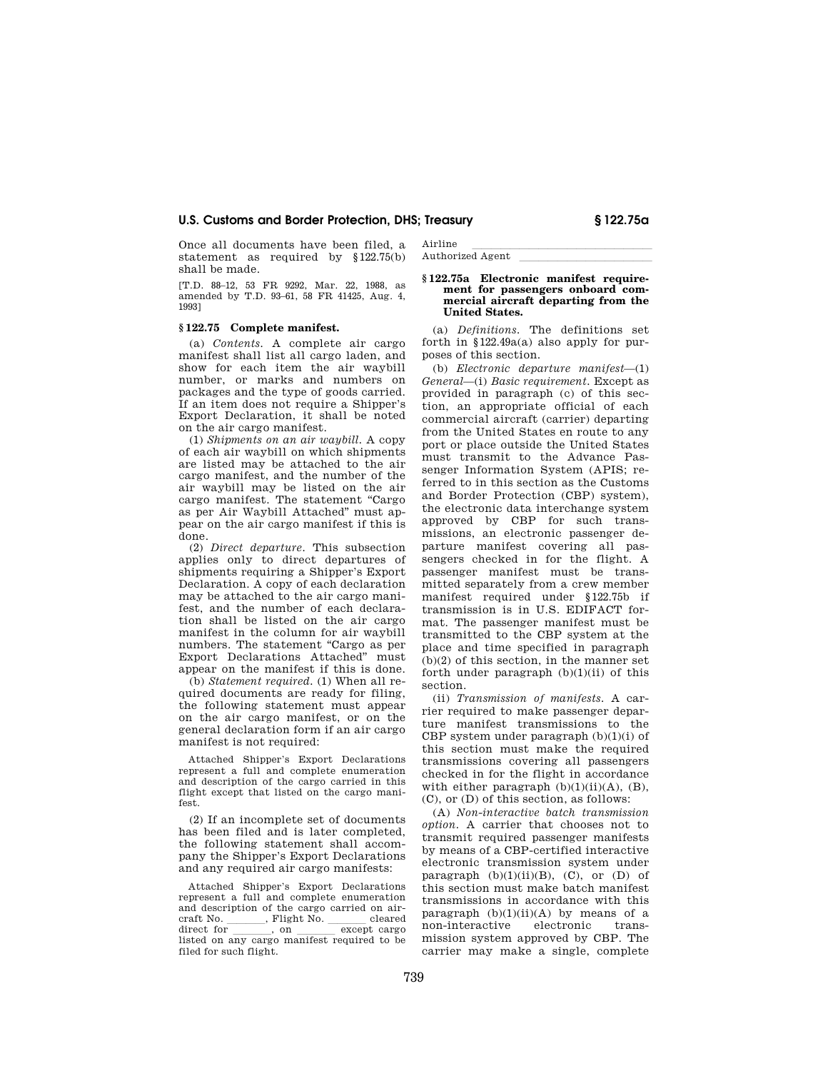Once all documents have been filed, a statement as required by §122.75(b) shall be made.

[T.D. 88–12, 53 FR 9292, Mar. 22, 1988, as amended by T.D. 93–61, 58 FR 41425, Aug. 4, 1993]

### §122.75 Complete manifest.

(a) *Contents.* A complete air cargo manifest shall list all cargo laden, and show for each item the air waybill number, or marks and numbers on packages and the type of goods carried. If an item does not require a Shipper's Export Declaration, it shall be noted on the air cargo manifest.

(1) *Shipments on an air waybill.* A copy of each air waybill on which shipments are listed may be attached to the air cargo manifest, and the number of the air waybill may be listed on the air cargo manifest. The statement "Cargo as per Air Waybill Attached" must appear on the air cargo manifest if this is done.

(2) *Direct departure.* This subsection applies only to direct departures of shipments requiring a Shipper's Export Declaration. A copy of each declaration may be attached to the air cargo manifest, and the number of each declaration shall be listed on the air cargo manifest in the column for air waybill numbers. The statement "Cargo as per Export Declarations Attached" must appear on the manifest if this is done.

(b) *Statement required.* (1) When all required documents are ready for filing, the following statement must appear on the air cargo manifest, or on the general declaration form if an air cargo manifest is not required:

Attached Shipper's Export Declarations represent a full and complete enumeration and description of the cargo carried in this flight except that listed on the cargo manifest.

(2) If an incomplete set of documents has been filed and is later completed, the following statement shall accompany the Shipper's Export Declarations and any required air cargo manifests:

Attached Shipper's Export Declarations represent a full and complete enumeration and description of the cargo carried on aircraft No. \_\_\_\_\_\_\_, Flight No. \_\_\_\_\_\_\_ cleared direct for \_\_\_\_\_\_\_, on \_\_\_\_\_\_\_ except cargo listed on any cargo manifest required to be filed for such flight.

Airline \_\_\_\_\_\_\_\_\_\_\_\_\_\_\_\_\_\_\_\_\_\_\_\_\_\_\_\_

Authorized Agent \_\_\_\_\_\_\_\_\_\_\_\_\_\_\_\_\_\_\_\_\_\_\_

### §122.75a Electronic manifest requirement for passengers onboard commercial aircraft departing from the United States.

(a) *Definitions.* The definitions set forth in §122.49a(a) also apply for purposes of this section.

(b) *Electronic departure manifest*—(1) *General*—(i) *Basic requirement.* Except as provided in paragraph (c) of this section, an appropriate official of each commercial aircraft (carrier) departing from the United States en route to any port or place outside the United States must transmit to the Advance Passenger Information System (APIS; referred to in this section as the Customs and Border Protection (CBP) system), the electronic data interchange system approved by CBP for such transmissions, an electronic passenger departure manifest covering all passengers checked in for the flight. A passenger manifest must be transmitted separately from a crew member manifest required under §122.75b if transmission is in U.S. EDIFACT format. The passenger manifest must be transmitted to the CBP system at the place and time specified in paragraph (b)(2) of this section, in the manner set forth under paragraph (b)(1)(ii) of this section.

(ii) *Transmission of manifests.* A carrier required to make passenger departure manifest transmissions to the CBP system under paragraph (b)(1)(i) of this section must make the required transmissions covering all passengers checked in for the flight in accordance with either paragraph (b)(1)(ii)(A), (B), (C), or (D) of this section, as follows:

(A) *Non-interactive batch transmission option.* A carrier that chooses not to transmit required passenger manifests by means of a CBP-certified interactive electronic transmission system under paragraph (b)(1)(ii)(B), (C), or (D) of this section must make batch manifest transmissions in accordance with this paragraph (b)(1)(ii)(A) by means of a non-interactive electronic transmission system approved by CBP. The carrier may make a single, complete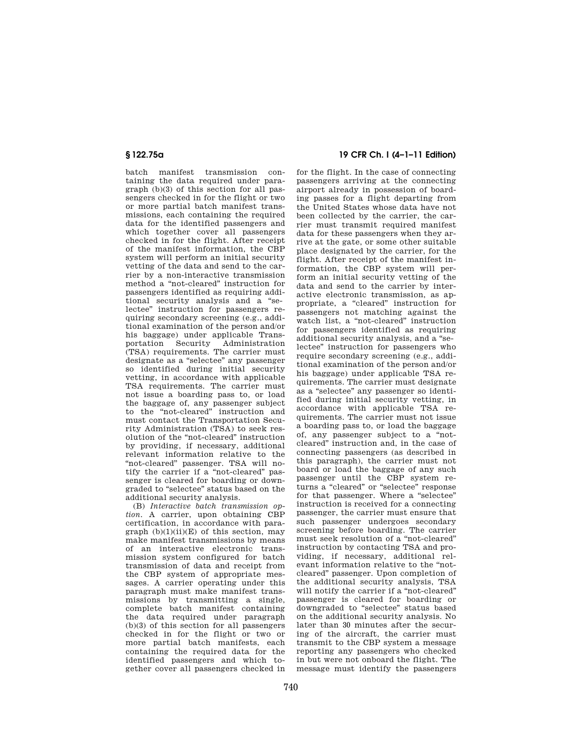batch manifest transmission containing the data required under paragraph (b)(3) of this section for all passengers checked in for the flight or two or more partial batch manifest transmissions, each containing the required data for the identified passengers and which together cover all passengers checked in for the flight. After receipt of the manifest information, the CBP system will perform an initial security vetting of the data and send to the carrier by a non-interactive transmission method a "not-cleared" instruction for passengers identified as requiring additional security analysis and a "selectee" instruction for passengers requiring secondary screening (e.g., additional examination of the person and/or his baggage) under applicable Transportation Security Administration (TSA) requirements. The carrier must designate as a "selectee" any passenger so identified during initial security vetting, in accordance with applicable TSA requirements. The carrier must not issue a boarding pass to, or load the baggage of, any passenger subject to the "not-cleared" instruction and must contact the Transportation Security Administration (TSA) to seek resolution of the "not-cleared" instruction by providing, if necessary, additional relevant information relative to the "not-cleared" passenger. TSA will notify the carrier if a "not-cleared" passenger is cleared for boarding or downgraded to "selectee" status based on the additional security analysis.

(B) *Interactive batch transmission option.* A carrier, upon obtaining CBP certification, in accordance with paragraph (b)(1)(ii)(E) of this section, may make manifest transmissions by means of an interactive electronic transmission system configured for batch transmission of data and receipt from the CBP system of appropriate messages. A carrier operating under this paragraph must make manifest transmissions by transmitting a single, complete batch manifest containing the data required under paragraph (b)(3) of this section for all passengers checked in for the flight or two or more partial batch manifests, each containing the required data for the identified passengers and which together cover all passengers checked in for the flight. In the case of connecting passengers arriving at the connecting airport already in possession of boarding passes for a flight departing from the United States whose data have not been collected by the carrier, the carrier must transmit required manifest data for these passengers when they arrive at the gate, or some other suitable place designated by the carrier, for the flight. After receipt of the manifest information, the CBP system will perform an initial security vetting of the data and send to the carrier by interactive electronic transmission, as appropriate, a "cleared" instruction for passengers not matching against the watch list, a "not-cleared" instruction for passengers identified as requiring additional security analysis, and a "selectee" instruction for passengers who require secondary screening (e.g., additional examination of the person and/or his baggage) under applicable TSA requirements. The carrier must designate as a "selectee" any passenger so identified during initial security vetting, in accordance with applicable TSA requirements. The carrier must not issue a boarding pass to, or load the baggage of, any passenger subject to a "not-cleared" instruction and, in the case of connecting passengers (as described in this paragraph), the carrier must not board or load the baggage of any such passenger until the CBP system returns a "cleared" or "selectee" response for that passenger. Where a "selectee" instruction is received for a connecting passenger, the carrier must ensure that such passenger undergoes secondary screening before boarding. The carrier must seek resolution of a "not-cleared" instruction by contacting TSA and providing, if necessary, additional relevant information relative to the "not-cleared" passenger. Upon completion of the additional security analysis, TSA will notify the carrier if a "not-cleared" passenger is cleared for boarding or downgraded to "selectee" status based on the additional security analysis. No later than 30 minutes after the securing of the aircraft, the carrier must transmit to the CBP system a message reporting any passengers who checked in but were not onboard the flight. The message must identify the passengers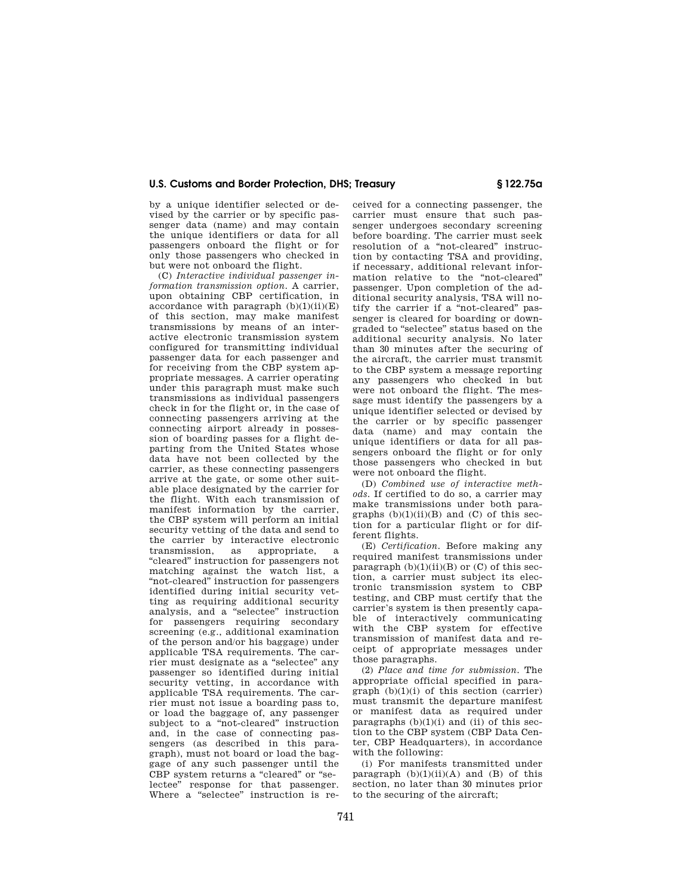by a unique identifier selected or devised by the carrier or by specific passenger data (name) and may contain the unique identifiers or data for all passengers onboard the flight or for only those passengers who checked in but were not onboard the flight.

(C) *Interactive individual passenger information transmission option.* A carrier, upon obtaining CBP certification, in accordance with paragraph (b)(1)(ii)(E) of this section, may make manifest transmissions by means of an interactive electronic transmission system configured for transmitting individual passenger data for each passenger and for receiving from the CBP system appropriate messages. A carrier operating under this paragraph must make such transmissions as individual passengers check in for the flight or, in the case of connecting passengers arriving at the connecting airport already in possession of boarding passes for a flight departing from the United States whose data have not been collected by the carrier, as these connecting passengers arrive at the gate, or some other suitable place designated by the carrier for the flight. With each transmission of manifest information by the carrier, the CBP system will perform an initial security vetting of the data and send to the carrier by interactive electronic transmission, as appropriate, a "cleared" instruction for passengers not matching against the watch list, a "not-cleared" instruction for passengers identified during initial security vetting as requiring additional security analysis, and a "selectee" instruction for passengers requiring secondary screening (e.g., additional examination of the person and/or his baggage) under applicable TSA requirements. The carrier must designate as a "selectee" any passenger so identified during initial security vetting, in accordance with applicable TSA requirements. The carrier must not issue a boarding pass to, or load the baggage of, any passenger subject to a "not-cleared" instruction and, in the case of connecting passengers (as described in this paragraph), must not board or load the baggage of any such passenger until the CBP system returns a "cleared" or "selectee" response for that passenger. Where a "selectee" instruction is received for a connecting passenger, the carrier must ensure that such passenger undergoes secondary screening before boarding. The carrier must seek resolution of a "not-cleared" instruction by contacting TSA and providing, if necessary, additional relevant information relative to the "not-cleared" passenger. Upon completion of the additional security analysis, TSA will notify the carrier if a "not-cleared" passenger is cleared for boarding or downgraded to "selectee" status based on the additional security analysis. No later than 30 minutes after the securing of the aircraft, the carrier must transmit to the CBP system a message reporting any passengers who checked in but were not onboard the flight. The message must identify the passengers by a unique identifier selected or devised by the carrier or by specific passenger data (name) and may contain the unique identifiers or data for all passengers onboard the flight or for only those passengers who checked in but were not onboard the flight.

(D) *Combined use of interactive methods.* If certified to do so, a carrier may make transmissions under both paragraphs (b)(1)(ii)(B) and (C) of this section for a particular flight or for different flights.

(E) *Certification.* Before making any required manifest transmissions under paragraph (b)(1)(ii)(B) or (C) of this section, a carrier must subject its electronic transmission system to CBP testing, and CBP must certify that the carrier's system is then presently capable of interactively communicating with the CBP system for effective transmission of manifest data and receipt of appropriate messages under those paragraphs.

(2) *Place and time for submission.* The appropriate official specified in paragraph (b)(1)(i) of this section (carrier) must transmit the departure manifest or manifest data as required under paragraphs (b)(1)(i) and (ii) of this section to the CBP system (CBP Data Center, CBP Headquarters), in accordance with the following:

(i) For manifests transmitted under paragraph (b)(1)(ii)(A) and (B) of this section, no later than 30 minutes prior to the securing of the aircraft;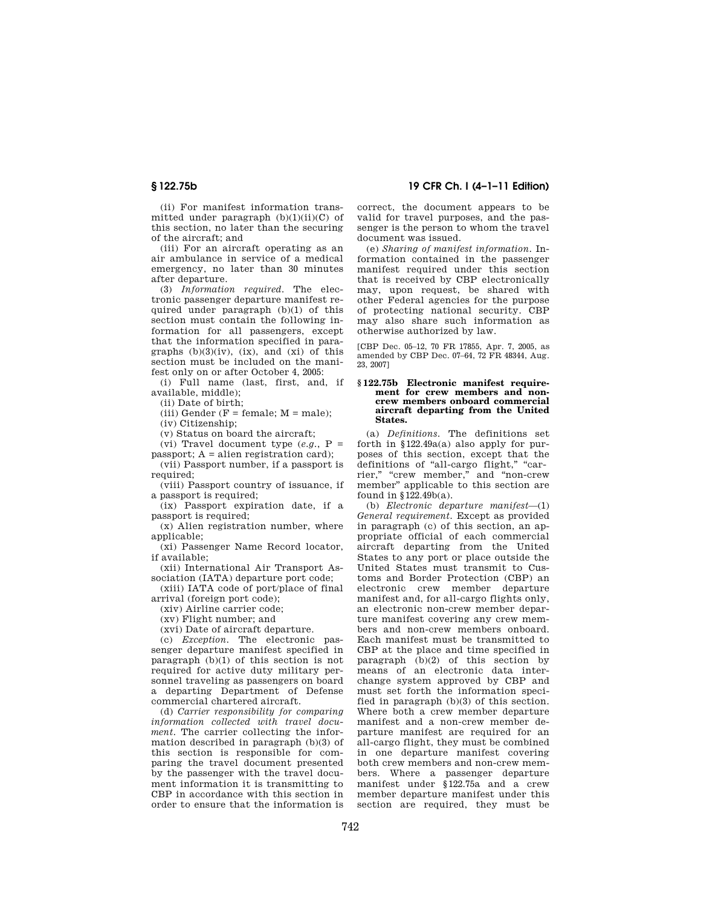(ii) For manifest information transmitted under paragraph (b)(1)(ii)(C) of this section, no later than the securing of the aircraft; and

(iii) For an aircraft operating as an air ambulance in service of a medical emergency, no later than 30 minutes after departure.

(3) *Information required.* The electronic passenger departure manifest required under paragraph (b)(1) of this section must contain the following information for all passengers, except that the information specified in paragraphs (b)(3)(iv), (ix), and (xi) of this section must be included on the manifest only on or after October 4, 2005:

(i) Full name (last, first, and, if available, middle);

(ii) Date of birth;

(iii) Gender (F = female; M = male);

(iv) Citizenship;

(v) Status on board the aircraft;

(vi) Travel document type (*e.g.*, P = passport; A = alien registration card);

(vii) Passport number, if a passport is required;

(viii) Passport country of issuance, if a passport is required;

(ix) Passport expiration date, if a passport is required;

(x) Alien registration number, where applicable;

(xi) Passenger Name Record locator, if available;

(xii) International Air Transport Association (IATA) departure port code;

(xiii) IATA code of port/place of final arrival (foreign port code);

(xiv) Airline carrier code;

(xv) Flight number; and

(xvi) Date of aircraft departure.

(c) *Exception.* The electronic passenger departure manifest specified in paragraph (b)(1) of this section is not required for active duty military personnel traveling as passengers on board a departing Department of Defense commercial chartered aircraft.

(d) *Carrier responsibility for comparing information collected with travel document.* The carrier collecting the information described in paragraph (b)(3) of this section is responsible for comparing the travel document presented by the passenger with the travel document information it is transmitting to CBP in accordance with this section in order to ensure that the information is correct, the document appears to be valid for travel purposes, and the passenger is the person to whom the travel document was issued.

(e) *Sharing of manifest information.* Information contained in the passenger manifest required under this section that is received by CBP electronically may, upon request, be shared with other Federal agencies for the purpose of protecting national security. CBP may also share such information as otherwise authorized by law.

[CBP Dec. 05–12, 70 FR 17855, Apr. 7, 2005, as amended by CBP Dec. 07–64, 72 FR 48344, Aug. 23, 2007]

### § 122.75b Electronic manifest requirement for crew members and non-crew members onboard commercial aircraft departing from the United States.

(a) *Definitions.* The definitions set forth in §122.49a(a) also apply for purposes of this section, except that the definitions of "all-cargo flight," "carrier," "crew member," and "non-crew member" applicable to this section are found in §122.49b(a).

(b) *Electronic departure manifest*—(1) *General requirement.* Except as provided in paragraph (c) of this section, an appropriate official of each commercial aircraft departing from the United States to any port or place outside the United States must transmit to Customs and Border Protection (CBP) an electronic crew member departure manifest and, for all-cargo flights only, an electronic non-crew member departure manifest covering any crew members and non-crew members onboard. Each manifest must be transmitted to CBP at the place and time specified in paragraph (b)(2) of this section by means of an electronic data interchange system approved by CBP and must set forth the information specified in paragraph (b)(3) of this section. Where both a crew member departure manifest and a non-crew member departure manifest are required for an all-cargo flight, they must be combined in one departure manifest covering both crew members and non-crew members. Where a passenger departure manifest under §122.75a and a crew member departure manifest under this section are required, they must be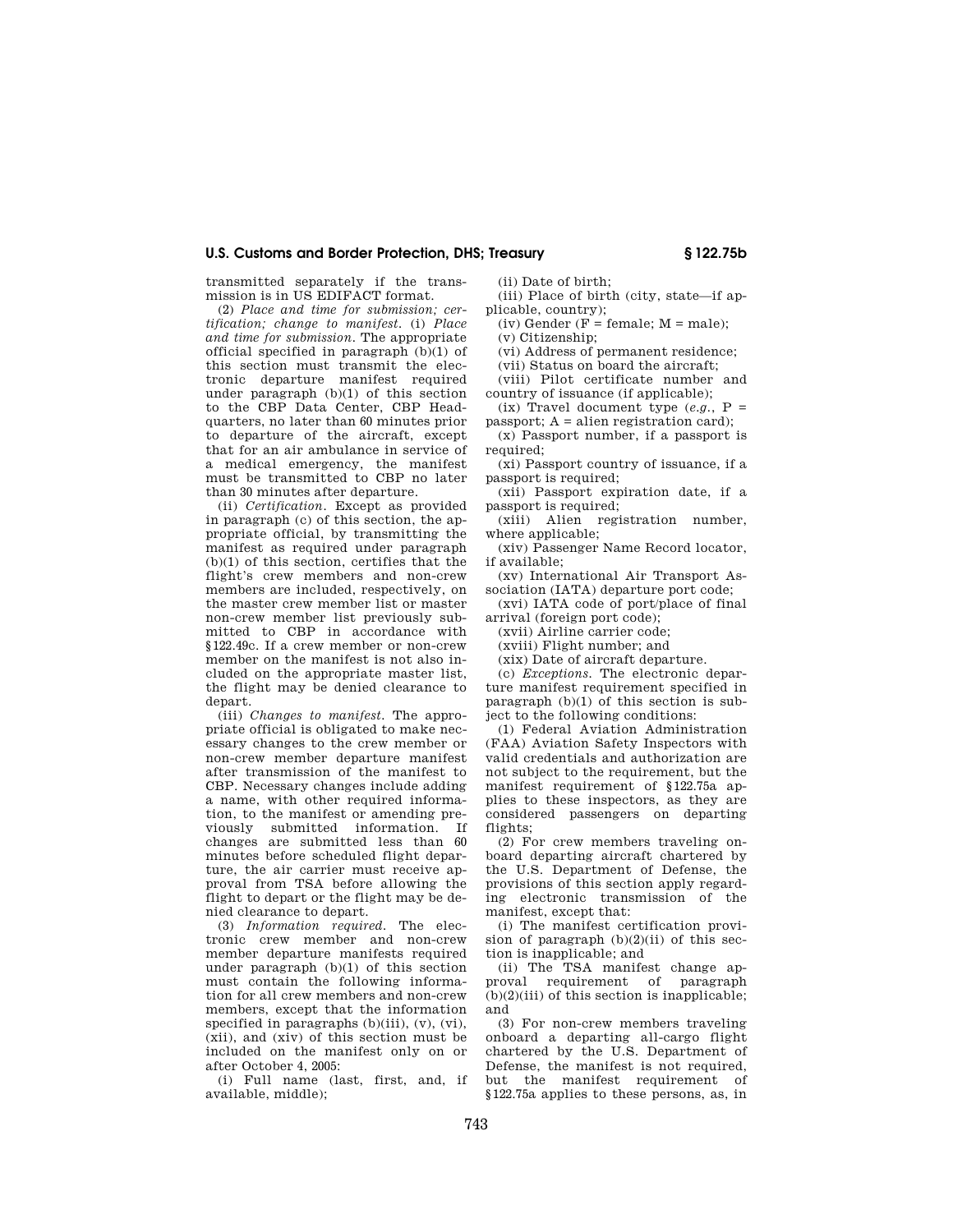transmitted separately if the transmission is in US EDIFACT format.

(2) *Place and time for submission; certification; change to manifest.* (i) *Place and time for submission.* The appropriate official specified in paragraph (b)(1) of this section must transmit the electronic departure manifest required under paragraph (b)(1) of this section to the CBP Data Center, CBP Headquarters, no later than 60 minutes prior to departure of the aircraft, except that for an air ambulance in service of a medical emergency, the manifest must be transmitted to CBP no later than 30 minutes after departure.

(ii) *Certification.* Except as provided in paragraph (c) of this section, the appropriate official, by transmitting the manifest as required under paragraph (b)(1) of this section, certifies that the flight's crew members and non-crew members are included, respectively, on the master crew member list or master non-crew member list previously submitted to CBP in accordance with §122.49c. If a crew member or non-crew member on the manifest is not also included on the appropriate master list, the flight may be denied clearance to depart.

(iii) *Changes to manifest.* The appropriate official is obligated to make necessary changes to the crew member or non-crew member departure manifest after transmission of the manifest to CBP. Necessary changes include adding a name, with other required information, to the manifest or amending previously submitted information. If changes are submitted less than 60 minutes before scheduled flight departure, the air carrier must receive approval from TSA before allowing the flight to depart or the flight may be denied clearance to depart.

(3) *Information required.* The electronic crew member and non-crew member departure manifests required under paragraph (b)(1) of this section must contain the following information for all crew members and non-crew members, except that the information specified in paragraphs (b)(iii), (v), (vi), (xii), and (xiv) of this section must be included on the manifest only on or after October 4, 2005:

(i) Full name (last, first, and, if available, middle);

(ii) Date of birth;

(iii) Place of birth (city, state—if applicable, country);

(iv) Gender (F = female; M = male);

(v) Citizenship;

(vi) Address of permanent residence;

(vii) Status on board the aircraft;

(viii) Pilot certificate number and country of issuance (if applicable);

(ix) Travel document type (*e.g.*, P = passport; A = alien registration card);

(x) Passport number, if a passport is required;

(xi) Passport country of issuance, if a passport is required;

(xii) Passport expiration date, if a passport is required;

(xiii) Alien registration number, where applicable;

(xiv) Passenger Name Record locator, if available;

(xv) International Air Transport Association (IATA) departure port code;

(xvi) IATA code of port/place of final arrival (foreign port code);

(xvii) Airline carrier code;

(xviii) Flight number; and

(xix) Date of aircraft departure.

(c) *Exceptions.* The electronic departure manifest requirement specified in paragraph (b)(1) of this section is subject to the following conditions:

(1) Federal Aviation Administration (FAA) Aviation Safety Inspectors with valid credentials and authorization are not subject to the requirement, but the manifest requirement of §122.75a applies to these inspectors, as they are considered passengers on departing flights;

(2) For crew members traveling onboard departing aircraft chartered by the U.S. Department of Defense, the provisions of this section apply regarding electronic transmission of the manifest, except that:

(i) The manifest certification provision of paragraph (b)(2)(ii) of this section is inapplicable; and

(ii) The TSA manifest change approval requirement of paragraph (b)(2)(iii) of this section is inapplicable; and

(3) For non-crew members traveling onboard a departing all-cargo flight chartered by the U.S. Department of Defense, the manifest is not required, but the manifest requirement of §122.75a applies to these persons, as, in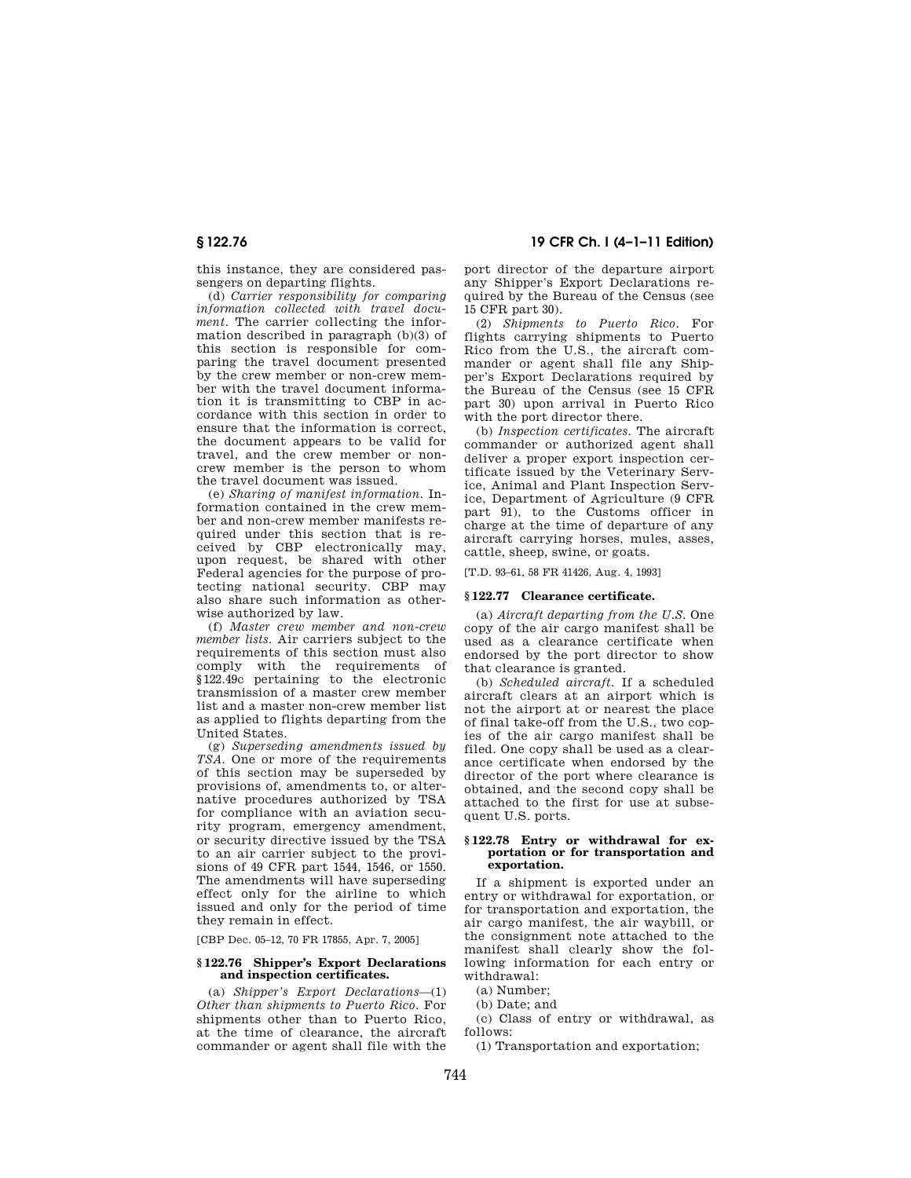this instance, they are considered passengers on departing flights.

(d) *Carrier responsibility for comparing information collected with travel document.* The carrier collecting the information described in paragraph (b)(3) of this section is responsible for comparing the travel document presented by the crew member or non-crew member with the travel document information it is transmitting to CBP in accordance with this section in order to ensure that the information is correct, the document appears to be valid for travel, and the crew member or non-crew member is the person to whom the travel document was issued.

(e) *Sharing of manifest information.* Information contained in the crew member and non-crew member manifests required under this section that is received by CBP electronically may, upon request, be shared with other Federal agencies for the purpose of protecting national security. CBP may also share such information as otherwise authorized by law.

(f) *Master crew member and non-crew member lists.* Air carriers subject to the requirements of this section must also comply with the requirements of §122.49c pertaining to the electronic transmission of a master crew member list and a master non-crew member list as applied to flights departing from the United States.

(g) *Superseding amendments issued by TSA.* One or more of the requirements of this section may be superseded by provisions of, amendments to, or alternative procedures authorized by TSA for compliance with an aviation security program, emergency amendment, or security directive issued by the TSA to an air carrier subject to the provisions of 49 CFR part 1544, 1546, or 1550. The amendments will have superseding effect only for the airline to which issued and only for the period of time they remain in effect.

[CBP Dec. 05–12, 70 FR 17855, Apr. 7, 2005]

### § 122.76 Shipper's Export Declarations and inspection certificates.

(a) *Shipper's Export Declarations*—(1) *Other than shipments to Puerto Rico.* For shipments other than to Puerto Rico, at the time of clearance, the aircraft commander or agent shall file with the port director of the departure airport any Shipper's Export Declarations required by the Bureau of the Census (see 15 CFR part 30).

(2) *Shipments to Puerto Rico.* For flights carrying shipments to Puerto Rico from the U.S., the aircraft commander or agent shall file any Shipper's Export Declarations required by the Bureau of the Census (see 15 CFR part 30) upon arrival in Puerto Rico with the port director there.

(b) *Inspection certificates.* The aircraft commander or authorized agent shall deliver a proper export inspection certificate issued by the Veterinary Service, Animal and Plant Inspection Service, Department of Agriculture (9 CFR part 91), to the Customs officer in charge at the time of departure of any aircraft carrying horses, mules, asses, cattle, sheep, swine, or goats.

[T.D. 93–61, 58 FR 41426, Aug. 4, 1993]

### § 122.77 Clearance certificate.

(a) *Aircraft departing from the U.S.* One copy of the air cargo manifest shall be used as a clearance certificate when endorsed by the port director to show that clearance is granted.

(b) *Scheduled aircraft.* If a scheduled aircraft clears at an airport which is not the airport at or nearest the place of final take-off from the U.S., two copies of the air cargo manifest shall be filed. One copy shall be used as a clearance certificate when endorsed by the director of the port where clearance is obtained, and the second copy shall be attached to the first for use at subsequent U.S. ports.

### § 122.78 Entry or withdrawal for exportation or for transportation and exportation.

If a shipment is exported under an entry or withdrawal for exportation, or for transportation and exportation, the air cargo manifest, the air waybill, or the consignment note attached to the manifest shall clearly show the following information for each entry or withdrawal:

(a) Number;

(b) Date; and

(c) Class of entry or withdrawal, as follows:

(1) Transportation and exportation;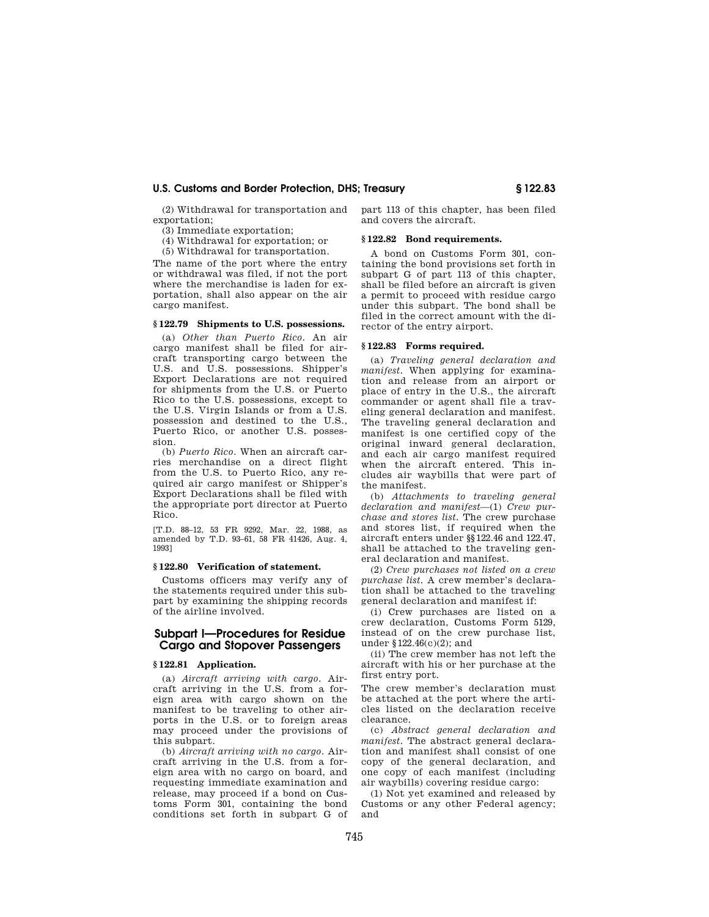(2) Withdrawal for transportation and exportation;

(3) Immediate exportation;

(4) Withdrawal for exportation; or

(5) Withdrawal for transportation.

The name of the port where the entry or withdrawal was filed, if not the port where the merchandise is laden for exportation, shall also appear on the air cargo manifest.

### § 122.79 Shipments to U.S. possessions.

(a) *Other than Puerto Rico.* An air cargo manifest shall be filed for aircraft transporting cargo between the U.S. and U.S. possessions. Shipper's Export Declarations are not required for shipments from the U.S. or Puerto Rico to the U.S. possessions, except to the U.S. Virgin Islands or from a U.S. possession and destined to the U.S., Puerto Rico, or another U.S. possession.

(b) *Puerto Rico.* When an aircraft carries merchandise on a direct flight from the U.S. to Puerto Rico, any required air cargo manifest or Shipper's Export Declarations shall be filed with the appropriate port director at Puerto Rico.

[T.D. 88–12, 53 FR 9292, Mar. 22, 1988, as amended by T.D. 93–61, 58 FR 41426, Aug. 4, 1993]

### § 122.80 Verification of statement.

Customs officers may verify any of the statements required under this subpart by examining the shipping records of the airline involved.

## Subpart I—Procedures for Residue Cargo and Stopover Passengers

### § 122.81 Application.

(a) *Aircraft arriving with cargo.* Aircraft arriving in the U.S. from a foreign area with cargo shown on the manifest to be traveling to other airports in the U.S. or to foreign areas may proceed under the provisions of this subpart.

(b) *Aircraft arriving with no cargo.* Aircraft arriving in the U.S. from a foreign area with no cargo on board, and requesting immediate examination and release, may proceed if a bond on Customs Form 301, containing the bond conditions set forth in subpart G of part 113 of this chapter, has been filed and covers the aircraft.

### § 122.82 Bond requirements.

A bond on Customs Form 301, containing the bond provisions set forth in subpart G of part 113 of this chapter, shall be filed before an aircraft is given a permit to proceed with residue cargo under this subpart. The bond shall be filed in the correct amount with the director of the entry airport.

### § 122.83 Forms required.

(a) *Traveling general declaration and manifest.* When applying for examination and release from an airport or place of entry in the U.S., the aircraft commander or agent shall file a traveling general declaration and manifest. The traveling general declaration and manifest is one certified copy of the original inward general declaration, and each air cargo manifest required when the aircraft entered. This includes air waybills that were part of the manifest.

(b) *Attachments to traveling general declaration and manifest*—(1) *Crew purchase and stores list.* The crew purchase and stores list, if required when the aircraft enters under §§ 122.46 and 122.47, shall be attached to the traveling general declaration and manifest.

(2) *Crew purchases not listed on a crew purchase list.* A crew member's declaration shall be attached to the traveling general declaration and manifest if:

(i) Crew purchases are listed on a crew declaration, Customs Form 5129, instead of on the crew purchase list, under § 122.46(c)(2); and

(ii) The crew member has not left the aircraft with his or her purchase at the first entry port.

The crew member's declaration must be attached at the port where the articles listed on the declaration receive clearance.

(c) *Abstract general declaration and manifest.* The abstract general declaration and manifest shall consist of one copy of the general declaration, and one copy of each manifest (including air waybills) covering residue cargo:

(1) Not yet examined and released by Customs or any other Federal agency; and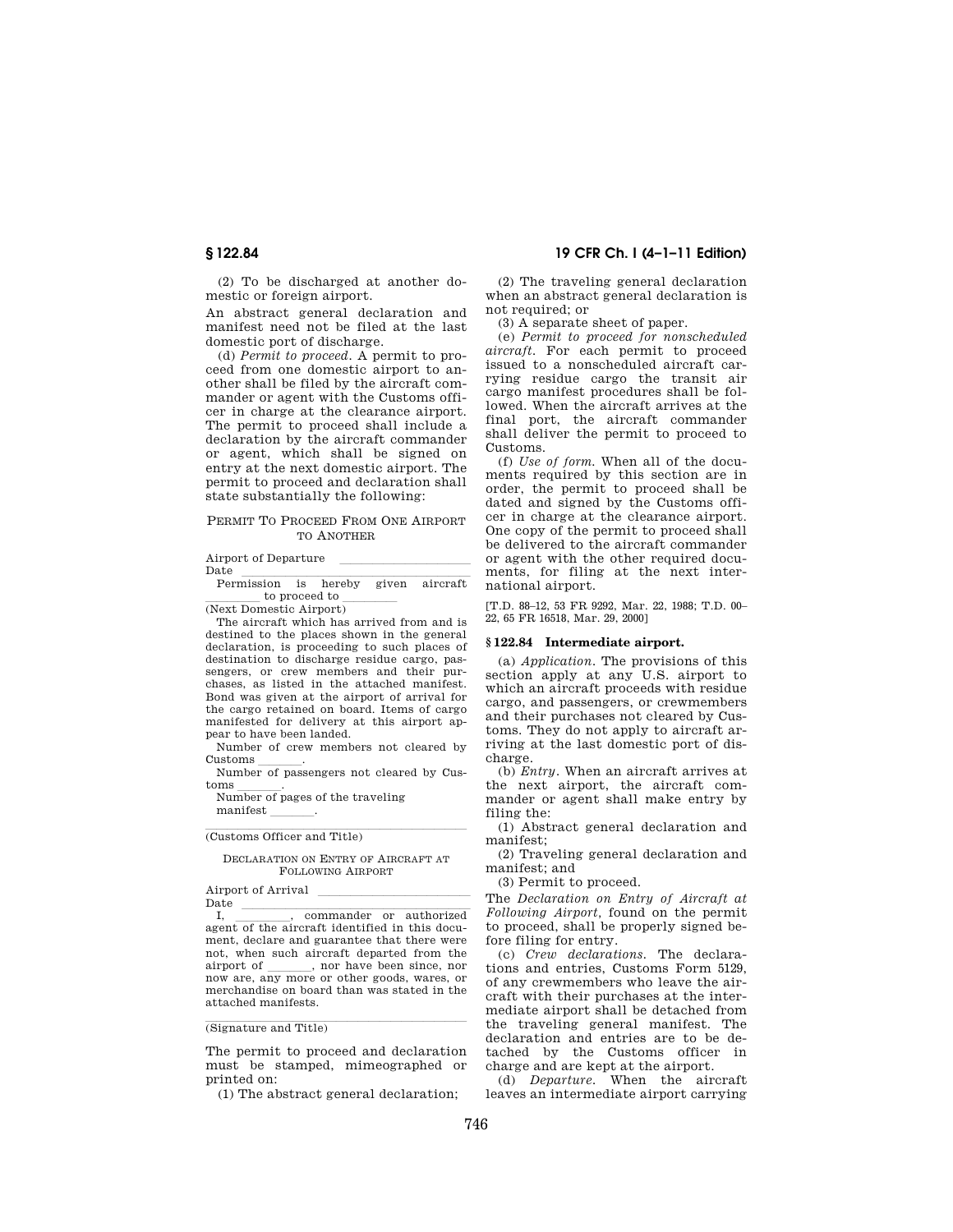(2) To be discharged at another domestic or foreign airport.

An abstract general declaration and manifest need not be filed at the last domestic port of discharge.

(d) *Permit to proceed.* A permit to proceed from one domestic airport to another shall be filed by the aircraft commander or agent with the Customs officer in charge at the clearance airport. The permit to proceed shall include a declaration by the aircraft commander or agent, which shall be signed on entry at the next domestic airport. The permit to proceed and declaration shall state substantially the following:

PERMIT TO PROCEED FROM ONE AIRPORT TO ANOTHER

Airport of Departure \_\_\_\_\_\_\_\_\_\_\_\_\_\_\_\_\_\_\_\_
Date \_\_\_\_\_\_\_\_\_\_\_\_\_\_\_\_\_\_\_\_\_\_\_\_\_\_\_\_\_\_\_\_

Permission is hereby given aircraft \_\_\_\_\_\_\_\_\_ to proceed to \_\_\_\_\_\_\_\_\_

(Next Domestic Airport)

The aircraft which has arrived from and is destined to the places shown in the general declaration, is proceeding to such places of destination to discharge residue cargo, passengers, or crew members and their purchases, as listed in the attached manifest. Bond was given at the airport of arrival for the cargo retained on board. Items of cargo manifested for delivery at this airport appear to have been landed.

Number of crew members not cleared by Customs \_\_\_\_\_\_\_.

Number of passengers not cleared by Customs \_\_\_\_\_\_\_.

Number of pages of the traveling manifest \_\_\_\_\_\_\_.

\_\_\_\_\_\_\_\_\_\_\_\_\_\_\_\_\_\_\_\_\_\_\_\_\_\_\_\_\_\_\_\_\_\_\_\_\_\_\_\_

(Customs Officer and Title)

DECLARATION ON ENTRY OF AIRCRAFT AT FOLLOWING AIRPORT

Airport of Arrival \_\_\_\_\_\_\_\_\_\_\_\_\_\_\_\_\_\_\_\_\_\_\_
Date \_\_\_\_\_\_\_\_\_\_\_\_\_\_\_\_\_\_\_\_\_\_\_\_\_\_\_\_\_\_\_\_

I, \_\_\_\_\_\_\_\_\_, commander or authorized agent of the aircraft identified in this document, declare and guarantee that there were not, when such aircraft departed from the airport of \_\_\_\_\_\_\_, nor have been since, nor now are, any more or other goods, wares, or merchandise on board than was stated in the attached manifests.

\_\_\_\_\_\_\_\_\_\_\_\_\_\_\_\_\_\_\_\_\_\_\_\_\_\_\_\_\_\_\_\_\_\_\_\_\_\_\_\_

(Signature and Title)

The permit to proceed and declaration must be stamped, mimeographed or printed on:

(1) The abstract general declaration;

(2) The traveling general declaration when an abstract general declaration is not required; or

(3) A separate sheet of paper.

(e) *Permit to proceed for nonscheduled aircraft.* For each permit to proceed issued to a nonscheduled aircraft carrying residue cargo the transit air cargo manifest procedures shall be followed. When the aircraft arrives at the final port, the aircraft commander shall deliver the permit to proceed to Customs.

(f) *Use of form.* When all of the documents required by this section are in order, the permit to proceed shall be dated and signed by the Customs officer in charge at the clearance airport. One copy of the permit to proceed shall be delivered to the aircraft commander or agent with the other required documents, for filing at the next international airport.

[T.D. 88–12, 53 FR 9292, Mar. 22, 1988; T.D. 00–22, 65 FR 16518, Mar. 29, 2000]

### § 122.84 Intermediate airport.

(a) *Application.* The provisions of this section apply at any U.S. airport to which an aircraft proceeds with residue cargo, and passengers, or crewmembers and their purchases not cleared by Customs. They do not apply to aircraft arriving at the last domestic port of discharge.

(b) *Entry.* When an aircraft arrives at the next airport, the aircraft commander or agent shall make entry by filing the:

(1) Abstract general declaration and manifest;

(2) Traveling general declaration and manifest; and

(3) Permit to proceed.

The *Declaration on Entry of Aircraft at Following Airport*, found on the permit to proceed, shall be properly signed before filing for entry.

(c) *Crew declarations.* The declarations and entries, Customs Form 5129, of any crewmembers who leave the aircraft with their purchases at the intermediate airport shall be detached from the traveling general manifest. The declaration and entries are to be detached by the Customs officer in charge and are kept at the airport.

(d) *Departure.* When the aircraft leaves an intermediate airport carrying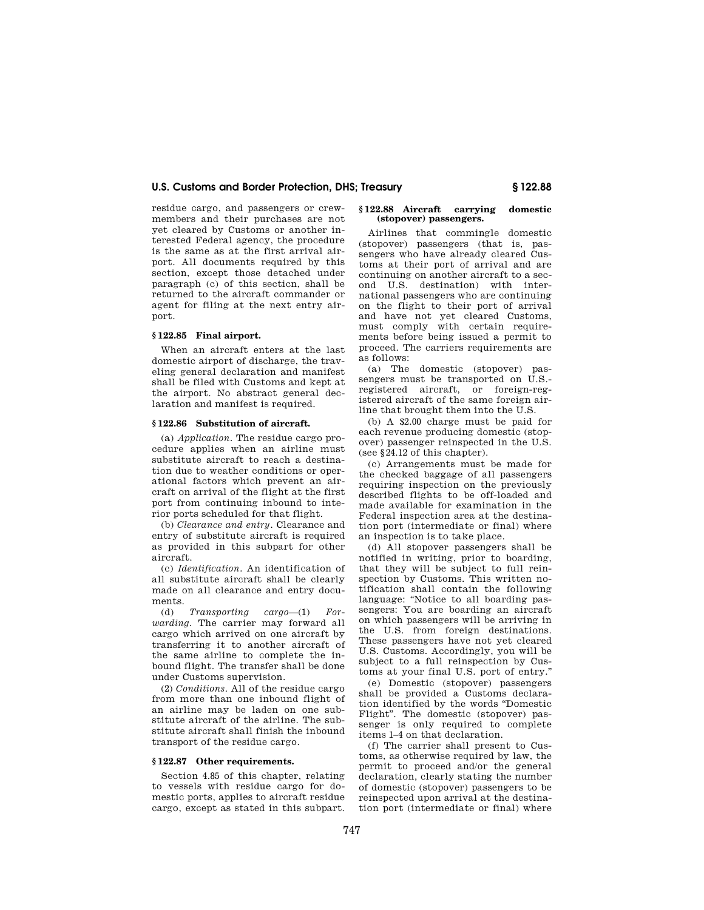residue cargo, and passengers or crewmembers and their purchases are not yet cleared by Customs or another interested Federal agency, the procedure is the same as at the first arrival airport. All documents required by this section, except those detached under paragraph (c) of this section, shall be returned to the aircraft commander or agent for filing at the next entry airport.

### § 122.85 Final airport.

When an aircraft enters at the last domestic airport of discharge, the traveling general declaration and manifest shall be filed with Customs and kept at the airport. No abstract general declaration and manifest is required.

### § 122.86 Substitution of aircraft.

(a) *Application.* The residue cargo procedure applies when an airline must substitute aircraft to reach a destination due to weather conditions or operational factors which prevent an aircraft on arrival of the flight at the first port from continuing inbound to interior ports scheduled for that flight.

(b) *Clearance and entry.* Clearance and entry of substitute aircraft is required as provided in this subpart for other aircraft.

(c) *Identification.* An identification of all substitute aircraft shall be clearly made on all clearance and entry documents.

(d) *Transporting cargo*—(1) *Forwarding.* The carrier may forward all cargo which arrived on one aircraft by transferring it to another aircraft of the same airline to complete the inbound flight. The transfer shall be done under Customs supervision.

(2) *Conditions.* All of the residue cargo from more than one inbound flight of an airline may be laden on one substitute aircraft of the airline. The substitute aircraft shall finish the inbound transport of the residue cargo.

### § 122.87 Other requirements.

Section 4.85 of this chapter, relating to vessels with residue cargo for domestic ports, applies to aircraft residue cargo, except as stated in this subpart.

### § 122.88 Aircraft carrying domestic (stopover) passengers.

Airlines that commingle domestic (stopover) passengers (that is, passengers who have already cleared Customs at their port of arrival and are continuing on another aircraft to a second U.S. destination) with international passengers who are continuing on the flight to their port of arrival and have not yet cleared Customs, must comply with certain requirements before being issued a permit to proceed. The carriers requirements are as follows:

(a) The domestic (stopover) passengers must be transported on U.S.-registered aircraft, or foreign-registered aircraft of the same foreign airline that brought them into the U.S.

(b) A $2.00 charge must be paid for each revenue producing domestic (stopover) passenger reinspected in the U.S. (see §24.12 of this chapter).

(c) Arrangements must be made for the checked baggage of all passengers requiring inspection on the previously described flights to be off-loaded and made available for examination in the Federal inspection area at the destination port (intermediate or final) where an inspection is to take place.

(d) All stopover passengers shall be notified in writing, prior to boarding, that they will be subject to full reinspection by Customs. This written notification shall contain the following language: "Notice to all boarding passengers: You are boarding an aircraft on which passengers will be arriving in the U.S. from foreign destinations. These passengers have not yet cleared U.S. Customs. Accordingly, you will be subject to a full reinspection by Customs at your final U.S. port of entry."

(e) Domestic (stopover) passengers shall be provided a Customs declaration identified by the words "Domestic Flight". The domestic (stopover) passenger is only required to complete items 1–4 on that declaration.

(f) The carrier shall present to Customs, as otherwise required by law, the permit to proceed and/or the general declaration, clearly stating the number of domestic (stopover) passengers to be reinspected upon arrival at the destination port (intermediate or final) where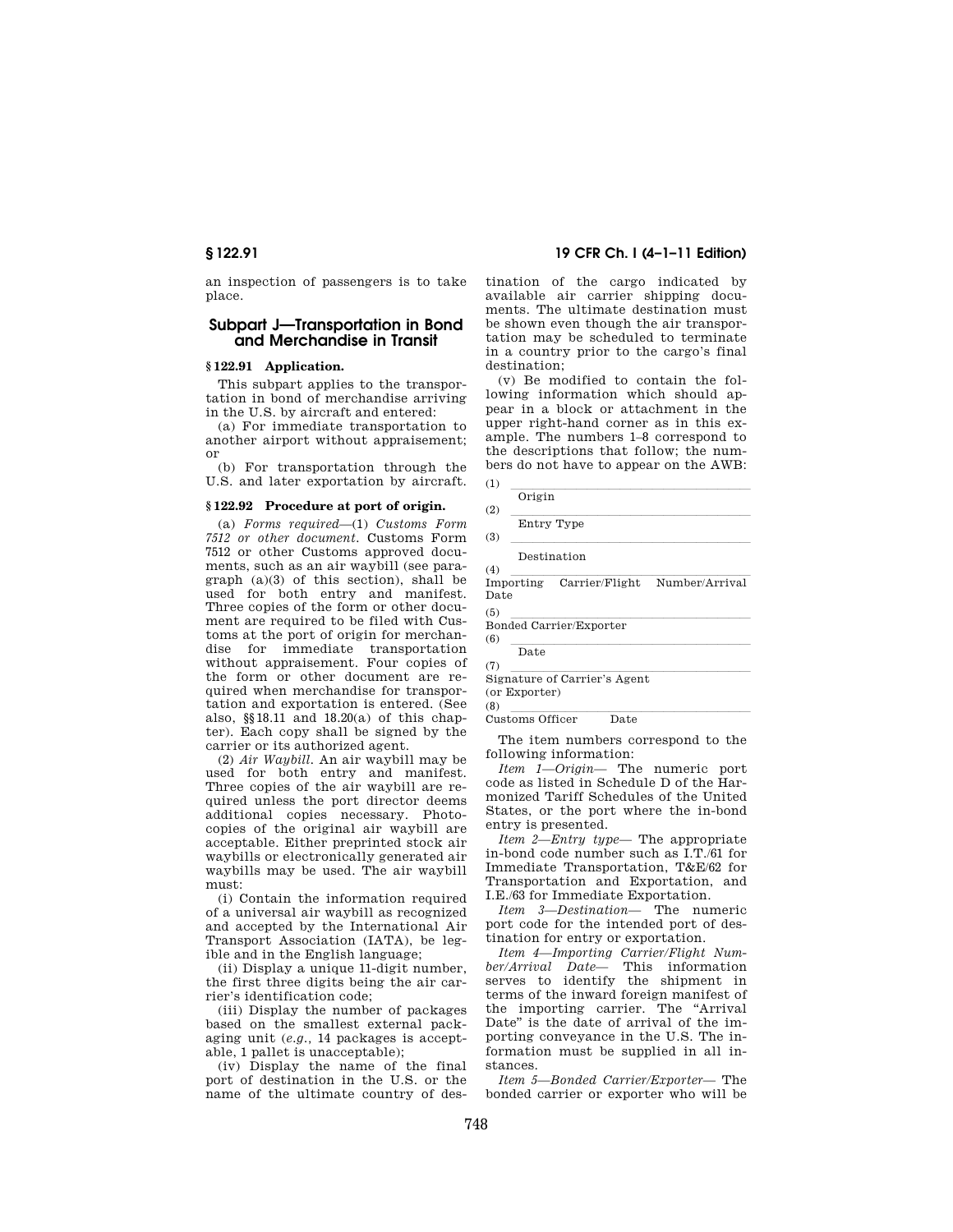an inspection of passengers is to take place.

## Subpart J—Transportation in Bond and Merchandise in Transit

### § 122.91 Application.

This subpart applies to the transportation in bond of merchandise arriving in the U.S. by aircraft and entered:

(a) For immediate transportation to another airport without appraisement; or

(b) For transportation through the U.S. and later exportation by aircraft.

### § 122.92 Procedure at port of origin.

(a) *Forms required*—(1) *Customs Form 7512 or other document.* Customs Form 7512 or other Customs approved documents, such as an air waybill (see paragraph (a)(3) of this section), shall be used for both entry and manifest. Three copies of the form or other document are required to be filed with Customs at the port of origin for merchandise for immediate transportation without appraisement. Four copies of the form or other document are required when merchandise for transportation and exportation is entered. (See also, §§ 18.11 and 18.20(a) of this chapter). Each copy shall be signed by the carrier or its authorized agent.

(2) *Air Waybill.* An air waybill may be used for both entry and manifest. Three copies of the air waybill are required unless the port director deems additional copies necessary. Photocopies of the original air waybill are acceptable. Either preprinted stock air waybills or electronically generated air waybills may be used. The air waybill must:

(i) Contain the information required of a universal air waybill as recognized and accepted by the International Air Transport Association (IATA), be legible and in the English language;

(ii) Display a unique 11-digit number, the first three digits being the air carrier's identification code;

(iii) Display the number of packages based on the smallest external packaging unit (*e.g.*, 14 packages is acceptable, 1 pallet is unacceptable);

(iv) Display the name of the final port of destination in the U.S. or the name of the ultimate country of destination of the cargo indicated by available air carrier shipping documents. The ultimate destination must be shown even though the air transportation may be scheduled to terminate in a country prior to the cargo's final destination;

(v) Be modified to contain the following information which should appear in a block or attachment in the upper right-hand corner as in this example. The numbers 1–8 correspond to the descriptions that follow; the numbers do not have to appear on the AWB:

(1) \_\_\_\_\_\_\_\_\_\_\_\_\_\_\_\_\_\_\_\_\_\_\_\_\_\_\_\_\_\_
Origin

(2) \_\_\_\_\_\_\_\_\_\_\_\_\_\_\_\_\_\_\_\_\_\_\_\_\_\_\_\_\_\_
Entry Type

(3) \_\_\_\_\_\_\_\_\_\_\_\_\_\_\_\_\_\_\_\_\_\_\_\_\_\_\_\_\_\_
Destination

(4) \_\_\_\_\_\_\_\_\_\_\_\_\_\_\_\_\_\_\_\_\_\_\_\_\_\_\_\_\_\_
Importing Carrier/Flight Number/Arrival Date

(5) \_\_\_\_\_\_\_\_\_\_\_\_\_\_\_\_\_\_\_\_\_\_\_\_\_\_\_\_\_\_
Bonded Carrier/Exporter

(6) \_\_\_\_\_\_\_\_\_\_\_\_\_\_\_\_\_\_\_\_\_\_\_\_\_\_\_\_\_\_
Date

(7) \_\_\_\_\_\_\_\_\_\_\_\_\_\_\_\_\_\_\_\_\_\_\_\_\_\_\_\_\_\_
Signature of Carrier's Agent (or Exporter)

(8) \_\_\_\_\_\_\_\_\_\_\_\_\_\_\_\_\_\_\_\_\_\_\_\_\_\_\_\_\_\_
Customs Officer Date

The item numbers correspond to the following information:

*Item 1—Origin*— The numeric port code as listed in Schedule D of the Harmonized Tariff Schedules of the United States, or the port where the in-bond entry is presented.

*Item 2—Entry type*— The appropriate in-bond code number such as I.T./61 for Immediate Transportation, T&E/62 for Transportation and Exportation, and I.E./63 for Immediate Exportation.

*Item 3—Destination*— The numeric port code for the intended port of destination for entry or exportation.

*Item 4—Importing Carrier/Flight Number/Arrival Date*— This information serves to identify the shipment in terms of the inward foreign manifest of the importing carrier. The "Arrival Date" is the date of arrival of the importing conveyance in the U.S. The information must be supplied in all instances.

*Item 5—Bonded Carrier/Exporter*— The bonded carrier or exporter who will be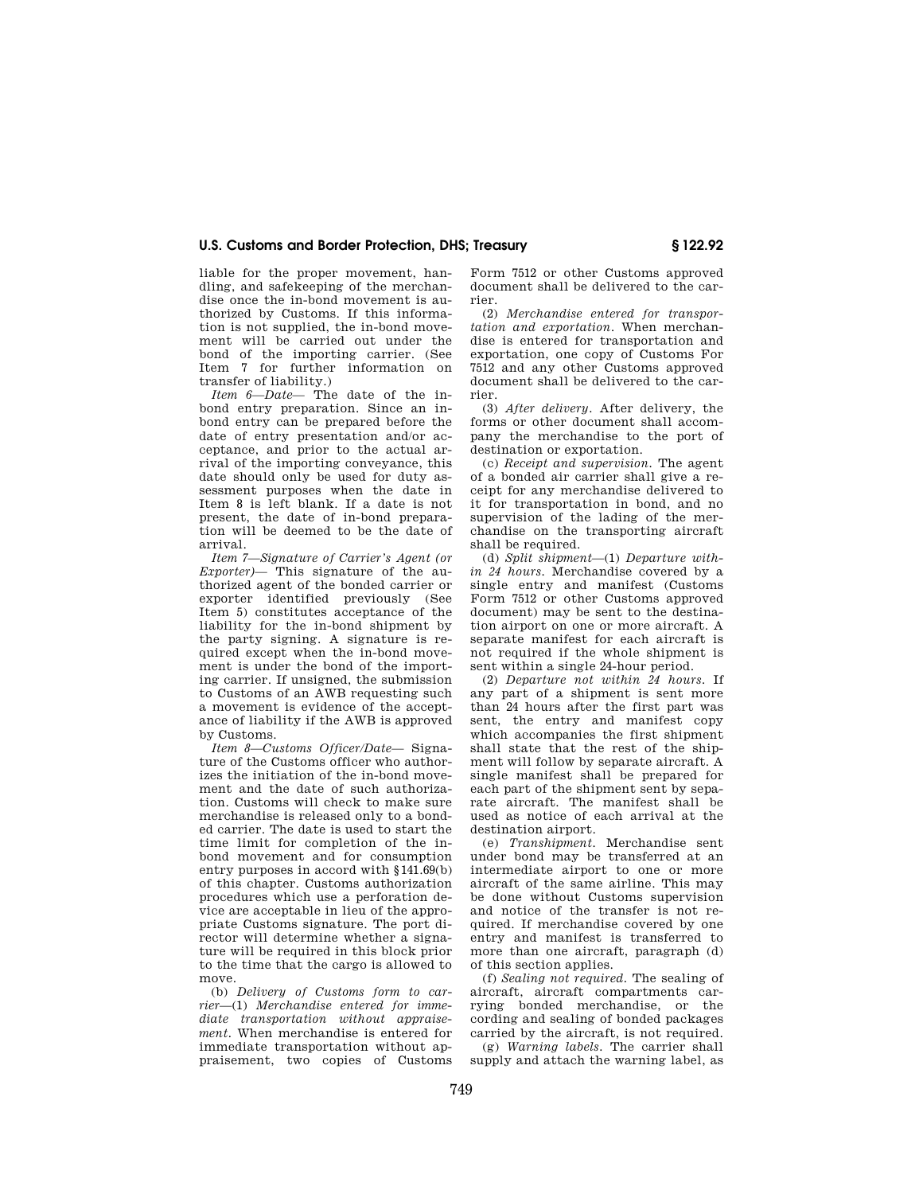liable for the proper movement, handling, and safekeeping of the merchandise once the in-bond movement is authorized by Customs. If this information is not supplied, the in-bond movement will be carried out under the bond of the importing carrier. (See Item 7 for further information on transfer of liability.)

*Item 6—Date—* The date of the in-bond entry preparation. Since an in-bond entry can be prepared before the date of entry presentation and/or acceptance, and prior to the actual arrival of the importing conveyance, this date should only be used for duty assessment purposes when the date in Item 8 is left blank. If a date is not present, the date of in-bond preparation will be deemed to be the date of arrival.

*Item 7—Signature of Carrier's Agent (or Exporter)—* This signature of the authorized agent of the bonded carrier or exporter identified previously (See Item 5) constitutes acceptance of the liability for the in-bond shipment by the party signing. A signature is required except when the in-bond movement is under the bond of the importing carrier. If unsigned, the submission to Customs of an AWB requesting such a movement is evidence of the acceptance of liability if the AWB is approved by Customs.

*Item 8—Customs Officer/Date—* Signature of the Customs officer who authorizes the initiation of the in-bond movement and the date of such authorization. Customs will check to make sure merchandise is released only to a bonded carrier. The date is used to start the time limit for completion of the in-bond movement and for consumption entry purposes in accord with §141.69(b) of this chapter. Customs authorization procedures which use a perforation device are acceptable in lieu of the appropriate Customs signature. The port director will determine whether a signature will be required in this block prior to the time that the cargo is allowed to move.

(b) *Delivery of Customs form to carrier*—(1) *Merchandise entered for immediate transportation without appraisement.* When merchandise is entered for immediate transportation without appraisement, two copies of Customs Form 7512 or other Customs approved document shall be delivered to the carrier.

(2) *Merchandise entered for transportation and exportation.* When merchandise is entered for transportation and exportation, one copy of Customs For 7512 and any other Customs approved document shall be delivered to the carrier.

(3) *After delivery.* After delivery, the forms or other document shall accompany the merchandise to the port of destination or exportation.

(c) *Receipt and supervision.* The agent of a bonded air carrier shall give a receipt for any merchandise delivered to it for transportation in bond, and no supervision of the lading of the merchandise on the transporting aircraft shall be required.

(d) *Split shipment*—(1) *Departure within 24 hours.* Merchandise covered by a single entry and manifest (Customs Form 7512 or other Customs approved document) may be sent to the destination airport on one or more aircraft. A separate manifest for each aircraft is not required if the whole shipment is sent within a single 24-hour period.

(2) *Departure not within 24 hours.* If any part of a shipment is sent more than 24 hours after the first part was sent, the entry and manifest copy which accompanies the first shipment shall state that the rest of the shipment will follow by separate aircraft. A single manifest shall be prepared for each part of the shipment sent by separate aircraft. The manifest shall be used as notice of each arrival at the destination airport.

(e) *Transhipment.* Merchandise sent under bond may be transferred at an intermediate airport to one or more aircraft of the same airline. This may be done without Customs supervision and notice of the transfer is not required. If merchandise covered by one entry and manifest is transferred to more than one aircraft, paragraph (d) of this section applies.

(f) *Sealing not required.* The sealing of aircraft, aircraft compartments carrying bonded merchandise, or the cording and sealing of bonded packages carried by the aircraft, is not required.

(g) *Warning labels.* The carrier shall supply and attach the warning label, as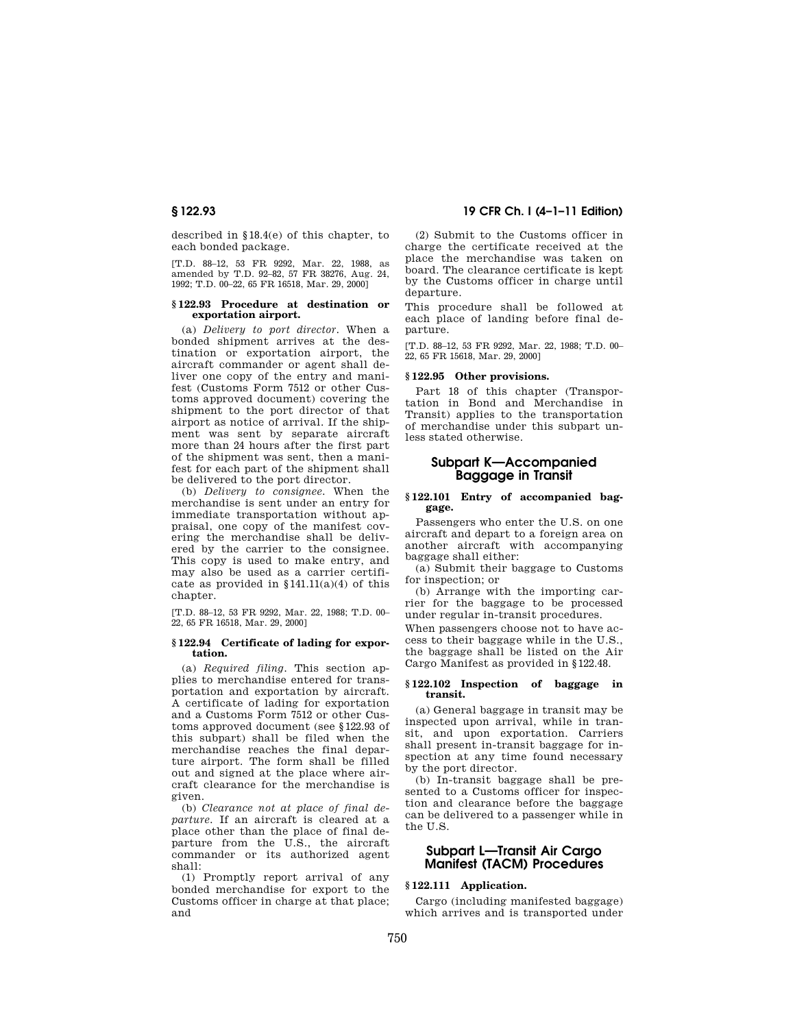described in §18.4(e) of this chapter, to each bonded package.

[T.D. 88–12, 53 FR 9292, Mar. 22, 1988, as amended by T.D. 92–82, 57 FR 38276, Aug. 24, 1992; T.D. 00–22, 65 FR 16518, Mar. 29, 2000]

### § 122.93 Procedure at destination or exportation airport.

(a) *Delivery to port director*. When a bonded shipment arrives at the destination or exportation airport, the aircraft commander or agent shall deliver one copy of the entry and manifest (Customs Form 7512 or other Customs approved document) covering the shipment to the port director of that airport as notice of arrival. If the shipment was sent by separate aircraft more than 24 hours after the first part of the shipment was sent, then a manifest for each part of the shipment shall be delivered to the port director.

(b) *Delivery to consignee*. When the merchandise is sent under an entry for immediate transportation without appraisal, one copy of the manifest covering the merchandise shall be delivered by the carrier to the consignee. This copy is used to make entry, and may also be used as a carrier certificate as provided in §141.11(a)(4) of this chapter.

[T.D. 88–12, 53 FR 9292, Mar. 22, 1988; T.D. 00–22, 65 FR 16518, Mar. 29, 2000]

### § 122.94 Certificate of lading for exportation.

(a) *Required filing*. This section applies to merchandise entered for transportation and exportation by aircraft. A certificate of lading for exportation and a Customs Form 7512 or other Customs approved document (see §122.93 of this subpart) shall be filed when the merchandise reaches the final departure airport. The form shall be filled out and signed at the place where aircraft clearance for the merchandise is given.

(b) *Clearance not at place of final departure*. If an aircraft is cleared at a place other than the place of final departure from the U.S., the aircraft commander or its authorized agent shall:

(1) Promptly report arrival of any bonded merchandise for export to the Customs officer in charge at that place; and

(2) Submit to the Customs officer in charge the certificate received at the place the merchandise was taken on board. The clearance certificate is kept by the Customs officer in charge until departure.

This procedure shall be followed at each place of landing before final departure.

[T.D. 88–12, 53 FR 9292, Mar. 22, 1988; T.D. 00–22, 65 FR 15618, Mar. 29, 2000]

### § 122.95 Other provisions.

Part 18 of this chapter (Transportation in Bond and Merchandise in Transit) applies to the transportation of merchandise under this subpart unless stated otherwise.

## Subpart K—Accompanied Baggage in Transit

### § 122.101 Entry of accompanied baggage.

Passengers who enter the U.S. on one aircraft and depart to a foreign area on another aircraft with accompanying baggage shall either:

(a) Submit their baggage to Customs for inspection; or

(b) Arrange with the importing carrier for the baggage to be processed under regular in-transit procedures.

When passengers choose not to have access to their baggage while in the U.S., the baggage shall be listed on the Air Cargo Manifest as provided in §122.48.

### § 122.102 Inspection of baggage in transit.

(a) General baggage in transit may be inspected upon arrival, while in transit, and upon exportation. Carriers shall present in-transit baggage for inspection at any time found necessary by the port director.

(b) In-transit baggage shall be presented to a Customs officer for inspection and clearance before the baggage can be delivered to a passenger while in the U.S.

## Subpart L—Transit Air Cargo Manifest (TACM) Procedures

### § 122.111 Application.

Cargo (including manifested baggage) which arrives and is transported under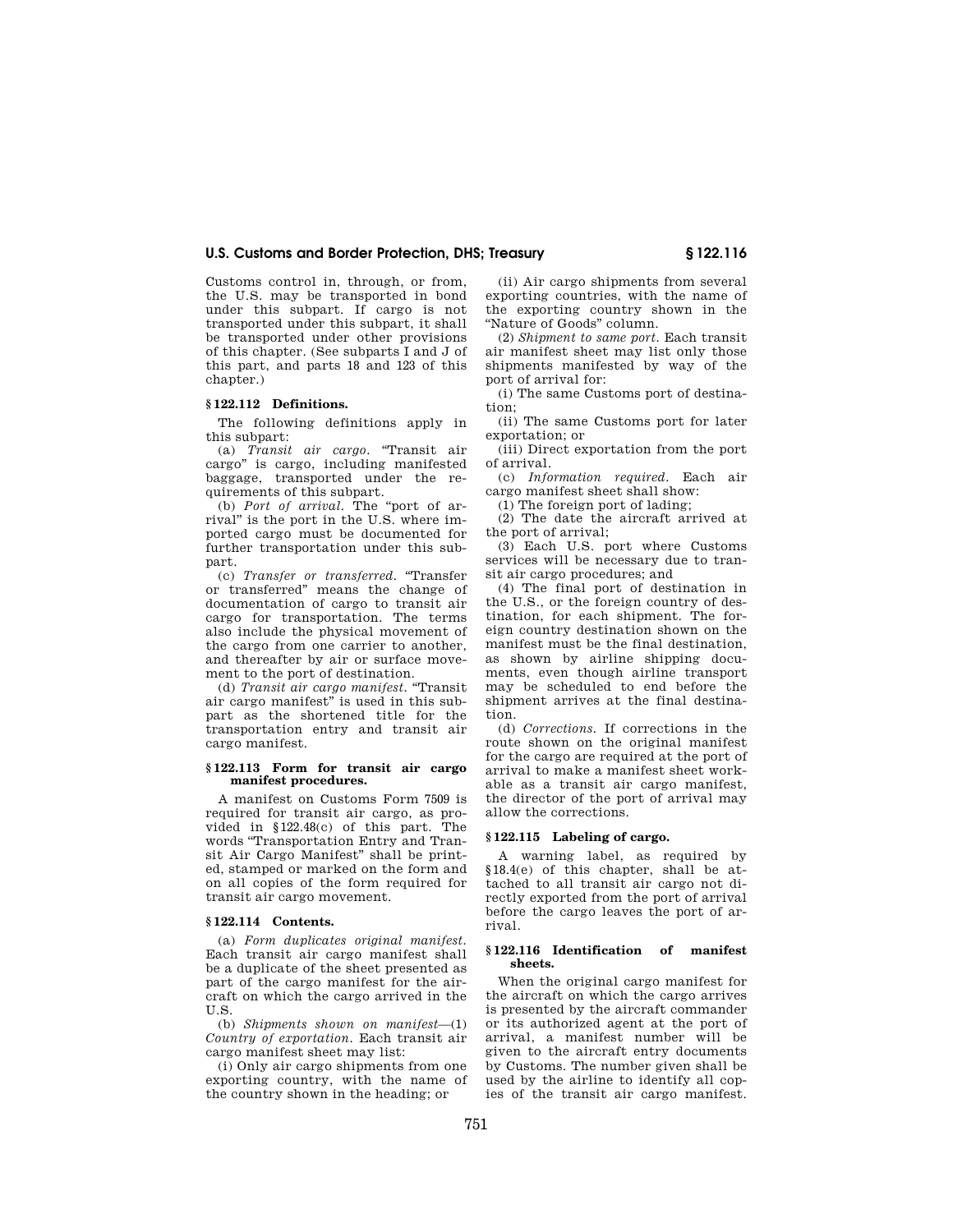Customs control in, through, or from, the U.S. may be transported in bond under this subpart. If cargo is not transported under this subpart, it shall be transported under other provisions of this chapter. (See subparts I and J of this part, and parts 18 and 123 of this chapter.)

### § 122.112 Definitions.

The following definitions apply in this subpart:

(a) *Transit air cargo.* "Transit air cargo" is cargo, including manifested baggage, transported under the requirements of this subpart.

(b) *Port of arrival.* The "port of arrival" is the port in the U.S. where imported cargo must be documented for further transportation under this subpart.

(c) *Transfer or transferred.* "Transfer or transferred" means the change of documentation of cargo to transit air cargo for transportation. The terms also include the physical movement of the cargo from one carrier to another, and thereafter by air or surface movement to the port of destination.

(d) *Transit air cargo manifest.* "Transit air cargo manifest" is used in this subpart as the shortened title for the transportation entry and transit air cargo manifest.

### § 122.113 Form for transit air cargo manifest procedures.

A manifest on Customs Form 7509 is required for transit air cargo, as provided in §122.48(c) of this part. The words "Transportation Entry and Transit Air Cargo Manifest" shall be printed, stamped or marked on the form and on all copies of the form required for transit air cargo movement.

### § 122.114 Contents.

(a) *Form duplicates original manifest.* Each transit air cargo manifest shall be a duplicate of the sheet presented as part of the cargo manifest for the aircraft on which the cargo arrived in the U.S.

(b) *Shipments shown on manifest*—(1) *Country of exportation.* Each transit air cargo manifest sheet may list:

(i) Only air cargo shipments from one exporting country, with the name of the country shown in the heading; or

(ii) Air cargo shipments from several exporting countries, with the name of the exporting country shown in the "Nature of Goods" column.

(2) *Shipment to same port.* Each transit air manifest sheet may list only those shipments manifested by way of the port of arrival for:

(i) The same Customs port of destination;

(ii) The same Customs port for later exportation; or

(iii) Direct exportation from the port of arrival.

(c) *Information required.* Each air cargo manifest sheet shall show:

(1) The foreign port of lading;

(2) The date the aircraft arrived at the port of arrival;

(3) Each U.S. port where Customs services will be necessary due to transit air cargo procedures; and

(4) The final port of destination in the U.S., or the foreign country of destination, for each shipment. The foreign country destination shown on the manifest must be the final destination, as shown by airline shipping documents, even though airline transport may be scheduled to end before the shipment arrives at the final destination.

(d) *Corrections.* If corrections in the route shown on the original manifest for the cargo are required at the port of arrival to make a manifest sheet workable as a transit air cargo manifest, the director of the port of arrival may allow the corrections.

### § 122.115 Labeling of cargo.

A warning label, as required by §18.4(e) of this chapter, shall be attached to all transit air cargo not directly exported from the port of arrival before the cargo leaves the port of arrival.

### § 122.116 Identification of manifest sheets.

When the original cargo manifest for the aircraft on which the cargo arrives is presented by the aircraft commander or its authorized agent at the port of arrival, a manifest number will be given to the aircraft entry documents by Customs. The number given shall be used by the airline to identify all copies of the transit air cargo manifest.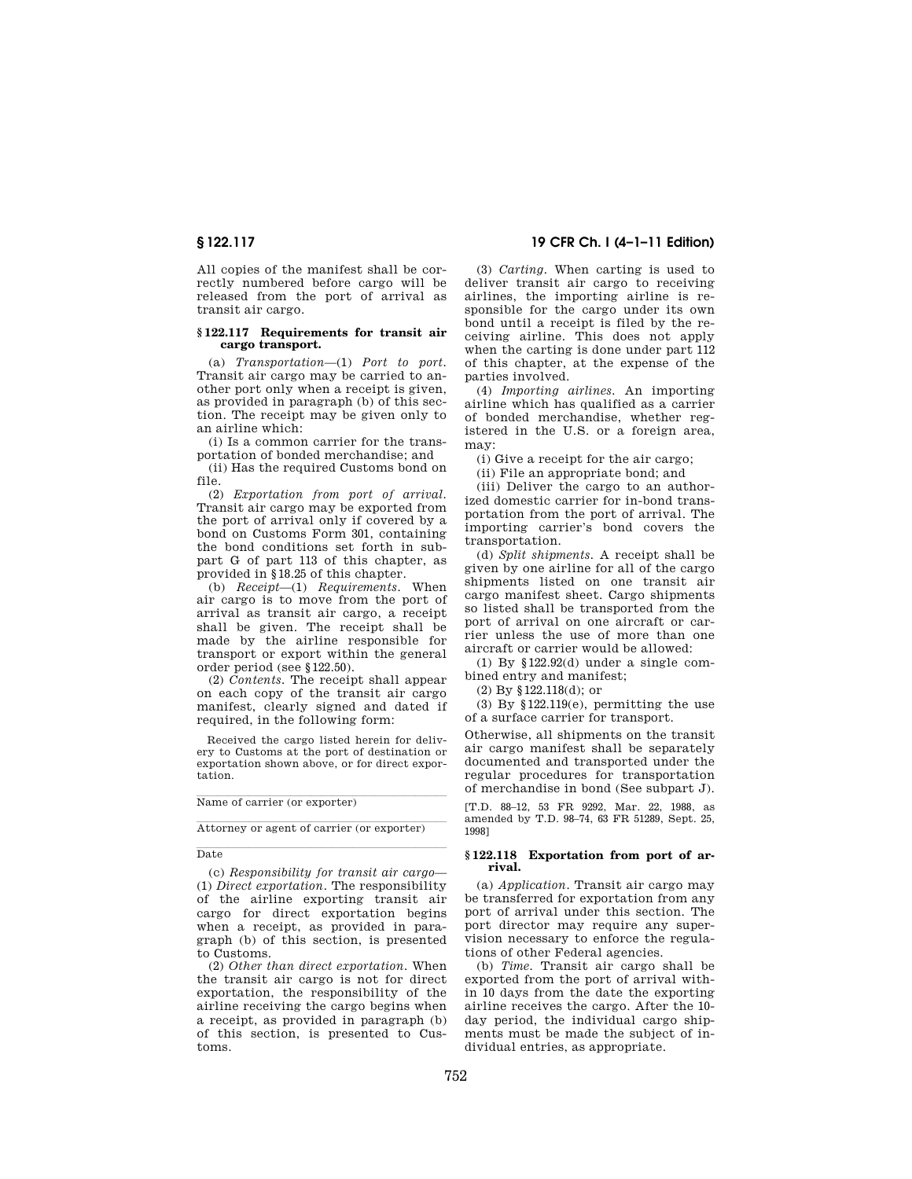All copies of the manifest shall be correctly numbered before cargo will be released from the port of arrival as transit air cargo.

### § 122.117 Requirements for transit air cargo transport.

(a) *Transportation*—(1) *Port to port.* Transit air cargo may be carried to another port only when a receipt is given, as provided in paragraph (b) of this section. The receipt may be given only to an airline which:

(i) Is a common carrier for the transportation of bonded merchandise; and

(ii) Has the required Customs bond on file.

(2) *Exportation from port of arrival.* Transit air cargo may be exported from the port of arrival only if covered by a bond on Customs Form 301, containing the bond conditions set forth in subpart G of part 113 of this chapter, as provided in §18.25 of this chapter.

(b) *Receipt*—(1) *Requirements.* When air cargo is to move from the port of arrival as transit air cargo, a receipt shall be given. The receipt shall be made by the airline responsible for transport or export within the general order period (see §122.50).

(2) *Contents.* The receipt shall appear on each copy of the transit air cargo manifest, clearly signed and dated if required, in the following form:

> Received the cargo listed herein for delivery to Customs at the port of destination or exportation shown above, or for direct exportation.
>
> ____________________
>
> Name of carrier (or exporter)
>
> ____________________
>
> Attorney or agent of carrier (or exporter)
>
> ____________________
>
> Date

(c) *Responsibility for transit air cargo*—(1) *Direct exportation.* The responsibility of the airline exporting transit air cargo for direct exportation begins when a receipt, as provided in paragraph (b) of this section, is presented to Customs.

(2) *Other than direct exportation.* When the transit air cargo is not for direct exportation, the responsibility of the airline receiving the cargo begins when a receipt, as provided in paragraph (b) of this section, is presented to Customs.

(3) *Carting.* When carting is used to deliver transit air cargo to receiving airlines, the importing airline is responsible for the cargo under its own bond until a receipt is filed by the receiving airline. This does not apply when the carting is done under part 112 of this chapter, at the expense of the parties involved.

(4) *Importing airlines.* An importing airline which has qualified as a carrier of bonded merchandise, whether registered in the U.S. or a foreign area, may:

(i) Give a receipt for the air cargo;

(ii) File an appropriate bond; and

(iii) Deliver the cargo to an authorized domestic carrier for in-bond transportation from the port of arrival. The importing carrier's bond covers the transportation.

(d) *Split shipments.* A receipt shall be given by one airline for all of the cargo shipments listed on one transit air cargo manifest sheet. Cargo shipments so listed shall be transported from the port of arrival on one aircraft or carrier unless the use of more than one aircraft or carrier would be allowed:

(1) By §122.92(d) under a single combined entry and manifest;

(2) By §122.118(d); or

(3) By §122.119(e), permitting the use of a surface carrier for transport.

Otherwise, all shipments on the transit air cargo manifest shall be separately documented and transported under the regular procedures for transportation of merchandise in bond (See subpart J).

[T.D. 88–12, 53 FR 9292, Mar. 22, 1988, as amended by T.D. 98–74, 63 FR 51289, Sept. 25, 1998]

### § 122.118 Exportation from port of arrival.

(a) *Application.* Transit air cargo may be transferred for exportation from any port of arrival under this section. The port director may require any supervision necessary to enforce the regulations of other Federal agencies.

(b) *Time.* Transit air cargo shall be exported from the port of arrival within 10 days from the date the exporting airline receives the cargo. After the 10-day period, the individual cargo shipments must be made the subject of individual entries, as appropriate.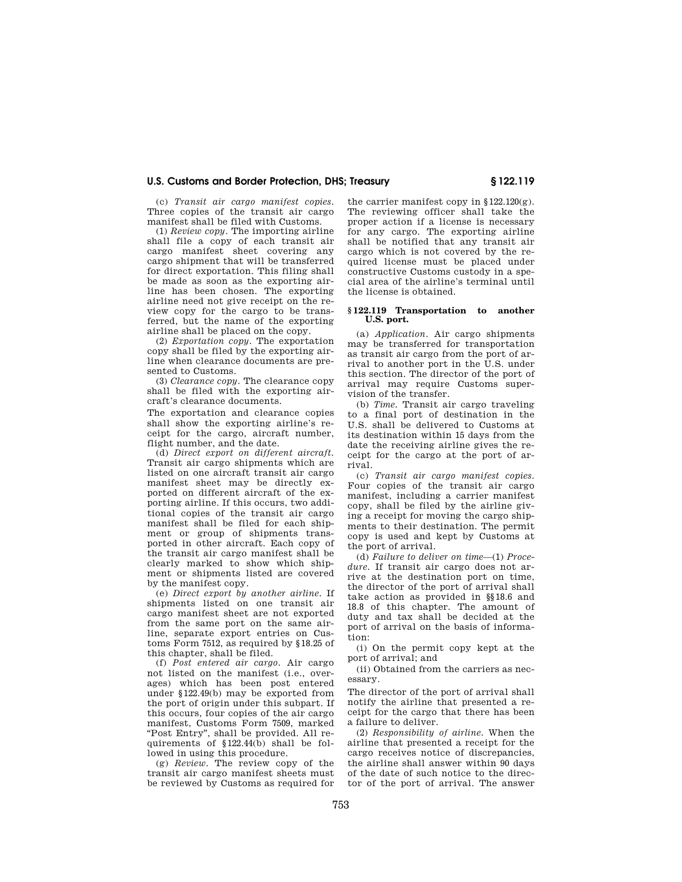(c) *Transit air cargo manifest copies.* Three copies of the transit air cargo manifest shall be filed with Customs.

(1) *Review copy.* The importing airline shall file a copy of each transit air cargo manifest sheet covering any cargo shipment that will be transferred for direct exportation. This filing shall be made as soon as the exporting airline has been chosen. The exporting airline need not give receipt on the review copy for the cargo to be transferred, but the name of the exporting airline shall be placed on the copy.

(2) *Exportation copy.* The exportation copy shall be filed by the exporting airline when clearance documents are presented to Customs.

(3) *Clearance copy.* The clearance copy shall be filed with the exporting aircraft's clearance documents.

The exportation and clearance copies shall show the exporting airline's receipt for the cargo, aircraft number, flight number, and the date.

(d) *Direct export on different aircraft.* Transit air cargo shipments which are listed on one aircraft transit air cargo manifest sheet may be directly exported on different aircraft of the exporting airline. If this occurs, two additional copies of the transit air cargo manifest shall be filed for each shipment or group of shipments transported in other aircraft. Each copy of the transit air cargo manifest shall be clearly marked to show which shipment or shipments listed are covered by the manifest copy.

(e) *Direct export by another airline.* If shipments listed on one transit air cargo manifest sheet are not exported from the same port on the same airline, separate export entries on Customs Form 7512, as required by §18.25 of this chapter, shall be filed.

(f) *Post entered air cargo.* Air cargo not listed on the manifest (i.e., overages) which has been post entered under §122.49(b) may be exported from the port of origin under this subpart. If this occurs, four copies of the air cargo manifest, Customs Form 7509, marked "Post Entry", shall be provided. All requirements of §122.44(b) shall be followed in using this procedure.

(g) *Review.* The review copy of the transit air cargo manifest sheets must be reviewed by Customs as required for the carrier manifest copy in §122.120(g). The reviewing officer shall take the proper action if a license is necessary for any cargo. The exporting airline shall be notified that any transit air cargo which is not covered by the required license must be placed under constructive Customs custody in a special area of the airline's terminal until the license is obtained.

### §122.119 Transportation to another U.S. port.

(a) *Application.* Air cargo shipments may be transferred for transportation as transit air cargo from the port of arrival to another port in the U.S. under this section. The director of the port of arrival may require Customs supervision of the transfer.

(b) *Time.* Transit air cargo traveling to a final port of destination in the U.S. shall be delivered to Customs at its destination within 15 days from the date the receiving airline gives the receipt for the cargo at the port of arrival.

(c) *Transit air cargo manifest copies.* Four copies of the transit air cargo manifest, including a carrier manifest copy, shall be filed by the airline giving a receipt for moving the cargo shipments to their destination. The permit copy is used and kept by Customs at the port of arrival.

(d) *Failure to deliver on time*—(1) *Procedure.* If transit air cargo does not arrive at the destination port on time, the director of the port of arrival shall take action as provided in §§18.6 and 18.8 of this chapter. The amount of duty and tax shall be decided at the port of arrival on the basis of information:

(i) On the permit copy kept at the port of arrival; and

(ii) Obtained from the carriers as necessary.

The director of the port of arrival shall notify the airline that presented a receipt for the cargo that there has been a failure to deliver.

(2) *Responsibility of airline.* When the airline that presented a receipt for the cargo receives notice of discrepancies, the airline shall answer within 90 days of the date of such notice to the director of the port of arrival. The answer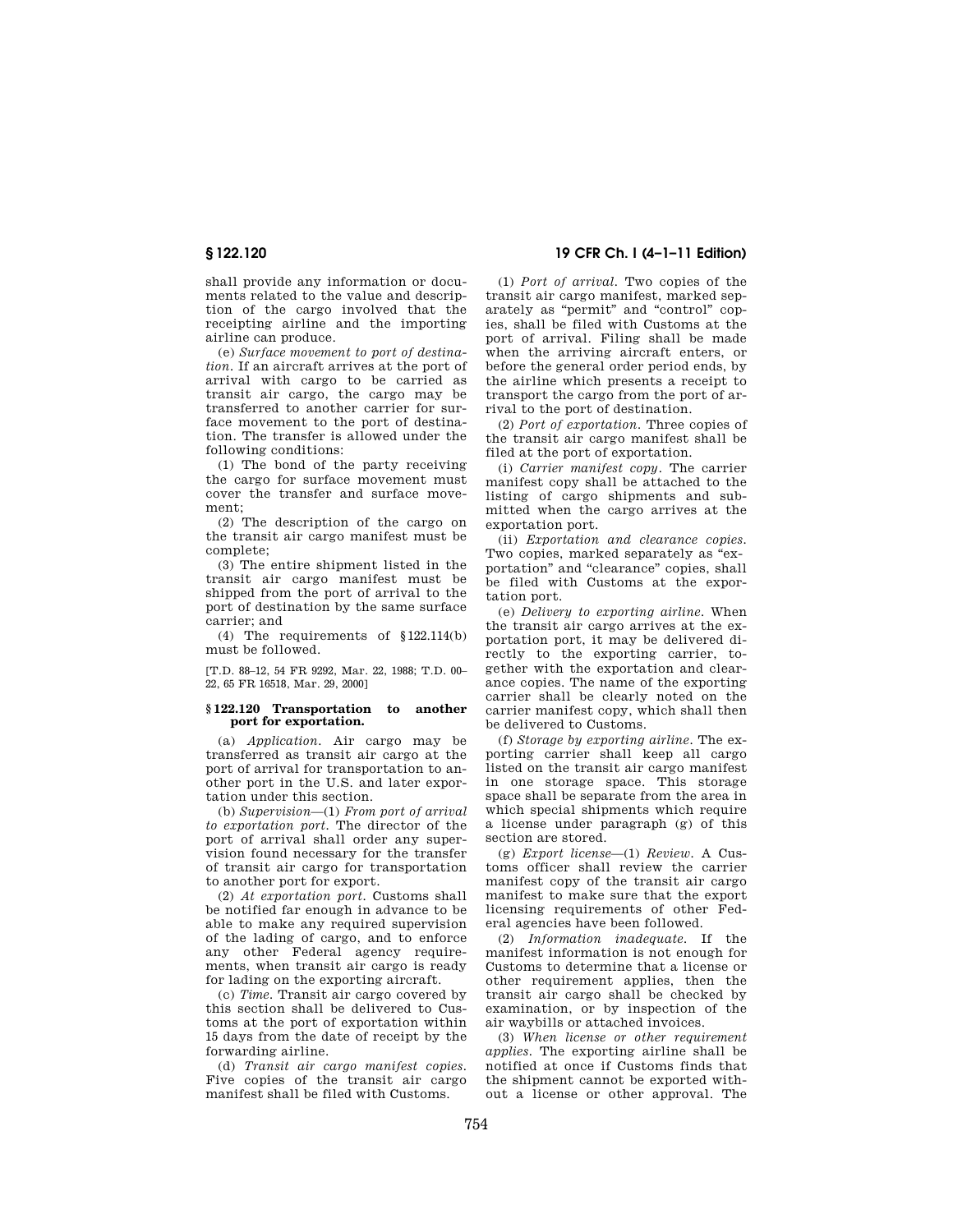shall provide any information or documents related to the value and description of the cargo involved that the receipting airline and the importing airline can produce.

(e) *Surface movement to port of destination.* If an aircraft arrives at the port of arrival with cargo to be carried as transit air cargo, the cargo may be transferred to another carrier for surface movement to the port of destination. The transfer is allowed under the following conditions:

(1) The bond of the party receiving the cargo for surface movement must cover the transfer and surface movement;

(2) The description of the cargo on the transit air cargo manifest must be complete;

(3) The entire shipment listed in the transit air cargo manifest must be shipped from the port of arrival to the port of destination by the same surface carrier; and

(4) The requirements of §122.114(b) must be followed.

[T.D. 88–12, 54 FR 9292, Mar. 22, 1988; T.D. 00–22, 65 FR 16518, Mar. 29, 2000]

### §122.120 Transportation to another port for exportation.

(a) *Application.* Air cargo may be transferred as transit air cargo at the port of arrival for transportation to another port in the U.S. and later exportation under this section.

(b) *Supervision*—(1) *From port of arrival to exportation port.* The director of the port of arrival shall order any supervision found necessary for the transfer of transit air cargo for transportation to another port for export.

(2) *At exportation port.* Customs shall be notified far enough in advance to be able to make any required supervision of the lading of cargo, and to enforce any other Federal agency requirements, when transit air cargo is ready for lading on the exporting aircraft.

(c) *Time.* Transit air cargo covered by this section shall be delivered to Customs at the port of exportation within 15 days from the date of receipt by the forwarding airline.

(d) *Transit air cargo manifest copies.* Five copies of the transit air cargo manifest shall be filed with Customs.

(1) *Port of arrival.* Two copies of the transit air cargo manifest, marked separately as "permit" and "control" copies, shall be filed with Customs at the port of arrival. Filing shall be made when the arriving aircraft enters, or before the general order period ends, by the airline which presents a receipt to transport the cargo from the port of arrival to the port of destination.

(2) *Port of exportation.* Three copies of the transit air cargo manifest shall be filed at the port of exportation.

(i) *Carrier manifest copy.* The carrier manifest copy shall be attached to the listing of cargo shipments and submitted when the cargo arrives at the exportation port.

(ii) *Exportation and clearance copies.* Two copies, marked separately as "exportation" and "clearance" copies, shall be filed with Customs at the exportation port.

(e) *Delivery to exporting airline.* When the transit air cargo arrives at the exportation port, it may be delivered directly to the exporting carrier, together with the exportation and clearance copies. The name of the exporting carrier shall be clearly noted on the carrier manifest copy, which shall then be delivered to Customs.

(f) *Storage by exporting airline.* The exporting carrier shall keep all cargo listed on the transit air cargo manifest in one storage space. This storage space shall be separate from the area in which special shipments which require a license under paragraph (g) of this section are stored.

(g) *Export license*—(1) *Review.* A Customs officer shall review the carrier manifest copy of the transit air cargo manifest to make sure that the export licensing requirements of other Federal agencies have been followed.

(2) *Information inadequate.* If the manifest information is not enough for Customs to determine that a license or other requirement applies, then the transit air cargo shall be checked by examination, or by inspection of the air waybills or attached invoices.

(3) *When license or other requirement applies.* The exporting airline shall be notified at once if Customs finds that the shipment cannot be exported without a license or other approval. The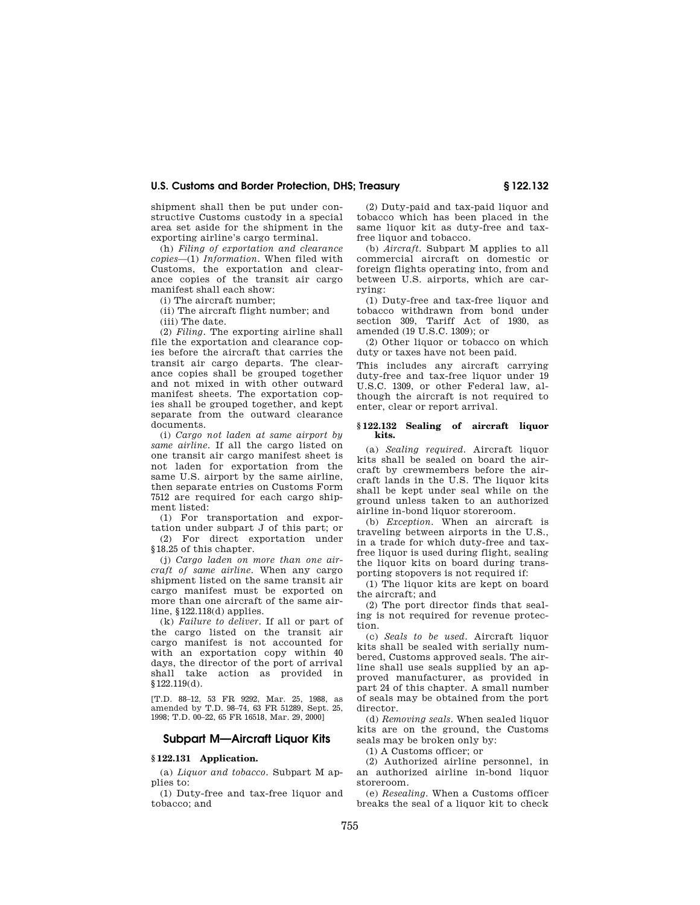shipment shall then be put under constructive Customs custody in a special area set aside for the shipment in the exporting airline's cargo terminal.

(h) *Filing of exportation and clearance copies*—(1) *Information.* When filed with Customs, the exportation and clearance copies of the transit air cargo manifest shall each show:

(i) The aircraft number;

(ii) The aircraft flight number; and

(iii) The date.

(2) *Filing.* The exporting airline shall file the exportation and clearance copies before the aircraft that carries the transit air cargo departs. The clearance copies shall be grouped together and not mixed in with other outward manifest sheets. The exportation copies shall be grouped together, and kept separate from the outward clearance documents.

(i) *Cargo not laden at same airport by same airline.* If all the cargo listed on one transit air cargo manifest sheet is not laden for exportation from the same U.S. airport by the same airline, then separate entries on Customs Form 7512 are required for each cargo shipment listed:

(1) For transportation and exportation under subpart J of this part; or

(2) For direct exportation under §18.25 of this chapter.

(j) *Cargo laden on more than one aircraft of same airline.* When any cargo shipment listed on the same transit air cargo manifest must be exported on more than one aircraft of the same airline, §122.118(d) applies.

(k) *Failure to deliver.* If all or part of the cargo listed on the transit air cargo manifest is not accounted for with an exportation copy within 40 days, the director of the port of arrival shall take action as provided in §122.119(d).

[T.D. 88–12, 53 FR 9292, Mar. 25, 1988, as amended by T.D. 98–74, 63 FR 51289, Sept. 25, 1998; T.D. 00–22, 65 FR 16518, Mar. 29, 2000]

## Subpart M—Aircraft Liquor Kits

### §122.131 Application.

(a) *Liquor and tobacco.* Subpart M applies to:

(1) Duty-free and tax-free liquor and tobacco; and

(2) Duty-paid and tax-paid liquor and tobacco which has been placed in the same liquor kit as duty-free and tax-free liquor and tobacco.

(b) *Aircraft.* Subpart M applies to all commercial aircraft on domestic or foreign flights operating into, from and between U.S. airports, which are carrying:

(1) Duty-free and tax-free liquor and tobacco withdrawn from bond under section 309, Tariff Act of 1930, as amended (19 U.S.C. 1309); or

(2) Other liquor or tobacco on which duty or taxes have not been paid.

This includes any aircraft carrying duty-free and tax-free liquor under 19 U.S.C. 1309, or other Federal law, although the aircraft is not required to enter, clear or report arrival.

### §122.132 Sealing of aircraft liquor kits.

(a) *Sealing required.* Aircraft liquor kits shall be sealed on board the aircraft by crewmembers before the aircraft lands in the U.S. The liquor kits shall be kept under seal while on the ground unless taken to an authorized airline in-bond liquor storeroom.

(b) *Exception.* When an aircraft is traveling between airports in the U.S., in a trade for which duty-free and tax-free liquor is used during flight, sealing the liquor kits on board during transporting stopovers is not required if:

(1) The liquor kits are kept on board the aircraft; and

(2) The port director finds that sealing is not required for revenue protection.

(c) *Seals to be used.* Aircraft liquor kits shall be sealed with serially numbered, Customs approved seals. The airline shall use seals supplied by an approved manufacturer, as provided in part 24 of this chapter. A small number of seals may be obtained from the port director.

(d) *Removing seals.* When sealed liquor kits are on the ground, the Customs seals may be broken only by:

(1) A Customs officer; or

(2) Authorized airline personnel, in an authorized airline in-bond liquor storeroom.

(e) *Resealing.* When a Customs officer breaks the seal of a liquor kit to check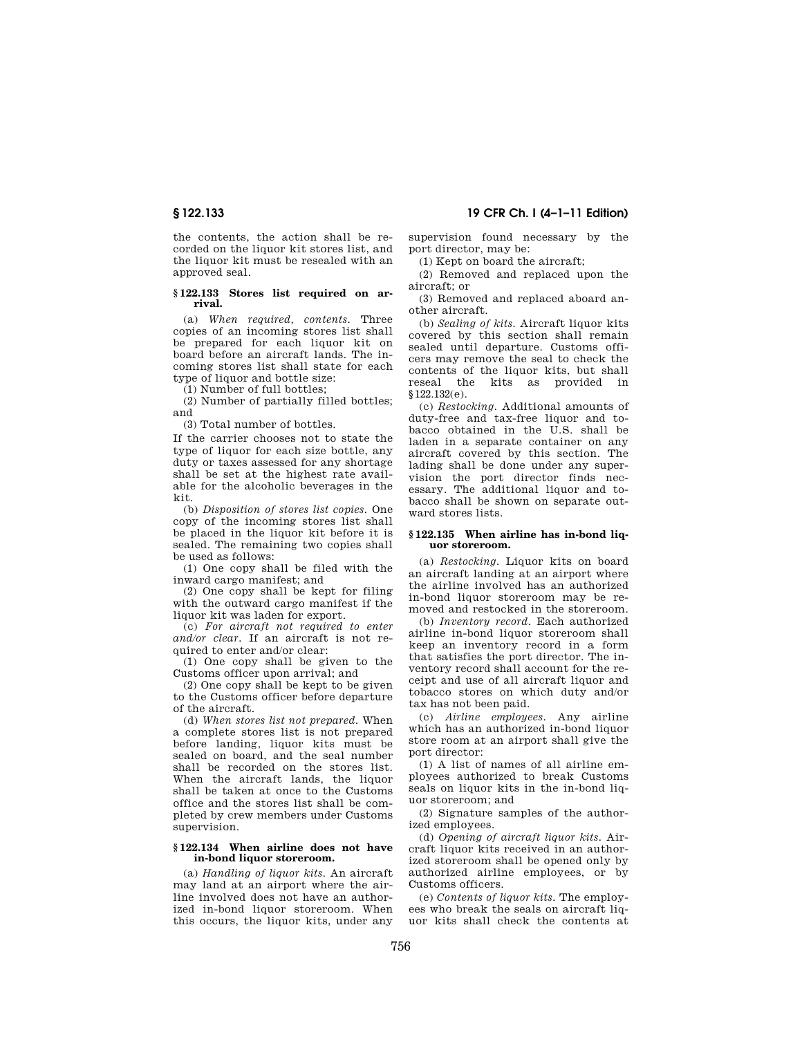the contents, the action shall be recorded on the liquor kit stores list, and the liquor kit must be resealed with an approved seal.

### § 122.133 Stores list required on arrival.

(a) *When required, contents.* Three copies of an incoming stores list shall be prepared for each liquor kit on board before an aircraft lands. The incoming stores list shall state for each type of liquor and bottle size:

(1) Number of full bottles;

(2) Number of partially filled bottles; and

(3) Total number of bottles.

If the carrier chooses not to state the type of liquor for each size bottle, any duty or taxes assessed for any shortage shall be set at the highest rate available for the alcoholic beverages in the kit.

(b) *Disposition of stores list copies.* One copy of the incoming stores list shall be placed in the liquor kit before it is sealed. The remaining two copies shall be used as follows:

(1) One copy shall be filed with the inward cargo manifest; and

(2) One copy shall be kept for filing with the outward cargo manifest if the liquor kit was laden for export.

(c) *For aircraft not required to enter and/or clear.* If an aircraft is not required to enter and/or clear:

(1) One copy shall be given to the Customs officer upon arrival; and

(2) One copy shall be kept to be given to the Customs officer before departure of the aircraft.

(d) *When stores list not prepared.* When a complete stores list is not prepared before landing, liquor kits must be sealed on board, and the seal number shall be recorded on the stores list. When the aircraft lands, the liquor shall be taken at once to the Customs office and the stores list shall be completed by crew members under Customs supervision.

### § 122.134 When airline does not have in-bond liquor storeroom.

(a) *Handling of liquor kits.* An aircraft may land at an airport where the airline involved does not have an authorized in-bond liquor storeroom. When this occurs, the liquor kits, under any supervision found necessary by the port director, may be:

(1) Kept on board the aircraft;

(2) Removed and replaced upon the aircraft; or

(3) Removed and replaced aboard another aircraft.

(b) *Sealing of kits.* Aircraft liquor kits covered by this section shall remain sealed until departure. Customs officers may remove the seal to check the contents of the liquor kits, but shall reseal the kits as provided in §122.132(e).

(c) *Restocking.* Additional amounts of duty-free and tax-free liquor and tobacco obtained in the U.S. shall be laden in a separate container on any aircraft covered by this section. The lading shall be done under any supervision the port director finds necessary. The additional liquor and tobacco shall be shown on separate outward stores lists.

### § 122.135 When airline has in-bond liquor storeroom.

(a) *Restocking.* Liquor kits on board an aircraft landing at an airport where the airline involved has an authorized in-bond liquor storeroom may be removed and restocked in the storeroom.

(b) *Inventory record.* Each authorized airline in-bond liquor storeroom shall keep an inventory record in a form that satisfies the port director. The inventory record shall account for the receipt and use of all aircraft liquor and tobacco stores on which duty and/or tax has not been paid.

(c) *Airline employees.* Any airline which has an authorized in-bond liquor store room at an airport shall give the port director:

(1) A list of names of all airline employees authorized to break Customs seals on liquor kits in the in-bond liquor storeroom; and

(2) Signature samples of the authorized employees.

(d) *Opening of aircraft liquor kits.* Aircraft liquor kits received in an authorized storeroom shall be opened only by authorized airline employees, or by Customs officers.

(e) *Contents of liquor kits.* The employees who break the seals on aircraft liquor kits shall check the contents at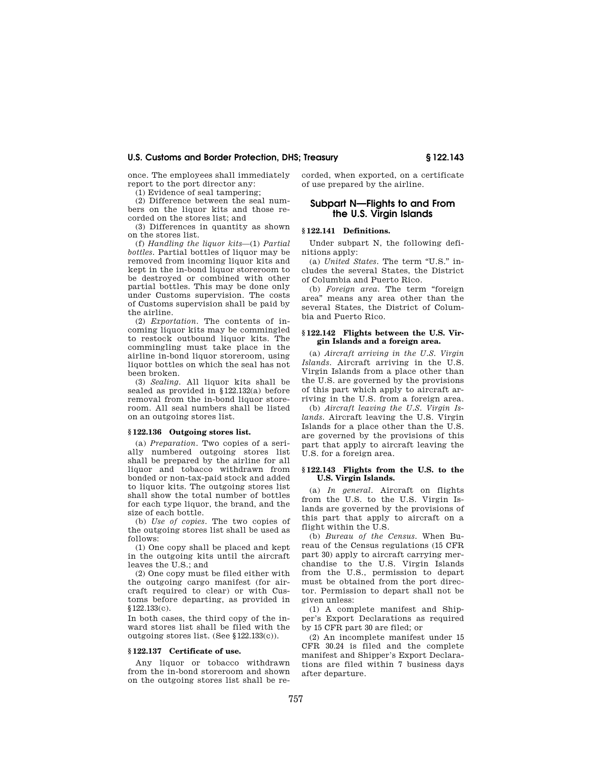once. The employees shall immediately report to the port director any:

(1) Evidence of seal tampering;

(2) Difference between the seal numbers on the liquor kits and those recorded on the stores list; and

(3) Differences in quantity as shown on the stores list.

(f) *Handling the liquor kits*—(1) *Partial bottles.* Partial bottles of liquor may be removed from incoming liquor kits and kept in the in-bond liquor storeroom to be destroyed or combined with other partial bottles. This may be done only under Customs supervision. The costs of Customs supervision shall be paid by the airline.

(2) *Exportation.* The contents of incoming liquor kits may be commingled to restock outbound liquor kits. The commingling must take place in the airline in-bond liquor storeroom, using liquor bottles on which the seal has not been broken.

(3) *Sealing.* All liquor kits shall be sealed as provided in §122.132(a) before removal from the in-bond liquor storeroom. All seal numbers shall be listed on an outgoing stores list.

### §122.136 Outgoing stores list.

(a) *Preparation.* Two copies of a serially numbered outgoing stores list shall be prepared by the airline for all liquor and tobacco withdrawn from bonded or non-tax-paid stock and added to liquor kits. The outgoing stores list shall show the total number of bottles for each type liquor, the brand, and the size of each bottle.

(b) *Use of copies.* The two copies of the outgoing stores list shall be used as follows:

(1) One copy shall be placed and kept in the outgoing kits until the aircraft leaves the U.S.; and

(2) One copy must be filed either with the outgoing cargo manifest (for aircraft required to clear) or with Customs before departing, as provided in §122.133(c).

In both cases, the third copy of the inward stores list shall be filed with the outgoing stores list. (See §122.133(c)).

### §122.137 Certificate of use.

Any liquor or tobacco withdrawn from the in-bond storeroom and shown on the outgoing stores list shall be recorded, when exported, on a certificate of use prepared by the airline.

## Subpart N—Flights to and From the U.S. Virgin Islands

### §122.141 Definitions.

Under subpart N, the following definitions apply:

(a) *United States.* The term "U.S." includes the several States, the District of Columbia and Puerto Rico.

(b) *Foreign area.* The term "foreign area" means any area other than the several States, the District of Columbia and Puerto Rico.

### §122.142 Flights between the U.S. Virgin Islands and a foreign area.

(a) *Aircraft arriving in the U.S. Virgin Islands.* Aircraft arriving in the U.S. Virgin Islands from a place other than the U.S. are governed by the provisions of this part which apply to aircraft arriving in the U.S. from a foreign area.

(b) *Aircraft leaving the U.S. Virgin Islands.* Aircraft leaving the U.S. Virgin Islands for a place other than the U.S. are governed by the provisions of this part that apply to aircraft leaving the U.S. for a foreign area.

### §122.143 Flights from the U.S. to the U.S. Virgin Islands.

(a) *In general.* Aircraft on flights from the U.S. to the U.S. Virgin Islands are governed by the provisions of this part that apply to aircraft on a flight within the U.S.

(b) *Bureau of the Census.* When Bureau of the Census regulations (15 CFR part 30) apply to aircraft carrying merchandise to the U.S. Virgin Islands from the U.S., permission to depart must be obtained from the port director. Permission to depart shall not be given unless:

(1) A complete manifest and Shipper's Export Declarations as required by 15 CFR part 30 are filed; or

(2) An incomplete manifest under 15 CFR 30.24 is filed and the complete manifest and Shipper's Export Declarations are filed within 7 business days after departure.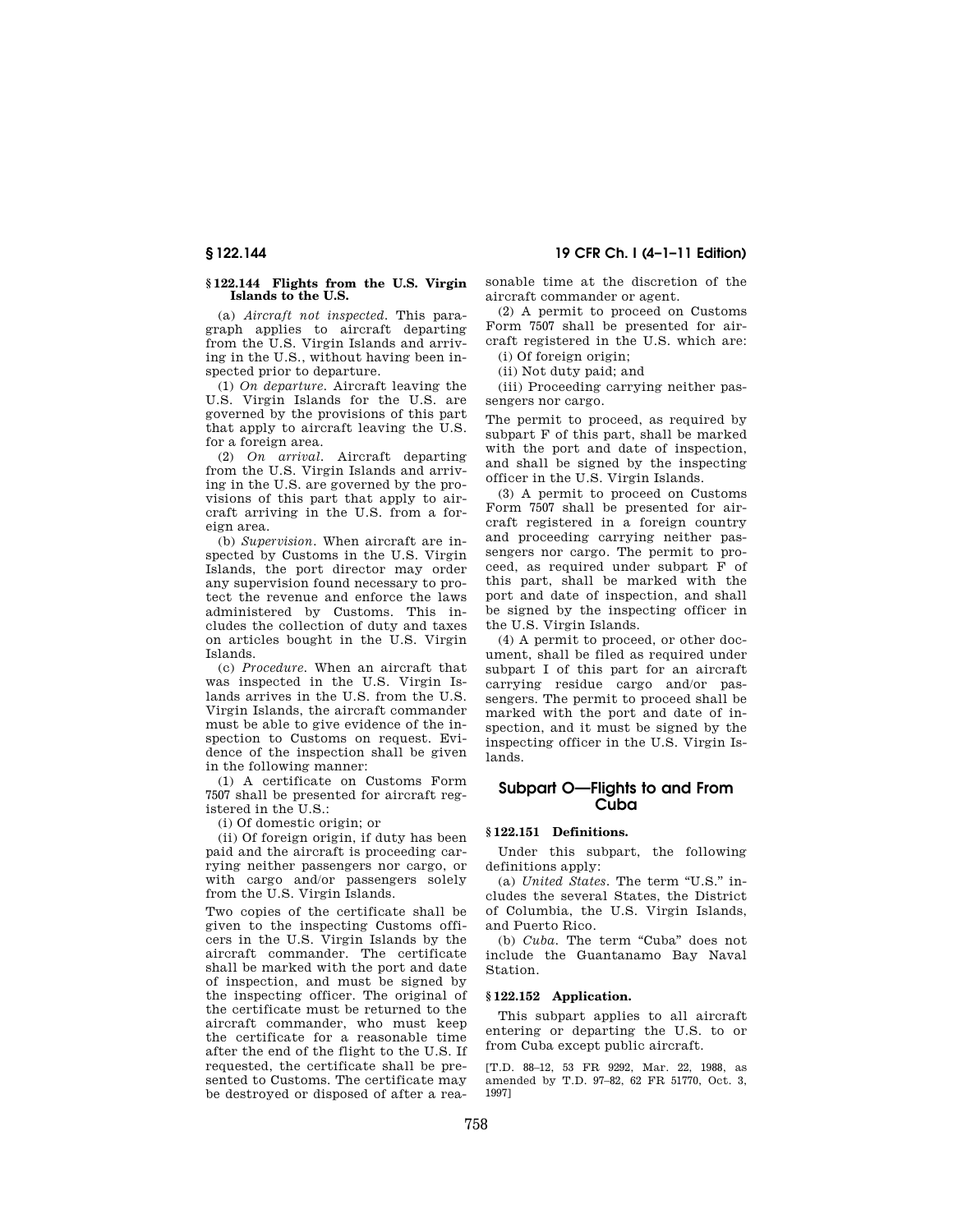### § 122.144 Flights from the U.S. Virgin Islands to the U.S.

(a) *Aircraft not inspected*. This paragraph applies to aircraft departing from the U.S. Virgin Islands and arriving in the U.S., without having been inspected prior to departure.

(1) *On departure*. Aircraft leaving the U.S. Virgin Islands for the U.S. are governed by the provisions of this part that apply to aircraft leaving the U.S. for a foreign area.

(2) *On arrival*. Aircraft departing from the U.S. Virgin Islands and arriving in the U.S. are governed by the provisions of this part that apply to aircraft arriving in the U.S. from a foreign area.

(b) *Supervision*. When aircraft are inspected by Customs in the U.S. Virgin Islands, the port director may order any supervision found necessary to protect the revenue and enforce the laws administered by Customs. This includes the collection of duty and taxes on articles bought in the U.S. Virgin Islands.

(c) *Procedure*. When an aircraft that was inspected in the U.S. Virgin Islands arrives in the U.S. from the U.S. Virgin Islands, the aircraft commander must be able to give evidence of the inspection to Customs on request. Evidence of the inspection shall be given in the following manner:

(1) A certificate on Customs Form 7507 shall be presented for aircraft registered in the U.S.:

(i) Of domestic origin; or

(ii) Of foreign origin, if duty has been paid and the aircraft is proceeding carrying neither passengers nor cargo, or with cargo and/or passengers solely from the U.S. Virgin Islands.

Two copies of the certificate shall be given to the inspecting Customs officers in the U.S. Virgin Islands by the aircraft commander. The certificate shall be marked with the port and date of inspection, and must be signed by the inspecting officer. The original of the certificate must be returned to the aircraft commander, who must keep the certificate for a reasonable time after the end of the flight to the U.S. If requested, the certificate shall be presented to Customs. The certificate may be destroyed or disposed of after a reasonable time at the discretion of the aircraft commander or agent.

(2) A permit to proceed on Customs Form 7507 shall be presented for aircraft registered in the U.S. which are:

(i) Of foreign origin;

(ii) Not duty paid; and

(iii) Proceeding carrying neither passengers nor cargo.

The permit to proceed, as required by subpart F of this part, shall be marked with the port and date of inspection, and shall be signed by the inspecting officer in the U.S. Virgin Islands.

(3) A permit to proceed on Customs Form 7507 shall be presented for aircraft registered in a foreign country and proceeding carrying neither passengers nor cargo. The permit to proceed, as required under subpart F of this part, shall be marked with the port and date of inspection, and shall be signed by the inspecting officer in the U.S. Virgin Islands.

(4) A permit to proceed, or other document, shall be filed as required under subpart I of this part for an aircraft carrying residue cargo and/or passengers. The permit to proceed shall be marked with the port and date of inspection, and it must be signed by the inspecting officer in the U.S. Virgin Islands.

## Subpart O—Flights to and From Cuba

### § 122.151 Definitions.

Under this subpart, the following definitions apply:

(a) *United States*. The term "U.S." includes the several States, the District of Columbia, the U.S. Virgin Islands, and Puerto Rico.

(b) *Cuba*. The term "Cuba" does not include the Guantanamo Bay Naval Station.

### § 122.152 Application.

This subpart applies to all aircraft entering or departing the U.S. to or from Cuba except public aircraft.

[T.D. 88–12, 53 FR 9292, Mar. 22, 1988, as amended by T.D. 97–82, 62 FR 51770, Oct. 3, 1997]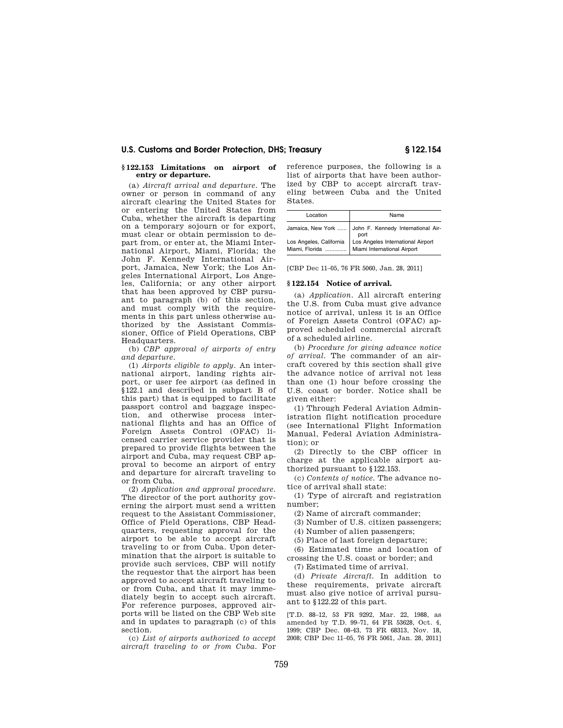### § 122.153 Limitations on airport of entry or departure.

(a) *Aircraft arrival and departure.* The owner or person in command of any aircraft clearing the United States for or entering the United States from Cuba, whether the aircraft is departing on a temporary sojourn or for export, must clear or obtain permission to depart from, or enter at, the Miami International Airport, Miami, Florida; the John F. Kennedy International Airport, Jamaica, New York; the Los Angeles International Airport, Los Angeles, California; or any other airport that has been approved by CBP pursuant to paragraph (b) of this section, and must comply with the requirements in this part unless otherwise authorized by the Assistant Commissioner, Office of Field Operations, CBP Headquarters.

(b) *CBP approval of airports of entry and departure.*

(1) *Airports eligible to apply.* An international airport, landing rights airport, or user fee airport (as defined in §122.1 and described in subpart B of this part) that is equipped to facilitate passport control and baggage inspection, and otherwise process international flights and has an Office of Foreign Assets Control (OFAC) licensed carrier service provider that is prepared to provide flights between the airport and Cuba, may request CBP approval to become an airport of entry and departure for aircraft traveling to or from Cuba.

(2) *Application and approval procedure.* The director of the port authority governing the airport must send a written request to the Assistant Commissioner, Office of Field Operations, CBP Headquarters, requesting approval for the airport to be able to accept aircraft traveling to or from Cuba. Upon determination that the airport is suitable to provide such services, CBP will notify the requestor that the airport has been approved to accept aircraft traveling to or from Cuba, and that it may immediately begin to accept such aircraft. For reference purposes, approved airports will be listed on the CBP Web site and in updates to paragraph (c) of this section.

(c) *List of airports authorized to accept aircraft traveling to or from Cuba.* For reference purposes, the following is a list of airports that have been authorized by CBP to accept aircraft traveling between Cuba and the United States.

| Location | Name |
|---|---|
| Jamaica, New York | John F. Kennedy International Airport |
| Los Angeles, California | Los Angeles International Airport |
| Miami, Florida | Miami International Airport |

[CBP Dec 11–05, 76 FR 5060, Jan. 28, 2011]

### § 122.154 Notice of arrival.

(a) *Application.* All aircraft entering the U.S. from Cuba must give advance notice of arrival, unless it is an Office of Foreign Assets Control (OFAC) approved scheduled commercial aircraft of a scheduled airline.

(b) *Procedure for giving advance notice of arrival.* The commander of an aircraft covered by this section shall give the advance notice of arrival not less than one (1) hour before crossing the U.S. coast or border. Notice shall be given either:

(1) Through Federal Aviation Administration flight notification procedure (see International Flight Information Manual, Federal Aviation Administration); or

(2) Directly to the CBP officer in charge at the applicable airport authorized pursuant to §122.153.

(c) *Contents of notice.* The advance notice of arrival shall state:

(1) Type of aircraft and registration number;

(2) Name of aircraft commander;

(3) Number of U.S. citizen passengers;

(4) Number of alien passengers;

(5) Place of last foreign departure;

(6) Estimated time and location of crossing the U.S. coast or border; and

(7) Estimated time of arrival.

(d) *Private Aircraft.* In addition to these requirements, private aircraft must also give notice of arrival pursuant to §122.22 of this part.

[T.D. 88–12, 53 FR 9292, Mar. 22, 1988, as amended by T.D. 99–71, 64 FR 53628, Oct. 4, 1999; CBP Dec. 08–43, 73 FR 68313, Nov. 18, 2008; CBP Dec 11–05, 76 FR 5061, Jan. 28, 2011]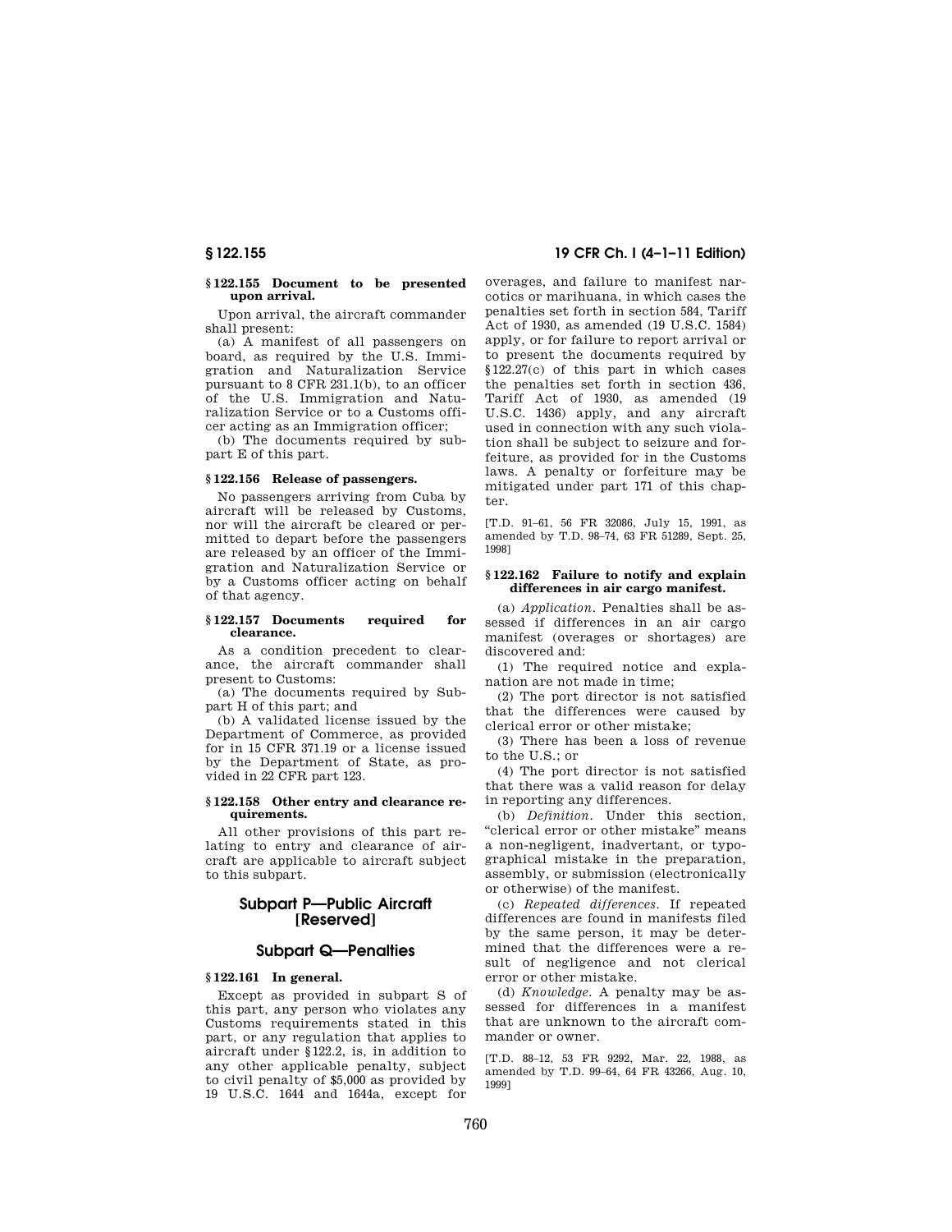**§ 122.155 Document to be presented upon arrival.**

Upon arrival, the aircraft commander shall present:

(a) A manifest of all passengers on board, as required by the U.S. Immigration and Naturalization Service pursuant to 8 CFR 231.1(b), to an officer of the U.S. Immigration and Naturalization Service or to a Customs officer acting as an Immigration officer;

(b) The documents required by subpart E of this part.

**§ 122.156 Release of passengers.**

No passengers arriving from Cuba by aircraft will be released by Customs, nor will the aircraft be cleared or permitted to depart before the passengers are released by an officer of the Immigration and Naturalization Service or by a Customs officer acting on behalf of that agency.

**§ 122.157 Documents required for clearance.**

As a condition precedent to clearance, the aircraft commander shall present to Customs:

(a) The documents required by Subpart H of this part; and

(b) A validated license issued by the Department of Commerce, as provided for in 15 CFR 371.19 or a license issued by the Department of State, as provided in 22 CFR part 123.

**§ 122.158 Other entry and clearance requirements.**

All other provisions of this part relating to entry and clearance of aircraft are applicable to aircraft subject to this subpart.

## Subpart P—Public Aircraft [Reserved]

## Subpart Q—Penalties

**§ 122.161 In general.**

Except as provided in subpart S of this part, any person who violates any Customs requirements stated in this part, or any regulation that applies to aircraft under §122.2, is, in addition to any other applicable penalty, subject to civil penalty of $5,000 as provided by 19 U.S.C. 1644 and 1644a, except for overages, and failure to manifest narcotics or marihuana, in which cases the penalties set forth in section 584, Tariff Act of 1930, as amended (19 U.S.C. 1584) apply, or for failure to report arrival or to present the documents required by §122.27(c) of this part in which cases the penalties set forth in section 436, Tariff Act of 1930, as amended (19 U.S.C. 1436) apply, and any aircraft used in connection with any such violation shall be subject to seizure and forfeiture, as provided for in the Customs laws. A penalty or forfeiture may be mitigated under part 171 of this chapter.

[T.D. 91–61, 56 FR 32086, July 15, 1991, as amended by T.D. 98–74, 63 FR 51289, Sept. 25, 1998]

**§ 122.162 Failure to notify and explain differences in air cargo manifest.**

(a) *Application.* Penalties shall be assessed if differences in an air cargo manifest (overages or shortages) are discovered and:

(1) The required notice and explanation are not made in time;

(2) The port director is not satisfied that the differences were caused by clerical error or other mistake;

(3) There has been a loss of revenue to the U.S.; or

(4) The port director is not satisfied that there was a valid reason for delay in reporting any differences.

(b) *Definition.* Under this section, "clerical error or other mistake" means a non-negligent, inadvertant, or typographical mistake in the preparation, assembly, or submission (electronically or otherwise) of the manifest.

(c) *Repeated differences.* If repeated differences are found in manifests filed by the same person, it may be determined that the differences were a result of negligence and not clerical error or other mistake.

(d) *Knowledge.* A penalty may be assessed for differences in a manifest that are unknown to the aircraft commander or owner.

[T.D. 88–12, 53 FR 9292, Mar. 22, 1988, as amended by T.D. 99–64, 64 FR 43266, Aug. 10, 1999]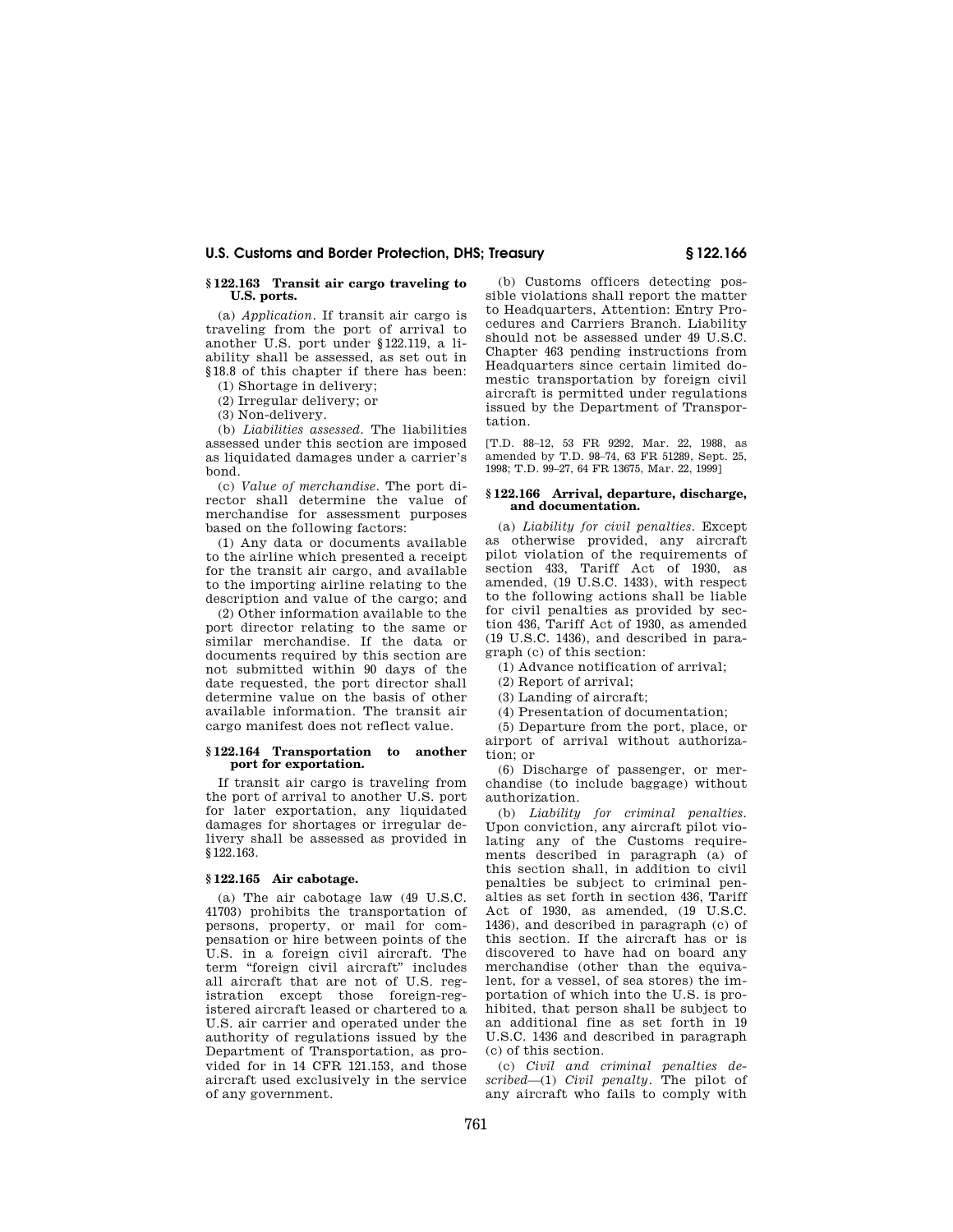### § 122.163 Transit air cargo traveling to U.S. ports.

(a) *Application.* If transit air cargo is traveling from the port of arrival to another U.S. port under §122.119, a liability shall be assessed, as set out in §18.8 of this chapter if there has been:

(1) Shortage in delivery;

(2) Irregular delivery; or

(3) Non-delivery.

(b) *Liabilities assessed.* The liabilities assessed under this section are imposed as liquidated damages under a carrier's bond.

(c) *Value of merchandise.* The port director shall determine the value of merchandise for assessment purposes based on the following factors:

(1) Any data or documents available to the airline which presented a receipt for the transit air cargo, and available to the importing airline relating to the description and value of the cargo; and

(2) Other information available to the port director relating to the same or similar merchandise. If the data or documents required by this section are not submitted within 90 days of the date requested, the port director shall determine value on the basis of other available information. The transit air cargo manifest does not reflect value.

### § 122.164 Transportation to another port for exportation.

If transit air cargo is traveling from the port of arrival to another U.S. port for later exportation, any liquidated damages for shortages or irregular delivery shall be assessed as provided in §122.163.

### § 122.165 Air cabotage.

(a) The air cabotage law (49 U.S.C. 41703) prohibits the transportation of persons, property, or mail for compensation or hire between points of the U.S. in a foreign civil aircraft. The term "foreign civil aircraft" includes all aircraft that are not of U.S. registration except those foreign-registered aircraft leased or chartered to a U.S. air carrier and operated under the authority of regulations issued by the Department of Transportation, as provided for in 14 CFR 121.153, and those aircraft used exclusively in the service of any government.

(b) Customs officers detecting possible violations shall report the matter to Headquarters, Attention: Entry Procedures and Carriers Branch. Liability should not be assessed under 49 U.S.C. Chapter 463 pending instructions from Headquarters since certain limited domestic transportation by foreign civil aircraft is permitted under regulations issued by the Department of Transportation.

[T.D. 88–12, 53 FR 9292, Mar. 22, 1988, as amended by T.D. 98–74, 63 FR 51289, Sept. 25, 1998; T.D. 99–27, 64 FR 13675, Mar. 22, 1999]

### § 122.166 Arrival, departure, discharge, and documentation.

(a) *Liability for civil penalties.* Except as otherwise provided, any aircraft pilot violation of the requirements of section 433, Tariff Act of 1930, as amended, (19 U.S.C. 1433), with respect to the following actions shall be liable for civil penalties as provided by section 436, Tariff Act of 1930, as amended (19 U.S.C. 1436), and described in paragraph (c) of this section:

(1) Advance notification of arrival;

(2) Report of arrival;

(3) Landing of aircraft;

(4) Presentation of documentation;

(5) Departure from the port, place, or airport of arrival without authorization; or

(6) Discharge of passenger, or merchandise (to include baggage) without authorization.

(b) *Liability for criminal penalties.* Upon conviction, any aircraft pilot violating any of the Customs requirements described in paragraph (a) of this section shall, in addition to civil penalties be subject to criminal penalties as set forth in section 436, Tariff Act of 1930, as amended, (19 U.S.C. 1436), and described in paragraph (c) of this section. If the aircraft has or is discovered to have had on board any merchandise (other than the equivalent, for a vessel, of sea stores) the importation of which into the U.S. is prohibited, that person shall be subject to an additional fine as set forth in 19 U.S.C. 1436 and described in paragraph (c) of this section.

(c) *Civil and criminal penalties described*—(1) *Civil penalty.* The pilot of any aircraft who fails to comply with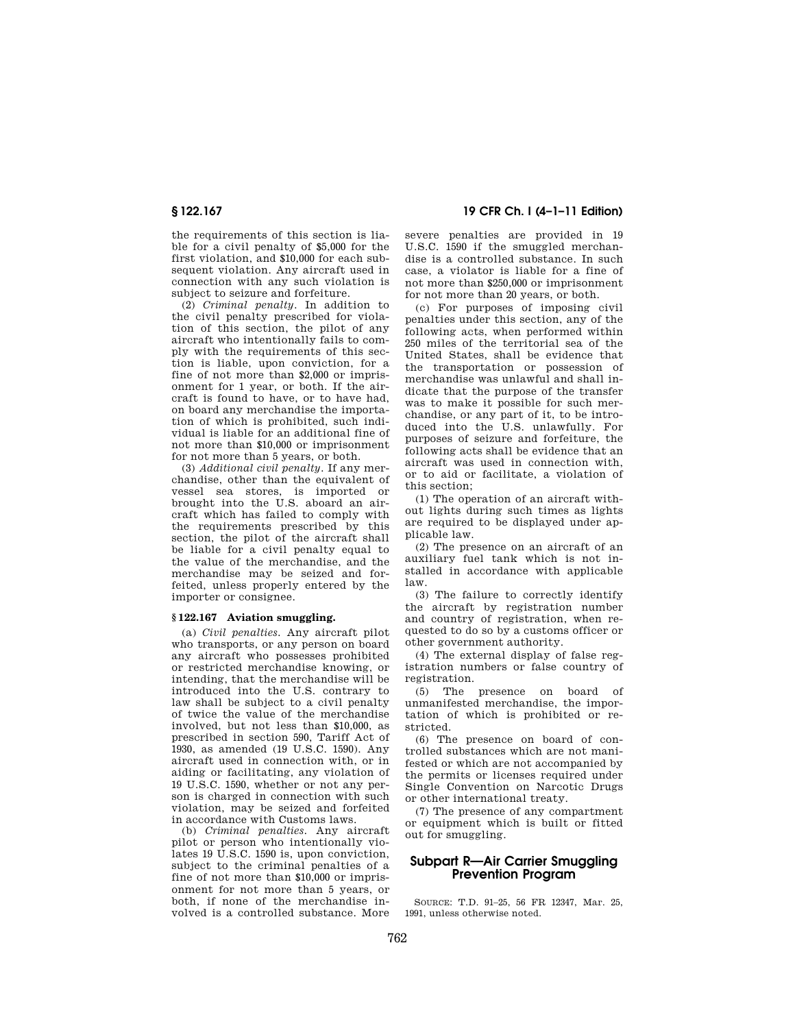the requirements of this section is liable for a civil penalty of $5,000 for the first violation, and $10,000 for each subsequent violation. Any aircraft used in connection with any such violation is subject to seizure and forfeiture.

(2) *Criminal penalty.* In addition to the civil penalty prescribed for violation of this section, the pilot of any aircraft who intentionally fails to comply with the requirements of this section is liable, upon conviction, for a fine of not more than $2,000 or imprisonment for 1 year, or both. If the aircraft is found to have, or to have had, on board any merchandise the importation of which is prohibited, such individual is liable for an additional fine of not more than $10,000 or imprisonment for not more than 5 years, or both.

(3) *Additional civil penalty.* If any merchandise, other than the equivalent of vessel sea stores, is imported or brought into the U.S. aboard an aircraft which has failed to comply with the requirements prescribed by this section, the pilot of the aircraft shall be liable for a civil penalty equal to the value of the merchandise, and the merchandise may be seized and forfeited, unless properly entered by the importer or consignee.

### § 122.167 Aviation smuggling.

(a) *Civil penalties.* Any aircraft pilot who transports, or any person on board any aircraft who possesses prohibited or restricted merchandise knowing, or intending, that the merchandise will be introduced into the U.S. contrary to law shall be subject to a civil penalty of twice the value of the merchandise involved, but not less than $10,000, as prescribed in section 590, Tariff Act of 1930, as amended (19 U.S.C. 1590). Any aircraft used in connection with, or in aiding or facilitating, any violation of 19 U.S.C. 1590, whether or not any person is charged in connection with such violation, may be seized and forfeited in accordance with Customs laws.

(b) *Criminal penalties.* Any aircraft pilot or person who intentionally violates 19 U.S.C. 1590 is, upon conviction, subject to the criminal penalties of a fine of not more than $10,000 or imprisonment for not more than 5 years, or both, if none of the merchandise involved is a controlled substance. More severe penalties are provided in 19 U.S.C. 1590 if the smuggled merchandise is a controlled substance. In such case, a violator is liable for a fine of not more than $250,000 or imprisonment for not more than 20 years, or both.

(c) For purposes of imposing civil penalties under this section, any of the following acts, when performed within 250 miles of the territorial sea of the United States, shall be evidence that the transportation or possession of merchandise was unlawful and shall indicate that the purpose of the transfer was to make it possible for such merchandise, or any part of it, to be introduced into the U.S. unlawfully. For purposes of seizure and forfeiture, the following acts shall be evidence that an aircraft was used in connection with, or to aid or facilitate, a violation of this section;

(1) The operation of an aircraft without lights during such times as lights are required to be displayed under applicable law.

(2) The presence on an aircraft of an auxiliary fuel tank which is not installed in accordance with applicable law.

(3) The failure to correctly identify the aircraft by registration number and country of registration, when requested to do so by a customs officer or other government authority.

(4) The external display of false registration numbers or false country of registration.

(5) The presence on board of unmanifested merchandise, the importation of which is prohibited or restricted.

(6) The presence on board of controlled substances which are not manifested or which are not accompanied by the permits or licenses required under Single Convention on Narcotic Drugs or other international treaty.

(7) The presence of any compartment or equipment which is built or fitted out for smuggling.

## Subpart R—Air Carrier Smuggling Prevention Program

SOURCE: T.D. 91–25, 56 FR 12347, Mar. 25, 1991, unless otherwise noted.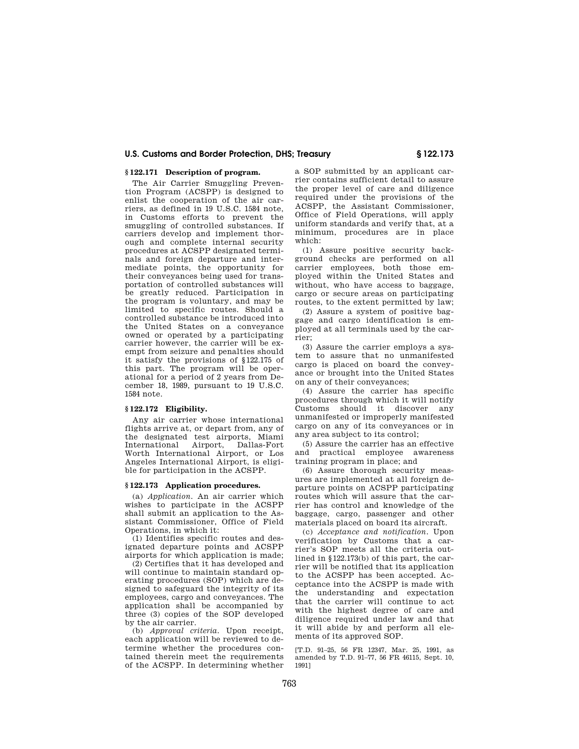## § 122.171 Description of program.

The Air Carrier Smuggling Prevention Program (ACSPP) is designed to enlist the cooperation of the air carriers, as defined in 19 U.S.C. 1584 note, in Customs efforts to prevent the smuggling of controlled substances. If carriers develop and implement thorough and complete internal security procedures at ACSPP designated terminals and foreign departure and intermediate points, the opportunity for their conveyances being used for transportation of controlled substances will be greatly reduced. Participation in the program is voluntary, and may be limited to specific routes. Should a controlled substance be introduced into the United States on a conveyance owned or operated by a participating carrier however, the carrier will be exempt from seizure and penalties should it satisfy the provisions of §122.175 of this part. The program will be operational for a period of 2 years from December 18, 1989, pursuant to 19 U.S.C. 1584 note.

## § 122.172 Eligibility.

Any air carrier whose international flights arrive at, or depart from, any of the designated test airports, Miami International Airport, Dallas-Fort Worth International Airport, or Los Angeles International Airport, is eligible for participation in the ACSPP.

## § 122.173 Application procedures.

(a) *Application.* An air carrier which wishes to participate in the ACSPP shall submit an application to the Assistant Commissioner, Office of Field Operations, in which it:

(1) Identifies specific routes and designated departure points and ACSPP airports for which application is made;

(2) Certifies that it has developed and will continue to maintain standard operating procedures (SOP) which are designed to safeguard the integrity of its employees, cargo and conveyances. The application shall be accompanied by three (3) copies of the SOP developed by the air carrier.

(b) *Approval criteria.* Upon receipt, each application will be reviewed to determine whether the procedures contained therein meet the requirements of the ACSPP. In determining whether a SOP submitted by an applicant carrier contains sufficient detail to assure the proper level of care and diligence required under the provisions of the ACSPP, the Assistant Commissioner, Office of Field Operations, will apply uniform standards and verify that, at a minimum, procedures are in place which:

(1) Assure positive security background checks are performed on all carrier employees, both those employed within the United States and without, who have access to baggage, cargo or secure areas on participating routes, to the extent permitted by law;

(2) Assure a system of positive baggage and cargo identification is employed at all terminals used by the carrier;

(3) Assure the carrier employs a system to assure that no unmanifested cargo is placed on board the conveyance or brought into the United States on any of their conveyances;

(4) Assure the carrier has specific procedures through which it will notify Customs should it discover any unmanifested or improperly manifested cargo on any of its conveyances or in any area subject to its control;

(5) Assure the carrier has an effective and practical employee awareness training program in place; and

(6) Assure thorough security measures are implemented at all foreign departure points on ACSPP participating routes which will assure that the carrier has control and knowledge of the baggage, cargo, passenger and other materials placed on board its aircraft.

(c) *Acceptance and notification.* Upon verification by Customs that a carrier's SOP meets all the criteria outlined in §122.173(b) of this part, the carrier will be notified that its application to the ACSPP has been accepted. Acceptance into the ACSPP is made with the understanding and expectation that the carrier will continue to act with the highest degree of care and diligence required under law and that it will abide by and perform all elements of its approved SOP.

[T.D. 91–25, 56 FR 12347, Mar. 25, 1991, as amended by T.D. 91–77, 56 FR 46115, Sept. 10, 1991]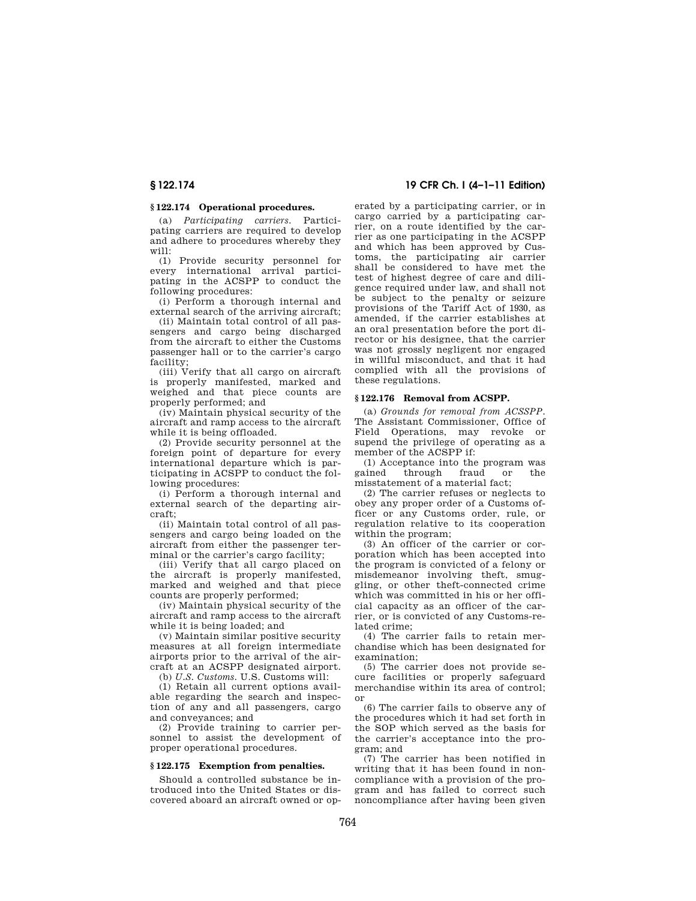## § 122.174 Operational procedures.

(a) *Participating carriers.* Participating carriers are required to develop and adhere to procedures whereby they will:

(1) Provide security personnel for every international arrival participating in the ACSPP to conduct the following procedures:

(i) Perform a thorough internal and external search of the arriving aircraft;

(ii) Maintain total control of all passengers and cargo being discharged from the aircraft to either the Customs passenger hall or to the carrier's cargo facility;

(iii) Verify that all cargo on aircraft is properly manifested, marked and weighed and that piece counts are properly performed; and

(iv) Maintain physical security of the aircraft and ramp access to the aircraft while it is being offloaded.

(2) Provide security personnel at the foreign point of departure for every international departure which is participating in ACSPP to conduct the following procedures:

(i) Perform a thorough internal and external search of the departing aircraft;

(ii) Maintain total control of all passengers and cargo being loaded on the aircraft from either the passenger terminal or the carrier's cargo facility;

(iii) Verify that all cargo placed on the aircraft is properly manifested, marked and weighed and that piece counts are properly performed;

(iv) Maintain physical security of the aircraft and ramp access to the aircraft while it is being loaded; and

(v) Maintain similar positive security measures at all foreign intermediate airports prior to the arrival of the aircraft at an ACSPP designated airport.

(b) *U.S. Customs.* U.S. Customs will:

(1) Retain all current options available regarding the search and inspection of any and all passengers, cargo and conveyances; and

(2) Provide training to carrier personnel to assist the development of proper operational procedures.

## § 122.175 Exemption from penalties.

Should a controlled substance be introduced into the United States or discovered aboard an aircraft owned or operated by a participating carrier, or in cargo carried by a participating carrier, on a route identified by the carrier as one participating in the ACSPP and which has been approved by Customs, the participating air carrier shall be considered to have met the test of highest degree of care and diligence required under law, and shall not be subject to the penalty or seizure provisions of the Tariff Act of 1930, as amended, if the carrier establishes at an oral presentation before the port director or his designee, that the carrier was not grossly negligent nor engaged in willful misconduct, and that it had complied with all the provisions of these regulations.

## § 122.176 Removal from ACSPP.

(a) *Grounds for removal from ACSSPP.* The Assistant Commissioner, Office of Field Operations, may revoke or supend the privilege of operating as a member of the ACSPP if:

(1) Acceptance into the program was gained through fraud or the misstatement of a material fact;

(2) The carrier refuses or neglects to obey any proper order of a Customs officer or any Customs order, rule, or regulation relative to its cooperation within the program;

(3) An officer of the carrier or corporation which has been accepted into the program is convicted of a felony or misdemeanor involving theft, smuggling, or other theft-connected crime which was committed in his or her official capacity as an officer of the carrier, or is convicted of any Customs-related crime;

(4) The carrier fails to retain merchandise which has been designated for examination;

(5) The carrier does not provide secure facilities or properly safeguard merchandise within its area of control; or

(6) The carrier fails to observe any of the procedures which it had set forth in the SOP which served as the basis for the carrier's acceptance into the program; and

(7) The carrier has been notified in writing that it has been found in noncompliance with a provision of the program and has failed to correct such noncompliance after having been given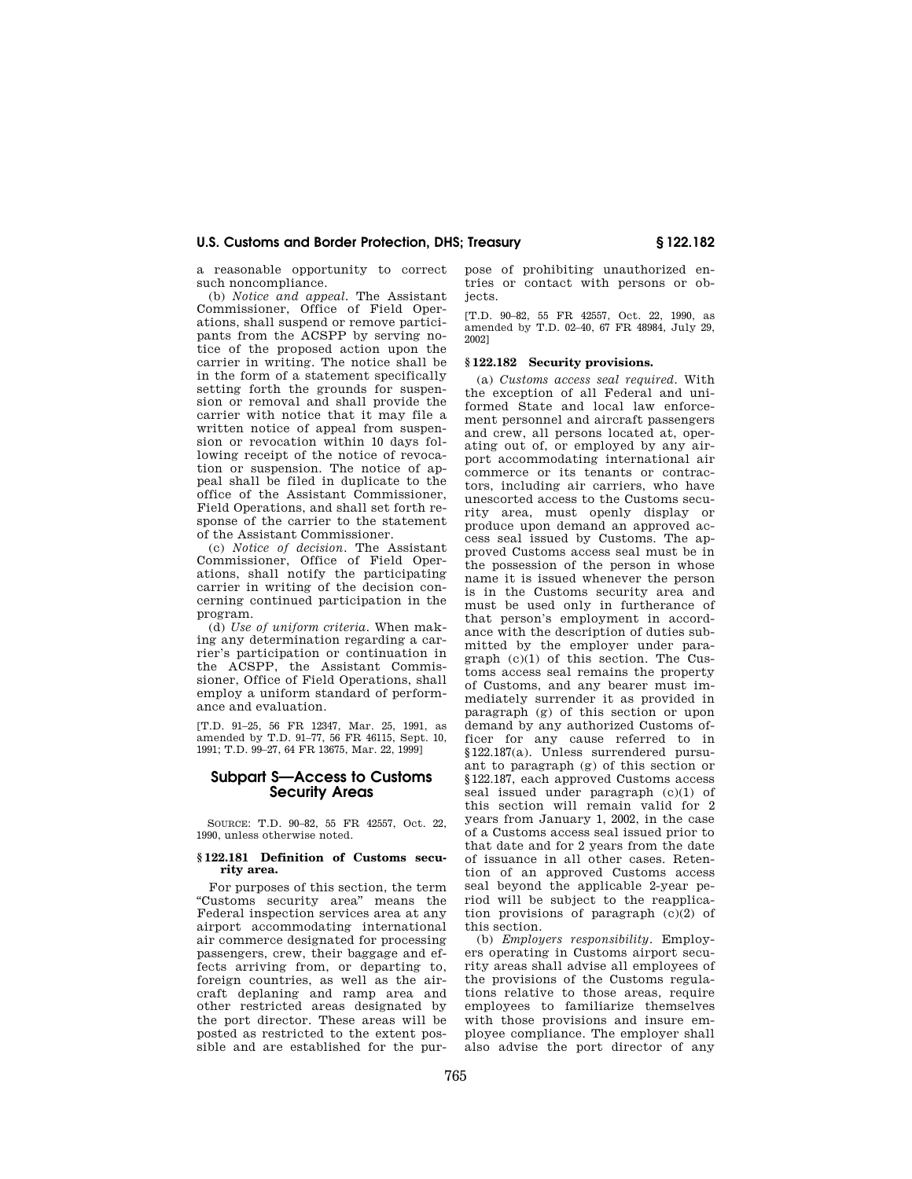a reasonable opportunity to correct such noncompliance.

(b) *Notice and appeal.* The Assistant Commissioner, Office of Field Operations, shall suspend or remove participants from the ACSPP by serving notice of the proposed action upon the carrier in writing. The notice shall be in the form of a statement specifically setting forth the grounds for suspension or removal and shall provide the carrier with notice that it may file a written notice of appeal from suspension or revocation within 10 days following receipt of the notice of revocation or suspension. The notice of appeal shall be filed in duplicate to the office of the Assistant Commissioner, Field Operations, and shall set forth response of the carrier to the statement of the Assistant Commissioner.

(c) *Notice of decision.* The Assistant Commissioner, Office of Field Operations, shall notify the participating carrier in writing of the decision concerning continued participation in the program.

(d) *Use of uniform criteria.* When making any determination regarding a carrier's participation or continuation in the ACSPP, the Assistant Commissioner, Office of Field Operations, shall employ a uniform standard of performance and evaluation.

[T.D. 91–25, 56 FR 12347, Mar. 25, 1991, as amended by T.D. 91–77, 56 FR 46115, Sept. 10, 1991; T.D. 99–27, 64 FR 13675, Mar. 22, 1999]

## Subpart S—Access to Customs Security Areas

SOURCE: T.D. 90–82, 55 FR 42557, Oct. 22, 1990, unless otherwise noted.

### § 122.181 Definition of Customs security area.

For purposes of this section, the term "Customs security area" means the Federal inspection services area at any airport accommodating international air commerce designated for processing passengers, crew, their baggage and effects arriving from, or departing to, foreign countries, as well as the aircraft deplaning and ramp area and other restricted areas designated by the port director. These areas will be posted as restricted to the extent possible and are established for the purpose of prohibiting unauthorized entries or contact with persons or objects.

[T.D. 90–82, 55 FR 42557, Oct. 22, 1990, as amended by T.D. 02–40, 67 FR 48984, July 29, 2002]

### § 122.182 Security provisions.

(a) *Customs access seal required.* With the exception of all Federal and uniformed State and local law enforcement personnel and aircraft passengers and crew, all persons located at, operating out of, or employed by any airport accommodating international air commerce or its tenants or contractors, including air carriers, who have unescorted access to the Customs security area, must openly display or produce upon demand an approved access seal issued by Customs. The approved Customs access seal must be in the possession of the person in whose name it is issued whenever the person is in the Customs security area and must be used only in furtherance of that person's employment in accordance with the description of duties submitted by the employer under paragraph (c)(1) of this section. The Customs access seal remains the property of Customs, and any bearer must immediately surrender it as provided in paragraph (g) of this section or upon demand by any authorized Customs officer for any cause referred to in §122.187(a). Unless surrendered pursuant to paragraph (g) of this section or §122.187, each approved Customs access seal issued under paragraph (c)(1) of this section will remain valid for 2 years from January 1, 2002, in the case of a Customs access seal issued prior to that date and for 2 years from the date of issuance in all other cases. Retention of an approved Customs access seal beyond the applicable 2-year period will be subject to the reapplication provisions of paragraph (c)(2) of this section.

(b) *Employers responsibility.* Employers operating in Customs airport security areas shall advise all employees of the provisions of the Customs regulations relative to those areas, require employees to familiarize themselves with those provisions and insure employee compliance. The employer shall also advise the port director of any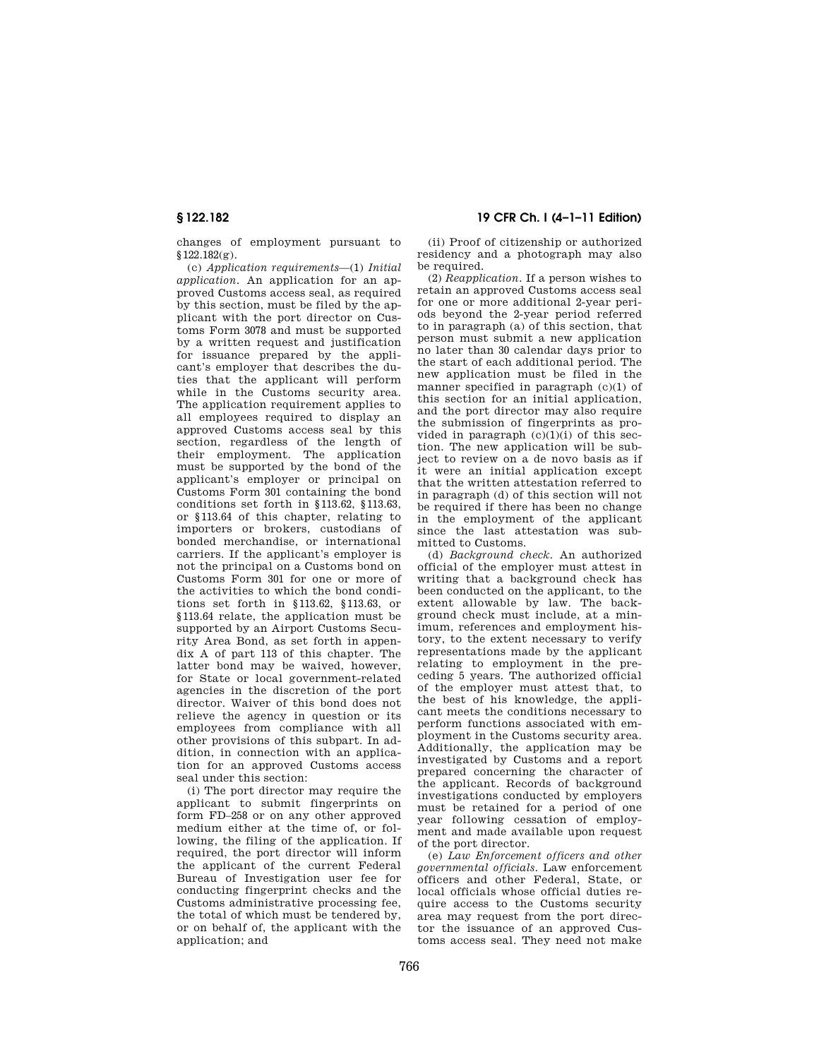changes of employment pursuant to §122.182(g).

(c) *Application requirements*—(1) *Initial application.* An application for an approved Customs access seal, as required by this section, must be filed by the applicant with the port director on Customs Form 3078 and must be supported by a written request and justification for issuance prepared by the applicant's employer that describes the duties that the applicant will perform while in the Customs security area. The application requirement applies to all employees required to display an approved Customs access seal by this section, regardless of the length of their employment. The application must be supported by the bond of the applicant's employer or principal on Customs Form 301 containing the bond conditions set forth in §113.62, §113.63, or §113.64 of this chapter, relating to importers or brokers, custodians of bonded merchandise, or international carriers. If the applicant's employer is not the principal on a Customs bond on Customs Form 301 for one or more of the activities to which the bond conditions set forth in §113.62, §113.63, or §113.64 relate, the application must be supported by an Airport Customs Security Area Bond, as set forth in appendix A of part 113 of this chapter. The latter bond may be waived, however, for State or local government-related agencies in the discretion of the port director. Waiver of this bond does not relieve the agency in question or its employees from compliance with all other provisions of this subpart. In addition, in connection with an application for an approved Customs access seal under this section:

(i) The port director may require the applicant to submit fingerprints on form FD–258 or on any other approved medium either at the time of, or following, the filing of the application. If required, the port director will inform the applicant of the current Federal Bureau of Investigation user fee for conducting fingerprint checks and the Customs administrative processing fee, the total of which must be tendered by, or on behalf of, the applicant with the application; and

(ii) Proof of citizenship or authorized residency and a photograph may also be required.

(2) *Reapplication.* If a person wishes to retain an approved Customs access seal for one or more additional 2-year periods beyond the 2-year period referred to in paragraph (a) of this section, that person must submit a new application no later than 30 calendar days prior to the start of each additional period. The new application must be filed in the manner specified in paragraph (c)(1) of this section for an initial application, and the port director may also require the submission of fingerprints as provided in paragraph (c)(1)(i) of this section. The new application will be subject to review on a de novo basis as if it were an initial application except that the written attestation referred to in paragraph (d) of this section will not be required if there has been no change in the employment of the applicant since the last attestation was submitted to Customs.

(d) *Background check.* An authorized official of the employer must attest in writing that a background check has been conducted on the applicant, to the extent allowable by law. The background check must include, at a minimum, references and employment history, to the extent necessary to verify representations made by the applicant relating to employment in the preceding 5 years. The authorized official of the employer must attest that, to the best of his knowledge, the applicant meets the conditions necessary to perform functions associated with employment in the Customs security area. Additionally, the application may be investigated by Customs and a report prepared concerning the character of the applicant. Records of background investigations conducted by employers must be retained for a period of one year following cessation of employment and made available upon request of the port director.

(e) *Law Enforcement officers and other governmental officials.* Law enforcement officers and other Federal, State, or local officials whose official duties require access to the Customs security area may request from the port director the issuance of an approved Customs access seal. They need not make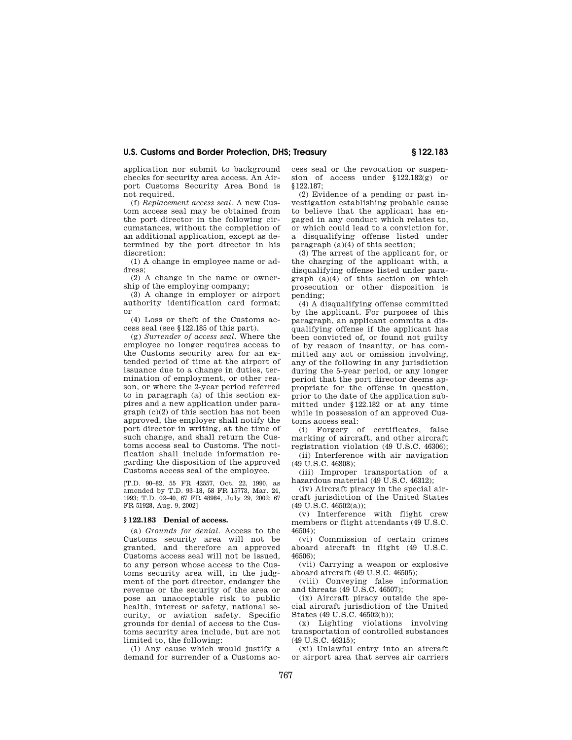application nor submit to background checks for security area access. An Airport Customs Security Area Bond is not required.

(f) *Replacement access seal.* A new Custom access seal may be obtained from the port director in the following circumstances, without the completion of an additional application, except as determined by the port director in his discretion:

(1) A change in employee name or address;

(2) A change in the name or ownership of the employing company;

(3) A change in employer or airport authority identification card format; or

(4) Loss or theft of the Customs access seal (see §122.185 of this part).

(g) *Surrender of access seal.* Where the employee no longer requires access to the Customs security area for an extended period of time at the airport of issuance due to a change in duties, termination of employment, or other reason, or where the 2-year period referred to in paragraph (a) of this section expires and a new application under paragraph (c)(2) of this section has not been approved, the employer shall notify the port director in writing, at the time of such change, and shall return the Customs access seal to Customs. The notification shall include information regarding the disposition of the approved Customs access seal of the employee.

[T.D. 90–82, 55 FR 42557, Oct. 22, 1990, as amended by T.D. 93–18, 58 FR 15773, Mar. 24, 1993; T.D. 02–40, 67 FR 48984, July 29, 2002; 67 FR 51928, Aug. 9, 2002]

## §122.183 Denial of access.

(a) *Grounds for denial.* Access to the Customs security area will not be granted, and therefore an approved Customs access seal will not be issued, to any person whose access to the Customs security area will, in the judgment of the port director, endanger the revenue or the security of the area or pose an unacceptable risk to public health, interest or safety, national security, or aviation safety. Specific grounds for denial of access to the Customs security area include, but are not limited to, the following:

(1) Any cause which would justify a demand for surrender of a Customs access seal or the revocation or suspension of access under §122.182(g) or §122.187;

(2) Evidence of a pending or past investigation establishing probable cause to believe that the applicant has engaged in any conduct which relates to, or which could lead to a conviction for, a disqualifying offense listed under paragraph (a)(4) of this section;

(3) The arrest of the applicant for, or the charging of the applicant with, a disqualifying offense listed under paragraph (a)(4) of this section on which prosecution or other disposition is pending;

(4) A disqualifying offense committed by the applicant. For purposes of this paragraph, an applicant commits a disqualifying offense if the applicant has been convicted of, or found not guilty of by reason of insanity, or has committed any act or omission involving, any of the following in any jurisdiction during the 5-year period, or any longer period that the port director deems appropriate for the offense in question, prior to the date of the application submitted under §122.182 or at any time while in possession of an approved Customs access seal:

(i) Forgery of certificates, false marking of aircraft, and other aircraft registration violation (49 U.S.C. 46306);

(ii) Interference with air navigation (49 U.S.C. 46308);

(iii) Improper transportation of a hazardous material (49 U.S.C. 46312);

(iv) Aircraft piracy in the special aircraft jurisdiction of the United States (49 U.S.C. 46502(a));

(v) Interference with flight crew members or flight attendants (49 U.S.C. 46504);

(vi) Commission of certain crimes aboard aircraft in flight (49 U.S.C. 46506);

(vii) Carrying a weapon or explosive aboard aircraft (49 U.S.C. 46505);

(viii) Conveying false information and threats (49 U.S.C. 46507);

(ix) Aircraft piracy outside the special aircraft jurisdiction of the United States (49 U.S.C. 46502(b));

(x) Lighting violations involving transportation of controlled substances (49 U.S.C. 46315);

(xi) Unlawful entry into an aircraft or airport area that serves air carriers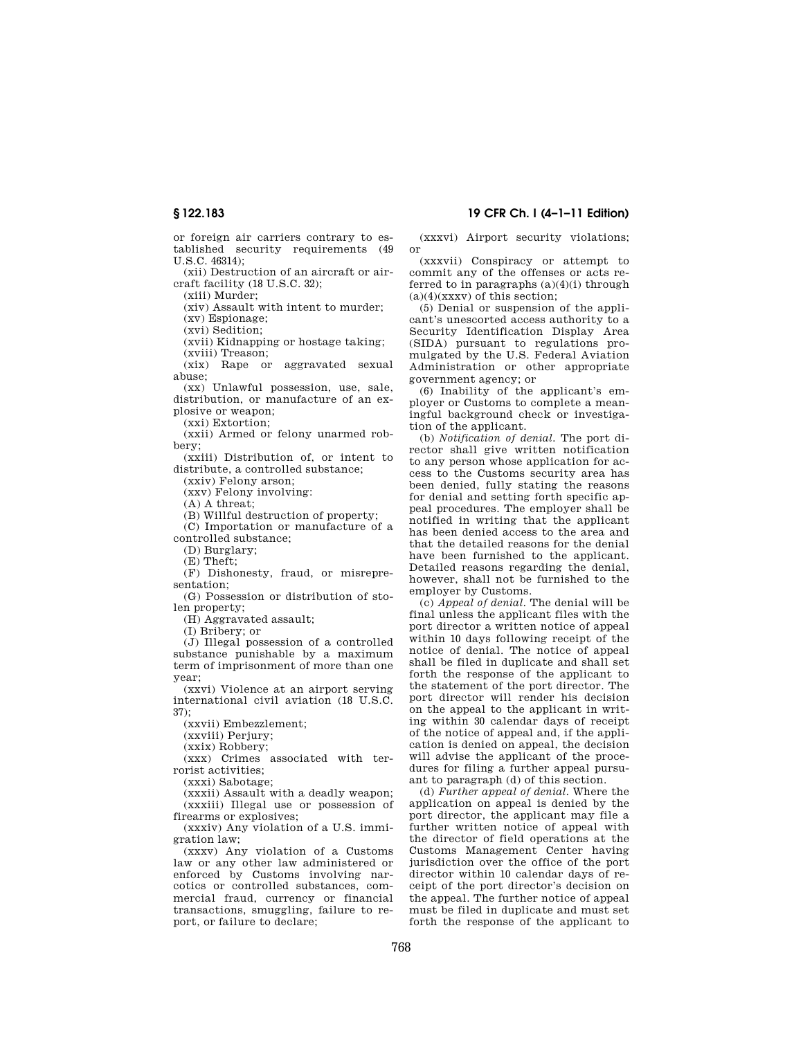or foreign air carriers contrary to established security requirements (49 U.S.C. 46314);

(xii) Destruction of an aircraft or aircraft facility (18 U.S.C. 32);

(xiii) Murder;

(xiv) Assault with intent to murder;

(xv) Espionage;

(xvi) Sedition;

(xvii) Kidnapping or hostage taking;

(xviii) Treason;

(xix) Rape or aggravated sexual abuse;

(xx) Unlawful possession, use, sale, distribution, or manufacture of an explosive or weapon;

(xxi) Extortion;

(xxii) Armed or felony unarmed robbery;

(xxiii) Distribution of, or intent to distribute, a controlled substance;

(xxiv) Felony arson;

(xxv) Felony involving:

(A) A threat;

(B) Willful destruction of property;

(C) Importation or manufacture of a controlled substance;

(D) Burglary;

(E) Theft;

(F) Dishonesty, fraud, or misrepresentation;

(G) Possession or distribution of stolen property;

(H) Aggravated assault;

(I) Bribery; or

(J) Illegal possession of a controlled substance punishable by a maximum term of imprisonment of more than one year;

(xxvi) Violence at an airport serving international civil aviation (18 U.S.C. 37);

(xxvii) Embezzlement;

(xxviii) Perjury;

(xxix) Robbery;

(xxx) Crimes associated with terrorist activities;

(xxxi) Sabotage;

(xxxii) Assault with a deadly weapon;

(xxxiii) Illegal use or possession of firearms or explosives;

(xxxiv) Any violation of a U.S. immigration law;

(xxxv) Any violation of a Customs law or any other law administered or enforced by Customs involving narcotics or controlled substances, commercial fraud, currency or financial transactions, smuggling, failure to report, or failure to declare;

(xxxvi) Airport security violations; or

(xxxvii) Conspiracy or attempt to commit any of the offenses or acts referred to in paragraphs (a)(4)(i) through (a)(4)(xxxv) of this section;

(5) Denial or suspension of the applicant's unescorted access authority to a Security Identification Display Area (SIDA) pursuant to regulations promulgated by the U.S. Federal Aviation Administration or other appropriate government agency; or

(6) Inability of the applicant's employer or Customs to complete a meaningful background check or investigation of the applicant.

(b) *Notification of denial.* The port director shall give written notification to any person whose application for access to the Customs security area has been denied, fully stating the reasons for denial and setting forth specific appeal procedures. The employer shall be notified in writing that the applicant has been denied access to the area and that the detailed reasons for the denial have been furnished to the applicant. Detailed reasons regarding the denial, however, shall not be furnished to the employer by Customs.

(c) *Appeal of denial.* The denial will be final unless the applicant files with the port director a written notice of appeal within 10 days following receipt of the notice of denial. The notice of appeal shall be filed in duplicate and shall set forth the response of the applicant to the statement of the port director. The port director will render his decision on the appeal to the applicant in writing within 30 calendar days of receipt of the notice of appeal and, if the application is denied on appeal, the decision will advise the applicant of the procedures for filing a further appeal pursuant to paragraph (d) of this section.

(d) *Further appeal of denial.* Where the application on appeal is denied by the port director, the applicant may file a further written notice of appeal with the director of field operations at the Customs Management Center having jurisdiction over the office of the port director within 10 calendar days of receipt of the port director's decision on the appeal. The further notice of appeal must be filed in duplicate and must set forth the response of the applicant to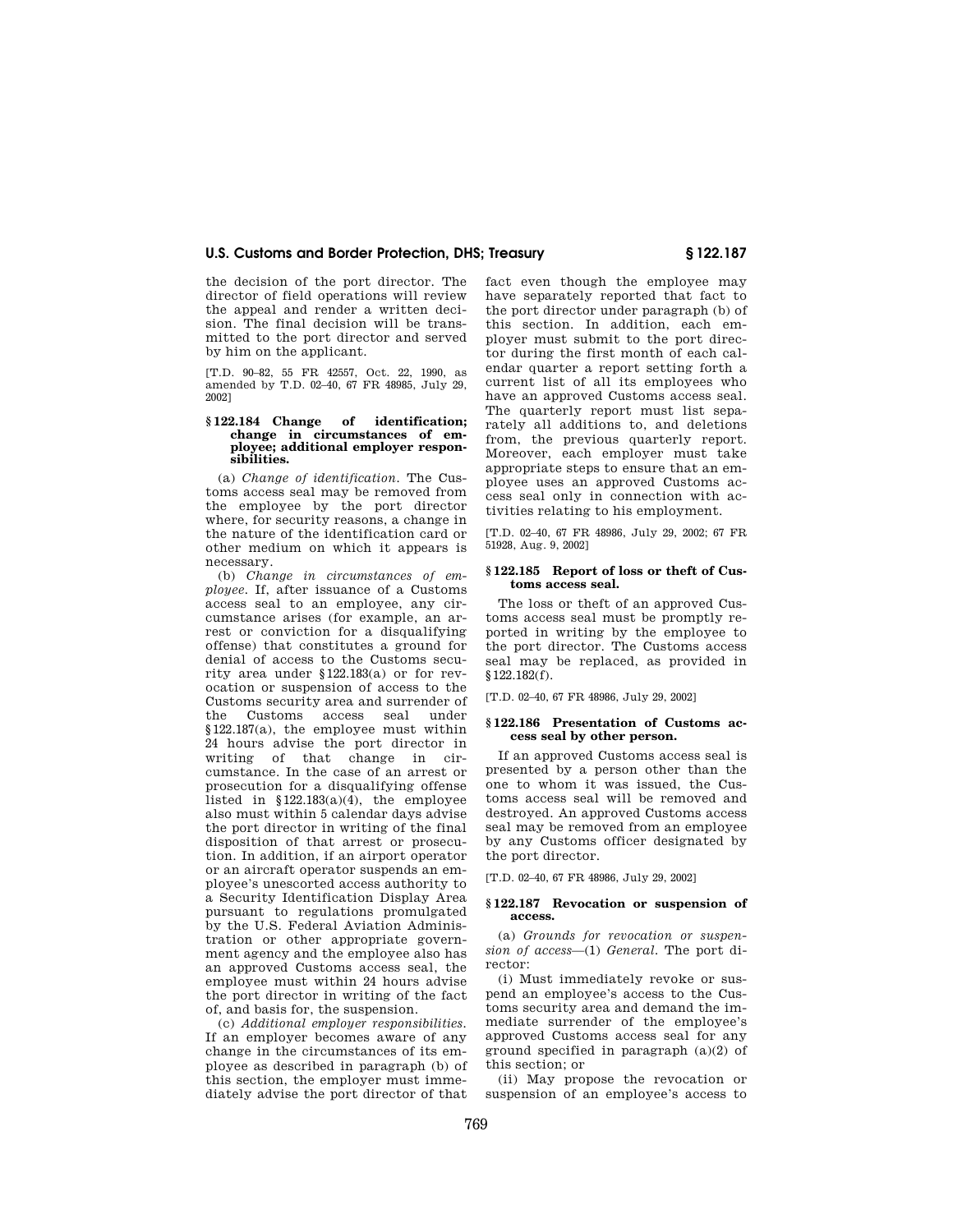the decision of the port director. The director of field operations will review the appeal and render a written decision. The final decision will be transmitted to the port director and served by him on the applicant.

[T.D. 90–82, 55 FR 42557, Oct. 22, 1990, as amended by T.D. 02–40, 67 FR 48985, July 29, 2002]

### § 122.184 Change of identification; change in circumstances of employee; additional employer responsibilities.

(a) *Change of identification.* The Customs access seal may be removed from the employee by the port director where, for security reasons, a change in the nature of the identification card or other medium on which it appears is necessary.

(b) *Change in circumstances of employee.* If, after issuance of a Customs access seal to an employee, any circumstance arises (for example, an arrest or conviction for a disqualifying offense) that constitutes a ground for denial of access to the Customs security area under §122.183(a) or for revocation or suspension of access to the Customs security area and surrender of the Customs access seal under §122.187(a), the employee must within 24 hours advise the port director in writing of that change in circumstance. In the case of an arrest or prosecution for a disqualifying offense listed in §122.183(a)(4), the employee also must within 5 calendar days advise the port director in writing of the final disposition of that arrest or prosecution. In addition, if an airport operator or an aircraft operator suspends an employee's unescorted access authority to a Security Identification Display Area pursuant to regulations promulgated by the U.S. Federal Aviation Administration or other appropriate government agency and the employee also has an approved Customs access seal, the employee must within 24 hours advise the port director in writing of the fact of, and basis for, the suspension.

(c) *Additional employer responsibilities.* If an employer becomes aware of any change in the circumstances of its employee as described in paragraph (b) of this section, the employer must immediately advise the port director of that fact even though the employee may have separately reported that fact to the port director under paragraph (b) of this section. In addition, each employer must submit to the port director during the first month of each calendar quarter a report setting forth a current list of all its employees who have an approved Customs access seal. The quarterly report must list separately all additions to, and deletions from, the previous quarterly report. Moreover, each employer must take appropriate steps to ensure that an employee uses an approved Customs access seal only in connection with activities relating to his employment.

[T.D. 02–40, 67 FR 48986, July 29, 2002; 67 FR 51928, Aug. 9, 2002]

### § 122.185 Report of loss or theft of Customs access seal.

The loss or theft of an approved Customs access seal must be promptly reported in writing by the employee to the port director. The Customs access seal may be replaced, as provided in §122.182(f).

[T.D. 02–40, 67 FR 48986, July 29, 2002]

### § 122.186 Presentation of Customs access seal by other person.

If an approved Customs access seal is presented by a person other than the one to whom it was issued, the Customs access seal will be removed and destroyed. An approved Customs access seal may be removed from an employee by any Customs officer designated by the port director.

[T.D. 02–40, 67 FR 48986, July 29, 2002]

### § 122.187 Revocation or suspension of access.

(a) *Grounds for revocation or suspension of access*—(1) *General.* The port director:

(i) Must immediately revoke or suspend an employee's access to the Customs security area and demand the immediate surrender of the employee's approved Customs access seal for any ground specified in paragraph (a)(2) of this section; or

(ii) May propose the revocation or suspension of an employee's access to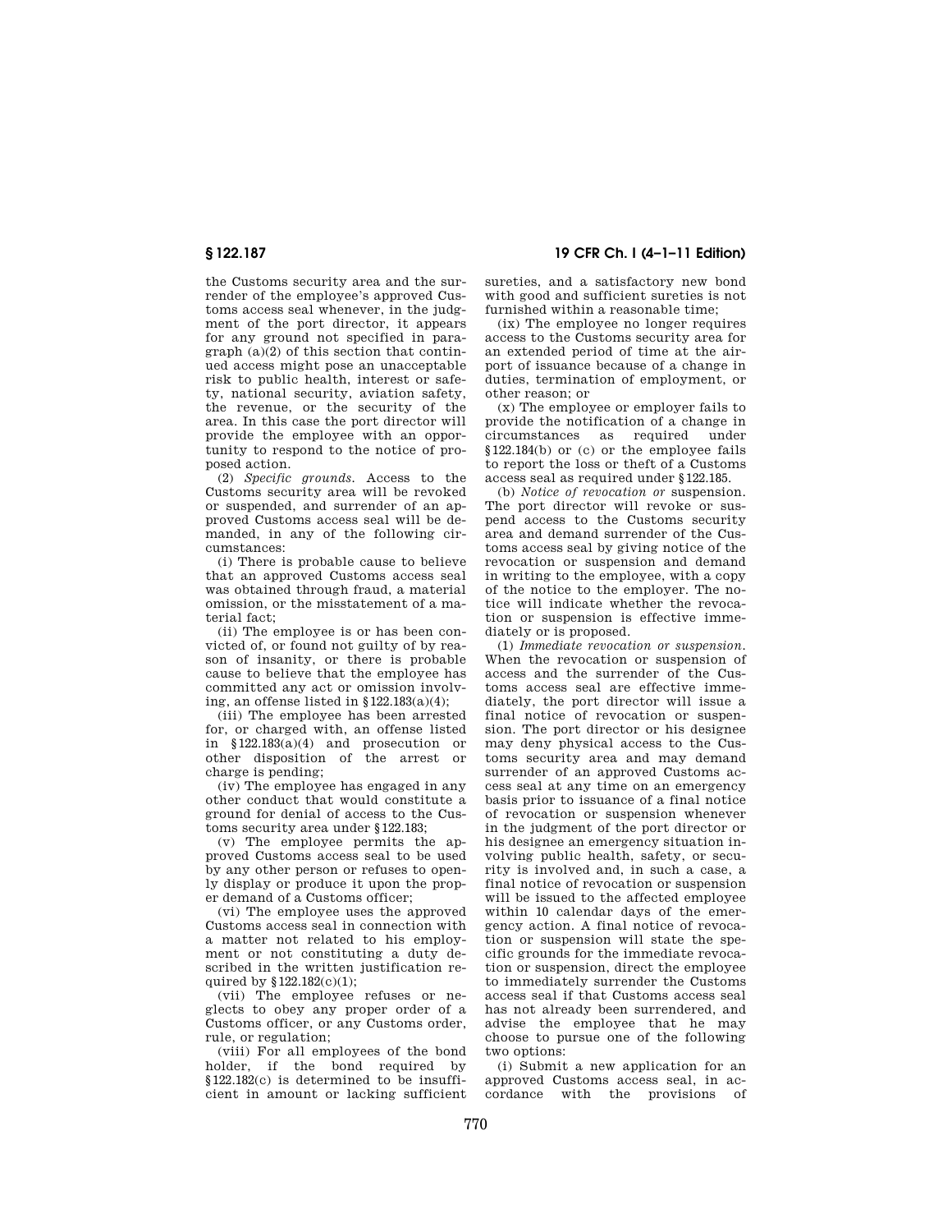the Customs security area and the surrender of the employee's approved Customs access seal whenever, in the judgment of the port director, it appears for any ground not specified in paragraph (a)(2) of this section that continued access might pose an unacceptable risk to public health, interest or safety, national security, aviation safety, the revenue, or the security of the area. In this case the port director will provide the employee with an opportunity to respond to the notice of proposed action.

(2) *Specific grounds.* Access to the Customs security area will be revoked or suspended, and surrender of an approved Customs access seal will be demanded, in any of the following circumstances:

(i) There is probable cause to believe that an approved Customs access seal was obtained through fraud, a material omission, or the misstatement of a material fact;

(ii) The employee is or has been convicted of, or found not guilty of by reason of insanity, or there is probable cause to believe that the employee has committed any act or omission involving, an offense listed in §122.183(a)(4);

(iii) The employee has been arrested for, or charged with, an offense listed in §122.183(a)(4) and prosecution or other disposition of the arrest or charge is pending;

(iv) The employee has engaged in any other conduct that would constitute a ground for denial of access to the Customs security area under §122.183;

(v) The employee permits the approved Customs access seal to be used by any other person or refuses to openly display or produce it upon the proper demand of a Customs officer;

(vi) The employee uses the approved Customs access seal in connection with a matter not related to his employment or not constituting a duty described in the written justification required by §122.182(c)(1);

(vii) The employee refuses or neglects to obey any proper order of a Customs officer, or any Customs order, rule, or regulation;

(viii) For all employees of the bond holder, if the bond required by §122.182(c) is determined to be insufficient in amount or lacking sufficient sureties, and a satisfactory new bond with good and sufficient sureties is not furnished within a reasonable time;

(ix) The employee no longer requires access to the Customs security area for an extended period of time at the airport of issuance because of a change in duties, termination of employment, or other reason; or

(x) The employee or employer fails to provide the notification of a change in circumstances as required under §122.184(b) or (c) or the employee fails to report the loss or theft of a Customs access seal as required under §122.185.

(b) *Notice of revocation or suspension.* The port director will revoke or suspend access to the Customs security area and demand surrender of the Customs access seal by giving notice of the revocation or suspension and demand in writing to the employee, with a copy of the notice to the employer. The notice will indicate whether the revocation or suspension is effective immediately or is proposed.

(1) *Immediate revocation or suspension.* When the revocation or suspension of access and the surrender of the Customs access seal are effective immediately, the port director will issue a final notice of revocation or suspension. The port director or his designee may deny physical access to the Customs security area and may demand surrender of an approved Customs access seal at any time on an emergency basis prior to issuance of a final notice of revocation or suspension whenever in the judgment of the port director or his designee an emergency situation involving public health, safety, or security is involved and, in such a case, a final notice of revocation or suspension will be issued to the affected employee within 10 calendar days of the emergency action. A final notice of revocation or suspension will state the specific grounds for the immediate revocation or suspension, direct the employee to immediately surrender the Customs access seal if that Customs access seal has not already been surrendered, and advise the employee that he may choose to pursue one of the following two options:

(i) Submit a new application for an approved Customs access seal, in accordance with the provisions of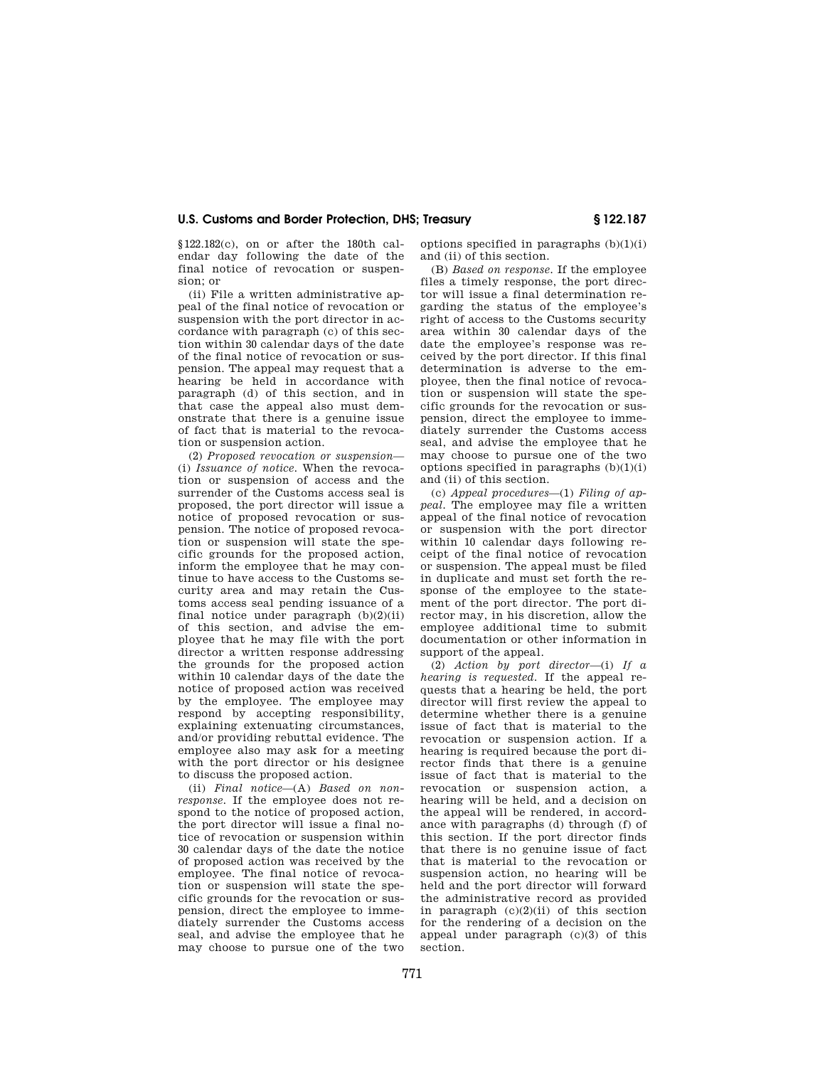§122.182(c), on or after the 180th calendar day following the date of the final notice of revocation or suspension; or

(ii) File a written administrative appeal of the final notice of revocation or suspension with the port director in accordance with paragraph (c) of this section within 30 calendar days of the date of the final notice of revocation or suspension. The appeal may request that a hearing be held in accordance with paragraph (d) of this section, and in that case the appeal also must demonstrate that there is a genuine issue of fact that is material to the revocation or suspension action.

(2) *Proposed revocation or suspension*—(i) *Issuance of notice.* When the revocation or suspension of access and the surrender of the Customs access seal is proposed, the port director will issue a notice of proposed revocation or suspension. The notice of proposed revocation or suspension will state the specific grounds for the proposed action, inform the employee that he may continue to have access to the Customs security area and may retain the Customs access seal pending issuance of a final notice under paragraph (b)(2)(ii) of this section, and advise the employee that he may file with the port director a written response addressing the grounds for the proposed action within 10 calendar days of the date the notice of proposed action was received by the employee. The employee may respond by accepting responsibility, explaining extenuating circumstances, and/or providing rebuttal evidence. The employee also may ask for a meeting with the port director or his designee to discuss the proposed action.

(ii) *Final notice*—(A) *Based on nonresponse.* If the employee does not respond to the notice of proposed action, the port director will issue a final notice of revocation or suspension within 30 calendar days of the date the notice of proposed action was received by the employee. The final notice of revocation or suspension will state the specific grounds for the revocation or suspension, direct the employee to immediately surrender the Customs access seal, and advise the employee that he may choose to pursue one of the two options specified in paragraphs (b)(1)(i) and (ii) of this section.

(B) *Based on response.* If the employee files a timely response, the port director will issue a final determination regarding the status of the employee's right of access to the Customs security area within 30 calendar days of the date the employee's response was received by the port director. If this final determination is adverse to the employee, then the final notice of revocation or suspension will state the specific grounds for the revocation or suspension, direct the employee to immediately surrender the Customs access seal, and advise the employee that he may choose to pursue one of the two options specified in paragraphs (b)(1)(i) and (ii) of this section.

(c) *Appeal procedures*—(1) *Filing of appeal.* The employee may file a written appeal of the final notice of revocation or suspension with the port director within 10 calendar days following receipt of the final notice of revocation or suspension. The appeal must be filed in duplicate and must set forth the response of the employee to the statement of the port director. The port director may, in his discretion, allow the employee additional time to submit documentation or other information in support of the appeal.

(2) *Action by port director*—(i) *If a hearing is requested.* If the appeal requests that a hearing be held, the port director will first review the appeal to determine whether there is a genuine issue of fact that is material to the revocation or suspension action. If a hearing is required because the port director finds that there is a genuine issue of fact that is material to the revocation or suspension action, a hearing will be held, and a decision on the appeal will be rendered, in accordance with paragraphs (d) through (f) of this section. If the port director finds that there is no genuine issue of fact that is material to the revocation or suspension action, no hearing will be held and the port director will forward the administrative record as provided in paragraph (c)(2)(ii) of this section for the rendering of a decision on the appeal under paragraph (c)(3) of this section.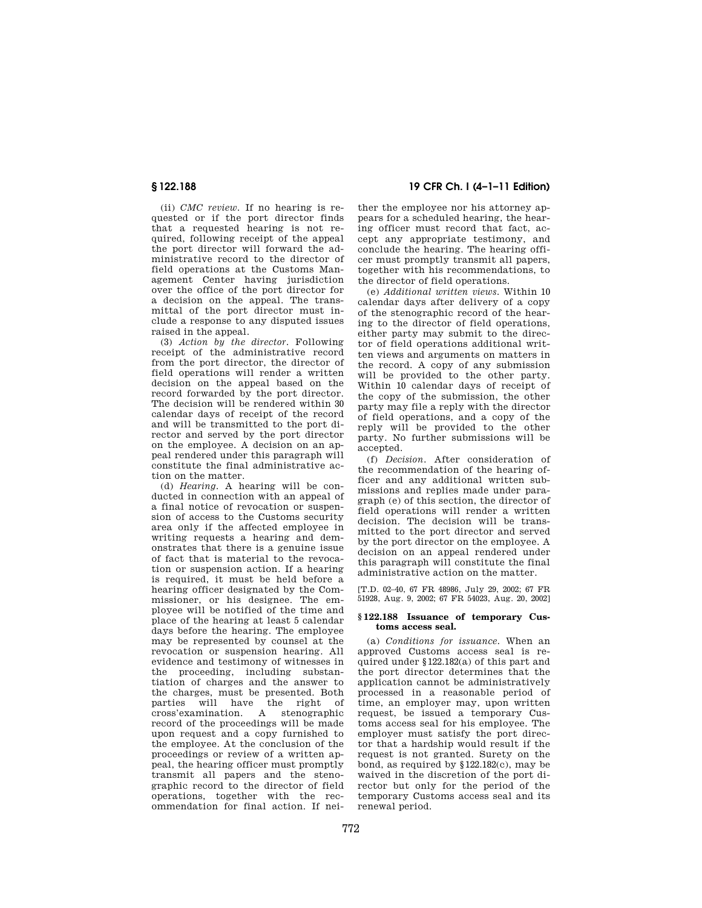(ii) *CMC review.* If no hearing is requested or if the port director finds that a requested hearing is not required, following receipt of the appeal the port director will forward the administrative record to the director of field operations at the Customs Management Center having jurisdiction over the office of the port director for a decision on the appeal. The transmittal of the port director must include a response to any disputed issues raised in the appeal.

(3) *Action by the director.* Following receipt of the administrative record from the port director, the director of field operations will render a written decision on the appeal based on the record forwarded by the port director. The decision will be rendered within 30 calendar days of receipt of the record and will be transmitted to the port director and served by the port director on the employee. A decision on an appeal rendered under this paragraph will constitute the final administrative action on the matter.

(d) *Hearing.* A hearing will be conducted in connection with an appeal of a final notice of revocation or suspension of access to the Customs security area only if the affected employee in writing requests a hearing and demonstrates that there is a genuine issue of fact that is material to the revocation or suspension action. If a hearing is required, it must be held before a hearing officer designated by the Commissioner, or his designee. The employee will be notified of the time and place of the hearing at least 5 calendar days before the hearing. The employee may be represented by counsel at the revocation or suspension hearing. All evidence and testimony of witnesses in the proceeding, including substantiation of charges and the answer to the charges, must be presented. Both parties will have the right of cross'examination. A stenographic record of the proceedings will be made upon request and a copy furnished to the employee. At the conclusion of the proceedings or review of a written appeal, the hearing officer must promptly transmit all papers and the stenographic record to the director of field operations, together with the recommendation for final action. If neither the employee nor his attorney appears for a scheduled hearing, the hearing officer must record that fact, accept any appropriate testimony, and conclude the hearing. The hearing officer must promptly transmit all papers, together with his recommendations, to the director of field operations.

(e) *Additional written views.* Within 10 calendar days after delivery of a copy of the stenographic record of the hearing to the director of field operations, either party may submit to the director of field operations additional written views and arguments on matters in the record. A copy of any submission will be provided to the other party. Within 10 calendar days of receipt of the copy of the submission, the other party may file a reply with the director of field operations, and a copy of the reply will be provided to the other party. No further submissions will be accepted.

(f) *Decision.* After consideration of the recommendation of the hearing officer and any additional written submissions and replies made under paragraph (e) of this section, the director of field operations will render a written decision. The decision will be transmitted to the port director and served by the port director on the employee. A decision on an appeal rendered under this paragraph will constitute the final administrative action on the matter.

[T.D. 02–40, 67 FR 48986, July 29, 2002; 67 FR 51928, Aug. 9, 2002; 67 FR 54023, Aug. 20, 2002]

### § 122.188 Issuance of temporary Customs access seal.

(a) *Conditions for issuance.* When an approved Customs access seal is required under §122.182(a) of this part and the port director determines that the application cannot be administratively processed in a reasonable period of time, an employer may, upon written request, be issued a temporary Customs access seal for his employee. The employer must satisfy the port director that a hardship would result if the request is not granted. Surety on the bond, as required by §122.182(c), may be waived in the discretion of the port director but only for the period of the temporary Customs access seal and its renewal period.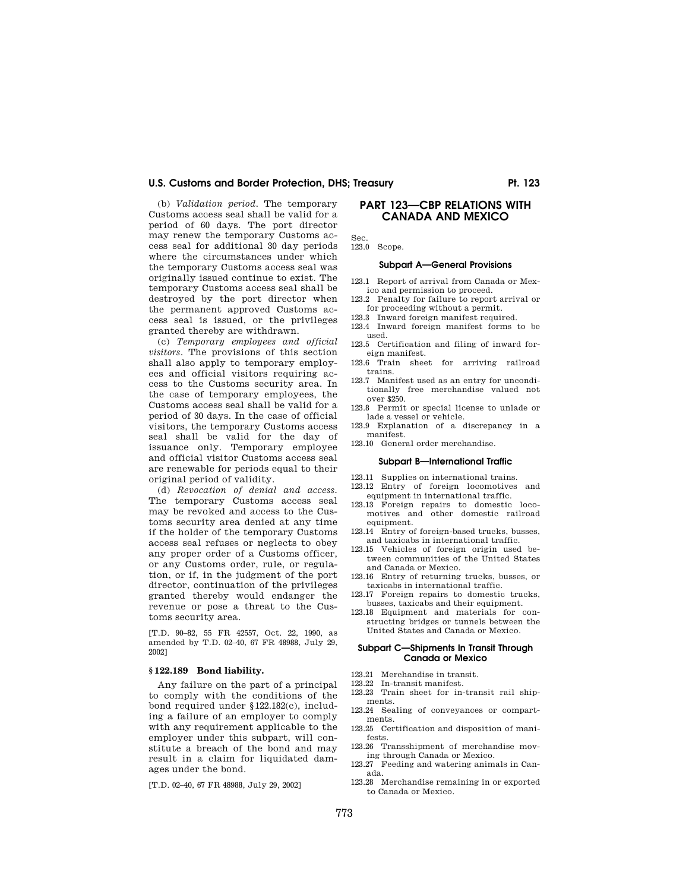(b) *Validation period.* The temporary Customs access seal shall be valid for a period of 60 days. The port director may renew the temporary Customs access seal for additional 30 day periods where the circumstances under which the temporary Customs access seal was originally issued continue to exist. The temporary Customs access seal shall be destroyed by the port director when the permanent approved Customs access seal is issued, or the privileges granted thereby are withdrawn.

(c) *Temporary employees and official visitors.* The provisions of this section shall also apply to temporary employees and official visitors requiring access to the Customs security area. In the case of temporary employees, the Customs access seal shall be valid for a period of 30 days. In the case of official visitors, the temporary Customs access seal shall be valid for the day of issuance only. Temporary employee and official visitor Customs access seal are renewable for periods equal to their original period of validity.

(d) *Revocation of denial and access.* The temporary Customs access seal may be revoked and access to the Customs security area denied at any time if the holder of the temporary Customs access seal refuses or neglects to obey any proper order of a Customs officer, or any Customs order, rule, or regulation, or if, in the judgment of the port director, continuation of the privileges granted thereby would endanger the revenue or pose a threat to the Customs security area.

[T.D. 90–82, 55 FR 42557, Oct. 22, 1990, as amended by T.D. 02–40, 67 FR 48988, July 29, 2002]

### § 122.189 Bond liability.

Any failure on the part of a principal to comply with the conditions of the bond required under §122.182(c), including a failure of an employer to comply with any requirement applicable to the employer under this subpart, will constitute a breach of the bond and may result in a claim for liquidated damages under the bond.

[T.D. 02–40, 67 FR 48988, July 29, 2002]

# PART 123—CBP RELATIONS WITH CANADA AND MEXICO

Sec.
123.0 Scope.

#### Subpart A—General Provisions

123.1 Report of arrival from Canada or Mexico and permission to proceed.
123.2 Penalty for failure to report arrival or for proceeding without a permit.
123.3 Inward foreign manifest required.
123.4 Inward foreign manifest forms to be used.
123.5 Certification and filing of inward foreign manifest.
123.6 Train sheet for arriving railroad trains.
123.7 Manifest used as an entry for unconditionally free merchandise valued not over $250.
123.8 Permit or special license to unlade or lade a vessel or vehicle.
123.9 Explanation of a discrepancy in a manifest.
123.10 General order merchandise.

#### Subpart B—International Traffic

123.11 Supplies on international trains.
123.12 Entry of foreign locomotives and equipment in international traffic.
123.13 Foreign repairs to domestic locomotives and other domestic railroad equipment.
123.14 Entry of foreign-based trucks, busses, and taxicabs in international traffic.
123.15 Vehicles of foreign origin used between communities of the United States and Canada or Mexico.
123.16 Entry of returning trucks, busses, or taxicabs in international traffic.
123.17 Foreign repairs to domestic trucks, busses, taxicabs and their equipment.
123.18 Equipment and materials for constructing bridges or tunnels between the United States and Canada or Mexico.

#### Subpart C—Shipments In Transit Through Canada or Mexico

123.21 Merchandise in transit.
123.22 In-transit manifest.
123.23 Train sheet for in-transit rail shipments.
123.24 Sealing of conveyances or compartments.
123.25 Certification and disposition of manifests.
123.26 Transshipment of merchandise moving through Canada or Mexico.
123.27 Feeding and watering animals in Canada.
123.28 Merchandise remaining in or exported to Canada or Mexico.